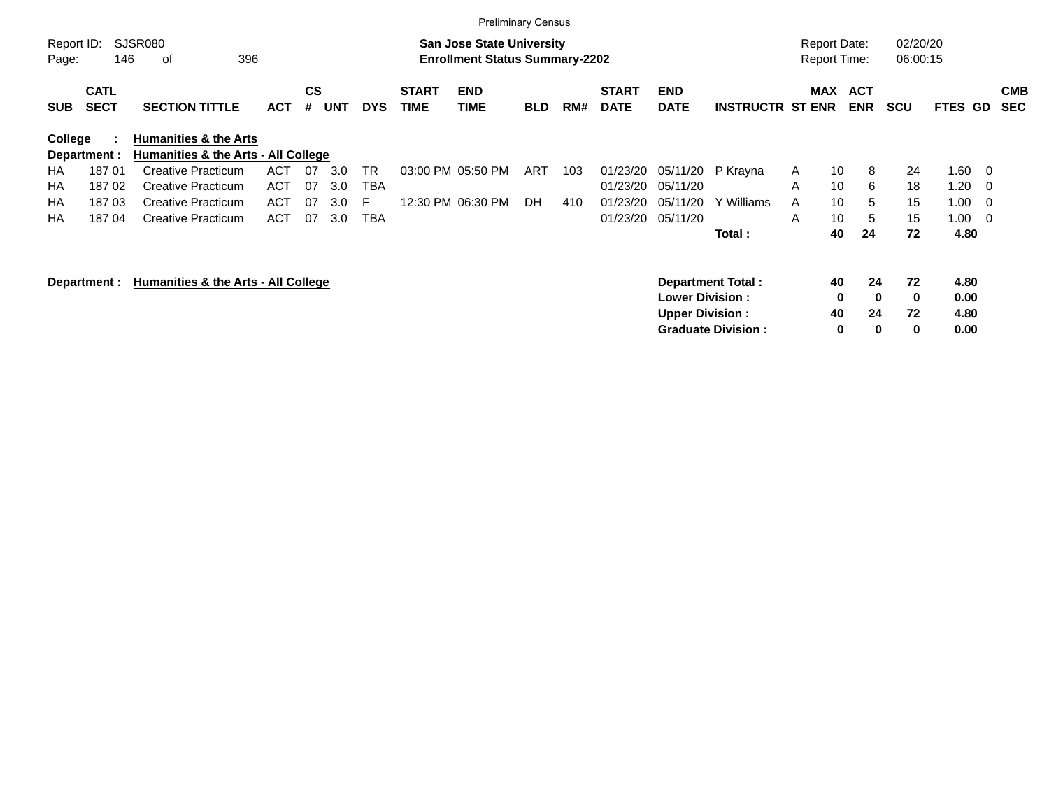Preliminary Census

Report ID: SJSR080

**San Jose State University**
**Enrollment Status Summary-2202**

Report Date: 02/20/20
Report Time: 06:00:15

**College : Humanities & the Arts**
**Department : Humanities & the Arts - All College**

| SUB | CATL SECT | SECTION TITTLE | ACT | CS # | UNT | DYS | START TIME | END TIME | BLD | RM# | START DATE | END DATE | INSTRUCTR | ST | MAX ENR | ACT ENR | SCU | FTES | GD | CMB SEC |
|---|---|---|---|---|---|---|---|---|---|---|---|---|---|---|---|---|---|---|---|---|
| HA | 187 01 | Creative Practicum | ACT | 07 | 3.0 | TR | 03:00 PM | 05:50 PM | ART | 103 | 01/23/20 | 05/11/20 | P Krayna | A | 10 | 8 | 24 | 1.60 | 0 | |
| HA | 187 02 | Creative Practicum | ACT | 07 | 3.0 | TBA | | | | | 01/23/20 | 05/11/20 | | A | 10 | 6 | 18 | 1.20 | 0 | |
| HA | 187 03 | Creative Practicum | ACT | 07 | 3.0 | F | 12:30 PM | 06:30 PM | DH | 410 | 01/23/20 | 05/11/20 | Y Williams | A | 10 | 5 | 15 | 1.00 | 0 | |
| HA | 187 04 | Creative Practicum | ACT | 07 | 3.0 | TBA | | | | | 01/23/20 | 05/11/20 | | A | 10 | 5 | 15 | 1.00 | 0 | |
| | | | | | | | | | | | | | **Total :** | | **40** | **24** | **72** | **4.80** | | |

**Department : Humanities & the Arts - All College**

| | MAX ENR | ACT ENR | SCU | FTES |
|---|---|---|---|---|
| **Department Total :** | **40** | **24** | **72** | **4.80** |
| **Lower Division :** | **0** | **0** | **0** | **0.00** |
| **Upper Division :** | **40** | **24** | **72** | **4.80** |
| **Graduate Division :** | **0** | **0** | **0** | **0.00** |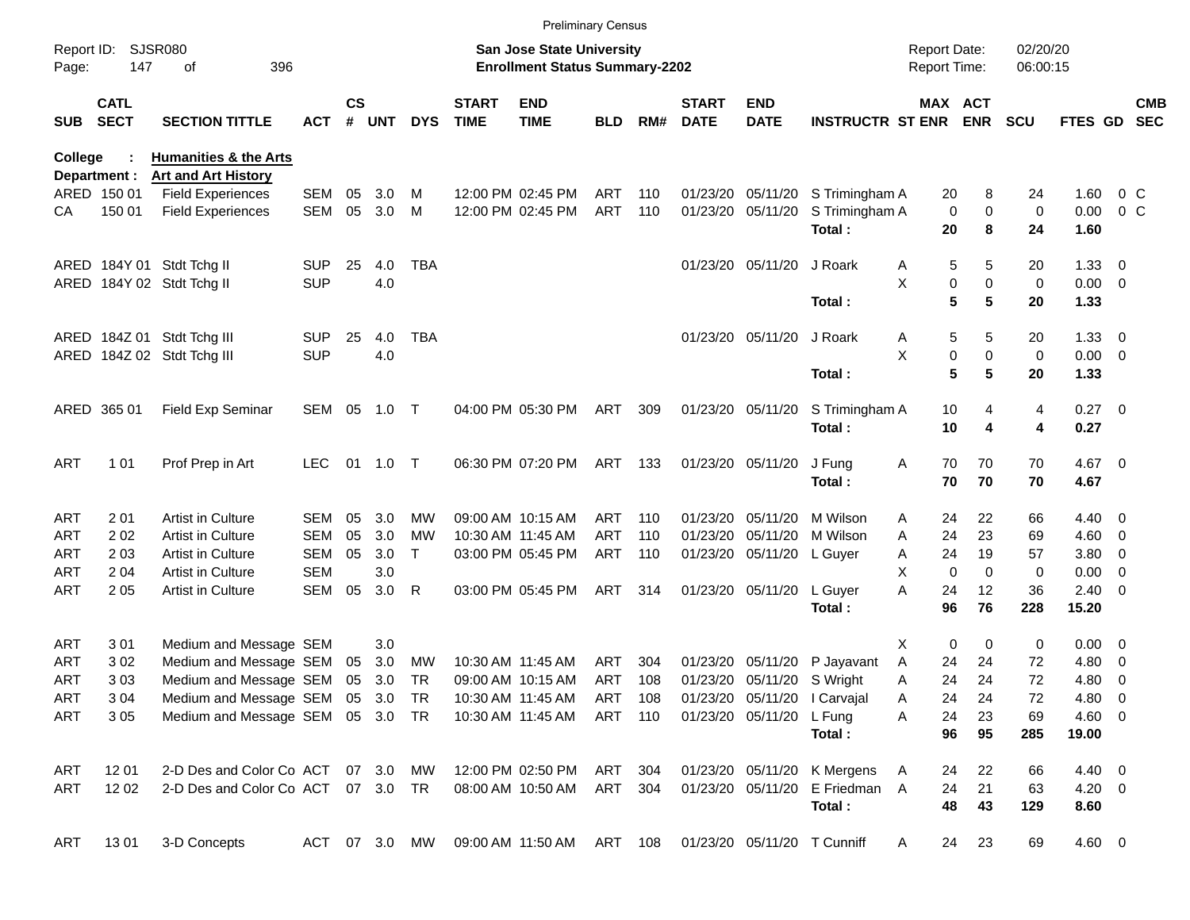Preliminary Census

Report ID: SJSR080
Page: 147 of 396

**San Jose State University**
**Enrollment Status Summary-2202**

Report Date: 02/20/20
Report Time: 06:00:15

**College : Humanities & the Arts**
**Department : Art and Art History**

| SUB | CATL SECT | SECTION TITTLE | ACT | CS # | UNT | DYS | START TIME | END TIME | BLD | RM# | START DATE | END DATE | INSTRUCTR | ST | MAX ENR | ACT ENR | SCU | FTES | GD | CMB SEC |
|---|---|---|---|---|---|---|---|---|---|---|---|---|---|---|---|---|---|---|---|---|
| ARED | 150 01 | Field Experiences | SEM | 05 | 3.0 | M | 12:00 PM | 02:45 PM | ART | 110 | 01/23/20 | 05/11/20 | S Trimingham | A | 20 | 8 | 24 | 1.60 | 0 | C |
| CA | 150 01 | Field Experiences | SEM | 05 | 3.0 | M | 12:00 PM | 02:45 PM | ART | 110 | 01/23/20 | 05/11/20 | S Trimingham | A | 0 | 0 | 0 | 0.00 | 0 | C |
| | | | | | | | | | | | | | **Total :** | | **20** | **8** | **24** | **1.60** | | |
| ARED | 184Y 01 | Stdt Tchg II | SUP | 25 | 4.0 | TBA | | | | | 01/23/20 | 05/11/20 | J Roark | A | 5 | 5 | 20 | 1.33 | 0 | |
| ARED | 184Y 02 | Stdt Tchg II | SUP | | 4.0 | | | | | | | | | X | 0 | 0 | 0 | 0.00 | 0 | |
| | | | | | | | | | | | | | **Total :** | | **5** | **5** | **20** | **1.33** | | |
| ARED | 184Z 01 | Stdt Tchg III | SUP | 25 | 4.0 | TBA | | | | | 01/23/20 | 05/11/20 | J Roark | A | 5 | 5 | 20 | 1.33 | 0 | |
| ARED | 184Z 02 | Stdt Tchg III | SUP | | 4.0 | | | | | | | | | X | 0 | 0 | 0 | 0.00 | 0 | |
| | | | | | | | | | | | | | **Total :** | | **5** | **5** | **20** | **1.33** | | |
| ARED | 365 01 | Field Exp Seminar | SEM | 05 | 1.0 | T | 04:00 PM | 05:30 PM | ART | 309 | 01/23/20 | 05/11/20 | S Trimingham | A | 10 | 4 | 4 | 0.27 | 0 | |
| | | | | | | | | | | | | | **Total :** | | **10** | **4** | **4** | **0.27** | | |
| ART | 1 01 | Prof Prep in Art | LEC | 01 | 1.0 | T | 06:30 PM | 07:20 PM | ART | 133 | 01/23/20 | 05/11/20 | J Fung | A | 70 | 70 | 70 | 4.67 | 0 | |
| | | | | | | | | | | | | | **Total :** | | **70** | **70** | **70** | **4.67** | | |
| ART | 2 01 | Artist in Culture | SEM | 05 | 3.0 | MW | 09:00 AM | 10:15 AM | ART | 110 | 01/23/20 | 05/11/20 | M Wilson | A | 24 | 22 | 66 | 4.40 | 0 | |
| ART | 2 02 | Artist in Culture | SEM | 05 | 3.0 | MW | 10:30 AM | 11:45 AM | ART | 110 | 01/23/20 | 05/11/20 | M Wilson | A | 24 | 23 | 69 | 4.60 | 0 | |
| ART | 2 03 | Artist in Culture | SEM | 05 | 3.0 | T | 03:00 PM | 05:45 PM | ART | 110 | 01/23/20 | 05/11/20 | L Guyer | A | 24 | 19 | 57 | 3.80 | 0 | |
| ART | 2 04 | Artist in Culture | SEM | | 3.0 | | | | | | | | | X | 0 | 0 | 0 | 0.00 | 0 | |
| ART | 2 05 | Artist in Culture | SEM | 05 | 3.0 | R | 03:00 PM | 05:45 PM | ART | 314 | 01/23/20 | 05/11/20 | L Guyer | A | 24 | 12 | 36 | 2.40 | 0 | |
| | | | | | | | | | | | | | **Total :** | | **96** | **76** | **228** | **15.20** | | |
| ART | 3 01 | Medium and Message | SEM | | 3.0 | | | | | | | | | X | 0 | 0 | 0 | 0.00 | 0 | |
| ART | 3 02 | Medium and Message | SEM | 05 | 3.0 | MW | 10:30 AM | 11:45 AM | ART | 304 | 01/23/20 | 05/11/20 | P Jayavant | A | 24 | 24 | 72 | 4.80 | 0 | |
| ART | 3 03 | Medium and Message | SEM | 05 | 3.0 | TR | 09:00 AM | 10:15 AM | ART | 108 | 01/23/20 | 05/11/20 | S Wright | A | 24 | 24 | 72 | 4.80 | 0 | |
| ART | 3 04 | Medium and Message | SEM | 05 | 3.0 | TR | 10:30 AM | 11:45 AM | ART | 108 | 01/23/20 | 05/11/20 | I Carvajal | A | 24 | 24 | 72 | 4.80 | 0 | |
| ART | 3 05 | Medium and Message | SEM | 05 | 3.0 | TR | 10:30 AM | 11:45 AM | ART | 110 | 01/23/20 | 05/11/20 | L Fung | A | 24 | 23 | 69 | 4.60 | 0 | |
| | | | | | | | | | | | | | **Total :** | | **96** | **95** | **285** | **19.00** | | |
| ART | 12 01 | 2-D Des and Color Co | ACT | 07 | 3.0 | MW | 12:00 PM | 02:50 PM | ART | 304 | 01/23/20 | 05/11/20 | K Mergens | A | 24 | 22 | 66 | 4.40 | 0 | |
| ART | 12 02 | 2-D Des and Color Co | ACT | 07 | 3.0 | TR | 08:00 AM | 10:50 AM | ART | 304 | 01/23/20 | 05/11/20 | E Friedman | A | 24 | 21 | 63 | 4.20 | 0 | |
| | | | | | | | | | | | | | **Total :** | | **48** | **43** | **129** | **8.60** | | |
| ART | 13 01 | 3-D Concepts | ACT | 07 | 3.0 | MW | 09:00 AM | 11:50 AM | ART | 108 | 01/23/20 | 05/11/20 | T Cunniff | A | 24 | 23 | 69 | 4.60 | 0 | |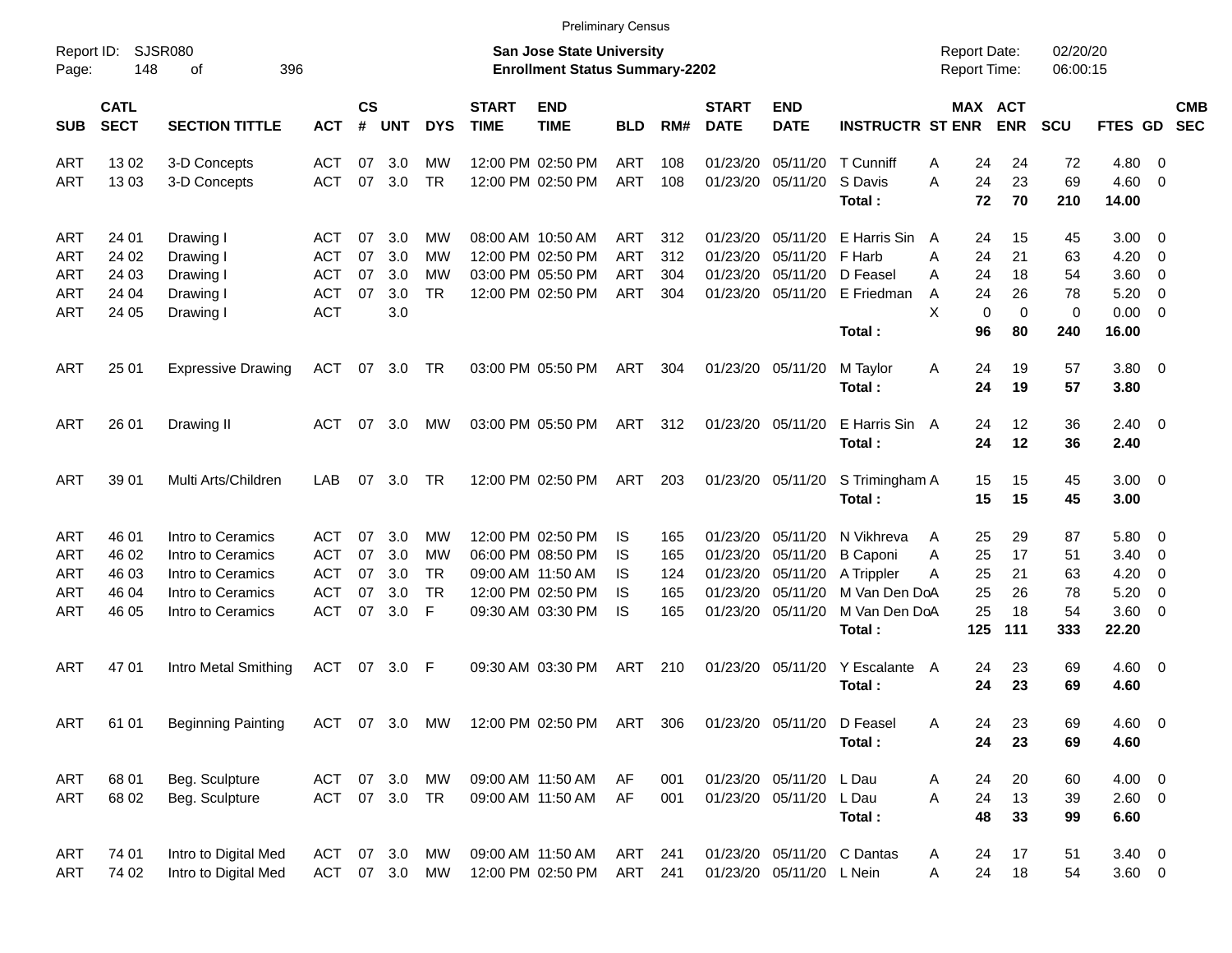Preliminary Census

Report ID: SJSR080
Page: 148 of 396

**San Jose State University**
**Enrollment Status Summary-2202**

Report Date: 02/20/20
Report Time: 06:00:15

| SUB | CATL SECT | SECTION TITTLE | ACT | CS # | UNT | DYS | START TIME | END TIME | BLD | RM# | START DATE | END DATE | INSTRUCTR | ST | MAX ENR | ACT ENR | SCU | FTES | GD | CMB SEC |
|---|---|---|---|---|---|---|---|---|---|---|---|---|---|---|---|---|---|---|---|---|
| ART | 13 02 | 3-D Concepts | ACT | 07 | 3.0 | MW | 12:00 PM | 02:50 PM | ART | 108 | 01/23/20 | 05/11/20 | T Cunniff | A | 24 | 24 | 72 | 4.80 | 0 | |
| ART | 13 03 | 3-D Concepts | ACT | 07 | 3.0 | TR | 12:00 PM | 02:50 PM | ART | 108 | 01/23/20 | 05/11/20 | S Davis | A | 24 | 23 | 69 | 4.60 | 0 | |
| | | | | | | | | | | | | | **Total :** | | **72** | **70** | **210** | **14.00** | | |
| ART | 24 01 | Drawing I | ACT | 07 | 3.0 | MW | 08:00 AM | 10:50 AM | ART | 312 | 01/23/20 | 05/11/20 | E Harris Sin | A | 24 | 15 | 45 | 3.00 | 0 | |
| ART | 24 02 | Drawing I | ACT | 07 | 3.0 | MW | 12:00 PM | 02:50 PM | ART | 312 | 01/23/20 | 05/11/20 | F Harb | A | 24 | 21 | 63 | 4.20 | 0 | |
| ART | 24 03 | Drawing I | ACT | 07 | 3.0 | MW | 03:00 PM | 05:50 PM | ART | 304 | 01/23/20 | 05/11/20 | D Feasel | A | 24 | 18 | 54 | 3.60 | 0 | |
| ART | 24 04 | Drawing I | ACT | 07 | 3.0 | TR | 12:00 PM | 02:50 PM | ART | 304 | 01/23/20 | 05/11/20 | E Friedman | A | 24 | 26 | 78 | 5.20 | 0 | |
| ART | 24 05 | Drawing I | ACT | | 3.0 | | | | | | | | | X | 0 | 0 | 0 | 0.00 | 0 | |
| | | | | | | | | | | | | | **Total :** | | **96** | **80** | **240** | **16.00** | | |
| ART | 25 01 | Expressive Drawing | ACT | 07 | 3.0 | TR | 03:00 PM | 05:50 PM | ART | 304 | 01/23/20 | 05/11/20 | M Taylor | A | 24 | 19 | 57 | 3.80 | 0 | |
| | | | | | | | | | | | | | **Total :** | | **24** | **19** | **57** | **3.80** | | |
| ART | 26 01 | Drawing II | ACT | 07 | 3.0 | MW | 03:00 PM | 05:50 PM | ART | 312 | 01/23/20 | 05/11/20 | E Harris Sin | A | 24 | 12 | 36 | 2.40 | 0 | |
| | | | | | | | | | | | | | **Total :** | | **24** | **12** | **36** | **2.40** | | |
| ART | 39 01 | Multi Arts/Children | LAB | 07 | 3.0 | TR | 12:00 PM | 02:50 PM | ART | 203 | 01/23/20 | 05/11/20 | S Trimingham | A | 15 | 15 | 45 | 3.00 | 0 | |
| | | | | | | | | | | | | | **Total :** | | **15** | **15** | **45** | **3.00** | | |
| ART | 46 01 | Intro to Ceramics | ACT | 07 | 3.0 | MW | 12:00 PM | 02:50 PM | IS | 165 | 01/23/20 | 05/11/20 | N Vikhreva | A | 25 | 29 | 87 | 5.80 | 0 | |
| ART | 46 02 | Intro to Ceramics | ACT | 07 | 3.0 | MW | 06:00 PM | 08:50 PM | IS | 165 | 01/23/20 | 05/11/20 | B Caponi | A | 25 | 17 | 51 | 3.40 | 0 | |
| ART | 46 03 | Intro to Ceramics | ACT | 07 | 3.0 | TR | 09:00 AM | 11:50 AM | IS | 124 | 01/23/20 | 05/11/20 | A Trippler | A | 25 | 21 | 63 | 4.20 | 0 | |
| ART | 46 04 | Intro to Ceramics | ACT | 07 | 3.0 | TR | 12:00 PM | 02:50 PM | IS | 165 | 01/23/20 | 05/11/20 | M Van Den Do | A | 25 | 26 | 78 | 5.20 | 0 | |
| ART | 46 05 | Intro to Ceramics | ACT | 07 | 3.0 | F | 09:30 AM | 03:30 PM | IS | 165 | 01/23/20 | 05/11/20 | M Van Den Do | A | 25 | 18 | 54 | 3.60 | 0 | |
| | | | | | | | | | | | | | **Total :** | | **125** | **111** | **333** | **22.20** | | |
| ART | 47 01 | Intro Metal Smithing | ACT | 07 | 3.0 | F | 09:30 AM | 03:30 PM | ART | 210 | 01/23/20 | 05/11/20 | Y Escalante | A | 24 | 23 | 69 | 4.60 | 0 | |
| | | | | | | | | | | | | | **Total :** | | **24** | **23** | **69** | **4.60** | | |
| ART | 61 01 | Beginning Painting | ACT | 07 | 3.0 | MW | 12:00 PM | 02:50 PM | ART | 306 | 01/23/20 | 05/11/20 | D Feasel | A | 24 | 23 | 69 | 4.60 | 0 | |
| | | | | | | | | | | | | | **Total :** | | **24** | **23** | **69** | **4.60** | | |
| ART | 68 01 | Beg. Sculpture | ACT | 07 | 3.0 | MW | 09:00 AM | 11:50 AM | AF | 001 | 01/23/20 | 05/11/20 | L Dau | A | 24 | 20 | 60 | 4.00 | 0 | |
| ART | 68 02 | Beg. Sculpture | ACT | 07 | 3.0 | TR | 09:00 AM | 11:50 AM | AF | 001 | 01/23/20 | 05/11/20 | L Dau | A | 24 | 13 | 39 | 2.60 | 0 | |
| | | | | | | | | | | | | | **Total :** | | **48** | **33** | **99** | **6.60** | | |
| ART | 74 01 | Intro to Digital Med | ACT | 07 | 3.0 | MW | 09:00 AM | 11:50 AM | ART | 241 | 01/23/20 | 05/11/20 | C Dantas | A | 24 | 17 | 51 | 3.40 | 0 | |
| ART | 74 02 | Intro to Digital Med | ACT | 07 | 3.0 | MW | 12:00 PM | 02:50 PM | ART | 241 | 01/23/20 | 05/11/20 | L Nein | A | 24 | 18 | 54 | 3.60 | 0 | |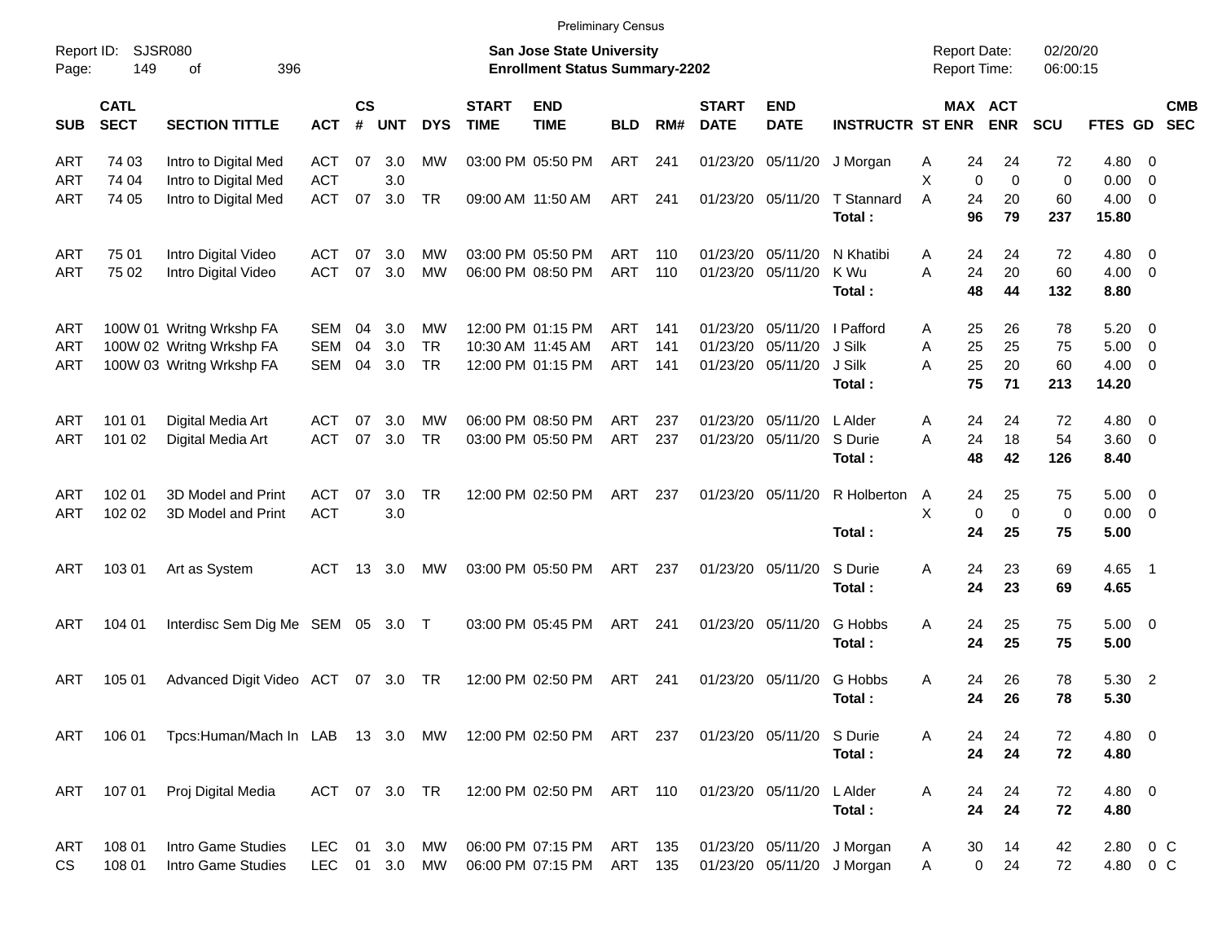Preliminary Census

Report ID: SJSR080 
Page: 149 of 396

**San Jose State University**
**Enrollment Status Summary-2202**

Report Date: 02/20/20
Report Time: 06:00:15

| SUB | CATL SECT | SECTION TITTLE | ACT | CS # | UNT | DYS | START TIME | END TIME | BLD | RM# | START DATE | END DATE | INSTRUCTR | ST | MAX ENR | ACT ENR | SCU | FTES | GD | CMB SEC |
|---|---|---|---|---|---|---|---|---|---|---|---|---|---|---|---|---|---|---|---|---|
| ART | 74 03 | Intro to Digital Med | ACT | 07 | 3.0 | MW | 03:00 PM | 05:50 PM | ART | 241 | 01/23/20 | 05/11/20 | J Morgan | A | 24 | 24 | 72 | 4.80 | 0 | |
| ART | 74 04 | Intro to Digital Med | ACT | | 3.0 | | | | | | | | | X | 0 | 0 | 0 | 0.00 | 0 | |
| ART | 74 05 | Intro to Digital Med | ACT | 07 | 3.0 | TR | 09:00 AM | 11:50 AM | ART | 241 | 01/23/20 | 05/11/20 | T Stannard | A | 24 | 20 | 60 | 4.00 | 0 | |
| | | | | | | | | | | | | | **Total :** | | **96** | **79** | **237** | **15.80** | | |
| ART | 75 01 | Intro Digital Video | ACT | 07 | 3.0 | MW | 03:00 PM | 05:50 PM | ART | 110 | 01/23/20 | 05/11/20 | N Khatibi | A | 24 | 24 | 72 | 4.80 | 0 | |
| ART | 75 02 | Intro Digital Video | ACT | 07 | 3.0 | MW | 06:00 PM | 08:50 PM | ART | 110 | 01/23/20 | 05/11/20 | K Wu | A | 24 | 20 | 60 | 4.00 | 0 | |
| | | | | | | | | | | | | | **Total :** | | **48** | **44** | **132** | **8.80** | | |
| ART | 100W 01 | Writng Wrkshp FA | SEM | 04 | 3.0 | MW | 12:00 PM | 01:15 PM | ART | 141 | 01/23/20 | 05/11/20 | I Pafford | A | 25 | 26 | 78 | 5.20 | 0 | |
| ART | 100W 02 | Writng Wrkshp FA | SEM | 04 | 3.0 | TR | 10:30 AM | 11:45 AM | ART | 141 | 01/23/20 | 05/11/20 | J Silk | A | 25 | 25 | 75 | 5.00 | 0 | |
| ART | 100W 03 | Writng Wrkshp FA | SEM | 04 | 3.0 | TR | 12:00 PM | 01:15 PM | ART | 141 | 01/23/20 | 05/11/20 | J Silk | A | 25 | 20 | 60 | 4.00 | 0 | |
| | | | | | | | | | | | | | **Total :** | | **75** | **71** | **213** | **14.20** | | |
| ART | 101 01 | Digital Media Art | ACT | 07 | 3.0 | MW | 06:00 PM | 08:50 PM | ART | 237 | 01/23/20 | 05/11/20 | L Alder | A | 24 | 24 | 72 | 4.80 | 0 | |
| ART | 101 02 | Digital Media Art | ACT | 07 | 3.0 | TR | 03:00 PM | 05:50 PM | ART | 237 | 01/23/20 | 05/11/20 | S Durie | A | 24 | 18 | 54 | 3.60 | 0 | |
| | | | | | | | | | | | | | **Total :** | | **48** | **42** | **126** | **8.40** | | |
| ART | 102 01 | 3D Model and Print | ACT | 07 | 3.0 | TR | 12:00 PM | 02:50 PM | ART | 237 | 01/23/20 | 05/11/20 | R Holberton | A | 24 | 25 | 75 | 5.00 | 0 | |
| ART | 102 02 | 3D Model and Print | ACT | | 3.0 | | | | | | | | | X | 0 | 0 | 0 | 0.00 | 0 | |
| | | | | | | | | | | | | | **Total :** | | **24** | **25** | **75** | **5.00** | | |
| ART | 103 01 | Art as System | ACT | 13 | 3.0 | MW | 03:00 PM | 05:50 PM | ART | 237 | 01/23/20 | 05/11/20 | S Durie | A | 24 | 23 | 69 | 4.65 | 1 | |
| | | | | | | | | | | | | | **Total :** | | **24** | **23** | **69** | **4.65** | | |
| ART | 104 01 | Interdisc Sem Dig Me | SEM | 05 | 3.0 | T | 03:00 PM | 05:45 PM | ART | 241 | 01/23/20 | 05/11/20 | G Hobbs | A | 24 | 25 | 75 | 5.00 | 0 | |
| | | | | | | | | | | | | | **Total :** | | **24** | **25** | **75** | **5.00** | | |
| ART | 105 01 | Advanced Digit Video | ACT | 07 | 3.0 | TR | 12:00 PM | 02:50 PM | ART | 241 | 01/23/20 | 05/11/20 | G Hobbs | A | 24 | 26 | 78 | 5.30 | 2 | |
| | | | | | | | | | | | | | **Total :** | | **24** | **26** | **78** | **5.30** | | |
| ART | 106 01 | Tpcs:Human/Mach In | LAB | 13 | 3.0 | MW | 12:00 PM | 02:50 PM | ART | 237 | 01/23/20 | 05/11/20 | S Durie | A | 24 | 24 | 72 | 4.80 | 0 | |
| | | | | | | | | | | | | | **Total :** | | **24** | **24** | **72** | **4.80** | | |
| ART | 107 01 | Proj Digital Media | ACT | 07 | 3.0 | TR | 12:00 PM | 02:50 PM | ART | 110 | 01/23/20 | 05/11/20 | L Alder | A | 24 | 24 | 72 | 4.80 | 0 | |
| | | | | | | | | | | | | | **Total :** | | **24** | **24** | **72** | **4.80** | | |
| ART | 108 01 | Intro Game Studies | LEC | 01 | 3.0 | MW | 06:00 PM | 07:15 PM | ART | 135 | 01/23/20 | 05/11/20 | J Morgan | A | 30 | 14 | 42 | 2.80 | 0 | C |
| CS | 108 01 | Intro Game Studies | LEC | 01 | 3.0 | MW | 06:00 PM | 07:15 PM | ART | 135 | 01/23/20 | 05/11/20 | J Morgan | A | 0 | 24 | 72 | 4.80 | 0 | C |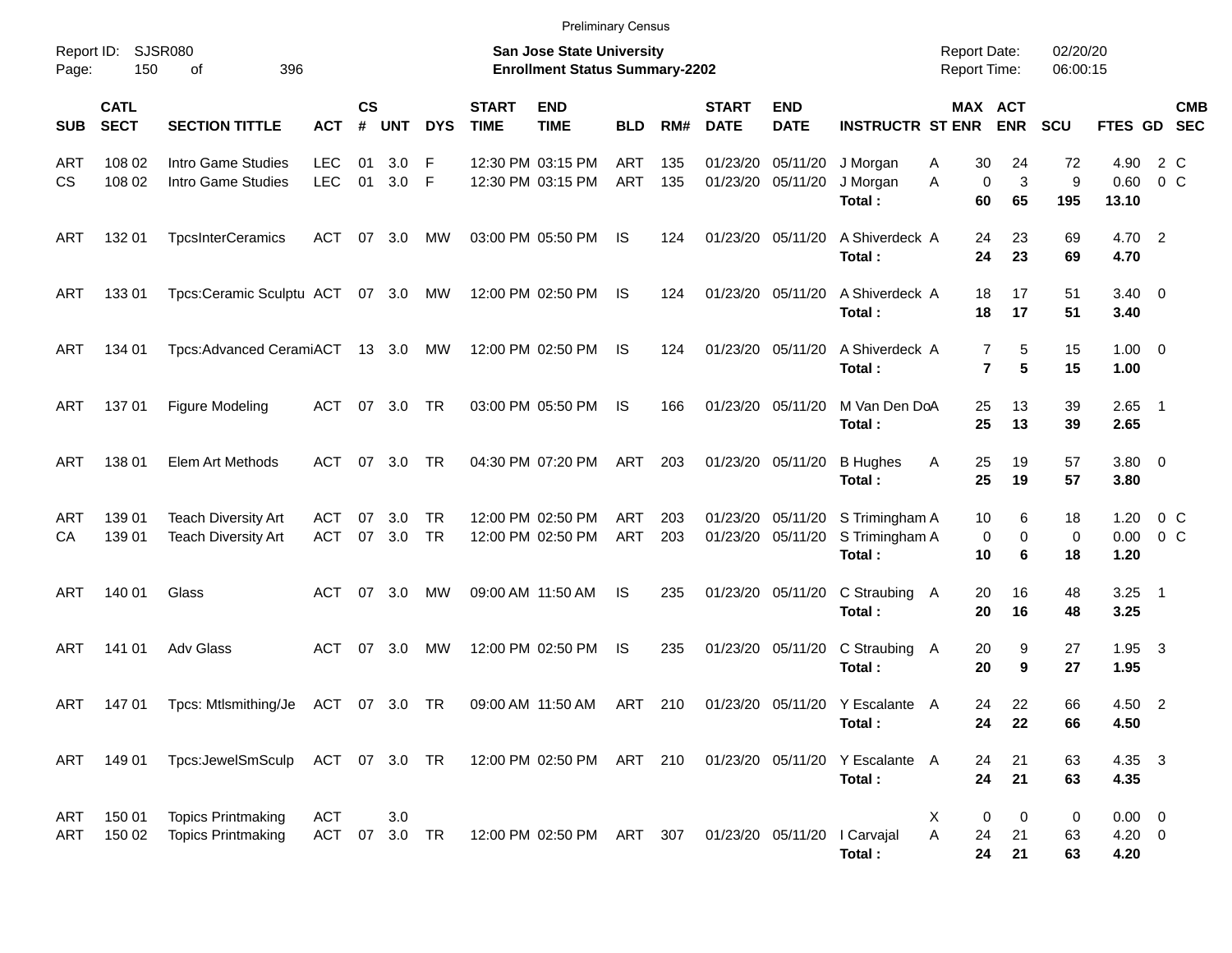Preliminary Census

Report ID: SJSR080

**San Jose State University**
**Enrollment Status Summary-2202**

Report Date: 02/20/20
Report Time: 06:00:15

| SUB | CATL SECT | SECTION TITTLE | ACT | CS # | UNT | DYS | START TIME | END TIME | BLD | RM# | START DATE | END DATE | INSTRUCTR | ST | MAX ENR | ACT ENR | SCU | FTES | GD | CMB SEC |
|---|---|---|---|---|---|---|---|---|---|---|---|---|---|---|---|---|---|---|---|---|
| ART | 108 02 | Intro Game Studies | LEC | 01 | 3.0 | F | 12:30 PM | 03:15 PM | ART | 135 | 01/23/20 | 05/11/20 | J Morgan | A | 30 | 24 | 72 | 4.90 | 2 | C |
| CS | 108 02 | Intro Game Studies | LEC | 01 | 3.0 | F | 12:30 PM | 03:15 PM | ART | 135 | 01/23/20 | 05/11/20 | J Morgan | A | 0 | 3 | 9 | 0.60 | 0 | C |
| | | | | | | | | | | | | | **Total :** | | **60** | **65** | **195** | **13.10** | | |
| ART | 132 01 | TpcsInterCeramics | ACT | 07 | 3.0 | MW | 03:00 PM | 05:50 PM | IS | 124 | 01/23/20 | 05/11/20 | A Shiverdeck | A | 24 | 23 | 69 | 4.70 | 2 | |
| | | | | | | | | | | | | | **Total :** | | **24** | **23** | **69** | **4.70** | | |
| ART | 133 01 | Tpcs:Ceramic Sculptu | ACT | 07 | 3.0 | MW | 12:00 PM | 02:50 PM | IS | 124 | 01/23/20 | 05/11/20 | A Shiverdeck | A | 18 | 17 | 51 | 3.40 | 0 | |
| | | | | | | | | | | | | | **Total :** | | **18** | **17** | **51** | **3.40** | | |
| ART | 134 01 | Tpcs:Advanced Cerami | ACT | 13 | 3.0 | MW | 12:00 PM | 02:50 PM | IS | 124 | 01/23/20 | 05/11/20 | A Shiverdeck | A | 7 | 5 | 15 | 1.00 | 0 | |
| | | | | | | | | | | | | | **Total :** | | **7** | **5** | **15** | **1.00** | | |
| ART | 137 01 | Figure Modeling | ACT | 07 | 3.0 | TR | 03:00 PM | 05:50 PM | IS | 166 | 01/23/20 | 05/11/20 | M Van Den Do | A | 25 | 13 | 39 | 2.65 | 1 | |
| | | | | | | | | | | | | | **Total :** | | **25** | **13** | **39** | **2.65** | | |
| ART | 138 01 | Elem Art Methods | ACT | 07 | 3.0 | TR | 04:30 PM | 07:20 PM | ART | 203 | 01/23/20 | 05/11/20 | B Hughes | A | 25 | 19 | 57 | 3.80 | 0 | |
| | | | | | | | | | | | | | **Total :** | | **25** | **19** | **57** | **3.80** | | |
| ART | 139 01 | Teach Diversity Art | ACT | 07 | 3.0 | TR | 12:00 PM | 02:50 PM | ART | 203 | 01/23/20 | 05/11/20 | S Trimingham | A | 10 | 6 | 18 | 1.20 | 0 | C |
| CA | 139 01 | Teach Diversity Art | ACT | 07 | 3.0 | TR | 12:00 PM | 02:50 PM | ART | 203 | 01/23/20 | 05/11/20 | S Trimingham | A | 0 | 0 | 0 | 0.00 | 0 | C |
| | | | | | | | | | | | | | **Total :** | | **10** | **6** | **18** | **1.20** | | |
| ART | 140 01 | Glass | ACT | 07 | 3.0 | MW | 09:00 AM | 11:50 AM | IS | 235 | 01/23/20 | 05/11/20 | C Straubing | A | 20 | 16 | 48 | 3.25 | 1 | |
| | | | | | | | | | | | | | **Total :** | | **20** | **16** | **48** | **3.25** | | |
| ART | 141 01 | Adv Glass | ACT | 07 | 3.0 | MW | 12:00 PM | 02:50 PM | IS | 235 | 01/23/20 | 05/11/20 | C Straubing | A | 20 | 9 | 27 | 1.95 | 3 | |
| | | | | | | | | | | | | | **Total :** | | **20** | **9** | **27** | **1.95** | | |
| ART | 147 01 | Tpcs: Mtlsmithing/Je | ACT | 07 | 3.0 | TR | 09:00 AM | 11:50 AM | ART | 210 | 01/23/20 | 05/11/20 | Y Escalante | A | 24 | 22 | 66 | 4.50 | 2 | |
| | | | | | | | | | | | | | **Total :** | | **24** | **22** | **66** | **4.50** | | |
| ART | 149 01 | Tpcs:JewelSmSculp | ACT | 07 | 3.0 | TR | 12:00 PM | 02:50 PM | ART | 210 | 01/23/20 | 05/11/20 | Y Escalante | A | 24 | 21 | 63 | 4.35 | 3 | |
| | | | | | | | | | | | | | **Total :** | | **24** | **21** | **63** | **4.35** | | |
| ART | 150 01 | Topics Printmaking | ACT | | 3.0 | | | | | | | | | X | 0 | 0 | 0 | 0.00 | 0 | |
| ART | 150 02 | Topics Printmaking | ACT | 07 | 3.0 | TR | 12:00 PM | 02:50 PM | ART | 307 | 01/23/20 | 05/11/20 | I Carvajal | A | 24 | 21 | 63 | 4.20 | 0 | |
| | | | | | | | | | | | | | **Total :** | | **24** | **21** | **63** | **4.20** | | |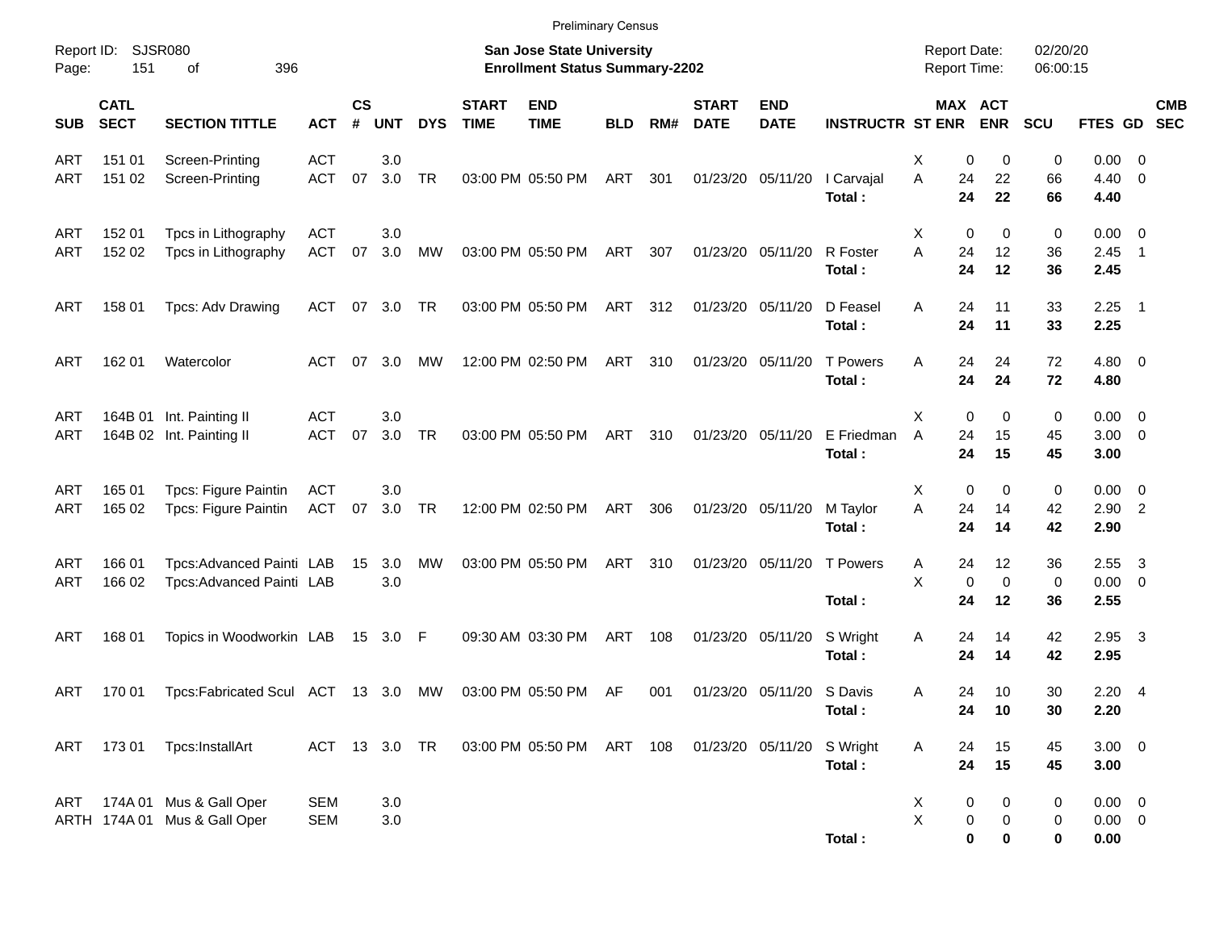Preliminary Census

Report ID: SJSR080

**San Jose State University**
**Enrollment Status Summary-2202**

Report Date: 02/20/20
Report Time: 06:00:15

| SUB | CATL SECT | SECTION TITTLE | ACT | CS # | UNT | DYS | START TIME | END TIME | BLD | RM# | START DATE | END DATE | INSTRUCTR | ST | MAX ENR | ACT ENR | SCU | FTES | GD | CMB SEC |
|---|---|---|---|---|---|---|---|---|---|---|---|---|---|---|---|---|---|---|---|---|
| ART | 151 01 | Screen-Printing | ACT | | 3.0 | | | | | | | | | X | 0 | 0 | 0 | 0.00 | 0 | |
| ART | 151 02 | Screen-Printing | ACT | 07 | 3.0 | TR | 03:00 PM | 05:50 PM | ART | 301 | 01/23/20 | 05/11/20 | I Carvajal | A | 24 | 22 | 66 | 4.40 | 0 | |
| | | | | | | | | | | | | | **Total :** | | **24** | **22** | **66** | **4.40** | | |
| ART | 152 01 | Tpcs in Lithography | ACT | | 3.0 | | | | | | | | | X | 0 | 0 | 0 | 0.00 | 0 | |
| ART | 152 02 | Tpcs in Lithography | ACT | 07 | 3.0 | MW | 03:00 PM | 05:50 PM | ART | 307 | 01/23/20 | 05/11/20 | R Foster | A | 24 | 12 | 36 | 2.45 | 1 | |
| | | | | | | | | | | | | | **Total :** | | **24** | **12** | **36** | **2.45** | | |
| ART | 158 01 | Tpcs: Adv Drawing | ACT | 07 | 3.0 | TR | 03:00 PM | 05:50 PM | ART | 312 | 01/23/20 | 05/11/20 | D Feasel | A | 24 | 11 | 33 | 2.25 | 1 | |
| | | | | | | | | | | | | | **Total :** | | **24** | **11** | **33** | **2.25** | | |
| ART | 162 01 | Watercolor | ACT | 07 | 3.0 | MW | 12:00 PM | 02:50 PM | ART | 310 | 01/23/20 | 05/11/20 | T Powers | A | 24 | 24 | 72 | 4.80 | 0 | |
| | | | | | | | | | | | | | **Total :** | | **24** | **24** | **72** | **4.80** | | |
| ART | 164B 01 | Int. Painting II | ACT | | 3.0 | | | | | | | | | X | 0 | 0 | 0 | 0.00 | 0 | |
| ART | 164B 02 | Int. Painting II | ACT | 07 | 3.0 | TR | 03:00 PM | 05:50 PM | ART | 310 | 01/23/20 | 05/11/20 | E Friedman | A | 24 | 15 | 45 | 3.00 | 0 | |
| | | | | | | | | | | | | | **Total :** | | **24** | **15** | **45** | **3.00** | | |
| ART | 165 01 | Tpcs: Figure Paintin | ACT | | 3.0 | | | | | | | | | X | 0 | 0 | 0 | 0.00 | 0 | |
| ART | 165 02 | Tpcs: Figure Paintin | ACT | 07 | 3.0 | TR | 12:00 PM | 02:50 PM | ART | 306 | 01/23/20 | 05/11/20 | M Taylor | A | 24 | 14 | 42 | 2.90 | 2 | |
| | | | | | | | | | | | | | **Total :** | | **24** | **14** | **42** | **2.90** | | |
| ART | 166 01 | Tpcs:Advanced Painti | LAB | 15 | 3.0 | MW | 03:00 PM | 05:50 PM | ART | 310 | 01/23/20 | 05/11/20 | T Powers | A | 24 | 12 | 36 | 2.55 | 3 | |
| ART | 166 02 | Tpcs:Advanced Painti | LAB | | 3.0 | | | | | | | | | X | 0 | 0 | 0 | 0.00 | 0 | |
| | | | | | | | | | | | | | **Total :** | | **24** | **12** | **36** | **2.55** | | |
| ART | 168 01 | Topics in Woodworkin | LAB | 15 | 3.0 | F | 09:30 AM | 03:30 PM | ART | 108 | 01/23/20 | 05/11/20 | S Wright | A | 24 | 14 | 42 | 2.95 | 3 | |
| | | | | | | | | | | | | | **Total :** | | **24** | **14** | **42** | **2.95** | | |
| ART | 170 01 | Tpcs:Fabricated Scul | ACT | 13 | 3.0 | MW | 03:00 PM | 05:50 PM | AF | 001 | 01/23/20 | 05/11/20 | S Davis | A | 24 | 10 | 30 | 2.20 | 4 | |
| | | | | | | | | | | | | | **Total :** | | **24** | **10** | **30** | **2.20** | | |
| ART | 173 01 | Tpcs:InstallArt | ACT | 13 | 3.0 | TR | 03:00 PM | 05:50 PM | ART | 108 | 01/23/20 | 05/11/20 | S Wright | A | 24 | 15 | 45 | 3.00 | 0 | |
| | | | | | | | | | | | | | **Total :** | | **24** | **15** | **45** | **3.00** | | |
| ART | 174A 01 | Mus & Gall Oper | SEM | | 3.0 | | | | | | | | | X | 0 | 0 | 0 | 0.00 | 0 | |
| ARTH | 174A 01 | Mus & Gall Oper | SEM | | 3.0 | | | | | | | | | X | 0 | 0 | 0 | 0.00 | 0 | |
| | | | | | | | | | | | | | **Total :** | | **0** | **0** | **0** | **0.00** | | |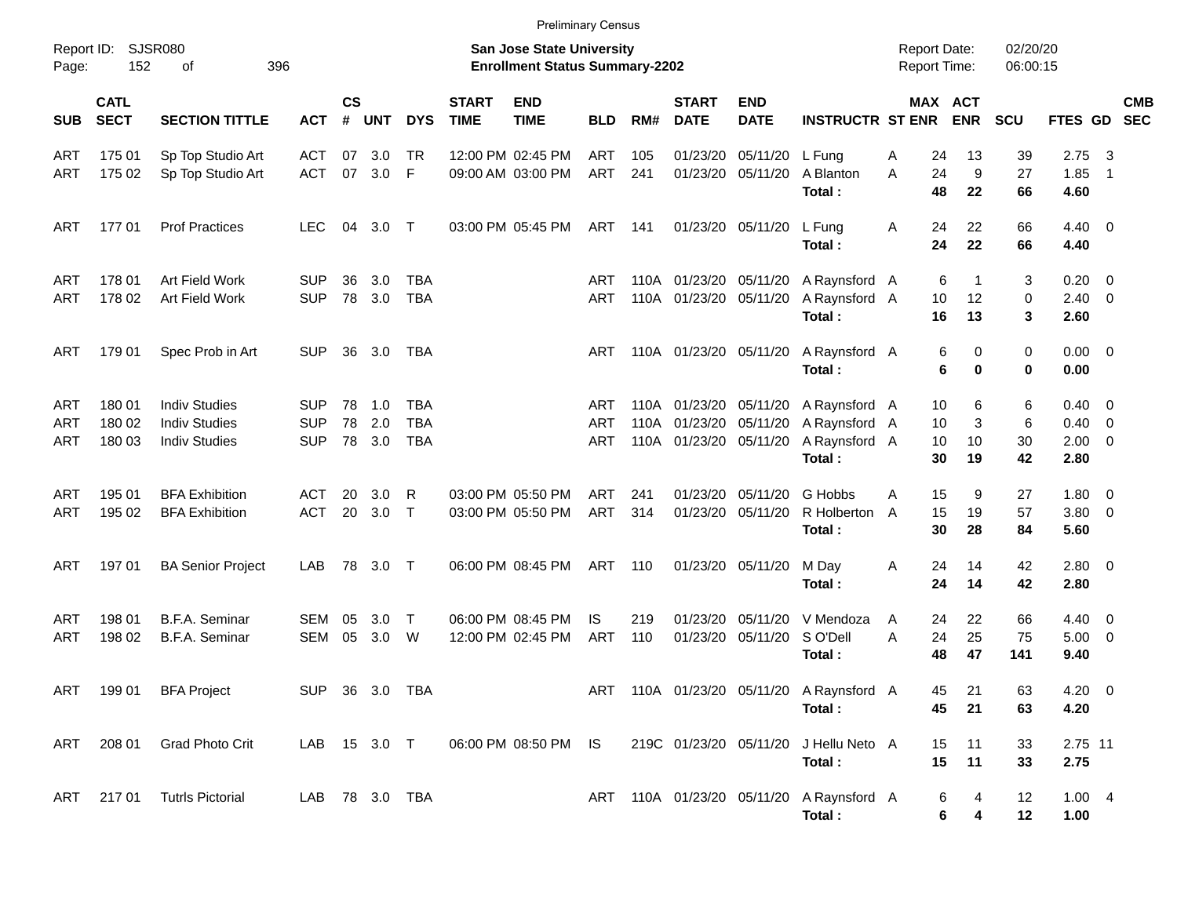Preliminary Census

Report ID: SJSR080
Page: 152 of 396

**San Jose State University**
**Enrollment Status Summary-2202**

Report Date: 02/20/20
Report Time: 06:00:15

| SUB | CATL SECT | SECTION TITTLE | ACT | CS # | UNT | DYS | START TIME | END TIME | BLD | RM# | START DATE | END DATE | INSTRUCTR | ST | MAX ENR | ACT ENR | SCU | FTES | GD | CMB SEC |
|---|---|---|---|---|---|---|---|---|---|---|---|---|---|---|---|---|---|---|---|---|
| ART | 175 01 | Sp Top Studio Art | ACT | 07 | 3.0 | TR | 12:00 PM | 02:45 PM | ART | 105 | 01/23/20 | 05/11/20 | L Fung | A | 24 | 13 | 39 | 2.75 | 3 | |
| ART | 175 02 | Sp Top Studio Art | ACT | 07 | 3.0 | F | 09:00 AM | 03:00 PM | ART | 241 | 01/23/20 | 05/11/20 | A Blanton | A | 24 | 9 | 27 | 1.85 | 1 | |
| | | | | | | | | | | | | | **Total :** | | **48** | **22** | **66** | **4.60** | | |
| ART | 177 01 | Prof Practices | LEC | 04 | 3.0 | T | 03:00 PM | 05:45 PM | ART | 141 | 01/23/20 | 05/11/20 | L Fung | A | 24 | 22 | 66 | 4.40 | 0 | |
| | | | | | | | | | | | | | **Total :** | | **24** | **22** | **66** | **4.40** | | |
| ART | 178 01 | Art Field Work | SUP | 36 | 3.0 | TBA | | | ART | 110A | 01/23/20 | 05/11/20 | A Raynsford | A | 6 | 1 | 3 | 0.20 | 0 | |
| ART | 178 02 | Art Field Work | SUP | 78 | 3.0 | TBA | | | ART | 110A | 01/23/20 | 05/11/20 | A Raynsford | A | 10 | 12 | 0 | 2.40 | 0 | |
| | | | | | | | | | | | | | **Total :** | | **16** | **13** | **3** | **2.60** | | |
| ART | 179 01 | Spec Prob in Art | SUP | 36 | 3.0 | TBA | | | ART | 110A | 01/23/20 | 05/11/20 | A Raynsford | A | 6 | 0 | 0 | 0.00 | 0 | |
| | | | | | | | | | | | | | **Total :** | | **6** | **0** | **0** | **0.00** | | |
| ART | 180 01 | Indiv Studies | SUP | 78 | 1.0 | TBA | | | ART | 110A | 01/23/20 | 05/11/20 | A Raynsford | A | 10 | 6 | 6 | 0.40 | 0 | |
| ART | 180 02 | Indiv Studies | SUP | 78 | 2.0 | TBA | | | ART | 110A | 01/23/20 | 05/11/20 | A Raynsford | A | 10 | 3 | 6 | 0.40 | 0 | |
| ART | 180 03 | Indiv Studies | SUP | 78 | 3.0 | TBA | | | ART | 110A | 01/23/20 | 05/11/20 | A Raynsford | A | 10 | 10 | 30 | 2.00 | 0 | |
| | | | | | | | | | | | | | **Total :** | | **30** | **19** | **42** | **2.80** | | |
| ART | 195 01 | BFA Exhibition | ACT | 20 | 3.0 | R | 03:00 PM | 05:50 PM | ART | 241 | 01/23/20 | 05/11/20 | G Hobbs | A | 15 | 9 | 27 | 1.80 | 0 | |
| ART | 195 02 | BFA Exhibition | ACT | 20 | 3.0 | T | 03:00 PM | 05:50 PM | ART | 314 | 01/23/20 | 05/11/20 | R Holberton | A | 15 | 19 | 57 | 3.80 | 0 | |
| | | | | | | | | | | | | | **Total :** | | **30** | **28** | **84** | **5.60** | | |
| ART | 197 01 | BA Senior Project | LAB | 78 | 3.0 | T | 06:00 PM | 08:45 PM | ART | 110 | 01/23/20 | 05/11/20 | M Day | A | 24 | 14 | 42 | 2.80 | 0 | |
| | | | | | | | | | | | | | **Total :** | | **24** | **14** | **42** | **2.80** | | |
| ART | 198 01 | B.F.A. Seminar | SEM | 05 | 3.0 | T | 06:00 PM | 08:45 PM | IS | 219 | 01/23/20 | 05/11/20 | V Mendoza | A | 24 | 22 | 66 | 4.40 | 0 | |
| ART | 198 02 | B.F.A. Seminar | SEM | 05 | 3.0 | W | 12:00 PM | 02:45 PM | ART | 110 | 01/23/20 | 05/11/20 | S O'Dell | A | 24 | 25 | 75 | 5.00 | 0 | |
| | | | | | | | | | | | | | **Total :** | | **48** | **47** | **141** | **9.40** | | |
| ART | 199 01 | BFA Project | SUP | 36 | 3.0 | TBA | | | ART | 110A | 01/23/20 | 05/11/20 | A Raynsford | A | 45 | 21 | 63 | 4.20 | 0 | |
| | | | | | | | | | | | | | **Total :** | | **45** | **21** | **63** | **4.20** | | |
| ART | 208 01 | Grad Photo Crit | LAB | 15 | 3.0 | T | 06:00 PM | 08:50 PM | IS | 219C | 01/23/20 | 05/11/20 | J Hellu Neto | A | 15 | 11 | 33 | 2.75 | 11 | |
| | | | | | | | | | | | | | **Total :** | | **15** | **11** | **33** | **2.75** | | |
| ART | 217 01 | Tutrls Pictorial | LAB | 78 | 3.0 | TBA | | | ART | 110A | 01/23/20 | 05/11/20 | A Raynsford | A | 6 | 4 | 12 | 1.00 | 4 | |
| | | | | | | | | | | | | | **Total :** | | **6** | **4** | **12** | **1.00** | | |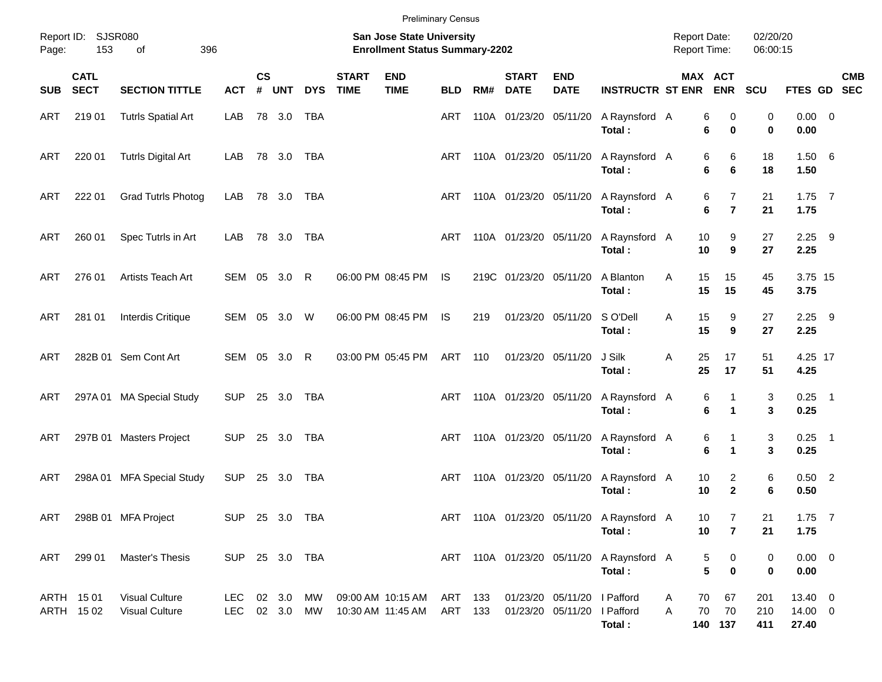Preliminary Census

Report ID: SJSR080

**San Jose State University**
**Enrollment Status Summary-2202**

Report Date: 02/20/20
Report Time: 06:00:15

| SUB | CATL SECT | SECTION TITTLE | ACT | CS # | UNT | DYS | START TIME | END TIME | BLD | RM# | START DATE | END DATE | INSTRUCTR | ST | MAX ENR | ACT ENR | SCU | FTES | GD | CMB SEC |
|---|---|---|---|---|---|---|---|---|---|---|---|---|---|---|---|---|---|---|---|---|
| ART | 219 01 | Tutrls Spatial Art | LAB | 78 | 3.0 | TBA | | | ART | 110A | 01/23/20 | 05/11/20 | A Raynsford | A | 6 | 0 | 0 | 0.00 | 0 | |
| | | | | | | | | | | | | | **Total :** | | **6** | **0** | **0** | **0.00** | | |
| ART | 220 01 | Tutrls Digital Art | LAB | 78 | 3.0 | TBA | | | ART | 110A | 01/23/20 | 05/11/20 | A Raynsford | A | 6 | 6 | 18 | 1.50 | 6 | |
| | | | | | | | | | | | | | **Total :** | | **6** | **6** | **18** | **1.50** | | |
| ART | 222 01 | Grad Tutrls Photog | LAB | 78 | 3.0 | TBA | | | ART | 110A | 01/23/20 | 05/11/20 | A Raynsford | A | 6 | 7 | 21 | 1.75 | 7 | |
| | | | | | | | | | | | | | **Total :** | | **6** | **7** | **21** | **1.75** | | |
| ART | 260 01 | Spec Tutrls in Art | LAB | 78 | 3.0 | TBA | | | ART | 110A | 01/23/20 | 05/11/20 | A Raynsford | A | 10 | 9 | 27 | 2.25 | 9 | |
| | | | | | | | | | | | | | **Total :** | | **10** | **9** | **27** | **2.25** | | |
| ART | 276 01 | Artists Teach Art | SEM | 05 | 3.0 | R | 06:00 PM | 08:45 PM | IS | 219C | 01/23/20 | 05/11/20 | A Blanton | A | 15 | 15 | 45 | 3.75 | 15 | |
| | | | | | | | | | | | | | **Total :** | | **15** | **15** | **45** | **3.75** | | |
| ART | 281 01 | Interdis Critique | SEM | 05 | 3.0 | W | 06:00 PM | 08:45 PM | IS | 219 | 01/23/20 | 05/11/20 | S O'Dell | A | 15 | 9 | 27 | 2.25 | 9 | |
| | | | | | | | | | | | | | **Total :** | | **15** | **9** | **27** | **2.25** | | |
| ART | 282B 01 | Sem Cont Art | SEM | 05 | 3.0 | R | 03:00 PM | 05:45 PM | ART | 110 | 01/23/20 | 05/11/20 | J Silk | A | 25 | 17 | 51 | 4.25 | 17 | |
| | | | | | | | | | | | | | **Total :** | | **25** | **17** | **51** | **4.25** | | |
| ART | 297A 01 | MA Special Study | SUP | 25 | 3.0 | TBA | | | ART | 110A | 01/23/20 | 05/11/20 | A Raynsford | A | 6 | 1 | 3 | 0.25 | 1 | |
| | | | | | | | | | | | | | **Total :** | | **6** | **1** | **3** | **0.25** | | |
| ART | 297B 01 | Masters Project | SUP | 25 | 3.0 | TBA | | | ART | 110A | 01/23/20 | 05/11/20 | A Raynsford | A | 6 | 1 | 3 | 0.25 | 1 | |
| | | | | | | | | | | | | | **Total :** | | **6** | **1** | **3** | **0.25** | | |
| ART | 298A 01 | MFA Special Study | SUP | 25 | 3.0 | TBA | | | ART | 110A | 01/23/20 | 05/11/20 | A Raynsford | A | 10 | 2 | 6 | 0.50 | 2 | |
| | | | | | | | | | | | | | **Total :** | | **10** | **2** | **6** | **0.50** | | |
| ART | 298B 01 | MFA Project | SUP | 25 | 3.0 | TBA | | | ART | 110A | 01/23/20 | 05/11/20 | A Raynsford | A | 10 | 7 | 21 | 1.75 | 7 | |
| | | | | | | | | | | | | | **Total :** | | **10** | **7** | **21** | **1.75** | | |
| ART | 299 01 | Master's Thesis | SUP | 25 | 3.0 | TBA | | | ART | 110A | 01/23/20 | 05/11/20 | A Raynsford | A | 5 | 0 | 0 | 0.00 | 0 | |
| | | | | | | | | | | | | | **Total :** | | **5** | **0** | **0** | **0.00** | | |
| ARTH | 15 01 | Visual Culture | LEC | 02 | 3.0 | MW | 09:00 AM | 10:15 AM | ART | 133 | 01/23/20 | 05/11/20 | I Pafford | A | 70 | 67 | 201 | 13.40 | 0 | |
| ARTH | 15 02 | Visual Culture | LEC | 02 | 3.0 | MW | 10:30 AM | 11:45 AM | ART | 133 | 01/23/20 | 05/11/20 | I Pafford | A | 70 | 70 | 210 | 14.00 | 0 | |
| | | | | | | | | | | | | | **Total :** | | **140** | **137** | **411** | **27.40** | | |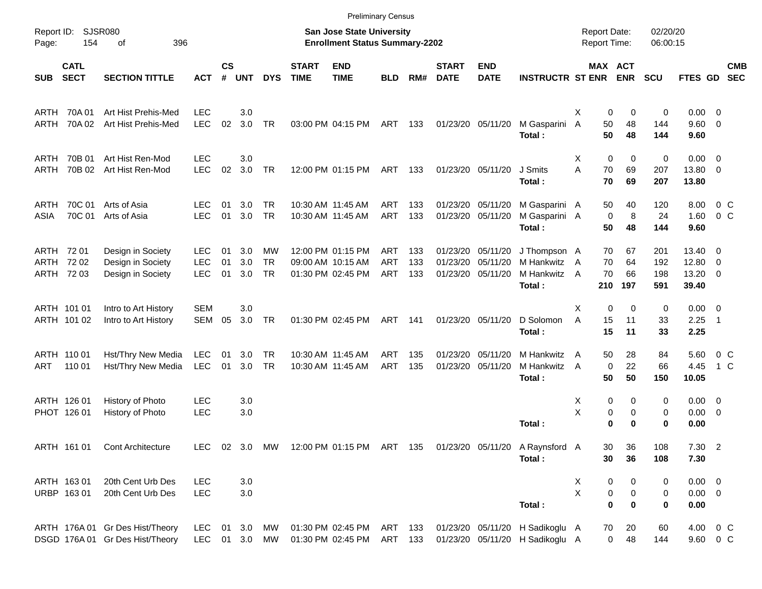Preliminary Census

Report ID: SJSR080
Page: 154 of 396

**San Jose State University**
**Enrollment Status Summary-2202**

Report Date: 02/20/20
Report Time: 06:00:15

| SUB | CATL SECT | SECTION TITTLE | ACT | CS # | UNT | DYS | START TIME | END TIME | BLD | RM# | START DATE | END DATE | INSTRUCTR | ST | MAX ENR | ACT ENR | SCU | FTES | GD | CMB SEC |
|---|---|---|---|---|---|---|---|---|---|---|---|---|---|---|---|---|---|---|---|---|
| ARTH | 70A 01 | Art Hist Prehis-Med | LEC | | 3.0 | | | | | | | | | X | 0 | 0 | 0 | 0.00 | 0 | |
| ARTH | 70A 02 | Art Hist Prehis-Med | LEC | 02 | 3.0 | TR | 03:00 PM | 04:15 PM | ART | 133 | 01/23/20 | 05/11/20 | M Gasparini | A | 50 | 48 | 144 | 9.60 | 0 | |
| | | | | | | | | | | | | | **Total :** | | **50** | **48** | **144** | **9.60** | | |
| ARTH | 70B 01 | Art Hist Ren-Mod | LEC | | 3.0 | | | | | | | | | X | 0 | 0 | 0 | 0.00 | 0 | |
| ARTH | 70B 02 | Art Hist Ren-Mod | LEC | 02 | 3.0 | TR | 12:00 PM | 01:15 PM | ART | 133 | 01/23/20 | 05/11/20 | J Smits | A | 70 | 69 | 207 | 13.80 | 0 | |
| | | | | | | | | | | | | | **Total :** | | **70** | **69** | **207** | **13.80** | | |
| ARTH | 70C 01 | Arts of Asia | LEC | 01 | 3.0 | TR | 10:30 AM | 11:45 AM | ART | 133 | 01/23/20 | 05/11/20 | M Gasparini | A | 50 | 40 | 120 | 8.00 | 0 | C |
| ASIA | 70C 01 | Arts of Asia | LEC | 01 | 3.0 | TR | 10:30 AM | 11:45 AM | ART | 133 | 01/23/20 | 05/11/20 | M Gasparini | A | 0 | 8 | 24 | 1.60 | 0 | C |
| | | | | | | | | | | | | | **Total :** | | **50** | **48** | **144** | **9.60** | | |
| ARTH | 72 01 | Design in Society | LEC | 01 | 3.0 | MW | 12:00 PM | 01:15 PM | ART | 133 | 01/23/20 | 05/11/20 | J Thompson | A | 70 | 67 | 201 | 13.40 | 0 | |
| ARTH | 72 02 | Design in Society | LEC | 01 | 3.0 | TR | 09:00 AM | 10:15 AM | ART | 133 | 01/23/20 | 05/11/20 | M Hankwitz | A | 70 | 64 | 192 | 12.80 | 0 | |
| ARTH | 72 03 | Design in Society | LEC | 01 | 3.0 | TR | 01:30 PM | 02:45 PM | ART | 133 | 01/23/20 | 05/11/20 | M Hankwitz | A | 70 | 66 | 198 | 13.20 | 0 | |
| | | | | | | | | | | | | | **Total :** | | **210** | **197** | **591** | **39.40** | | |
| ARTH | 101 01 | Intro to Art History | SEM | | 3.0 | | | | | | | | | X | 0 | 0 | 0 | 0.00 | 0 | |
| ARTH | 101 02 | Intro to Art History | SEM | 05 | 3.0 | TR | 01:30 PM | 02:45 PM | ART | 141 | 01/23/20 | 05/11/20 | D Solomon | A | 15 | 11 | 33 | 2.25 | 1 | |
| | | | | | | | | | | | | | **Total :** | | **15** | **11** | **33** | **2.25** | | |
| ARTH | 110 01 | Hst/Thry New Media | LEC | 01 | 3.0 | TR | 10:30 AM | 11:45 AM | ART | 135 | 01/23/20 | 05/11/20 | M Hankwitz | A | 50 | 28 | 84 | 5.60 | 0 | C |
| ART | 110 01 | Hst/Thry New Media | LEC | 01 | 3.0 | TR | 10:30 AM | 11:45 AM | ART | 135 | 01/23/20 | 05/11/20 | M Hankwitz | A | 0 | 22 | 66 | 4.45 | 1 | C |
| | | | | | | | | | | | | | **Total :** | | **50** | **50** | **150** | **10.05** | | |
| ARTH | 126 01 | History of Photo | LEC | | 3.0 | | | | | | | | | X | 0 | 0 | 0 | 0.00 | 0 | |
| PHOT | 126 01 | History of Photo | LEC | | 3.0 | | | | | | | | | X | 0 | 0 | 0 | 0.00 | 0 | |
| | | | | | | | | | | | | | **Total :** | | **0** | **0** | **0** | **0.00** | | |
| ARTH | 161 01 | Cont Architecture | LEC | 02 | 3.0 | MW | 12:00 PM | 01:15 PM | ART | 135 | 01/23/20 | 05/11/20 | A Raynsford | A | 30 | 36 | 108 | 7.30 | 2 | |
| | | | | | | | | | | | | | **Total :** | | **30** | **36** | **108** | **7.30** | | |
| ARTH | 163 01 | 20th Cent Urb Des | LEC | | 3.0 | | | | | | | | | X | 0 | 0 | 0 | 0.00 | 0 | |
| URBP | 163 01 | 20th Cent Urb Des | LEC | | 3.0 | | | | | | | | | X | 0 | 0 | 0 | 0.00 | 0 | |
| | | | | | | | | | | | | | **Total :** | | **0** | **0** | **0** | **0.00** | | |
| ARTH | 176A 01 | Gr Des Hist/Theory | LEC | 01 | 3.0 | MW | 01:30 PM | 02:45 PM | ART | 133 | 01/23/20 | 05/11/20 | H Sadikoglu | A | 70 | 20 | 60 | 4.00 | 0 | C |
| DSGD | 176A 01 | Gr Des Hist/Theory | LEC | 01 | 3.0 | MW | 01:30 PM | 02:45 PM | ART | 133 | 01/23/20 | 05/11/20 | H Sadikoglu | A | 0 | 48 | 144 | 9.60 | 0 | C |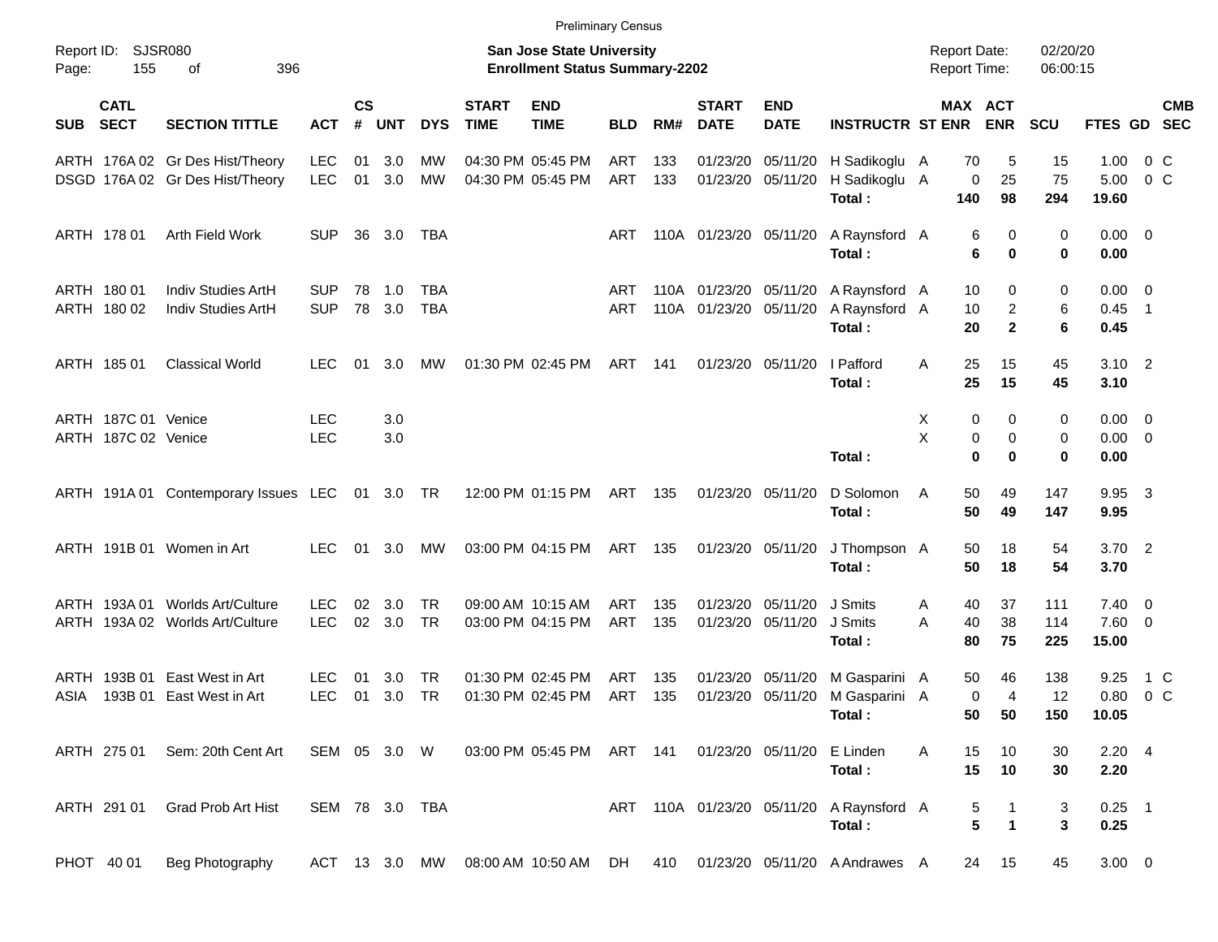Preliminary Census

Report ID: SJSR080

**San Jose State University**
**Enrollment Status Summary-2202**

Report Date: 02/20/20
Report Time: 06:00:15

| SUB | CATL SECT | SECTION TITTLE | ACT | CS # | UNT | DYS | START TIME | END TIME | BLD | RM# | START DATE | END DATE | INSTRUCTR | ST | MAX ENR | ACT ENR | SCU | FTES | GD | CMB SEC |
|---|---|---|---|---|---|---|---|---|---|---|---|---|---|---|---|---|---|---|---|---|
| ARTH | 176A 02 | Gr Des Hist/Theory | LEC | 01 | 3.0 | MW | 04:30 PM | 05:45 PM | ART | 133 | 01/23/20 | 05/11/20 | H Sadikoglu | A | 70 | 5 | 15 | 1.00 | 0 | C |
| DSGD | 176A 02 | Gr Des Hist/Theory | LEC | 01 | 3.0 | MW | 04:30 PM | 05:45 PM | ART | 133 | 01/23/20 | 05/11/20 | H Sadikoglu | A | 0 | 25 | 75 | 5.00 | 0 | C |
| | | | | | | | | | | | | | **Total :** | | **140** | **98** | **294** | **19.60** | | |
| ARTH | 178 01 | Arth Field Work | SUP | 36 | 3.0 | TBA | | | ART | 110A | 01/23/20 | 05/11/20 | A Raynsford | A | 6 | 0 | 0 | 0.00 | 0 | |
| | | | | | | | | | | | | | **Total :** | | **6** | **0** | **0** | **0.00** | | |
| ARTH | 180 01 | Indiv Studies ArtH | SUP | 78 | 1.0 | TBA | | | ART | 110A | 01/23/20 | 05/11/20 | A Raynsford | A | 10 | 0 | 0 | 0.00 | 0 | |
| ARTH | 180 02 | Indiv Studies ArtH | SUP | 78 | 3.0 | TBA | | | ART | 110A | 01/23/20 | 05/11/20 | A Raynsford | A | 10 | 2 | 6 | 0.45 | 1 | |
| | | | | | | | | | | | | | **Total :** | | **20** | **2** | **6** | **0.45** | | |
| ARTH | 185 01 | Classical World | LEC | 01 | 3.0 | MW | 01:30 PM | 02:45 PM | ART | 141 | 01/23/20 | 05/11/20 | I Pafford | A | 25 | 15 | 45 | 3.10 | 2 | |
| | | | | | | | | | | | | | **Total :** | | **25** | **15** | **45** | **3.10** | | |
| ARTH | 187C 01 | Venice | LEC | | 3.0 | | | | | | | | | X | 0 | 0 | 0 | 0.00 | 0 | |
| ARTH | 187C 02 | Venice | LEC | | 3.0 | | | | | | | | | X | 0 | 0 | 0 | 0.00 | 0 | |
| | | | | | | | | | | | | | **Total :** | | **0** | **0** | **0** | **0.00** | | |
| ARTH | 191A 01 | Contemporary Issues | LEC | 01 | 3.0 | TR | 12:00 PM | 01:15 PM | ART | 135 | 01/23/20 | 05/11/20 | D Solomon | A | 50 | 49 | 147 | 9.95 | 3 | |
| | | | | | | | | | | | | | **Total :** | | **50** | **49** | **147** | **9.95** | | |
| ARTH | 191B 01 | Women in Art | LEC | 01 | 3.0 | MW | 03:00 PM | 04:15 PM | ART | 135 | 01/23/20 | 05/11/20 | J Thompson | A | 50 | 18 | 54 | 3.70 | 2 | |
| | | | | | | | | | | | | | **Total :** | | **50** | **18** | **54** | **3.70** | | |
| ARTH | 193A 01 | Worlds Art/Culture | LEC | 02 | 3.0 | TR | 09:00 AM | 10:15 AM | ART | 135 | 01/23/20 | 05/11/20 | J Smits | A | 40 | 37 | 111 | 7.40 | 0 | |
| ARTH | 193A 02 | Worlds Art/Culture | LEC | 02 | 3.0 | TR | 03:00 PM | 04:15 PM | ART | 135 | 01/23/20 | 05/11/20 | J Smits | A | 40 | 38 | 114 | 7.60 | 0 | |
| | | | | | | | | | | | | | **Total :** | | **80** | **75** | **225** | **15.00** | | |
| ARTH | 193B 01 | East West in Art | LEC | 01 | 3.0 | TR | 01:30 PM | 02:45 PM | ART | 135 | 01/23/20 | 05/11/20 | M Gasparini | A | 50 | 46 | 138 | 9.25 | 1 | C |
| ASIA | 193B 01 | East West in Art | LEC | 01 | 3.0 | TR | 01:30 PM | 02:45 PM | ART | 135 | 01/23/20 | 05/11/20 | M Gasparini | A | 0 | 4 | 12 | 0.80 | 0 | C |
| | | | | | | | | | | | | | **Total :** | | **50** | **50** | **150** | **10.05** | | |
| ARTH | 275 01 | Sem: 20th Cent Art | SEM | 05 | 3.0 | W | 03:00 PM | 05:45 PM | ART | 141 | 01/23/20 | 05/11/20 | E Linden | A | 15 | 10 | 30 | 2.20 | 4 | |
| | | | | | | | | | | | | | **Total :** | | **15** | **10** | **30** | **2.20** | | |
| ARTH | 291 01 | Grad Prob Art Hist | SEM | 78 | 3.0 | TBA | | | ART | 110A | 01/23/20 | 05/11/20 | A Raynsford | A | 5 | 1 | 3 | 0.25 | 1 | |
| | | | | | | | | | | | | | **Total :** | | **5** | **1** | **3** | **0.25** | | |
| PHOT | 40 01 | Beg Photography | ACT | 13 | 3.0 | MW | 08:00 AM | 10:50 AM | DH | 410 | 01/23/20 | 05/11/20 | A Andrawes | A | 24 | 15 | 45 | 3.00 | 0 | |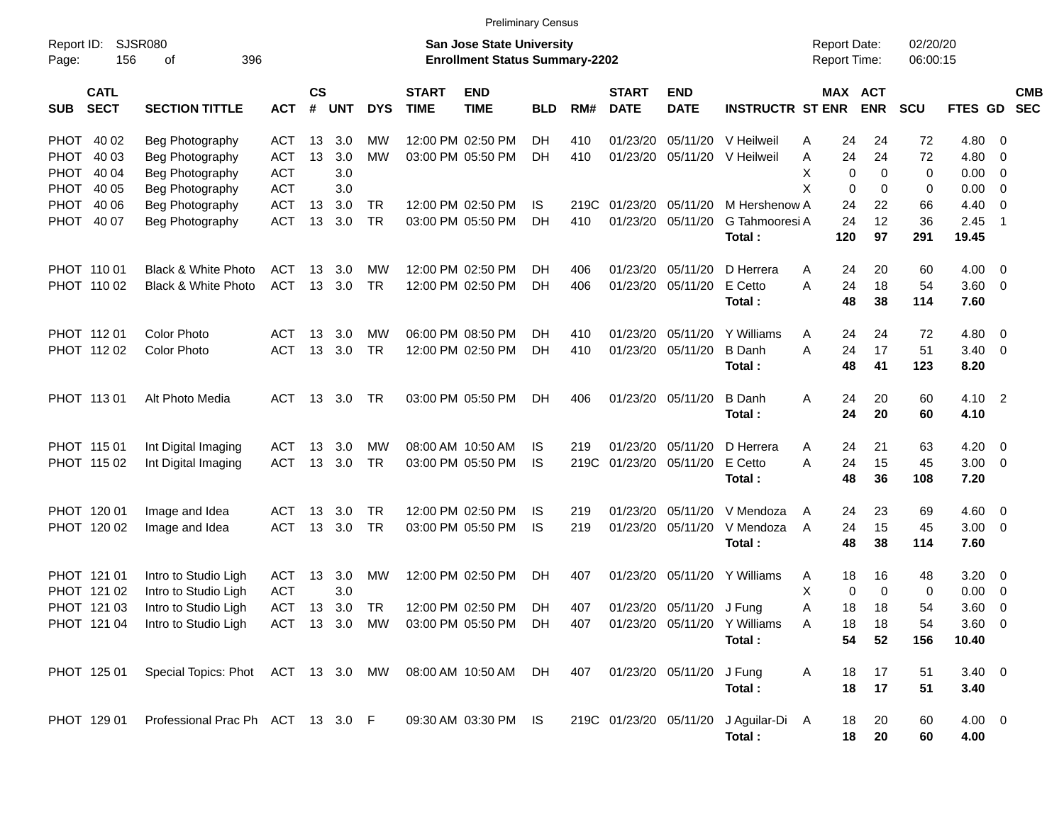Preliminary Census

Report ID: SJSR080

**San Jose State University**
**Enrollment Status Summary-2202**

Report Date: 02/20/20
Report Time: 06:00:15

| SUB | CATL SECT | SECTION TITTLE | ACT | CS # | UNT | DYS | START TIME | END TIME | BLD | RM# | START DATE | END DATE | INSTRUCTR | ST | MAX ENR | ACT ENR | SCU | FTES | GD | CMB SEC |
|---|---|---|---|---|---|---|---|---|---|---|---|---|---|---|---|---|---|---|---|---|
| PHOT | 40 02 | Beg Photography | ACT | 13 | 3.0 | MW | 12:00 PM | 02:50 PM | DH | 410 | 01/23/20 | 05/11/20 | V Heilweil | A | 24 | 24 | 72 | 4.80 | 0 | |
| PHOT | 40 03 | Beg Photography | ACT | 13 | 3.0 | MW | 03:00 PM | 05:50 PM | DH | 410 | 01/23/20 | 05/11/20 | V Heilweil | A | 24 | 24 | 72 | 4.80 | 0 | |
| PHOT | 40 04 | Beg Photography | ACT | | 3.0 | | | | | | | | | X | 0 | 0 | 0 | 0.00 | 0 | |
| PHOT | 40 05 | Beg Photography | ACT | | 3.0 | | | | | | | | | X | 0 | 0 | 0 | 0.00 | 0 | |
| PHOT | 40 06 | Beg Photography | ACT | 13 | 3.0 | TR | 12:00 PM | 02:50 PM | IS | 219C | 01/23/20 | 05/11/20 | M Hershenow | A | 24 | 22 | 66 | 4.40 | 0 | |
| PHOT | 40 07 | Beg Photography | ACT | 13 | 3.0 | TR | 03:00 PM | 05:50 PM | DH | 410 | 01/23/20 | 05/11/20 | G Tahmooresi | A | 24 | 12 | 36 | 2.45 | 1 | |
| | | | | | | | | | | | | | **Total :** | | **120** | **97** | **291** | **19.45** | | |
| PHOT | 110 01 | Black & White Photo | ACT | 13 | 3.0 | MW | 12:00 PM | 02:50 PM | DH | 406 | 01/23/20 | 05/11/20 | D Herrera | A | 24 | 20 | 60 | 4.00 | 0 | |
| PHOT | 110 02 | Black & White Photo | ACT | 13 | 3.0 | TR | 12:00 PM | 02:50 PM | DH | 406 | 01/23/20 | 05/11/20 | E Cetto | A | 24 | 18 | 54 | 3.60 | 0 | |
| | | | | | | | | | | | | | **Total :** | | **48** | **38** | **114** | **7.60** | | |
| PHOT | 112 01 | Color Photo | ACT | 13 | 3.0 | MW | 06:00 PM | 08:50 PM | DH | 410 | 01/23/20 | 05/11/20 | Y Williams | A | 24 | 24 | 72 | 4.80 | 0 | |
| PHOT | 112 02 | Color Photo | ACT | 13 | 3.0 | TR | 12:00 PM | 02:50 PM | DH | 410 | 01/23/20 | 05/11/20 | B Danh | A | 24 | 17 | 51 | 3.40 | 0 | |
| | | | | | | | | | | | | | **Total :** | | **48** | **41** | **123** | **8.20** | | |
| PHOT | 113 01 | Alt Photo Media | ACT | 13 | 3.0 | TR | 03:00 PM | 05:50 PM | DH | 406 | 01/23/20 | 05/11/20 | B Danh | A | 24 | 20 | 60 | 4.10 | 2 | |
| | | | | | | | | | | | | | **Total :** | | **24** | **20** | **60** | **4.10** | | |
| PHOT | 115 01 | Int Digital Imaging | ACT | 13 | 3.0 | MW | 08:00 AM | 10:50 AM | IS | 219 | 01/23/20 | 05/11/20 | D Herrera | A | 24 | 21 | 63 | 4.20 | 0 | |
| PHOT | 115 02 | Int Digital Imaging | ACT | 13 | 3.0 | TR | 03:00 PM | 05:50 PM | IS | 219C | 01/23/20 | 05/11/20 | E Cetto | A | 24 | 15 | 45 | 3.00 | 0 | |
| | | | | | | | | | | | | | **Total :** | | **48** | **36** | **108** | **7.20** | | |
| PHOT | 120 01 | Image and Idea | ACT | 13 | 3.0 | TR | 12:00 PM | 02:50 PM | IS | 219 | 01/23/20 | 05/11/20 | V Mendoza | A | 24 | 23 | 69 | 4.60 | 0 | |
| PHOT | 120 02 | Image and Idea | ACT | 13 | 3.0 | TR | 03:00 PM | 05:50 PM | IS | 219 | 01/23/20 | 05/11/20 | V Mendoza | A | 24 | 15 | 45 | 3.00 | 0 | |
| | | | | | | | | | | | | | **Total :** | | **48** | **38** | **114** | **7.60** | | |
| PHOT | 121 01 | Intro to Studio Ligh | ACT | 13 | 3.0 | MW | 12:00 PM | 02:50 PM | DH | 407 | 01/23/20 | 05/11/20 | Y Williams | A | 18 | 16 | 48 | 3.20 | 0 | |
| PHOT | 121 02 | Intro to Studio Ligh | ACT | | 3.0 | | | | | | | | | X | 0 | 0 | 0 | 0.00 | 0 | |
| PHOT | 121 03 | Intro to Studio Ligh | ACT | 13 | 3.0 | TR | 12:00 PM | 02:50 PM | DH | 407 | 01/23/20 | 05/11/20 | J Fung | A | 18 | 18 | 54 | 3.60 | 0 | |
| PHOT | 121 04 | Intro to Studio Ligh | ACT | 13 | 3.0 | MW | 03:00 PM | 05:50 PM | DH | 407 | 01/23/20 | 05/11/20 | Y Williams | A | 18 | 18 | 54 | 3.60 | 0 | |
| | | | | | | | | | | | | | **Total :** | | **54** | **52** | **156** | **10.40** | | |
| PHOT | 125 01 | Special Topics: Phot | ACT | 13 | 3.0 | MW | 08:00 AM | 10:50 AM | DH | 407 | 01/23/20 | 05/11/20 | J Fung | A | 18 | 17 | 51 | 3.40 | 0 | |
| | | | | | | | | | | | | | **Total :** | | **18** | **17** | **51** | **3.40** | | |
| PHOT | 129 01 | Professional Prac Ph | ACT | 13 | 3.0 | F | 09:30 AM | 03:30 PM | IS | 219C | 01/23/20 | 05/11/20 | J Aguilar-Di | A | 18 | 20 | 60 | 4.00 | 0 | |
| | | | | | | | | | | | | | **Total :** | | **18** | **20** | **60** | **4.00** | | |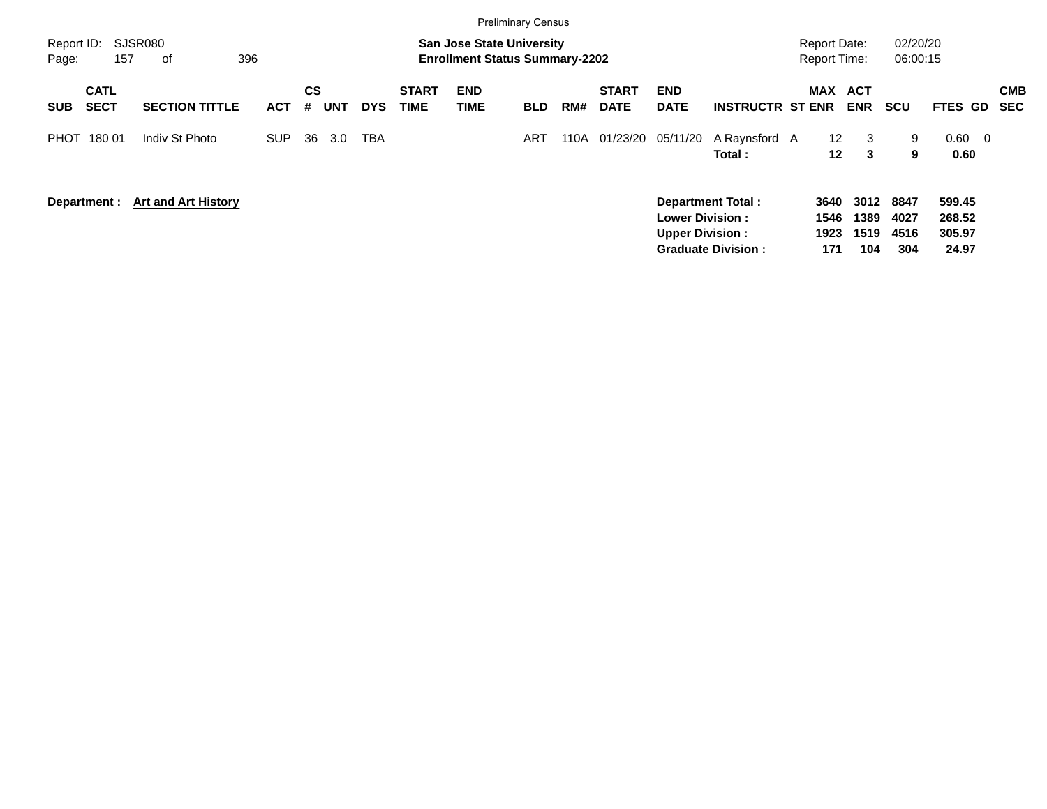Preliminary Census

Report ID: SJSR080

**San Jose State University**
**Enrollment Status Summary-2202**

Report Date: 02/20/20
Report Time: 06:00:15

| SUB | CATL SECT | SECTION TITTLE | ACT | CS # | UNT | DYS | START TIME | END TIME | BLD | RM# | START DATE | END DATE | INSTRUCTR | ST | MAX ENR | ACT ENR | SCU | FTES | GD | CMB SEC |
|---|---|---|---|---|---|---|---|---|---|---|---|---|---|---|---|---|---|---|---|---|
| PHOT | 180 01 | Indiv St Photo | SUP | 36 | 3.0 | TBA | | | ART | 110A | 01/23/20 | 05/11/20 | A Raynsford | A | 12 | 3 | 9 | 0.60 | 0 | |
| | | | | | | | | | | | | | **Total :** | | **12** | **3** | **9** | **0.60** | | |

**Department :** **Art and Art History**

| | MAX ENR | ACT ENR | SCU | FTES |
|---|---|---|---|---|
| **Department Total :** | **3640** | **3012** | **8847** | **599.45** |
| **Lower Division :** | **1546** | **1389** | **4027** | **268.52** |
| **Upper Division :** | **1923** | **1519** | **4516** | **305.97** |
| **Graduate Division :** | **171** | **104** | **304** | **24.97** |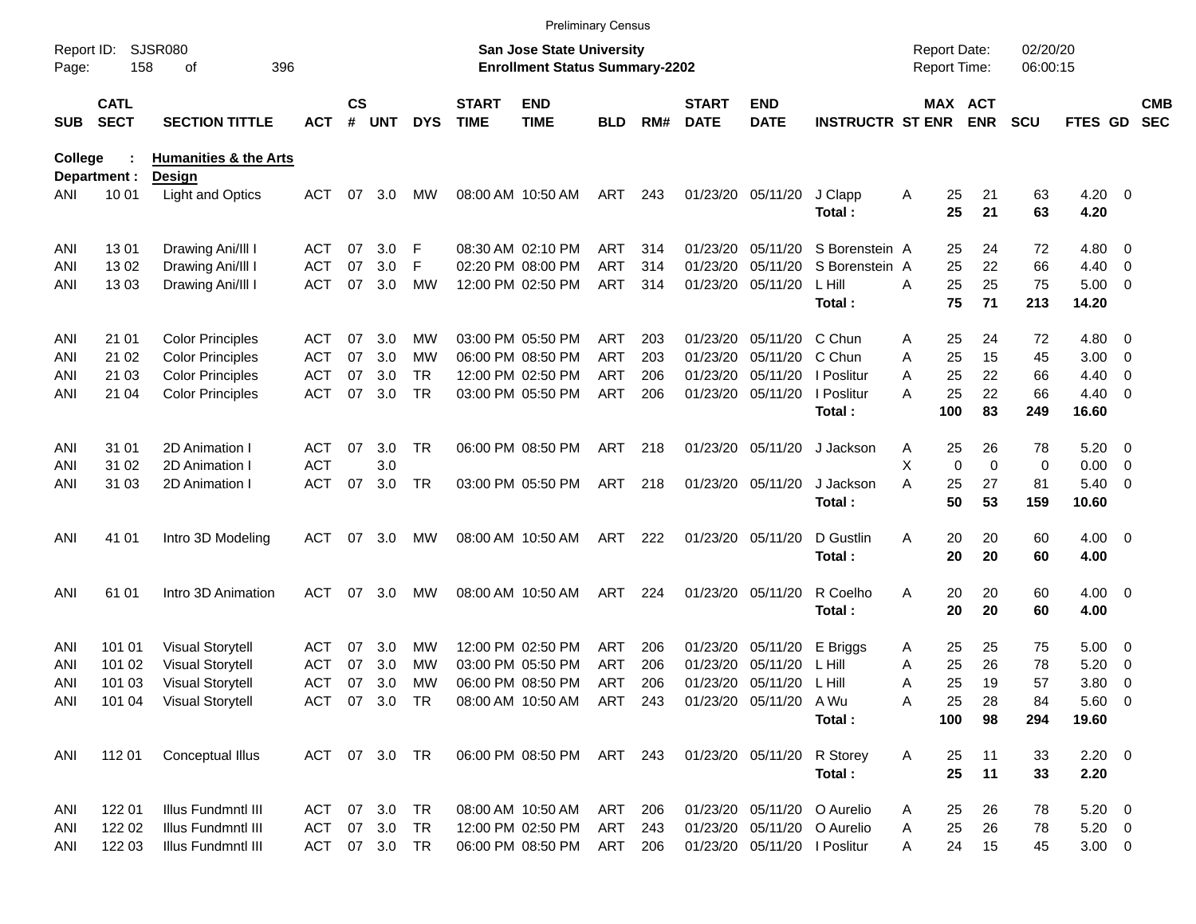Preliminary Census

Report ID: SJSR080
Page: 158 of 396

**San Jose State University**
**Enrollment Status Summary-2202**

Report Date: 02/20/20
Report Time: 06:00:15

| SUB | CATL SECT | SECTION TITTLE | ACT | CS # | UNT | DYS | START TIME | END TIME | BLD | RM# | START DATE | END DATE | INSTRUCTR | ST | MAX ENR | ACT ENR | SCU | FTES | GD | CMB SEC |
|---|---|---|---|---|---|---|---|---|---|---|---|---|---|---|---|---|---|---|---|---|
| **College :** | | **Humanities & the Arts** | | | | | | | | | | | | | | | | | | |
| **Department :** | | **Design** | | | | | | | | | | | | | | | | | | |
| ANI | 10 01 | Light and Optics | ACT | 07 | 3.0 | MW | 08:00 AM | 10:50 AM | ART | 243 | 01/23/20 | 05/11/20 | J Clapp | A | 25 | 21 | 63 | 4.20 | 0 | |
| | | | | | | | | | | | | | **Total :** | | **25** | **21** | **63** | **4.20** | | |
| ANI | 13 01 | Drawing Ani/Ill I | ACT | 07 | 3.0 | F | 08:30 AM | 02:10 PM | ART | 314 | 01/23/20 | 05/11/20 | S Borenstein | A | 25 | 24 | 72 | 4.80 | 0 | |
| ANI | 13 02 | Drawing Ani/Ill I | ACT | 07 | 3.0 | F | 02:20 PM | 08:00 PM | ART | 314 | 01/23/20 | 05/11/20 | S Borenstein | A | 25 | 22 | 66 | 4.40 | 0 | |
| ANI | 13 03 | Drawing Ani/Ill I | ACT | 07 | 3.0 | MW | 12:00 PM | 02:50 PM | ART | 314 | 01/23/20 | 05/11/20 | L Hill | A | 25 | 25 | 75 | 5.00 | 0 | |
| | | | | | | | | | | | | | **Total :** | | **75** | **71** | **213** | **14.20** | | |
| ANI | 21 01 | Color Principles | ACT | 07 | 3.0 | MW | 03:00 PM | 05:50 PM | ART | 203 | 01/23/20 | 05/11/20 | C Chun | A | 25 | 24 | 72 | 4.80 | 0 | |
| ANI | 21 02 | Color Principles | ACT | 07 | 3.0 | MW | 06:00 PM | 08:50 PM | ART | 203 | 01/23/20 | 05/11/20 | C Chun | A | 25 | 15 | 45 | 3.00 | 0 | |
| ANI | 21 03 | Color Principles | ACT | 07 | 3.0 | TR | 12:00 PM | 02:50 PM | ART | 206 | 01/23/20 | 05/11/20 | I Poslitur | A | 25 | 22 | 66 | 4.40 | 0 | |
| ANI | 21 04 | Color Principles | ACT | 07 | 3.0 | TR | 03:00 PM | 05:50 PM | ART | 206 | 01/23/20 | 05/11/20 | I Poslitur | A | 25 | 22 | 66 | 4.40 | 0 | |
| | | | | | | | | | | | | | **Total :** | | **100** | **83** | **249** | **16.60** | | |
| ANI | 31 01 | 2D Animation I | ACT | 07 | 3.0 | TR | 06:00 PM | 08:50 PM | ART | 218 | 01/23/20 | 05/11/20 | J Jackson | A | 25 | 26 | 78 | 5.20 | 0 | |
| ANI | 31 02 | 2D Animation I | ACT | | 3.0 | | | | | | | | | X | 0 | 0 | 0 | 0.00 | 0 | |
| ANI | 31 03 | 2D Animation I | ACT | 07 | 3.0 | TR | 03:00 PM | 05:50 PM | ART | 218 | 01/23/20 | 05/11/20 | J Jackson | A | 25 | 27 | 81 | 5.40 | 0 | |
| | | | | | | | | | | | | | **Total :** | | **50** | **53** | **159** | **10.60** | | |
| ANI | 41 01 | Intro 3D Modeling | ACT | 07 | 3.0 | MW | 08:00 AM | 10:50 AM | ART | 222 | 01/23/20 | 05/11/20 | D Gustlin | A | 20 | 20 | 60 | 4.00 | 0 | |
| | | | | | | | | | | | | | **Total :** | | **20** | **20** | **60** | **4.00** | | |
| ANI | 61 01 | Intro 3D Animation | ACT | 07 | 3.0 | MW | 08:00 AM | 10:50 AM | ART | 224 | 01/23/20 | 05/11/20 | R Coelho | A | 20 | 20 | 60 | 4.00 | 0 | |
| | | | | | | | | | | | | | **Total :** | | **20** | **20** | **60** | **4.00** | | |
| ANI | 101 01 | Visual Storytell | ACT | 07 | 3.0 | MW | 12:00 PM | 02:50 PM | ART | 206 | 01/23/20 | 05/11/20 | E Briggs | A | 25 | 25 | 75 | 5.00 | 0 | |
| ANI | 101 02 | Visual Storytell | ACT | 07 | 3.0 | MW | 03:00 PM | 05:50 PM | ART | 206 | 01/23/20 | 05/11/20 | L Hill | A | 25 | 26 | 78 | 5.20 | 0 | |
| ANI | 101 03 | Visual Storytell | ACT | 07 | 3.0 | MW | 06:00 PM | 08:50 PM | ART | 206 | 01/23/20 | 05/11/20 | L Hill | A | 25 | 19 | 57 | 3.80 | 0 | |
| ANI | 101 04 | Visual Storytell | ACT | 07 | 3.0 | TR | 08:00 AM | 10:50 AM | ART | 243 | 01/23/20 | 05/11/20 | A Wu | A | 25 | 28 | 84 | 5.60 | 0 | |
| | | | | | | | | | | | | | **Total :** | | **100** | **98** | **294** | **19.60** | | |
| ANI | 112 01 | Conceptual Illus | ACT | 07 | 3.0 | TR | 06:00 PM | 08:50 PM | ART | 243 | 01/23/20 | 05/11/20 | R Storey | A | 25 | 11 | 33 | 2.20 | 0 | |
| | | | | | | | | | | | | | **Total :** | | **25** | **11** | **33** | **2.20** | | |
| ANI | 122 01 | Illus Fundmntl III | ACT | 07 | 3.0 | TR | 08:00 AM | 10:50 AM | ART | 206 | 01/23/20 | 05/11/20 | O Aurelio | A | 25 | 26 | 78 | 5.20 | 0 | |
| ANI | 122 02 | Illus Fundmntl III | ACT | 07 | 3.0 | TR | 12:00 PM | 02:50 PM | ART | 243 | 01/23/20 | 05/11/20 | O Aurelio | A | 25 | 26 | 78 | 5.20 | 0 | |
| ANI | 122 03 | Illus Fundmntl III | ACT | 07 | 3.0 | TR | 06:00 PM | 08:50 PM | ART | 206 | 01/23/20 | 05/11/20 | I Poslitur | A | 24 | 15 | 45 | 3.00 | 0 | |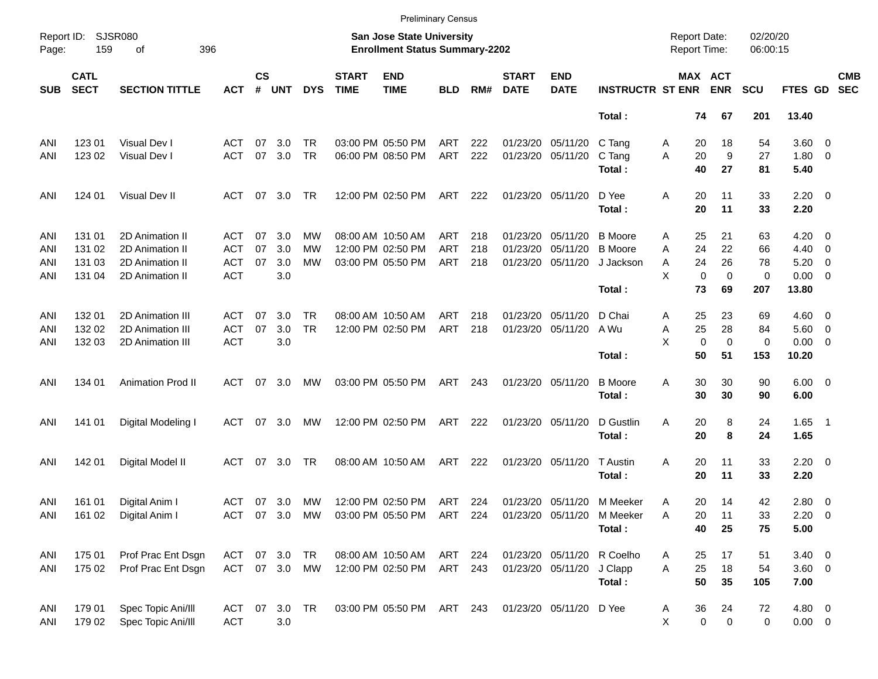Preliminary Census

Report ID: SJSR080
Page: 159 of 396

**San Jose State University**
**Enrollment Status Summary-2202**

Report Date: 02/20/20
Report Time: 06:00:15

| SUB | CATL SECT | SECTION TITTLE | ACT | CS # | UNT | DYS | START TIME | END TIME | BLD | RM# | START DATE | END DATE | INSTRUCTR | ST | MAX ENR | ACT ENR | SCU | FTES | GD | CMB SEC |
|---|---|---|---|---|---|---|---|---|---|---|---|---|---|---|---|---|---|---|---|---|
| | | | | | | | | | | | | | **Total :** | | **74** | **67** | **201** | **13.40** | | |
| ANI | 123 01 | Visual Dev I | ACT | 07 | 3.0 | TR | 03:00 PM | 05:50 PM | ART | 222 | 01/23/20 | 05/11/20 | C Tang | A | 20 | 18 | 54 | 3.60 | 0 | |
| ANI | 123 02 | Visual Dev I | ACT | 07 | 3.0 | TR | 06:00 PM | 08:50 PM | ART | 222 | 01/23/20 | 05/11/20 | C Tang | A | 20 | 9 | 27 | 1.80 | 0 | |
| | | | | | | | | | | | | | **Total :** | | **40** | **27** | **81** | **5.40** | | |
| ANI | 124 01 | Visual Dev II | ACT | 07 | 3.0 | TR | 12:00 PM | 02:50 PM | ART | 222 | 01/23/20 | 05/11/20 | D Yee | A | 20 | 11 | 33 | 2.20 | 0 | |
| | | | | | | | | | | | | | **Total :** | | **20** | **11** | **33** | **2.20** | | |
| ANI | 131 01 | 2D Animation II | ACT | 07 | 3.0 | MW | 08:00 AM | 10:50 AM | ART | 218 | 01/23/20 | 05/11/20 | B Moore | A | 25 | 21 | 63 | 4.20 | 0 | |
| ANI | 131 02 | 2D Animation II | ACT | 07 | 3.0 | MW | 12:00 PM | 02:50 PM | ART | 218 | 01/23/20 | 05/11/20 | B Moore | A | 24 | 22 | 66 | 4.40 | 0 | |
| ANI | 131 03 | 2D Animation II | ACT | 07 | 3.0 | MW | 03:00 PM | 05:50 PM | ART | 218 | 01/23/20 | 05/11/20 | J Jackson | A | 24 | 26 | 78 | 5.20 | 0 | |
| ANI | 131 04 | 2D Animation II | ACT | | 3.0 | | | | | | | | | X | 0 | 0 | 0 | 0.00 | 0 | |
| | | | | | | | | | | | | | **Total :** | | **73** | **69** | **207** | **13.80** | | |
| ANI | 132 01 | 2D Animation III | ACT | 07 | 3.0 | TR | 08:00 AM | 10:50 AM | ART | 218 | 01/23/20 | 05/11/20 | D Chai | A | 25 | 23 | 69 | 4.60 | 0 | |
| ANI | 132 02 | 2D Animation III | ACT | 07 | 3.0 | TR | 12:00 PM | 02:50 PM | ART | 218 | 01/23/20 | 05/11/20 | A Wu | A | 25 | 28 | 84 | 5.60 | 0 | |
| ANI | 132 03 | 2D Animation III | ACT | | 3.0 | | | | | | | | | X | 0 | 0 | 0 | 0.00 | 0 | |
| | | | | | | | | | | | | | **Total :** | | **50** | **51** | **153** | **10.20** | | |
| ANI | 134 01 | Animation Prod II | ACT | 07 | 3.0 | MW | 03:00 PM | 05:50 PM | ART | 243 | 01/23/20 | 05/11/20 | B Moore | A | 30 | 30 | 90 | 6.00 | 0 | |
| | | | | | | | | | | | | | **Total :** | | **30** | **30** | **90** | **6.00** | | |
| ANI | 141 01 | Digital Modeling I | ACT | 07 | 3.0 | MW | 12:00 PM | 02:50 PM | ART | 222 | 01/23/20 | 05/11/20 | D Gustlin | A | 20 | 8 | 24 | 1.65 | 1 | |
| | | | | | | | | | | | | | **Total :** | | **20** | **8** | **24** | **1.65** | | |
| ANI | 142 01 | Digital Model II | ACT | 07 | 3.0 | TR | 08:00 AM | 10:50 AM | ART | 222 | 01/23/20 | 05/11/20 | T Austin | A | 20 | 11 | 33 | 2.20 | 0 | |
| | | | | | | | | | | | | | **Total :** | | **20** | **11** | **33** | **2.20** | | |
| ANI | 161 01 | Digital Anim I | ACT | 07 | 3.0 | MW | 12:00 PM | 02:50 PM | ART | 224 | 01/23/20 | 05/11/20 | M Meeker | A | 20 | 14 | 42 | 2.80 | 0 | |
| ANI | 161 02 | Digital Anim I | ACT | 07 | 3.0 | MW | 03:00 PM | 05:50 PM | ART | 224 | 01/23/20 | 05/11/20 | M Meeker | A | 20 | 11 | 33 | 2.20 | 0 | |
| | | | | | | | | | | | | | **Total :** | | **40** | **25** | **75** | **5.00** | | |
| ANI | 175 01 | Prof Prac Ent Dsgn | ACT | 07 | 3.0 | TR | 08:00 AM | 10:50 AM | ART | 224 | 01/23/20 | 05/11/20 | R Coelho | A | 25 | 17 | 51 | 3.40 | 0 | |
| ANI | 175 02 | Prof Prac Ent Dsgn | ACT | 07 | 3.0 | MW | 12:00 PM | 02:50 PM | ART | 243 | 01/23/20 | 05/11/20 | J Clapp | A | 25 | 18 | 54 | 3.60 | 0 | |
| | | | | | | | | | | | | | **Total :** | | **50** | **35** | **105** | **7.00** | | |
| ANI | 179 01 | Spec Topic Ani/Ill | ACT | 07 | 3.0 | TR | 03:00 PM | 05:50 PM | ART | 243 | 01/23/20 | 05/11/20 | D Yee | A | 36 | 24 | 72 | 4.80 | 0 | |
| ANI | 179 02 | Spec Topic Ani/Ill | ACT | | 3.0 | | | | | | | | | X | 0 | 0 | 0 | 0.00 | 0 | |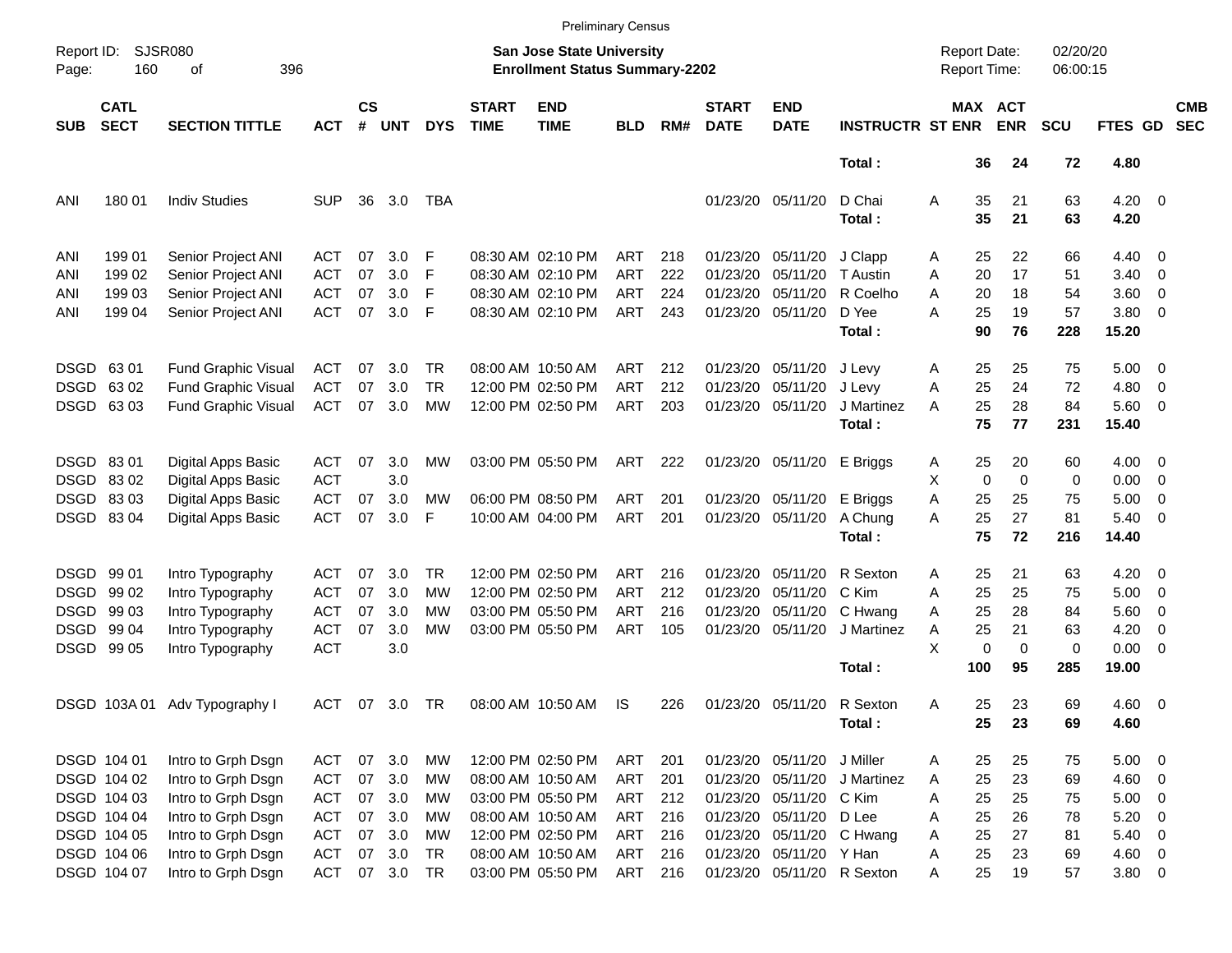Preliminary Census

Report ID: SJSR080
Page: 160 of 396

**San Jose State University**
**Enrollment Status Summary-2202**

Report Date: 02/20/20
Report Time: 06:00:15

| SUB | CATL SECT | SECTION TITTLE | ACT | CS # | UNT | DYS | START TIME | END TIME | BLD | RM# | START DATE | END DATE | INSTRUCTR | ST | MAX ENR | ACT ENR | SCU | FTES | GD | CMB SEC |
|---|---|---|---|---|---|---|---|---|---|---|---|---|---|---|---|---|---|---|---|---|
| | | | | | | | | | | | | | **Total :** | | **36** | **24** | **72** | **4.80** | | |
| ANI | 180 01 | Indiv Studies | SUP | 36 | 3.0 | TBA | | | | | 01/23/20 | 05/11/20 | D Chai | A | 35 | 21 | 63 | 4.20 | 0 | |
| | | | | | | | | | | | | | **Total :** | | **35** | **21** | **63** | **4.20** | | |
| ANI | 199 01 | Senior Project ANI | ACT | 07 | 3.0 | F | 08:30 AM | 02:10 PM | ART | 218 | 01/23/20 | 05/11/20 | J Clapp | A | 25 | 22 | 66 | 4.40 | 0 | |
| ANI | 199 02 | Senior Project ANI | ACT | 07 | 3.0 | F | 08:30 AM | 02:10 PM | ART | 222 | 01/23/20 | 05/11/20 | T Austin | A | 20 | 17 | 51 | 3.40 | 0 | |
| ANI | 199 03 | Senior Project ANI | ACT | 07 | 3.0 | F | 08:30 AM | 02:10 PM | ART | 224 | 01/23/20 | 05/11/20 | R Coelho | A | 20 | 18 | 54 | 3.60 | 0 | |
| ANI | 199 04 | Senior Project ANI | ACT | 07 | 3.0 | F | 08:30 AM | 02:10 PM | ART | 243 | 01/23/20 | 05/11/20 | D Yee | A | 25 | 19 | 57 | 3.80 | 0 | |
| | | | | | | | | | | | | | **Total :** | | **90** | **76** | **228** | **15.20** | | |
| DSGD | 63 01 | Fund Graphic Visual | ACT | 07 | 3.0 | TR | 08:00 AM | 10:50 AM | ART | 212 | 01/23/20 | 05/11/20 | J Levy | A | 25 | 25 | 75 | 5.00 | 0 | |
| DSGD | 63 02 | Fund Graphic Visual | ACT | 07 | 3.0 | TR | 12:00 PM | 02:50 PM | ART | 212 | 01/23/20 | 05/11/20 | J Levy | A | 25 | 24 | 72 | 4.80 | 0 | |
| DSGD | 63 03 | Fund Graphic Visual | ACT | 07 | 3.0 | MW | 12:00 PM | 02:50 PM | ART | 203 | 01/23/20 | 05/11/20 | J Martinez | A | 25 | 28 | 84 | 5.60 | 0 | |
| | | | | | | | | | | | | | **Total :** | | **75** | **77** | **231** | **15.40** | | |
| DSGD | 83 01 | Digital Apps Basic | ACT | 07 | 3.0 | MW | 03:00 PM | 05:50 PM | ART | 222 | 01/23/20 | 05/11/20 | E Briggs | A | 25 | 20 | 60 | 4.00 | 0 | |
| DSGD | 83 02 | Digital Apps Basic | ACT | | 3.0 | | | | | | | | | X | 0 | 0 | 0 | 0.00 | 0 | |
| DSGD | 83 03 | Digital Apps Basic | ACT | 07 | 3.0 | MW | 06:00 PM | 08:50 PM | ART | 201 | 01/23/20 | 05/11/20 | E Briggs | A | 25 | 25 | 75 | 5.00 | 0 | |
| DSGD | 83 04 | Digital Apps Basic | ACT | 07 | 3.0 | F | 10:00 AM | 04:00 PM | ART | 201 | 01/23/20 | 05/11/20 | A Chung | A | 25 | 27 | 81 | 5.40 | 0 | |
| | | | | | | | | | | | | | **Total :** | | **75** | **72** | **216** | **14.40** | | |
| DSGD | 99 01 | Intro Typography | ACT | 07 | 3.0 | TR | 12:00 PM | 02:50 PM | ART | 216 | 01/23/20 | 05/11/20 | R Sexton | A | 25 | 21 | 63 | 4.20 | 0 | |
| DSGD | 99 02 | Intro Typography | ACT | 07 | 3.0 | MW | 12:00 PM | 02:50 PM | ART | 212 | 01/23/20 | 05/11/20 | C Kim | A | 25 | 25 | 75 | 5.00 | 0 | |
| DSGD | 99 03 | Intro Typography | ACT | 07 | 3.0 | MW | 03:00 PM | 05:50 PM | ART | 216 | 01/23/20 | 05/11/20 | C Hwang | A | 25 | 28 | 84 | 5.60 | 0 | |
| DSGD | 99 04 | Intro Typography | ACT | 07 | 3.0 | MW | 03:00 PM | 05:50 PM | ART | 105 | 01/23/20 | 05/11/20 | J Martinez | A | 25 | 21 | 63 | 4.20 | 0 | |
| DSGD | 99 05 | Intro Typography | ACT | | 3.0 | | | | | | | | | X | 0 | 0 | 0 | 0.00 | 0 | |
| | | | | | | | | | | | | | **Total :** | | **100** | **95** | **285** | **19.00** | | |
| DSGD | 103A 01 | Adv Typography I | ACT | 07 | 3.0 | TR | 08:00 AM | 10:50 AM | IS | 226 | 01/23/20 | 05/11/20 | R Sexton | A | 25 | 23 | 69 | 4.60 | 0 | |
| | | | | | | | | | | | | | **Total :** | | **25** | **23** | **69** | **4.60** | | |
| DSGD | 104 01 | Intro to Grph Dsgn | ACT | 07 | 3.0 | MW | 12:00 PM | 02:50 PM | ART | 201 | 01/23/20 | 05/11/20 | J Miller | A | 25 | 25 | 75 | 5.00 | 0 | |
| DSGD | 104 02 | Intro to Grph Dsgn | ACT | 07 | 3.0 | MW | 08:00 AM | 10:50 AM | ART | 201 | 01/23/20 | 05/11/20 | J Martinez | A | 25 | 23 | 69 | 4.60 | 0 | |
| DSGD | 104 03 | Intro to Grph Dsgn | ACT | 07 | 3.0 | MW | 03:00 PM | 05:50 PM | ART | 212 | 01/23/20 | 05/11/20 | C Kim | A | 25 | 25 | 75 | 5.00 | 0 | |
| DSGD | 104 04 | Intro to Grph Dsgn | ACT | 07 | 3.0 | MW | 08:00 AM | 10:50 AM | ART | 216 | 01/23/20 | 05/11/20 | D Lee | A | 25 | 26 | 78 | 5.20 | 0 | |
| DSGD | 104 05 | Intro to Grph Dsgn | ACT | 07 | 3.0 | MW | 12:00 PM | 02:50 PM | ART | 216 | 01/23/20 | 05/11/20 | C Hwang | A | 25 | 27 | 81 | 5.40 | 0 | |
| DSGD | 104 06 | Intro to Grph Dsgn | ACT | 07 | 3.0 | TR | 08:00 AM | 10:50 AM | ART | 216 | 01/23/20 | 05/11/20 | Y Han | A | 25 | 23 | 69 | 4.60 | 0 | |
| DSGD | 104 07 | Intro to Grph Dsgn | ACT | 07 | 3.0 | TR | 03:00 PM | 05:50 PM | ART | 216 | 01/23/20 | 05/11/20 | R Sexton | A | 25 | 19 | 57 | 3.80 | 0 | |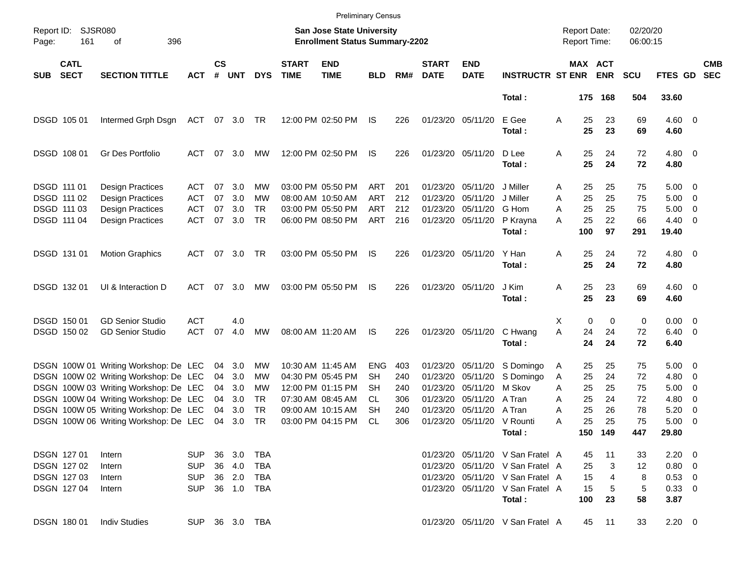Preliminary Census

Report ID: SJSR080
Page: 161 of 396

**San Jose State University**
**Enrollment Status Summary-2202**

Report Date: 02/20/20
Report Time: 06:00:15

| SUB | CATL SECT | SECTION TITTLE | ACT | CS # | UNT | DYS | START TIME | END TIME | BLD | RM# | START DATE | END DATE | INSTRUCTR | ST | MAX ENR | ACT ENR | SCU | FTES | GD | CMB SEC |
|---|---|---|---|---|---|---|---|---|---|---|---|---|---|---|---|---|---|---|---|---|
| | | | | | | | | | | | | | **Total :** | | **175** | **168** | **504** | **33.60** | | |
| DSGD | 105 01 | Intermed Grph Dsgn | ACT | 07 | 3.0 | TR | 12:00 PM | 02:50 PM | IS | 226 | 01/23/20 | 05/11/20 | E Gee | A | 25 | 23 | 69 | 4.60 | 0 | |
| | | | | | | | | | | | | | **Total :** | | **25** | **23** | **69** | **4.60** | | |
| DSGD | 108 01 | Gr Des Portfolio | ACT | 07 | 3.0 | MW | 12:00 PM | 02:50 PM | IS | 226 | 01/23/20 | 05/11/20 | D Lee | A | 25 | 24 | 72 | 4.80 | 0 | |
| | | | | | | | | | | | | | **Total :** | | **25** | **24** | **72** | **4.80** | | |
| DSGD | 111 01 | Design Practices | ACT | 07 | 3.0 | MW | 03:00 PM | 05:50 PM | ART | 201 | 01/23/20 | 05/11/20 | J Miller | A | 25 | 25 | 75 | 5.00 | 0 | |
| DSGD | 111 02 | Design Practices | ACT | 07 | 3.0 | MW | 08:00 AM | 10:50 AM | ART | 212 | 01/23/20 | 05/11/20 | J Miller | A | 25 | 25 | 75 | 5.00 | 0 | |
| DSGD | 111 03 | Design Practices | ACT | 07 | 3.0 | TR | 03:00 PM | 05:50 PM | ART | 212 | 01/23/20 | 05/11/20 | G Hom | A | 25 | 25 | 75 | 5.00 | 0 | |
| DSGD | 111 04 | Design Practices | ACT | 07 | 3.0 | TR | 06:00 PM | 08:50 PM | ART | 216 | 01/23/20 | 05/11/20 | P Krayna | A | 25 | 22 | 66 | 4.40 | 0 | |
| | | | | | | | | | | | | | **Total :** | | **100** | **97** | **291** | **19.40** | | |
| DSGD | 131 01 | Motion Graphics | ACT | 07 | 3.0 | TR | 03:00 PM | 05:50 PM | IS | 226 | 01/23/20 | 05/11/20 | Y Han | A | 25 | 24 | 72 | 4.80 | 0 | |
| | | | | | | | | | | | | | **Total :** | | **25** | **24** | **72** | **4.80** | | |
| DSGD | 132 01 | UI & Interaction D | ACT | 07 | 3.0 | MW | 03:00 PM | 05:50 PM | IS | 226 | 01/23/20 | 05/11/20 | J Kim | A | 25 | 23 | 69 | 4.60 | 0 | |
| | | | | | | | | | | | | | **Total :** | | **25** | **23** | **69** | **4.60** | | |
| DSGD | 150 01 | GD Senior Studio | ACT | | 4.0 | | | | | | | | | X | 0 | 0 | 0 | 0.00 | 0 | |
| DSGD | 150 02 | GD Senior Studio | ACT | 07 | 4.0 | MW | 08:00 AM | 11:20 AM | IS | 226 | 01/23/20 | 05/11/20 | C Hwang | A | 24 | 24 | 72 | 6.40 | 0 | |
| | | | | | | | | | | | | | **Total :** | | **24** | **24** | **72** | **6.40** | | |
| DSGN | 100W 01 | Writing Workshop: De | LEC | 04 | 3.0 | MW | 10:30 AM | 11:45 AM | ENG | 403 | 01/23/20 | 05/11/20 | S Domingo | A | 25 | 25 | 75 | 5.00 | 0 | |
| DSGN | 100W 02 | Writing Workshop: De | LEC | 04 | 3.0 | MW | 04:30 PM | 05:45 PM | SH | 240 | 01/23/20 | 05/11/20 | S Domingo | A | 25 | 24 | 72 | 4.80 | 0 | |
| DSGN | 100W 03 | Writing Workshop: De | LEC | 04 | 3.0 | MW | 12:00 PM | 01:15 PM | SH | 240 | 01/23/20 | 05/11/20 | M Skov | A | 25 | 25 | 75 | 5.00 | 0 | |
| DSGN | 100W 04 | Writing Workshop: De | LEC | 04 | 3.0 | TR | 07:30 AM | 08:45 AM | CL | 306 | 01/23/20 | 05/11/20 | A Tran | A | 25 | 24 | 72 | 4.80 | 0 | |
| DSGN | 100W 05 | Writing Workshop: De | LEC | 04 | 3.0 | TR | 09:00 AM | 10:15 AM | SH | 240 | 01/23/20 | 05/11/20 | A Tran | A | 25 | 26 | 78 | 5.20 | 0 | |
| DSGN | 100W 06 | Writing Workshop: De | LEC | 04 | 3.0 | TR | 03:00 PM | 04:15 PM | CL | 306 | 01/23/20 | 05/11/20 | V Rounti | A | 25 | 25 | 75 | 5.00 | 0 | |
| | | | | | | | | | | | | | **Total :** | | **150** | **149** | **447** | **29.80** | | |
| DSGN | 127 01 | Intern | SUP | 36 | 3.0 | TBA | | | | | 01/23/20 | 05/11/20 | V San Fratel | A | 45 | 11 | 33 | 2.20 | 0 | |
| DSGN | 127 02 | Intern | SUP | 36 | 4.0 | TBA | | | | | 01/23/20 | 05/11/20 | V San Fratel | A | 25 | 3 | 12 | 0.80 | 0 | |
| DSGN | 127 03 | Intern | SUP | 36 | 2.0 | TBA | | | | | 01/23/20 | 05/11/20 | V San Fratel | A | 15 | 4 | 8 | 0.53 | 0 | |
| DSGN | 127 04 | Intern | SUP | 36 | 1.0 | TBA | | | | | 01/23/20 | 05/11/20 | V San Fratel | A | 15 | 5 | 5 | 0.33 | 0 | |
| | | | | | | | | | | | | | **Total :** | | **100** | **23** | **58** | **3.87** | | |
| DSGN | 180 01 | Indiv Studies | SUP | 36 | 3.0 | TBA | | | | | 01/23/20 | 05/11/20 | V San Fratel | A | 45 | 11 | 33 | 2.20 | 0 | |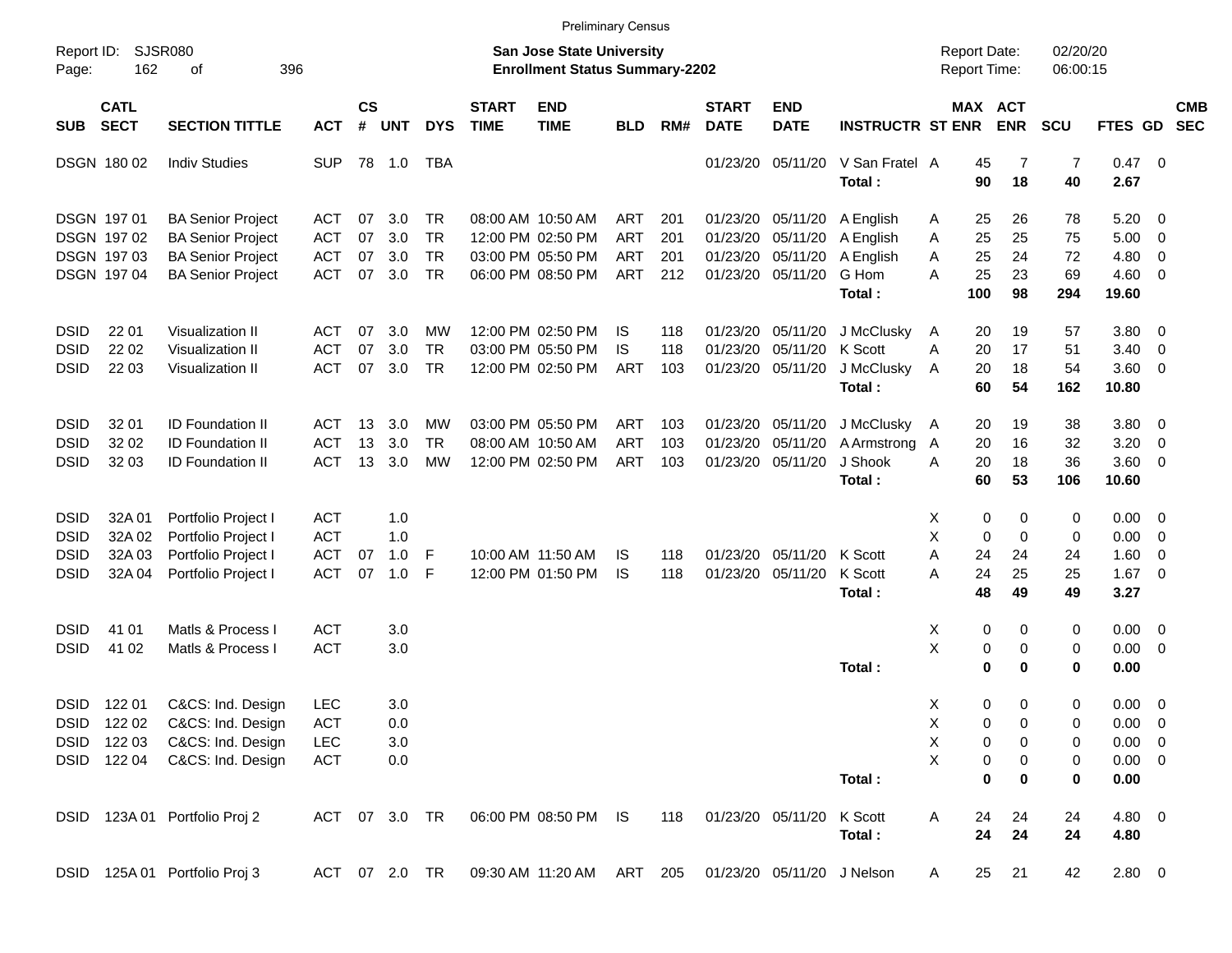Preliminary Census

Report ID: SJSR080

**San Jose State University**
**Enrollment Status Summary-2202**

Report Date: 02/20/20
Report Time: 06:00:15

| SUB | CATL SECT | SECTION TITTLE | ACT | CS # | UNT | DYS | START TIME | END TIME | BLD | RM# | START DATE | END DATE | INSTRUCTR | ST | MAX ENR | ACT ENR | SCU | FTES | GD | CMB SEC |
|---|---|---|---|---|---|---|---|---|---|---|---|---|---|---|---|---|---|---|---|---|
| DSGN | 180 02 | Indiv Studies | SUP | 78 | 1.0 | TBA | | | | | 01/23/20 | 05/11/20 | V San Fratel | A | 45 | 7 | 7 | 0.47 | 0 | |
| | | | | | | | | | | | | | **Total :** | | **90** | **18** | **40** | **2.67** | | |
| DSGN | 197 01 | BA Senior Project | ACT | 07 | 3.0 | TR | 08:00 AM | 10:50 AM | ART | 201 | 01/23/20 | 05/11/20 | A English | A | 25 | 26 | 78 | 5.20 | 0 | |
| DSGN | 197 02 | BA Senior Project | ACT | 07 | 3.0 | TR | 12:00 PM | 02:50 PM | ART | 201 | 01/23/20 | 05/11/20 | A English | A | 25 | 25 | 75 | 5.00 | 0 | |
| DSGN | 197 03 | BA Senior Project | ACT | 07 | 3.0 | TR | 03:00 PM | 05:50 PM | ART | 201 | 01/23/20 | 05/11/20 | A English | A | 25 | 24 | 72 | 4.80 | 0 | |
| DSGN | 197 04 | BA Senior Project | ACT | 07 | 3.0 | TR | 06:00 PM | 08:50 PM | ART | 212 | 01/23/20 | 05/11/20 | G Hom | A | 25 | 23 | 69 | 4.60 | 0 | |
| | | | | | | | | | | | | | **Total :** | | **100** | **98** | **294** | **19.60** | | |
| DSID | 22 01 | Visualization II | ACT | 07 | 3.0 | MW | 12:00 PM | 02:50 PM | IS | 118 | 01/23/20 | 05/11/20 | J McClusky | A | 20 | 19 | 57 | 3.80 | 0 | |
| DSID | 22 02 | Visualization II | ACT | 07 | 3.0 | TR | 03:00 PM | 05:50 PM | IS | 118 | 01/23/20 | 05/11/20 | K Scott | A | 20 | 17 | 51 | 3.40 | 0 | |
| DSID | 22 03 | Visualization II | ACT | 07 | 3.0 | TR | 12:00 PM | 02:50 PM | ART | 103 | 01/23/20 | 05/11/20 | J McClusky | A | 20 | 18 | 54 | 3.60 | 0 | |
| | | | | | | | | | | | | | **Total :** | | **60** | **54** | **162** | **10.80** | | |
| DSID | 32 01 | ID Foundation II | ACT | 13 | 3.0 | MW | 03:00 PM | 05:50 PM | ART | 103 | 01/23/20 | 05/11/20 | J McClusky | A | 20 | 19 | 38 | 3.80 | 0 | |
| DSID | 32 02 | ID Foundation II | ACT | 13 | 3.0 | TR | 08:00 AM | 10:50 AM | ART | 103 | 01/23/20 | 05/11/20 | A Armstrong | A | 20 | 16 | 32 | 3.20 | 0 | |
| DSID | 32 03 | ID Foundation II | ACT | 13 | 3.0 | MW | 12:00 PM | 02:50 PM | ART | 103 | 01/23/20 | 05/11/20 | J Shook | A | 20 | 18 | 36 | 3.60 | 0 | |
| | | | | | | | | | | | | | **Total :** | | **60** | **53** | **106** | **10.60** | | |
| DSID | 32A 01 | Portfolio Project I | ACT | | 1.0 | | | | | | | | | X | 0 | 0 | 0 | 0.00 | 0 | |
| DSID | 32A 02 | Portfolio Project I | ACT | | 1.0 | | | | | | | | | X | 0 | 0 | 0 | 0.00 | 0 | |
| DSID | 32A 03 | Portfolio Project I | ACT | 07 | 1.0 | F | 10:00 AM | 11:50 AM | IS | 118 | 01/23/20 | 05/11/20 | K Scott | A | 24 | 24 | 24 | 1.60 | 0 | |
| DSID | 32A 04 | Portfolio Project I | ACT | 07 | 1.0 | F | 12:00 PM | 01:50 PM | IS | 118 | 01/23/20 | 05/11/20 | K Scott | A | 24 | 25 | 25 | 1.67 | 0 | |
| | | | | | | | | | | | | | **Total :** | | **48** | **49** | **49** | **3.27** | | |
| DSID | 41 01 | Matls & Process I | ACT | | 3.0 | | | | | | | | | X | 0 | 0 | 0 | 0.00 | 0 | |
| DSID | 41 02 | Matls & Process I | ACT | | 3.0 | | | | | | | | | X | 0 | 0 | 0 | 0.00 | 0 | |
| | | | | | | | | | | | | | **Total :** | | **0** | **0** | **0** | **0.00** | | |
| DSID | 122 01 | C&CS: Ind. Design | LEC | | 3.0 | | | | | | | | | X | 0 | 0 | 0 | 0.00 | 0 | |
| DSID | 122 02 | C&CS: Ind. Design | ACT | | 0.0 | | | | | | | | | X | 0 | 0 | 0 | 0.00 | 0 | |
| DSID | 122 03 | C&CS: Ind. Design | LEC | | 3.0 | | | | | | | | | X | 0 | 0 | 0 | 0.00 | 0 | |
| DSID | 122 04 | C&CS: Ind. Design | ACT | | 0.0 | | | | | | | | | X | 0 | 0 | 0 | 0.00 | 0 | |
| | | | | | | | | | | | | | **Total :** | | **0** | **0** | **0** | **0.00** | | |
| DSID | 123A 01 | Portfolio Proj 2 | ACT | 07 | 3.0 | TR | 06:00 PM | 08:50 PM | IS | 118 | 01/23/20 | 05/11/20 | K Scott | A | 24 | 24 | 24 | 4.80 | 0 | |
| | | | | | | | | | | | | | **Total :** | | **24** | **24** | **24** | **4.80** | | |
| DSID | 125A 01 | Portfolio Proj 3 | ACT | 07 | 2.0 | TR | 09:30 AM | 11:20 AM | ART | 205 | 01/23/20 | 05/11/20 | J Nelson | A | 25 | 21 | 42 | 2.80 | 0 | |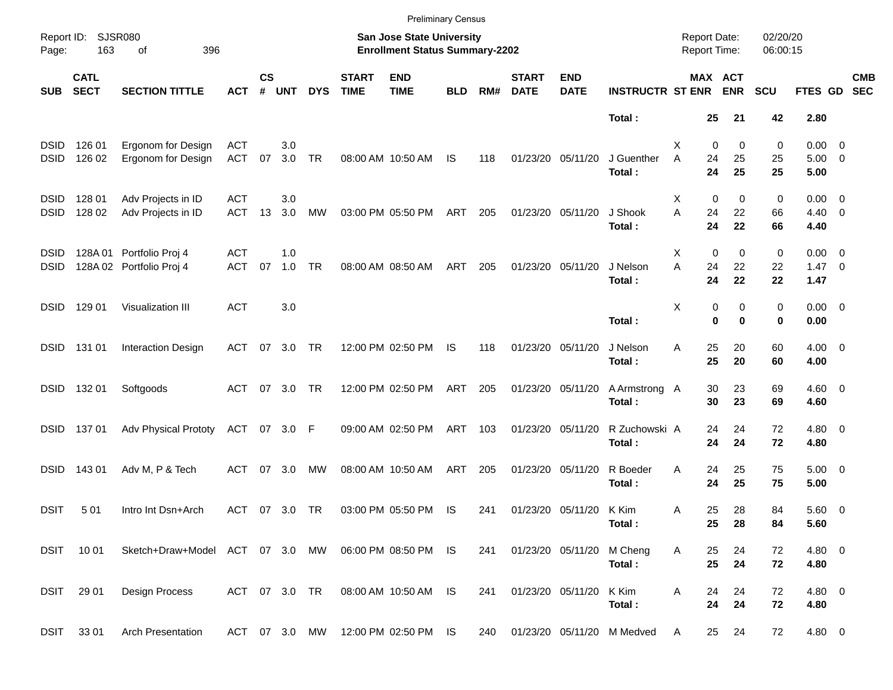Preliminary Census

Report ID: SJSR080

**San Jose State University**
**Enrollment Status Summary-2202**

Report Date: 02/20/20
Report Time: 06:00:15

| SUB | CATL SECT | SECTION TITTLE | ACT | CS # | UNT | DYS | START TIME | END TIME | BLD | RM# | START DATE | END DATE | INSTRUCTR | ST | MAX ENR | ACT ENR | SCU | FTES | GD | CMB SEC |
|---|---|---|---|---|---|---|---|---|---|---|---|---|---|---|---|---|---|---|---|---|
| | | | | | | | | | | | | | **Total :** | | **25** | **21** | **42** | **2.80** | | |
| DSID | 126 01 | Ergonom for Design | ACT | | 3.0 | | | | | | | | | X | 0 | 0 | 0 | 0.00 | 0 | |
| DSID | 126 02 | Ergonom for Design | ACT | 07 | 3.0 | TR | 08:00 AM | 10:50 AM | IS | 118 | 01/23/20 | 05/11/20 | J Guenther | A | 24 | 25 | 25 | 5.00 | 0 | |
| | | | | | | | | | | | | | **Total :** | | **24** | **25** | **25** | **5.00** | | |
| DSID | 128 01 | Adv Projects in ID | ACT | | 3.0 | | | | | | | | | X | 0 | 0 | 0 | 0.00 | 0 | |
| DSID | 128 02 | Adv Projects in ID | ACT | 13 | 3.0 | MW | 03:00 PM | 05:50 PM | ART | 205 | 01/23/20 | 05/11/20 | J Shook | A | 24 | 22 | 66 | 4.40 | 0 | |
| | | | | | | | | | | | | | **Total :** | | **24** | **22** | **66** | **4.40** | | |
| DSID | 128A 01 | Portfolio Proj 4 | ACT | | 1.0 | | | | | | | | | X | 0 | 0 | 0 | 0.00 | 0 | |
| DSID | 128A 02 | Portfolio Proj 4 | ACT | 07 | 1.0 | TR | 08:00 AM | 08:50 AM | ART | 205 | 01/23/20 | 05/11/20 | J Nelson | A | 24 | 22 | 22 | 1.47 | 0 | |
| | | | | | | | | | | | | | **Total :** | | **24** | **22** | **22** | **1.47** | | |
| DSID | 129 01 | Visualization III | ACT | | 3.0 | | | | | | | | | X | 0 | 0 | 0 | 0.00 | 0 | |
| | | | | | | | | | | | | | **Total :** | | **0** | **0** | **0** | **0.00** | | |
| DSID | 131 01 | Interaction Design | ACT | 07 | 3.0 | TR | 12:00 PM | 02:50 PM | IS | 118 | 01/23/20 | 05/11/20 | J Nelson | A | 25 | 20 | 60 | 4.00 | 0 | |
| | | | | | | | | | | | | | **Total :** | | **25** | **20** | **60** | **4.00** | | |
| DSID | 132 01 | Softgoods | ACT | 07 | 3.0 | TR | 12:00 PM | 02:50 PM | ART | 205 | 01/23/20 | 05/11/20 | A Armstrong | A | 30 | 23 | 69 | 4.60 | 0 | |
| | | | | | | | | | | | | | **Total :** | | **30** | **23** | **69** | **4.60** | | |
| DSID | 137 01 | Adv Physical Prototy | ACT | 07 | 3.0 | F | 09:00 AM | 02:50 PM | ART | 103 | 01/23/20 | 05/11/20 | R Zuchowski | A | 24 | 24 | 72 | 4.80 | 0 | |
| | | | | | | | | | | | | | **Total :** | | **24** | **24** | **72** | **4.80** | | |
| DSID | 143 01 | Adv M, P & Tech | ACT | 07 | 3.0 | MW | 08:00 AM | 10:50 AM | ART | 205 | 01/23/20 | 05/11/20 | R Boeder | A | 24 | 25 | 75 | 5.00 | 0 | |
| | | | | | | | | | | | | | **Total :** | | **24** | **25** | **75** | **5.00** | | |
| DSIT | 5 01 | Intro Int Dsn+Arch | ACT | 07 | 3.0 | TR | 03:00 PM | 05:50 PM | IS | 241 | 01/23/20 | 05/11/20 | K Kim | A | 25 | 28 | 84 | 5.60 | 0 | |
| | | | | | | | | | | | | | **Total :** | | **25** | **28** | **84** | **5.60** | | |
| DSIT | 10 01 | Sketch+Draw+Model | ACT | 07 | 3.0 | MW | 06:00 PM | 08:50 PM | IS | 241 | 01/23/20 | 05/11/20 | M Cheng | A | 25 | 24 | 72 | 4.80 | 0 | |
| | | | | | | | | | | | | | **Total :** | | **25** | **24** | **72** | **4.80** | | |
| DSIT | 29 01 | Design Process | ACT | 07 | 3.0 | TR | 08:00 AM | 10:50 AM | IS | 241 | 01/23/20 | 05/11/20 | K Kim | A | 24 | 24 | 72 | 4.80 | 0 | |
| | | | | | | | | | | | | | **Total :** | | **24** | **24** | **72** | **4.80** | | |
| DSIT | 33 01 | Arch Presentation | ACT | 07 | 3.0 | MW | 12:00 PM | 02:50 PM | IS | 240 | 01/23/20 | 05/11/20 | M Medved | A | 25 | 24 | 72 | 4.80 | 0 | |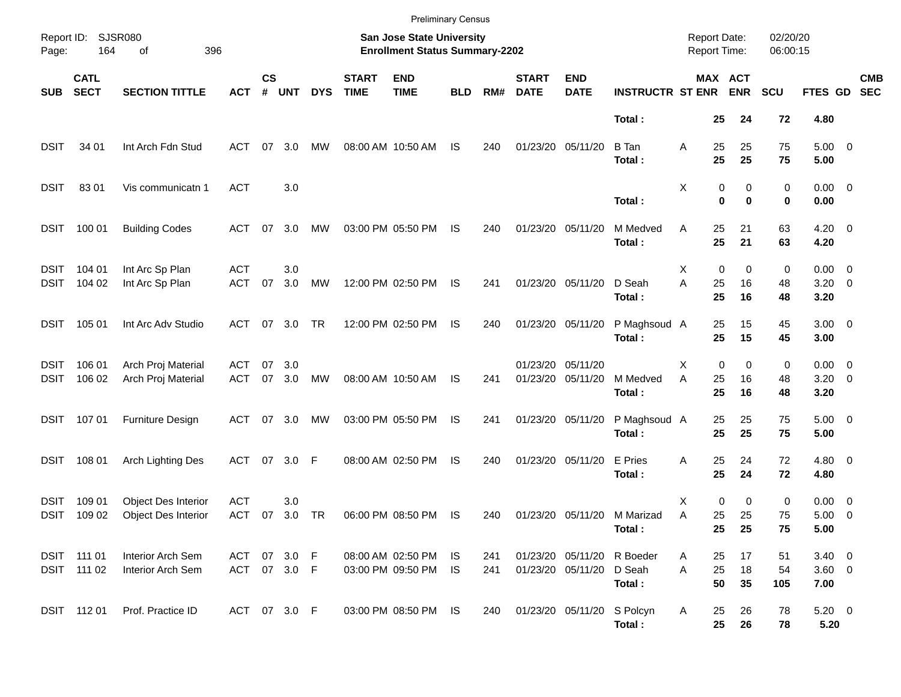Preliminary Census

Report ID: SJSR080

**San Jose State University**
**Enrollment Status Summary-2202**

Report Date: 02/20/20
Report Time: 06:00:15

| SUB | CATL SECT | SECTION TITTLE | ACT | CS # | UNT | DYS | START TIME | END TIME | BLD | RM# | START DATE | END DATE | INSTRUCTR | ST | MAX ENR | ACT ENR | SCU | FTES | GD | CMB SEC |
|---|---|---|---|---|---|---|---|---|---|---|---|---|---|---|---|---|---|---|---|---|
| | | | | | | | | | | | | | **Total :** | | **25** | **24** | **72** | **4.80** | | |
| DSIT | 34 01 | Int Arch Fdn Stud | ACT | 07 | 3.0 | MW | 08:00 AM | 10:50 AM | IS | 240 | 01/23/20 | 05/11/20 | B Tan | A | 25 | 25 | 75 | 5.00 | 0 | |
| | | | | | | | | | | | | | **Total :** | | **25** | **25** | **75** | **5.00** | | |
| DSIT | 83 01 | Vis communicatn 1 | ACT | | 3.0 | | | | | | | | | X | 0 | 0 | 0 | 0.00 | 0 | |
| | | | | | | | | | | | | | **Total :** | | **0** | **0** | **0** | **0.00** | | |
| DSIT | 100 01 | Building Codes | ACT | 07 | 3.0 | MW | 03:00 PM | 05:50 PM | IS | 240 | 01/23/20 | 05/11/20 | M Medved | A | 25 | 21 | 63 | 4.20 | 0 | |
| | | | | | | | | | | | | | **Total :** | | **25** | **21** | **63** | **4.20** | | |
| DSIT | 104 01 | Int Arc Sp Plan | ACT | | 3.0 | | | | | | | | | X | 0 | 0 | 0 | 0.00 | 0 | |
| DSIT | 104 02 | Int Arc Sp Plan | ACT | 07 | 3.0 | MW | 12:00 PM | 02:50 PM | IS | 241 | 01/23/20 | 05/11/20 | D Seah | A | 25 | 16 | 48 | 3.20 | 0 | |
| | | | | | | | | | | | | | **Total :** | | **25** | **16** | **48** | **3.20** | | |
| DSIT | 105 01 | Int Arc Adv Studio | ACT | 07 | 3.0 | TR | 12:00 PM | 02:50 PM | IS | 240 | 01/23/20 | 05/11/20 | P Maghsoud | A | 25 | 15 | 45 | 3.00 | 0 | |
| | | | | | | | | | | | | | **Total :** | | **25** | **15** | **45** | **3.00** | | |
| DSIT | 106 01 | Arch Proj Material | ACT | 07 | 3.0 | | | | | | 01/23/20 | 05/11/20 | | X | 0 | 0 | 0 | 0.00 | 0 | |
| DSIT | 106 02 | Arch Proj Material | ACT | 07 | 3.0 | MW | 08:00 AM | 10:50 AM | IS | 241 | 01/23/20 | 05/11/20 | M Medved | A | 25 | 16 | 48 | 3.20 | 0 | |
| | | | | | | | | | | | | | **Total :** | | **25** | **16** | **48** | **3.20** | | |
| DSIT | 107 01 | Furniture Design | ACT | 07 | 3.0 | MW | 03:00 PM | 05:50 PM | IS | 241 | 01/23/20 | 05/11/20 | P Maghsoud | A | 25 | 25 | 75 | 5.00 | 0 | |
| | | | | | | | | | | | | | **Total :** | | **25** | **25** | **75** | **5.00** | | |
| DSIT | 108 01 | Arch Lighting Des | ACT | 07 | 3.0 | F | 08:00 AM | 02:50 PM | IS | 240 | 01/23/20 | 05/11/20 | E Pries | A | 25 | 24 | 72 | 4.80 | 0 | |
| | | | | | | | | | | | | | **Total :** | | **25** | **24** | **72** | **4.80** | | |
| DSIT | 109 01 | Object Des Interior | ACT | | 3.0 | | | | | | | | | X | 0 | 0 | 0 | 0.00 | 0 | |
| DSIT | 109 02 | Object Des Interior | ACT | 07 | 3.0 | TR | 06:00 PM | 08:50 PM | IS | 240 | 01/23/20 | 05/11/20 | M Marizad | A | 25 | 25 | 75 | 5.00 | 0 | |
| | | | | | | | | | | | | | **Total :** | | **25** | **25** | **75** | **5.00** | | |
| DSIT | 111 01 | Interior Arch Sem | ACT | 07 | 3.0 | F | 08:00 AM | 02:50 PM | IS | 241 | 01/23/20 | 05/11/20 | R Boeder | A | 25 | 17 | 51 | 3.40 | 0 | |
| DSIT | 111 02 | Interior Arch Sem | ACT | 07 | 3.0 | F | 03:00 PM | 09:50 PM | IS | 241 | 01/23/20 | 05/11/20 | D Seah | A | 25 | 18 | 54 | 3.60 | 0 | |
| | | | | | | | | | | | | | **Total :** | | **50** | **35** | **105** | **7.00** | | |
| DSIT | 112 01 | Prof. Practice ID | ACT | 07 | 3.0 | F | 03:00 PM | 08:50 PM | IS | 240 | 01/23/20 | 05/11/20 | S Polcyn | A | 25 | 26 | 78 | 5.20 | 0 | |
| | | | | | | | | | | | | | **Total :** | | **25** | **26** | **78** | **5.20** | | |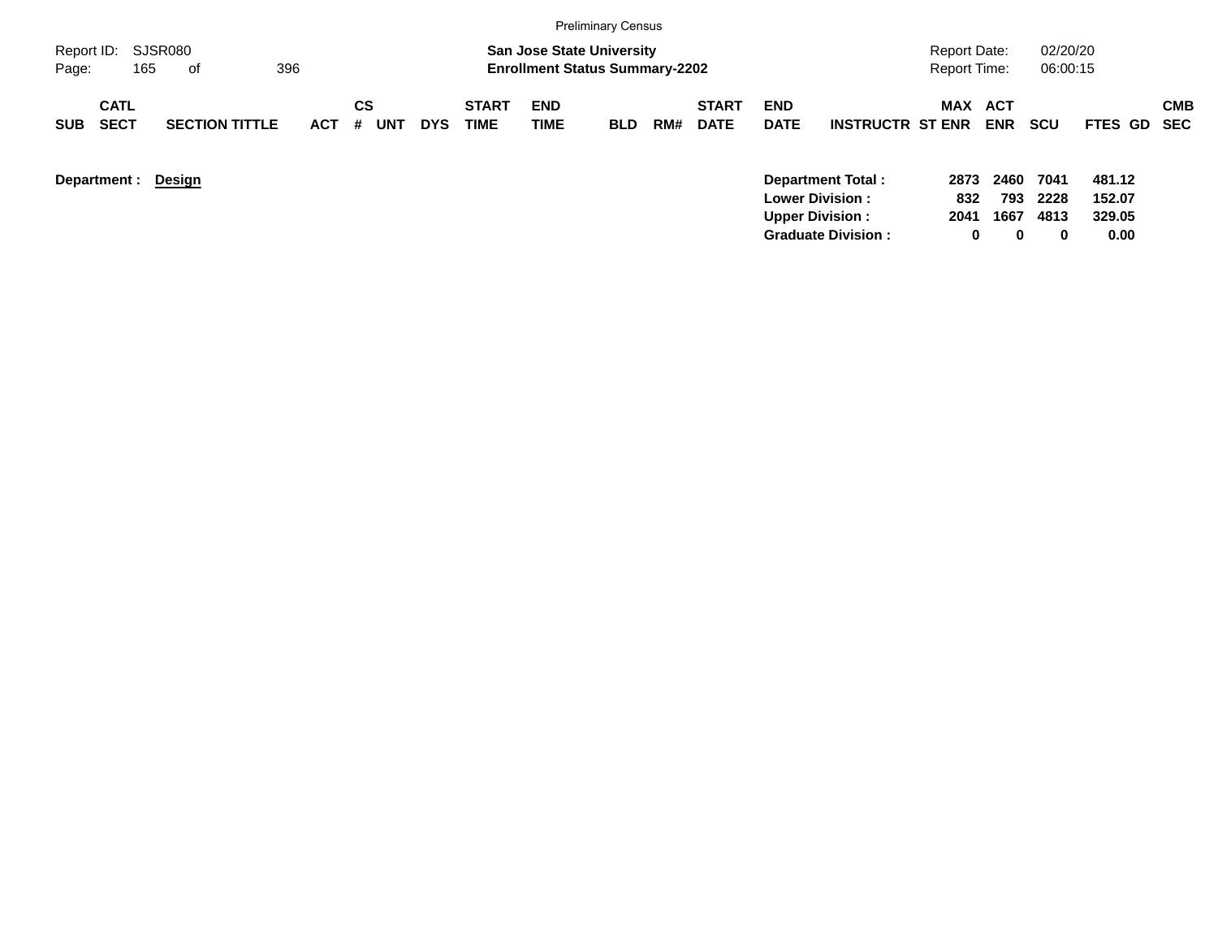Preliminary Census

Report ID: SJSR080

**San Jose State University**
**Enrollment Status Summary-2202**

Report Date: 02/20/20
Report Time: 06:00:15

| SUB | CATL SECT | SECTION TITTLE | ACT | CS # | UNT | DYS | START TIME | END TIME | BLD | RM# | START DATE | END DATE | INSTRUCTR | ST | MAX ENR | ACT ENR | SCU | FTES | GD | CMB SEC |
|---|---|---|---|---|---|---|---|---|---|---|---|---|---|---|---|---|---|---|---|---|

**Department : Design**

| | MAX ENR | ACT ENR | SCU | FTES |
|---|---|---|---|---|
| **Department Total :** | **2873** | **2460** | **7041** | **481.12** |
| **Lower Division :** | **832** | **793** | **2228** | **152.07** |
| **Upper Division :** | **2041** | **1667** | **4813** | **329.05** |
| **Graduate Division :** | **0** | **0** | **0** | **0.00** |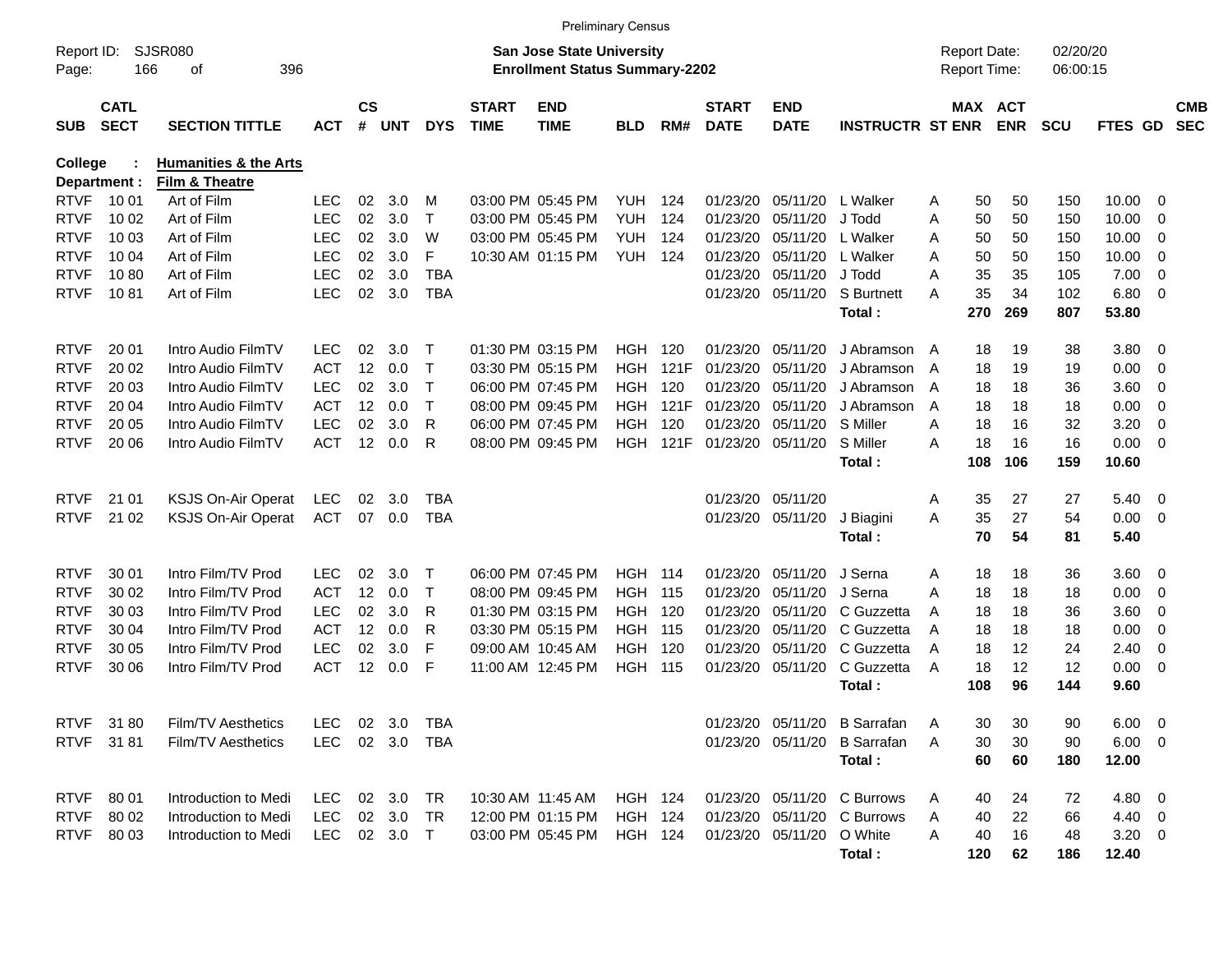Preliminary Census

Report ID: SJSR080
Page: 166 of 396

**San Jose State University**
**Enrollment Status Summary-2202**

Report Date: 02/20/20
Report Time: 06:00:15

**College : Humanities & the Arts**
**Department : Film & Theatre**

| SUB | CATL SECT | SECTION TITTLE | ACT | CS # | UNT | DYS | START TIME | END TIME | BLD | RM# | START DATE | END DATE | INSTRUCTR | ST | MAX ENR | ACT ENR | SCU | FTES | GD | CMB SEC |
|---|---|---|---|---|---|---|---|---|---|---|---|---|---|---|---|---|---|---|---|---|
| RTVF | 10 01 | Art of Film | LEC | 02 | 3.0 | M | 03:00 PM | 05:45 PM | YUH | 124 | 01/23/20 | 05/11/20 | L Walker | A | 50 | 50 | 150 | 10.00 | 0 | |
| RTVF | 10 02 | Art of Film | LEC | 02 | 3.0 | T | 03:00 PM | 05:45 PM | YUH | 124 | 01/23/20 | 05/11/20 | J Todd | A | 50 | 50 | 150 | 10.00 | 0 | |
| RTVF | 10 03 | Art of Film | LEC | 02 | 3.0 | W | 03:00 PM | 05:45 PM | YUH | 124 | 01/23/20 | 05/11/20 | L Walker | A | 50 | 50 | 150 | 10.00 | 0 | |
| RTVF | 10 04 | Art of Film | LEC | 02 | 3.0 | F | 10:30 AM | 01:15 PM | YUH | 124 | 01/23/20 | 05/11/20 | L Walker | A | 50 | 50 | 150 | 10.00 | 0 | |
| RTVF | 10 80 | Art of Film | LEC | 02 | 3.0 | TBA | | | | | 01/23/20 | 05/11/20 | J Todd | A | 35 | 35 | 105 | 7.00 | 0 | |
| RTVF | 10 81 | Art of Film | LEC | 02 | 3.0 | TBA | | | | | 01/23/20 | 05/11/20 | S Burtnett | A | 35 | 34 | 102 | 6.80 | 0 | |
| | | | | | | | | | | | | | **Total :** | | **270** | **269** | **807** | **53.80** | | |
| RTVF | 20 01 | Intro Audio FilmTV | LEC | 02 | 3.0 | T | 01:30 PM | 03:15 PM | HGH | 120 | 01/23/20 | 05/11/20 | J Abramson | A | 18 | 19 | 38 | 3.80 | 0 | |
| RTVF | 20 02 | Intro Audio FilmTV | ACT | 12 | 0.0 | T | 03:30 PM | 05:15 PM | HGH | 121F | 01/23/20 | 05/11/20 | J Abramson | A | 18 | 19 | 19 | 0.00 | 0 | |
| RTVF | 20 03 | Intro Audio FilmTV | LEC | 02 | 3.0 | T | 06:00 PM | 07:45 PM | HGH | 120 | 01/23/20 | 05/11/20 | J Abramson | A | 18 | 18 | 36 | 3.60 | 0 | |
| RTVF | 20 04 | Intro Audio FilmTV | ACT | 12 | 0.0 | T | 08:00 PM | 09:45 PM | HGH | 121F | 01/23/20 | 05/11/20 | J Abramson | A | 18 | 18 | 18 | 0.00 | 0 | |
| RTVF | 20 05 | Intro Audio FilmTV | LEC | 02 | 3.0 | R | 06:00 PM | 07:45 PM | HGH | 120 | 01/23/20 | 05/11/20 | S Miller | A | 18 | 16 | 32 | 3.20 | 0 | |
| RTVF | 20 06 | Intro Audio FilmTV | ACT | 12 | 0.0 | R | 08:00 PM | 09:45 PM | HGH | 121F | 01/23/20 | 05/11/20 | S Miller | A | 18 | 16 | 16 | 0.00 | 0 | |
| | | | | | | | | | | | | | **Total :** | | **108** | **106** | **159** | **10.60** | | |
| RTVF | 21 01 | KSJS On-Air Operat | LEC | 02 | 3.0 | TBA | | | | | 01/23/20 | 05/11/20 | | A | 35 | 27 | 27 | 5.40 | 0 | |
| RTVF | 21 02 | KSJS On-Air Operat | ACT | 07 | 0.0 | TBA | | | | | 01/23/20 | 05/11/20 | J Biagini | A | 35 | 27 | 54 | 0.00 | 0 | |
| | | | | | | | | | | | | | **Total :** | | **70** | **54** | **81** | **5.40** | | |
| RTVF | 30 01 | Intro Film/TV Prod | LEC | 02 | 3.0 | T | 06:00 PM | 07:45 PM | HGH | 114 | 01/23/20 | 05/11/20 | J Serna | A | 18 | 18 | 36 | 3.60 | 0 | |
| RTVF | 30 02 | Intro Film/TV Prod | ACT | 12 | 0.0 | T | 08:00 PM | 09:45 PM | HGH | 115 | 01/23/20 | 05/11/20 | J Serna | A | 18 | 18 | 18 | 0.00 | 0 | |
| RTVF | 30 03 | Intro Film/TV Prod | LEC | 02 | 3.0 | R | 01:30 PM | 03:15 PM | HGH | 120 | 01/23/20 | 05/11/20 | C Guzzetta | A | 18 | 18 | 36 | 3.60 | 0 | |
| RTVF | 30 04 | Intro Film/TV Prod | ACT | 12 | 0.0 | R | 03:30 PM | 05:15 PM | HGH | 115 | 01/23/20 | 05/11/20 | C Guzzetta | A | 18 | 18 | 18 | 0.00 | 0 | |
| RTVF | 30 05 | Intro Film/TV Prod | LEC | 02 | 3.0 | F | 09:00 AM | 10:45 AM | HGH | 120 | 01/23/20 | 05/11/20 | C Guzzetta | A | 18 | 12 | 24 | 2.40 | 0 | |
| RTVF | 30 06 | Intro Film/TV Prod | ACT | 12 | 0.0 | F | 11:00 AM | 12:45 PM | HGH | 115 | 01/23/20 | 05/11/20 | C Guzzetta | A | 18 | 12 | 12 | 0.00 | 0 | |
| | | | | | | | | | | | | | **Total :** | | **108** | **96** | **144** | **9.60** | | |
| RTVF | 31 80 | Film/TV Aesthetics | LEC | 02 | 3.0 | TBA | | | | | 01/23/20 | 05/11/20 | B Sarrafan | A | 30 | 30 | 90 | 6.00 | 0 | |
| RTVF | 31 81 | Film/TV Aesthetics | LEC | 02 | 3.0 | TBA | | | | | 01/23/20 | 05/11/20 | B Sarrafan | A | 30 | 30 | 90 | 6.00 | 0 | |
| | | | | | | | | | | | | | **Total :** | | **60** | **60** | **180** | **12.00** | | |
| RTVF | 80 01 | Introduction to Medi | LEC | 02 | 3.0 | TR | 10:30 AM | 11:45 AM | HGH | 124 | 01/23/20 | 05/11/20 | C Burrows | A | 40 | 24 | 72 | 4.80 | 0 | |
| RTVF | 80 02 | Introduction to Medi | LEC | 02 | 3.0 | TR | 12:00 PM | 01:15 PM | HGH | 124 | 01/23/20 | 05/11/20 | C Burrows | A | 40 | 22 | 66 | 4.40 | 0 | |
| RTVF | 80 03 | Introduction to Medi | LEC | 02 | 3.0 | T | 03:00 PM | 05:45 PM | HGH | 124 | 01/23/20 | 05/11/20 | O White | A | 40 | 16 | 48 | 3.20 | 0 | |
| | | | | | | | | | | | | | **Total :** | | **120** | **62** | **186** | **12.40** | | |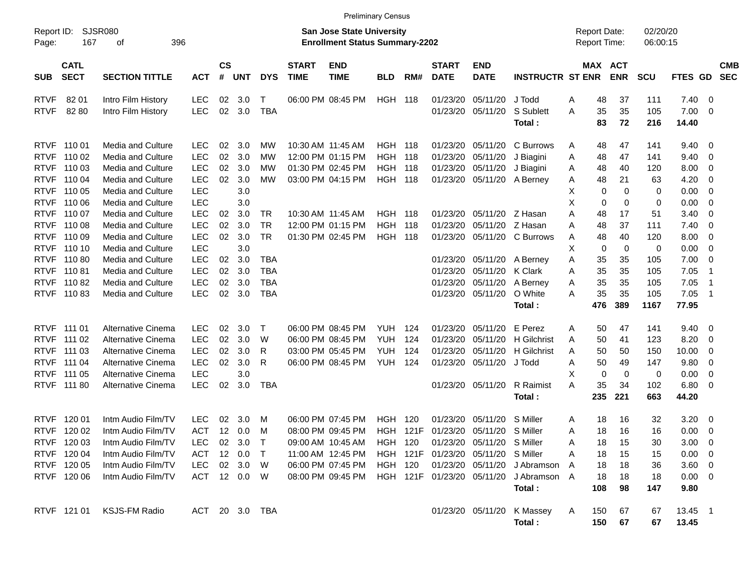Preliminary Census

Report ID: SJSR080

**San Jose State University**
**Enrollment Status Summary-2202**

Report Date: 02/20/20
Report Time: 06:00:15

| SUB | CATL SECT | SECTION TITTLE | ACT | CS # | UNT | DYS | START TIME | END TIME | BLD | RM# | START DATE | END DATE | INSTRUCTR | ST | MAX ENR | ACT ENR | SCU | FTES | GD | CMB SEC |
|---|---|---|---|---|---|---|---|---|---|---|---|---|---|---|---|---|---|---|---|---|
| RTVF | 82 01 | Intro Film History | LEC | 02 | 3.0 | T | 06:00 PM | 08:45 PM | HGH | 118 | 01/23/20 | 05/11/20 | J Todd | A | 48 | 37 | 111 | 7.40 | 0 | |
| RTVF | 82 80 | Intro Film History | LEC | 02 | 3.0 | TBA | | | | | 01/23/20 | 05/11/20 | S Sublett | A | 35 | 35 | 105 | 7.00 | 0 | |
| | | | | | | | | | | | | | **Total :** | | **83** | **72** | **216** | **14.40** | | |
| RTVF | 110 01 | Media and Culture | LEC | 02 | 3.0 | MW | 10:30 AM | 11:45 AM | HGH | 118 | 01/23/20 | 05/11/20 | C Burrows | A | 48 | 47 | 141 | 9.40 | 0 | |
| RTVF | 110 02 | Media and Culture | LEC | 02 | 3.0 | MW | 12:00 PM | 01:15 PM | HGH | 118 | 01/23/20 | 05/11/20 | J Biagini | A | 48 | 47 | 141 | 9.40 | 0 | |
| RTVF | 110 03 | Media and Culture | LEC | 02 | 3.0 | MW | 01:30 PM | 02:45 PM | HGH | 118 | 01/23/20 | 05/11/20 | J Biagini | A | 48 | 40 | 120 | 8.00 | 0 | |
| RTVF | 110 04 | Media and Culture | LEC | 02 | 3.0 | MW | 03:00 PM | 04:15 PM | HGH | 118 | 01/23/20 | 05/11/20 | A Berney | A | 48 | 21 | 63 | 4.20 | 0 | |
| RTVF | 110 05 | Media and Culture | LEC | | 3.0 | | | | | | | | | X | 0 | 0 | 0 | 0.00 | 0 | |
| RTVF | 110 06 | Media and Culture | LEC | | 3.0 | | | | | | | | | X | 0 | 0 | 0 | 0.00 | 0 | |
| RTVF | 110 07 | Media and Culture | LEC | 02 | 3.0 | TR | 10:30 AM | 11:45 AM | HGH | 118 | 01/23/20 | 05/11/20 | Z Hasan | A | 48 | 17 | 51 | 3.40 | 0 | |
| RTVF | 110 08 | Media and Culture | LEC | 02 | 3.0 | TR | 12:00 PM | 01:15 PM | HGH | 118 | 01/23/20 | 05/11/20 | Z Hasan | A | 48 | 37 | 111 | 7.40 | 0 | |
| RTVF | 110 09 | Media and Culture | LEC | 02 | 3.0 | TR | 01:30 PM | 02:45 PM | HGH | 118 | 01/23/20 | 05/11/20 | C Burrows | A | 48 | 40 | 120 | 8.00 | 0 | |
| RTVF | 110 10 | Media and Culture | LEC | | 3.0 | | | | | | | | | X | 0 | 0 | 0 | 0.00 | 0 | |
| RTVF | 110 80 | Media and Culture | LEC | 02 | 3.0 | TBA | | | | | 01/23/20 | 05/11/20 | A Berney | A | 35 | 35 | 105 | 7.00 | 0 | |
| RTVF | 110 81 | Media and Culture | LEC | 02 | 3.0 | TBA | | | | | 01/23/20 | 05/11/20 | K Clark | A | 35 | 35 | 105 | 7.05 | 1 | |
| RTVF | 110 82 | Media and Culture | LEC | 02 | 3.0 | TBA | | | | | 01/23/20 | 05/11/20 | A Berney | A | 35 | 35 | 105 | 7.05 | 1 | |
| RTVF | 110 83 | Media and Culture | LEC | 02 | 3.0 | TBA | | | | | 01/23/20 | 05/11/20 | O White | A | 35 | 35 | 105 | 7.05 | 1 | |
| | | | | | | | | | | | | | **Total :** | | **476** | **389** | **1167** | **77.95** | | |
| RTVF | 111 01 | Alternative Cinema | LEC | 02 | 3.0 | T | 06:00 PM | 08:45 PM | YUH | 124 | 01/23/20 | 05/11/20 | E Perez | A | 50 | 47 | 141 | 9.40 | 0 | |
| RTVF | 111 02 | Alternative Cinema | LEC | 02 | 3.0 | W | 06:00 PM | 08:45 PM | YUH | 124 | 01/23/20 | 05/11/20 | H Gilchrist | A | 50 | 41 | 123 | 8.20 | 0 | |
| RTVF | 111 03 | Alternative Cinema | LEC | 02 | 3.0 | R | 03:00 PM | 05:45 PM | YUH | 124 | 01/23/20 | 05/11/20 | H Gilchrist | A | 50 | 50 | 150 | 10.00 | 0 | |
| RTVF | 111 04 | Alternative Cinema | LEC | 02 | 3.0 | R | 06:00 PM | 08:45 PM | YUH | 124 | 01/23/20 | 05/11/20 | J Todd | A | 50 | 49 | 147 | 9.80 | 0 | |
| RTVF | 111 05 | Alternative Cinema | LEC | | 3.0 | | | | | | | | | X | 0 | 0 | 0 | 0.00 | 0 | |
| RTVF | 111 80 | Alternative Cinema | LEC | 02 | 3.0 | TBA | | | | | 01/23/20 | 05/11/20 | R Raimist | A | 35 | 34 | 102 | 6.80 | 0 | |
| | | | | | | | | | | | | | **Total :** | | **235** | **221** | **663** | **44.20** | | |
| RTVF | 120 01 | Intm Audio Film/TV | LEC | 02 | 3.0 | M | 06:00 PM | 07:45 PM | HGH | 120 | 01/23/20 | 05/11/20 | S Miller | A | 18 | 16 | 32 | 3.20 | 0 | |
| RTVF | 120 02 | Intm Audio Film/TV | ACT | 12 | 0.0 | M | 08:00 PM | 09:45 PM | HGH | 121F | 01/23/20 | 05/11/20 | S Miller | A | 18 | 16 | 16 | 0.00 | 0 | |
| RTVF | 120 03 | Intm Audio Film/TV | LEC | 02 | 3.0 | T | 09:00 AM | 10:45 AM | HGH | 120 | 01/23/20 | 05/11/20 | S Miller | A | 18 | 15 | 30 | 3.00 | 0 | |
| RTVF | 120 04 | Intm Audio Film/TV | ACT | 12 | 0.0 | T | 11:00 AM | 12:45 PM | HGH | 121F | 01/23/20 | 05/11/20 | S Miller | A | 18 | 15 | 15 | 0.00 | 0 | |
| RTVF | 120 05 | Intm Audio Film/TV | LEC | 02 | 3.0 | W | 06:00 PM | 07:45 PM | HGH | 120 | 01/23/20 | 05/11/20 | J Abramson | A | 18 | 18 | 36 | 3.60 | 0 | |
| RTVF | 120 06 | Intm Audio Film/TV | ACT | 12 | 0.0 | W | 08:00 PM | 09:45 PM | HGH | 121F | 01/23/20 | 05/11/20 | J Abramson | A | 18 | 18 | 18 | 0.00 | 0 | |
| | | | | | | | | | | | | | **Total :** | | **108** | **98** | **147** | **9.80** | | |
| RTVF | 121 01 | KSJS-FM Radio | ACT | 20 | 3.0 | TBA | | | | | 01/23/20 | 05/11/20 | K Massey | A | 150 | 67 | 67 | 13.45 | 1 | |
| | | | | | | | | | | | | | **Total :** | | **150** | **67** | **67** | **13.45** | | |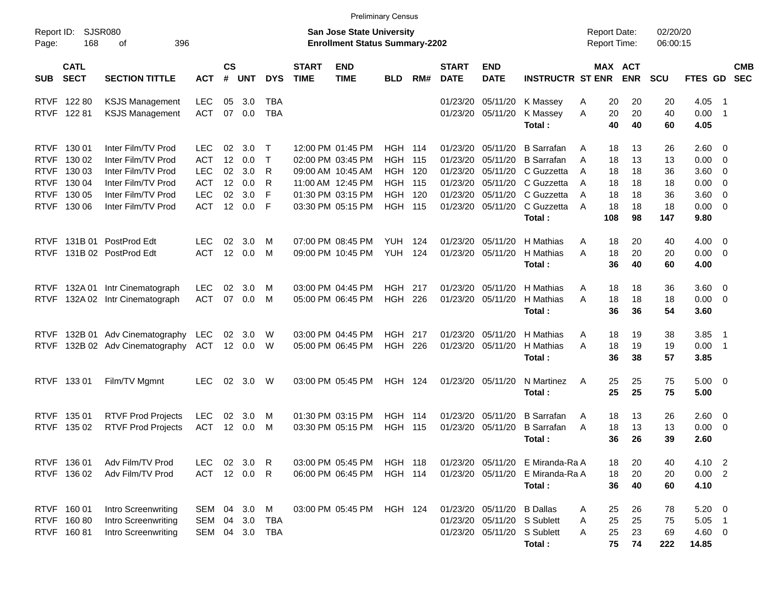Preliminary Census

Report ID: SJSR080

**San Jose State University**
**Enrollment Status Summary-2202**

Report Date: 02/20/20
Report Time: 06:00:15

| SUB | CATL SECT | SECTION TITTLE | ACT | CS # | UNT | DYS | START TIME | END TIME | BLD | RM# | START DATE | END DATE | INSTRUCTR | ST | MAX ENR | ACT ENR | SCU | FTES | GD | CMB SEC |
|---|---|---|---|---|---|---|---|---|---|---|---|---|---|---|---|---|---|---|---|---|
| RTVF | 122 80 | KSJS Management | LEC | 05 | 3.0 | TBA | | | | | 01/23/20 | 05/11/20 | K Massey | A | 20 | 20 | 20 | 4.05 | 1 | |
| RTVF | 122 81 | KSJS Management | ACT | 07 | 0.0 | TBA | | | | | 01/23/20 | 05/11/20 | K Massey | A | 20 | 20 | 40 | 0.00 | 1 | |
| | | | | | | | | | | | | | **Total :** | | **40** | **40** | **60** | **4.05** | | |
| RTVF | 130 01 | Inter Film/TV Prod | LEC | 02 | 3.0 | T | 12:00 PM | 01:45 PM | HGH | 114 | 01/23/20 | 05/11/20 | B Sarrafan | A | 18 | 13 | 26 | 2.60 | 0 | |
| RTVF | 130 02 | Inter Film/TV Prod | ACT | 12 | 0.0 | T | 02:00 PM | 03:45 PM | HGH | 115 | 01/23/20 | 05/11/20 | B Sarrafan | A | 18 | 13 | 13 | 0.00 | 0 | |
| RTVF | 130 03 | Inter Film/TV Prod | LEC | 02 | 3.0 | R | 09:00 AM | 10:45 AM | HGH | 120 | 01/23/20 | 05/11/20 | C Guzzetta | A | 18 | 18 | 36 | 3.60 | 0 | |
| RTVF | 130 04 | Inter Film/TV Prod | ACT | 12 | 0.0 | R | 11:00 AM | 12:45 PM | HGH | 115 | 01/23/20 | 05/11/20 | C Guzzetta | A | 18 | 18 | 18 | 0.00 | 0 | |
| RTVF | 130 05 | Inter Film/TV Prod | LEC | 02 | 3.0 | F | 01:30 PM | 03:15 PM | HGH | 120 | 01/23/20 | 05/11/20 | C Guzzetta | A | 18 | 18 | 36 | 3.60 | 0 | |
| RTVF | 130 06 | Inter Film/TV Prod | ACT | 12 | 0.0 | F | 03:30 PM | 05:15 PM | HGH | 115 | 01/23/20 | 05/11/20 | C Guzzetta | A | 18 | 18 | 18 | 0.00 | 0 | |
| | | | | | | | | | | | | | **Total :** | | **108** | **98** | **147** | **9.80** | | |
| RTVF | 131B 01 | PostProd Edt | LEC | 02 | 3.0 | M | 07:00 PM | 08:45 PM | YUH | 124 | 01/23/20 | 05/11/20 | H Mathias | A | 18 | 20 | 40 | 4.00 | 0 | |
| RTVF | 131B 02 | PostProd Edt | ACT | 12 | 0.0 | M | 09:00 PM | 10:45 PM | YUH | 124 | 01/23/20 | 05/11/20 | H Mathias | A | 18 | 20 | 20 | 0.00 | 0 | |
| | | | | | | | | | | | | | **Total :** | | **36** | **40** | **60** | **4.00** | | |
| RTVF | 132A 01 | Intr Cinematograph | LEC | 02 | 3.0 | M | 03:00 PM | 04:45 PM | HGH | 217 | 01/23/20 | 05/11/20 | H Mathias | A | 18 | 18 | 36 | 3.60 | 0 | |
| RTVF | 132A 02 | Intr Cinematograph | ACT | 07 | 0.0 | M | 05:00 PM | 06:45 PM | HGH | 226 | 01/23/20 | 05/11/20 | H Mathias | A | 18 | 18 | 18 | 0.00 | 0 | |
| | | | | | | | | | | | | | **Total :** | | **36** | **36** | **54** | **3.60** | | |
| RTVF | 132B 01 | Adv Cinematography | LEC | 02 | 3.0 | W | 03:00 PM | 04:45 PM | HGH | 217 | 01/23/20 | 05/11/20 | H Mathias | A | 18 | 19 | 38 | 3.85 | 1 | |
| RTVF | 132B 02 | Adv Cinematography | ACT | 12 | 0.0 | W | 05:00 PM | 06:45 PM | HGH | 226 | 01/23/20 | 05/11/20 | H Mathias | A | 18 | 19 | 19 | 0.00 | 1 | |
| | | | | | | | | | | | | | **Total :** | | **36** | **38** | **57** | **3.85** | | |
| RTVF | 133 01 | Film/TV Mgmnt | LEC | 02 | 3.0 | W | 03:00 PM | 05:45 PM | HGH | 124 | 01/23/20 | 05/11/20 | N Martinez | A | 25 | 25 | 75 | 5.00 | 0 | |
| | | | | | | | | | | | | | **Total :** | | **25** | **25** | **75** | **5.00** | | |
| RTVF | 135 01 | RTVF Prod Projects | LEC | 02 | 3.0 | M | 01:30 PM | 03:15 PM | HGH | 114 | 01/23/20 | 05/11/20 | B Sarrafan | A | 18 | 13 | 26 | 2.60 | 0 | |
| RTVF | 135 02 | RTVF Prod Projects | ACT | 12 | 0.0 | M | 03:30 PM | 05:15 PM | HGH | 115 | 01/23/20 | 05/11/20 | B Sarrafan | A | 18 | 13 | 13 | 0.00 | 0 | |
| | | | | | | | | | | | | | **Total :** | | **36** | **26** | **39** | **2.60** | | |
| RTVF | 136 01 | Adv Film/TV Prod | LEC | 02 | 3.0 | R | 03:00 PM | 05:45 PM | HGH | 118 | 01/23/20 | 05/11/20 | E Miranda-Ra | A | 18 | 20 | 40 | 4.10 | 2 | |
| RTVF | 136 02 | Adv Film/TV Prod | ACT | 12 | 0.0 | R | 06:00 PM | 06:45 PM | HGH | 114 | 01/23/20 | 05/11/20 | E Miranda-Ra | A | 18 | 20 | 20 | 0.00 | 2 | |
| | | | | | | | | | | | | | **Total :** | | **36** | **40** | **60** | **4.10** | | |
| RTVF | 160 01 | Intro Screenwriting | SEM | 04 | 3.0 | M | 03:00 PM | 05:45 PM | HGH | 124 | 01/23/20 | 05/11/20 | B Dallas | A | 25 | 26 | 78 | 5.20 | 0 | |
| RTVF | 160 80 | Intro Screenwriting | SEM | 04 | 3.0 | TBA | | | | | 01/23/20 | 05/11/20 | S Sublett | A | 25 | 25 | 75 | 5.05 | 1 | |
| RTVF | 160 81 | Intro Screenwriting | SEM | 04 | 3.0 | TBA | | | | | 01/23/20 | 05/11/20 | S Sublett | A | 25 | 23 | 69 | 4.60 | 0 | |
| | | | | | | | | | | | | | **Total :** | | **75** | **74** | **222** | **14.85** | | |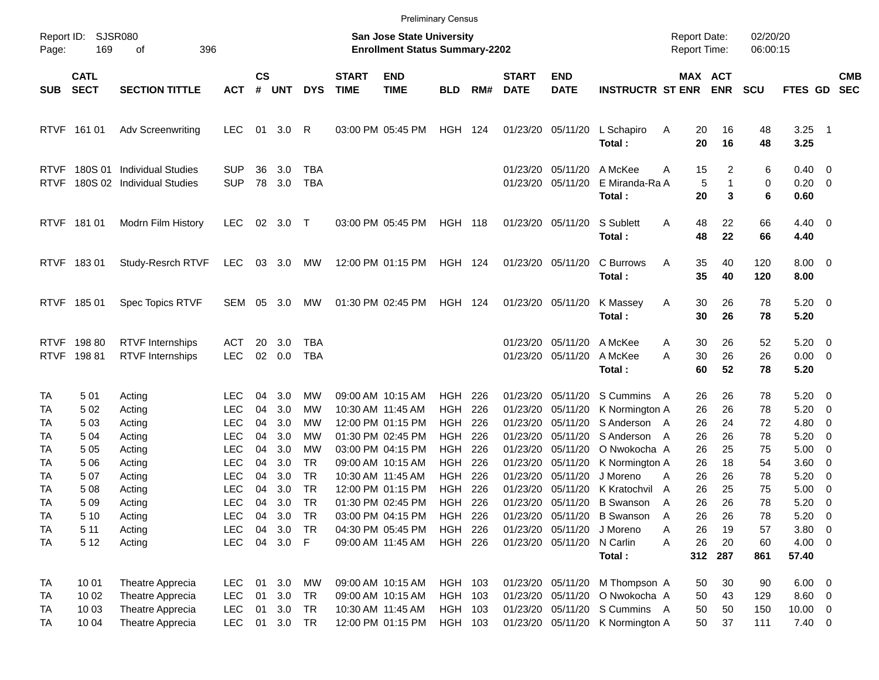Preliminary Census

Report ID: SJSR080

**San Jose State University**
**Enrollment Status Summary-2202**

Report Date: 02/20/20
Report Time: 06:00:15

| SUB | CATL SECT | SECTION TITTLE | ACT | CS # | UNT | DYS | START TIME | END TIME | BLD | RM# | START DATE | END DATE | INSTRUCTR | ST | MAX ENR | ACT ENR | SCU | FTES | GD | CMB SEC |
|---|---|---|---|---|---|---|---|---|---|---|---|---|---|---|---|---|---|---|---|---|
| RTVF | 161 01 | Adv Screenwriting | LEC | 01 | 3.0 | R | 03:00 PM | 05:45 PM | HGH | 124 | 01/23/20 | 05/11/20 | L Schapiro | A | 20 | 16 | 48 | 3.25 | 1 | |
| | | | | | | | | | | | | | **Total :** | | **20** | **16** | **48** | **3.25** | | |
| RTVF | 180S 01 | Individual Studies | SUP | 36 | 3.0 | TBA | | | | | 01/23/20 | 05/11/20 | A McKee | A | 15 | 2 | 6 | 0.40 | 0 | |
| RTVF | 180S 02 | Individual Studies | SUP | 78 | 3.0 | TBA | | | | | 01/23/20 | 05/11/20 | E Miranda-Ra | A | 5 | 1 | 0 | 0.20 | 0 | |
| | | | | | | | | | | | | | **Total :** | | **20** | **3** | **6** | **0.60** | | |
| RTVF | 181 01 | Modrn Film History | LEC | 02 | 3.0 | T | 03:00 PM | 05:45 PM | HGH | 118 | 01/23/20 | 05/11/20 | S Sublett | A | 48 | 22 | 66 | 4.40 | 0 | |
| | | | | | | | | | | | | | **Total :** | | **48** | **22** | **66** | **4.40** | | |
| RTVF | 183 01 | Study-Resrch RTVF | LEC | 03 | 3.0 | MW | 12:00 PM | 01:15 PM | HGH | 124 | 01/23/20 | 05/11/20 | C Burrows | A | 35 | 40 | 120 | 8.00 | 0 | |
| | | | | | | | | | | | | | **Total :** | | **35** | **40** | **120** | **8.00** | | |
| RTVF | 185 01 | Spec Topics RTVF | SEM | 05 | 3.0 | MW | 01:30 PM | 02:45 PM | HGH | 124 | 01/23/20 | 05/11/20 | K Massey | A | 30 | 26 | 78 | 5.20 | 0 | |
| | | | | | | | | | | | | | **Total :** | | **30** | **26** | **78** | **5.20** | | |
| RTVF | 198 80 | RTVF Internships | ACT | 20 | 3.0 | TBA | | | | | 01/23/20 | 05/11/20 | A McKee | A | 30 | 26 | 52 | 5.20 | 0 | |
| RTVF | 198 81 | RTVF Internships | LEC | 02 | 0.0 | TBA | | | | | 01/23/20 | 05/11/20 | A McKee | A | 30 | 26 | 26 | 0.00 | 0 | |
| | | | | | | | | | | | | | **Total :** | | **60** | **52** | **78** | **5.20** | | |
| TA | 5 01 | Acting | LEC | 04 | 3.0 | MW | 09:00 AM | 10:15 AM | HGH | 226 | 01/23/20 | 05/11/20 | S Cummins | A | 26 | 26 | 78 | 5.20 | 0 | |
| TA | 5 02 | Acting | LEC | 04 | 3.0 | MW | 10:30 AM | 11:45 AM | HGH | 226 | 01/23/20 | 05/11/20 | K Normington | A | 26 | 26 | 78 | 5.20 | 0 | |
| TA | 5 03 | Acting | LEC | 04 | 3.0 | MW | 12:00 PM | 01:15 PM | HGH | 226 | 01/23/20 | 05/11/20 | S Anderson | A | 26 | 24 | 72 | 4.80 | 0 | |
| TA | 5 04 | Acting | LEC | 04 | 3.0 | MW | 01:30 PM | 02:45 PM | HGH | 226 | 01/23/20 | 05/11/20 | S Anderson | A | 26 | 26 | 78 | 5.20 | 0 | |
| TA | 5 05 | Acting | LEC | 04 | 3.0 | MW | 03:00 PM | 04:15 PM | HGH | 226 | 01/23/20 | 05/11/20 | O Nwokocha | A | 26 | 25 | 75 | 5.00 | 0 | |
| TA | 5 06 | Acting | LEC | 04 | 3.0 | TR | 09:00 AM | 10:15 AM | HGH | 226 | 01/23/20 | 05/11/20 | K Normington | A | 26 | 18 | 54 | 3.60 | 0 | |
| TA | 5 07 | Acting | LEC | 04 | 3.0 | TR | 10:30 AM | 11:45 AM | HGH | 226 | 01/23/20 | 05/11/20 | J Moreno | A | 26 | 26 | 78 | 5.20 | 0 | |
| TA | 5 08 | Acting | LEC | 04 | 3.0 | TR | 12:00 PM | 01:15 PM | HGH | 226 | 01/23/20 | 05/11/20 | K Kratochvil | A | 26 | 25 | 75 | 5.00 | 0 | |
| TA | 5 09 | Acting | LEC | 04 | 3.0 | TR | 01:30 PM | 02:45 PM | HGH | 226 | 01/23/20 | 05/11/20 | B Swanson | A | 26 | 26 | 78 | 5.20 | 0 | |
| TA | 5 10 | Acting | LEC | 04 | 3.0 | TR | 03:00 PM | 04:15 PM | HGH | 226 | 01/23/20 | 05/11/20 | B Swanson | A | 26 | 26 | 78 | 5.20 | 0 | |
| TA | 5 11 | Acting | LEC | 04 | 3.0 | TR | 04:30 PM | 05:45 PM | HGH | 226 | 01/23/20 | 05/11/20 | J Moreno | A | 26 | 19 | 57 | 3.80 | 0 | |
| TA | 5 12 | Acting | LEC | 04 | 3.0 | F | 09:00 AM | 11:45 AM | HGH | 226 | 01/23/20 | 05/11/20 | N Carlin | A | 26 | 20 | 60 | 4.00 | 0 | |
| | | | | | | | | | | | | | **Total :** | | **312** | **287** | **861** | **57.40** | | |
| TA | 10 01 | Theatre Apprecia | LEC | 01 | 3.0 | MW | 09:00 AM | 10:15 AM | HGH | 103 | 01/23/20 | 05/11/20 | M Thompson | A | 50 | 30 | 90 | 6.00 | 0 | |
| TA | 10 02 | Theatre Apprecia | LEC | 01 | 3.0 | TR | 09:00 AM | 10:15 AM | HGH | 103 | 01/23/20 | 05/11/20 | O Nwokocha | A | 50 | 43 | 129 | 8.60 | 0 | |
| TA | 10 03 | Theatre Apprecia | LEC | 01 | 3.0 | TR | 10:30 AM | 11:45 AM | HGH | 103 | 01/23/20 | 05/11/20 | S Cummins | A | 50 | 50 | 150 | 10.00 | 0 | |
| TA | 10 04 | Theatre Apprecia | LEC | 01 | 3.0 | TR | 12:00 PM | 01:15 PM | HGH | 103 | 01/23/20 | 05/11/20 | K Normington | A | 50 | 37 | 111 | 7.40 | 0 | |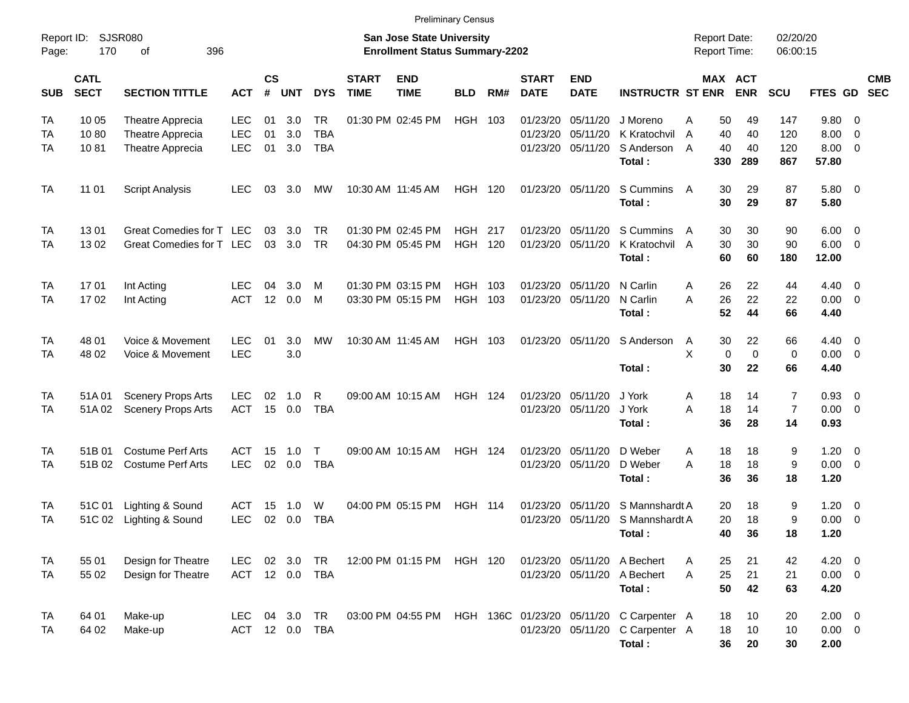Preliminary Census

Report ID: SJSR080
Page: 170 of 396

**San Jose State University**
**Enrollment Status Summary-2202**

Report Date: 02/20/20
Report Time: 06:00:15

| SUB | CATL SECT | SECTION TITTLE | ACT | CS # | UNT | DYS | START TIME | END TIME | BLD | RM# | START DATE | END DATE | INSTRUCTR | ST | MAX ENR | ACT ENR | SCU | FTES | GD | CMB SEC |
|---|---|---|---|---|---|---|---|---|---|---|---|---|---|---|---|---|---|---|---|---|
| TA | 10 05 | Theatre Apprecia | LEC | 01 | 3.0 | TR | 01:30 PM | 02:45 PM | HGH | 103 | 01/23/20 | 05/11/20 | J Moreno | A | 50 | 49 | 147 | 9.80 | 0 | |
| TA | 10 80 | Theatre Apprecia | LEC | 01 | 3.0 | TBA | | | | | 01/23/20 | 05/11/20 | K Kratochvil | A | 40 | 40 | 120 | 8.00 | 0 | |
| TA | 10 81 | Theatre Apprecia | LEC | 01 | 3.0 | TBA | | | | | 01/23/20 | 05/11/20 | S Anderson | A | 40 | 40 | 120 | 8.00 | 0 | |
| | | | | | | | | | | | | | **Total :** | | **330** | **289** | **867** | **57.80** | | |
| TA | 11 01 | Script Analysis | LEC | 03 | 3.0 | MW | 10:30 AM | 11:45 AM | HGH | 120 | 01/23/20 | 05/11/20 | S Cummins | A | 30 | 29 | 87 | 5.80 | 0 | |
| | | | | | | | | | | | | | **Total :** | | **30** | **29** | **87** | **5.80** | | |
| TA | 13 01 | Great Comedies for T | LEC | 03 | 3.0 | TR | 01:30 PM | 02:45 PM | HGH | 217 | 01/23/20 | 05/11/20 | S Cummins | A | 30 | 30 | 90 | 6.00 | 0 | |
| TA | 13 02 | Great Comedies for T | LEC | 03 | 3.0 | TR | 04:30 PM | 05:45 PM | HGH | 120 | 01/23/20 | 05/11/20 | K Kratochvil | A | 30 | 30 | 90 | 6.00 | 0 | |
| | | | | | | | | | | | | | **Total :** | | **60** | **60** | **180** | **12.00** | | |
| TA | 17 01 | Int Acting | LEC | 04 | 3.0 | M | 01:30 PM | 03:15 PM | HGH | 103 | 01/23/20 | 05/11/20 | N Carlin | A | 26 | 22 | 44 | 4.40 | 0 | |
| TA | 17 02 | Int Acting | ACT | 12 | 0.0 | M | 03:30 PM | 05:15 PM | HGH | 103 | 01/23/20 | 05/11/20 | N Carlin | A | 26 | 22 | 22 | 0.00 | 0 | |
| | | | | | | | | | | | | | **Total :** | | **52** | **44** | **66** | **4.40** | | |
| TA | 48 01 | Voice & Movement | LEC | 01 | 3.0 | MW | 10:30 AM | 11:45 AM | HGH | 103 | 01/23/20 | 05/11/20 | S Anderson | A | 30 | 22 | 66 | 4.40 | 0 | |
| TA | 48 02 | Voice & Movement | LEC | | 3.0 | | | | | | | | | X | 0 | 0 | 0 | 0.00 | 0 | |
| | | | | | | | | | | | | | **Total :** | | **30** | **22** | **66** | **4.40** | | |
| TA | 51A 01 | Scenery Props Arts | LEC | 02 | 1.0 | R | 09:00 AM | 10:15 AM | HGH | 124 | 01/23/20 | 05/11/20 | J York | A | 18 | 14 | 7 | 0.93 | 0 | |
| TA | 51A 02 | Scenery Props Arts | ACT | 15 | 0.0 | TBA | | | | | 01/23/20 | 05/11/20 | J York | A | 18 | 14 | 7 | 0.00 | 0 | |
| | | | | | | | | | | | | | **Total :** | | **36** | **28** | **14** | **0.93** | | |
| TA | 51B 01 | Costume Perf Arts | ACT | 15 | 1.0 | T | 09:00 AM | 10:15 AM | HGH | 124 | 01/23/20 | 05/11/20 | D Weber | A | 18 | 18 | 9 | 1.20 | 0 | |
| TA | 51B 02 | Costume Perf Arts | LEC | 02 | 0.0 | TBA | | | | | 01/23/20 | 05/11/20 | D Weber | A | 18 | 18 | 9 | 0.00 | 0 | |
| | | | | | | | | | | | | | **Total :** | | **36** | **36** | **18** | **1.20** | | |
| TA | 51C 01 | Lighting & Sound | ACT | 15 | 1.0 | W | 04:00 PM | 05:15 PM | HGH | 114 | 01/23/20 | 05/11/20 | S Mannshardt | A | 20 | 18 | 9 | 1.20 | 0 | |
| TA | 51C 02 | Lighting & Sound | LEC | 02 | 0.0 | TBA | | | | | 01/23/20 | 05/11/20 | S Mannshardt | A | 20 | 18 | 9 | 0.00 | 0 | |
| | | | | | | | | | | | | | **Total :** | | **40** | **36** | **18** | **1.20** | | |
| TA | 55 01 | Design for Theatre | LEC | 02 | 3.0 | TR | 12:00 PM | 01:15 PM | HGH | 120 | 01/23/20 | 05/11/20 | A Bechert | A | 25 | 21 | 42 | 4.20 | 0 | |
| TA | 55 02 | Design for Theatre | ACT | 12 | 0.0 | TBA | | | | | 01/23/20 | 05/11/20 | A Bechert | A | 25 | 21 | 21 | 0.00 | 0 | |
| | | | | | | | | | | | | | **Total :** | | **50** | **42** | **63** | **4.20** | | |
| TA | 64 01 | Make-up | LEC | 04 | 3.0 | TR | 03:00 PM | 04:55 PM | HGH | 136C | 01/23/20 | 05/11/20 | C Carpenter | A | 18 | 10 | 20 | 2.00 | 0 | |
| TA | 64 02 | Make-up | ACT | 12 | 0.0 | TBA | | | | | 01/23/20 | 05/11/20 | C Carpenter | A | 18 | 10 | 10 | 0.00 | 0 | |
| | | | | | | | | | | | | | **Total :** | | **36** | **20** | **30** | **2.00** | | |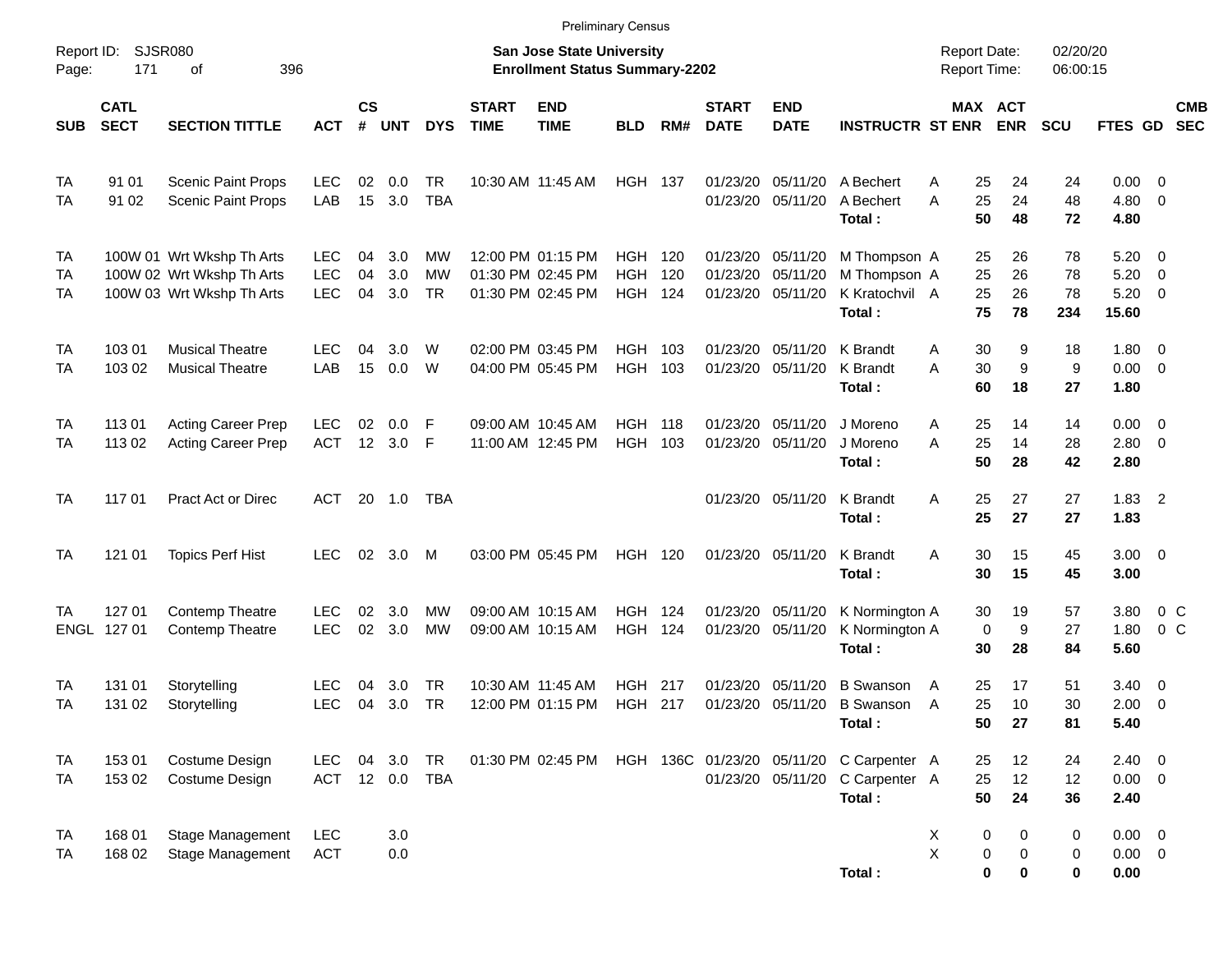Preliminary Census

Report ID: SJSR080
Page: 171 of 396

**San Jose State University**
**Enrollment Status Summary-2202**

Report Date: 02/20/20
Report Time: 06:00:15

| SUB | CATL SECT | SECTION TITTLE | ACT | CS # | UNT | DYS | START TIME | END TIME | BLD | RM# | START DATE | END DATE | INSTRUCTR | ST | MAX ENR | ACT ENR | SCU | FTES | GD | CMB SEC |
|---|---|---|---|---|---|---|---|---|---|---|---|---|---|---|---|---|---|---|---|---|
| TA | 91 01 | Scenic Paint Props | LEC | 02 | 0.0 | TR | 10:30 AM | 11:45 AM | HGH | 137 | 01/23/20 | 05/11/20 | A Bechert | A | 25 | 24 | 24 | 0.00 | 0 | |
| TA | 91 02 | Scenic Paint Props | LAB | 15 | 3.0 | TBA | | | | | 01/23/20 | 05/11/20 | A Bechert | A | 25 | 24 | 48 | 4.80 | 0 | |
| | | | | | | | | | | | | | **Total :** | | **50** | **48** | **72** | **4.80** | | |
| TA | 100W 01 | Wrt Wkshp Th Arts | LEC | 04 | 3.0 | MW | 12:00 PM | 01:15 PM | HGH | 120 | 01/23/20 | 05/11/20 | M Thompson | A | 25 | 26 | 78 | 5.20 | 0 | |
| TA | 100W 02 | Wrt Wkshp Th Arts | LEC | 04 | 3.0 | MW | 01:30 PM | 02:45 PM | HGH | 120 | 01/23/20 | 05/11/20 | M Thompson | A | 25 | 26 | 78 | 5.20 | 0 | |
| TA | 100W 03 | Wrt Wkshp Th Arts | LEC | 04 | 3.0 | TR | 01:30 PM | 02:45 PM | HGH | 124 | 01/23/20 | 05/11/20 | K Kratochvil | A | 25 | 26 | 78 | 5.20 | 0 | |
| | | | | | | | | | | | | | **Total :** | | **75** | **78** | **234** | **15.60** | | |
| TA | 103 01 | Musical Theatre | LEC | 04 | 3.0 | W | 02:00 PM | 03:45 PM | HGH | 103 | 01/23/20 | 05/11/20 | K Brandt | A | 30 | 9 | 18 | 1.80 | 0 | |
| TA | 103 02 | Musical Theatre | LAB | 15 | 0.0 | W | 04:00 PM | 05:45 PM | HGH | 103 | 01/23/20 | 05/11/20 | K Brandt | A | 30 | 9 | 9 | 0.00 | 0 | |
| | | | | | | | | | | | | | **Total :** | | **60** | **18** | **27** | **1.80** | | |
| TA | 113 01 | Acting Career Prep | LEC | 02 | 0.0 | F | 09:00 AM | 10:45 AM | HGH | 118 | 01/23/20 | 05/11/20 | J Moreno | A | 25 | 14 | 14 | 0.00 | 0 | |
| TA | 113 02 | Acting Career Prep | ACT | 12 | 3.0 | F | 11:00 AM | 12:45 PM | HGH | 103 | 01/23/20 | 05/11/20 | J Moreno | A | 25 | 14 | 28 | 2.80 | 0 | |
| | | | | | | | | | | | | | **Total :** | | **50** | **28** | **42** | **2.80** | | |
| TA | 117 01 | Pract Act or Direc | ACT | 20 | 1.0 | TBA | | | | | 01/23/20 | 05/11/20 | K Brandt | A | 25 | 27 | 27 | 1.83 | 2 | |
| | | | | | | | | | | | | | **Total :** | | **25** | **27** | **27** | **1.83** | | |
| TA | 121 01 | Topics Perf Hist | LEC | 02 | 3.0 | M | 03:00 PM | 05:45 PM | HGH | 120 | 01/23/20 | 05/11/20 | K Brandt | A | 30 | 15 | 45 | 3.00 | 0 | |
| | | | | | | | | | | | | | **Total :** | | **30** | **15** | **45** | **3.00** | | |
| TA | 127 01 | Contemp Theatre | LEC | 02 | 3.0 | MW | 09:00 AM | 10:15 AM | HGH | 124 | 01/23/20 | 05/11/20 | K Normington | A | 30 | 19 | 57 | 3.80 | 0 | C |
| ENGL | 127 01 | Contemp Theatre | LEC | 02 | 3.0 | MW | 09:00 AM | 10:15 AM | HGH | 124 | 01/23/20 | 05/11/20 | K Normington | A | 0 | 9 | 27 | 1.80 | 0 | C |
| | | | | | | | | | | | | | **Total :** | | **30** | **28** | **84** | **5.60** | | |
| TA | 131 01 | Storytelling | LEC | 04 | 3.0 | TR | 10:30 AM | 11:45 AM | HGH | 217 | 01/23/20 | 05/11/20 | B Swanson | A | 25 | 17 | 51 | 3.40 | 0 | |
| TA | 131 02 | Storytelling | LEC | 04 | 3.0 | TR | 12:00 PM | 01:15 PM | HGH | 217 | 01/23/20 | 05/11/20 | B Swanson | A | 25 | 10 | 30 | 2.00 | 0 | |
| | | | | | | | | | | | | | **Total :** | | **50** | **27** | **81** | **5.40** | | |
| TA | 153 01 | Costume Design | LEC | 04 | 3.0 | TR | 01:30 PM | 02:45 PM | HGH | 136C | 01/23/20 | 05/11/20 | C Carpenter | A | 25 | 12 | 24 | 2.40 | 0 | |
| TA | 153 02 | Costume Design | ACT | 12 | 0.0 | TBA | | | | | 01/23/20 | 05/11/20 | C Carpenter | A | 25 | 12 | 12 | 0.00 | 0 | |
| | | | | | | | | | | | | | **Total :** | | **50** | **24** | **36** | **2.40** | | |
| TA | 168 01 | Stage Management | LEC | | 3.0 | | | | | | | | | X | 0 | 0 | 0 | 0.00 | 0 | |
| TA | 168 02 | Stage Management | ACT | | 0.0 | | | | | | | | | X | 0 | 0 | 0 | 0.00 | 0 | |
| | | | | | | | | | | | | | **Total :** | | **0** | **0** | **0** | **0.00** | | |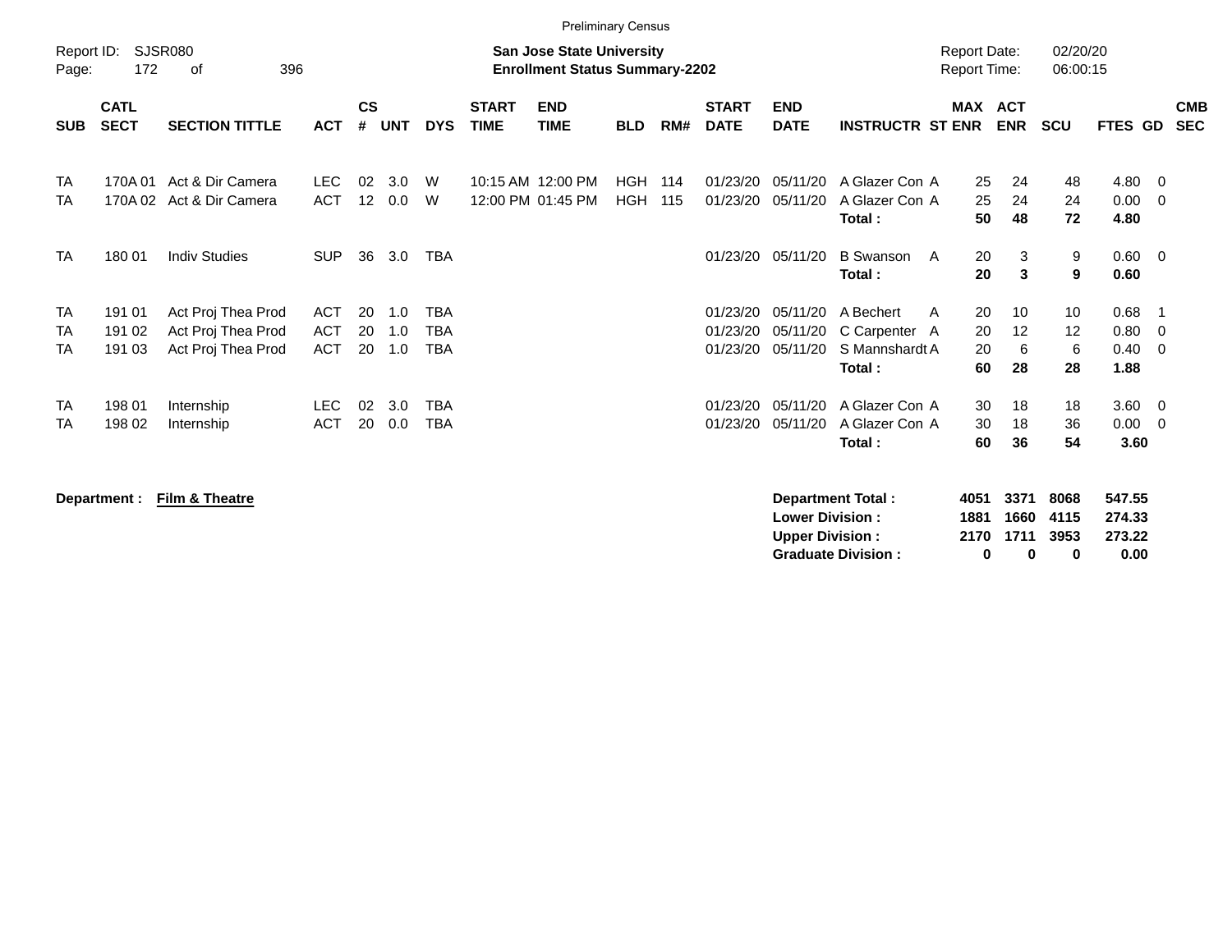Preliminary Census

Report ID: SJSR080

**San Jose State University**
**Enrollment Status Summary-2202**

Report Date: 02/20/20
Report Time: 06:00:15

| SUB | CATL SECT | SECTION TITTLE | ACT | CS # | UNT | DYS | START TIME | END TIME | BLD | RM# | START DATE | END DATE | INSTRUCTR | ST | MAX ENR | ACT ENR | SCU | FTES | GD | CMB SEC |
|---|---|---|---|---|---|---|---|---|---|---|---|---|---|---|---|---|---|---|---|---|
| TA | 170A 01 | Act & Dir Camera | LEC | 02 | 3.0 | W | 10:15 AM | 12:00 PM | HGH | 114 | 01/23/20 | 05/11/20 | A Glazer Con | A | 25 | 24 | 48 | 4.80 | 0 | |
| TA | 170A 02 | Act & Dir Camera | ACT | 12 | 0.0 | W | 12:00 PM | 01:45 PM | HGH | 115 | 01/23/20 | 05/11/20 | A Glazer Con | A | 25 | 24 | 24 | 0.00 | 0 | |
| | | | | | | | | | | | | | **Total :** | | **50** | **48** | **72** | **4.80** | | |
| TA | 180 01 | Indiv Studies | SUP | 36 | 3.0 | TBA | | | | | 01/23/20 | 05/11/20 | B Swanson | A | 20 | 3 | 9 | 0.60 | 0 | |
| | | | | | | | | | | | | | **Total :** | | **20** | **3** | **9** | **0.60** | | |
| TA | 191 01 | Act Proj Thea Prod | ACT | 20 | 1.0 | TBA | | | | | 01/23/20 | 05/11/20 | A Bechert | A | 20 | 10 | 10 | 0.68 | 1 | |
| TA | 191 02 | Act Proj Thea Prod | ACT | 20 | 1.0 | TBA | | | | | 01/23/20 | 05/11/20 | C Carpenter | A | 20 | 12 | 12 | 0.80 | 0 | |
| TA | 191 03 | Act Proj Thea Prod | ACT | 20 | 1.0 | TBA | | | | | 01/23/20 | 05/11/20 | S Mannshardt | A | 20 | 6 | 6 | 0.40 | 0 | |
| | | | | | | | | | | | | | **Total :** | | **60** | **28** | **28** | **1.88** | | |
| TA | 198 01 | Internship | LEC | 02 | 3.0 | TBA | | | | | 01/23/20 | 05/11/20 | A Glazer Con | A | 30 | 18 | 18 | 3.60 | 0 | |
| TA | 198 02 | Internship | ACT | 20 | 0.0 | TBA | | | | | 01/23/20 | 05/11/20 | A Glazer Con | A | 30 | 18 | 36 | 0.00 | 0 | |
| | | | | | | | | | | | | | **Total :** | | **60** | **36** | **54** | **3.60** | | |

**Department : Film & Theatre**

| | MAX ENR | ACT ENR | SCU | FTES |
|---|---|---|---|---|
| **Department Total :** | **4051** | **3371** | **8068** | **547.55** |
| **Lower Division :** | **1881** | **1660** | **4115** | **274.33** |
| **Upper Division :** | **2170** | **1711** | **3953** | **273.22** |
| **Graduate Division :** | **0** | **0** | **0** | **0.00** |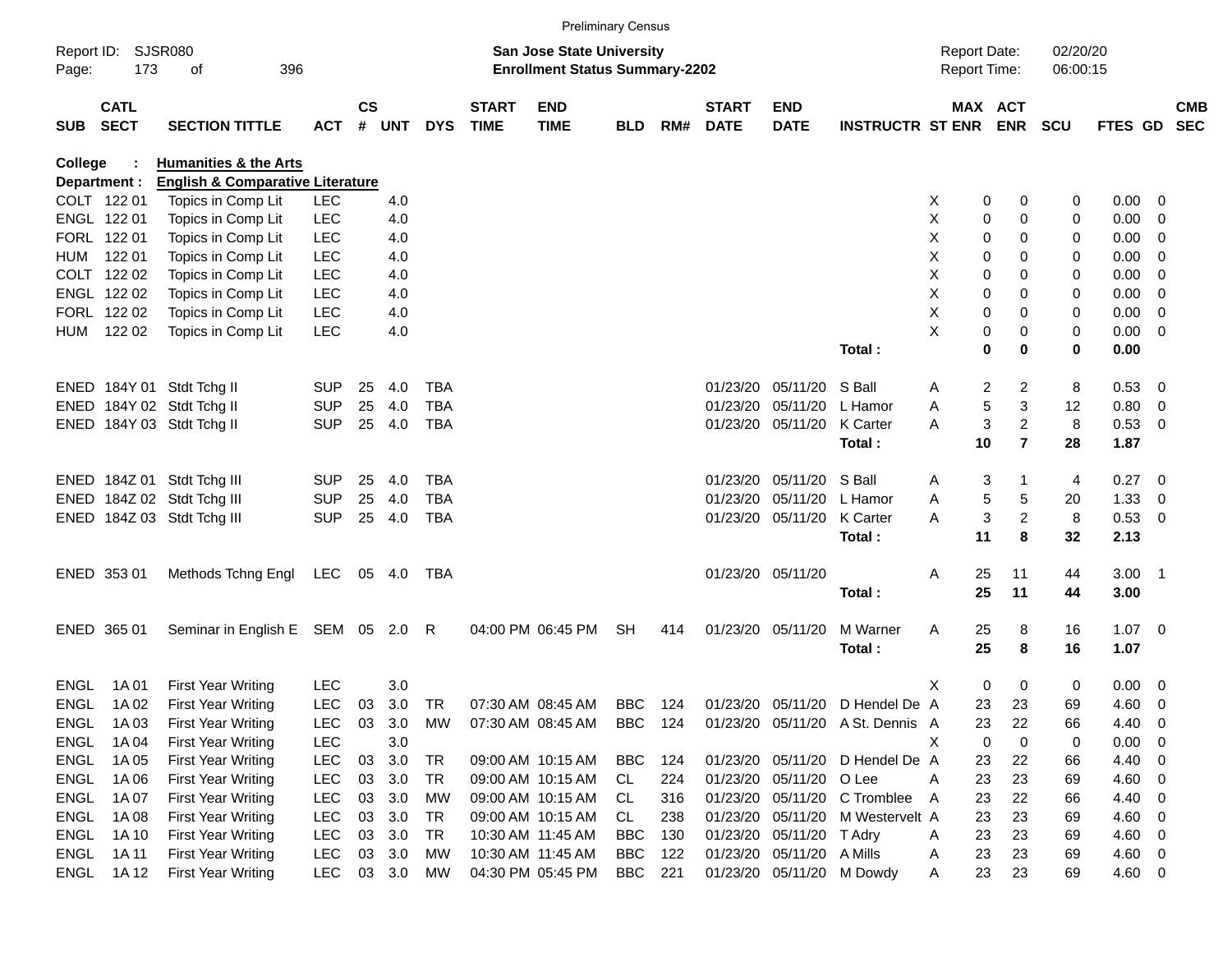Preliminary Census

Report ID: SJSR080 | San Jose State University | Report Date: 02/20/20
Page: 173 of 396 | Enrollment Status Summary-2202 | Report Time: 06:00:15

College : **Humanities & the Arts**
Department : **English & Comparative Literature**

| SUB | CATL SECT | SECTION TITTLE | ACT | CS # | UNT | DYS | START TIME | END TIME | BLD | RM# | START DATE | END DATE | INSTRUCTR | ST | MAX ENR | ACT ENR | SCU | FTES | GD | CMB SEC |
|---|---|---|---|---|---|---|---|---|---|---|---|---|---|---|---|---|---|---|---|---|
| COLT | 122 01 | Topics in Comp Lit | LEC | | 4.0 | | | | | | | | | X | 0 | 0 | 0 | 0.00 | 0 | |
| ENGL | 122 01 | Topics in Comp Lit | LEC | | 4.0 | | | | | | | | | X | 0 | 0 | 0 | 0.00 | 0 | |
| FORL | 122 01 | Topics in Comp Lit | LEC | | 4.0 | | | | | | | | | X | 0 | 0 | 0 | 0.00 | 0 | |
| HUM | 122 01 | Topics in Comp Lit | LEC | | 4.0 | | | | | | | | | X | 0 | 0 | 0 | 0.00 | 0 | |
| COLT | 122 02 | Topics in Comp Lit | LEC | | 4.0 | | | | | | | | | X | 0 | 0 | 0 | 0.00 | 0 | |
| ENGL | 122 02 | Topics in Comp Lit | LEC | | 4.0 | | | | | | | | | X | 0 | 0 | 0 | 0.00 | 0 | |
| FORL | 122 02 | Topics in Comp Lit | LEC | | 4.0 | | | | | | | | | X | 0 | 0 | 0 | 0.00 | 0 | |
| HUM | 122 02 | Topics in Comp Lit | LEC | | 4.0 | | | | | | | | | X | 0 | 0 | 0 | 0.00 | 0 | |
| | | | | | | | | | | | | | **Total :** | | **0** | **0** | **0** | **0.00** | | |
| ENED | 184Y 01 | Stdt Tchg II | SUP | 25 | 4.0 | TBA | | | | | 01/23/20 | 05/11/20 | S Ball | A | 2 | 2 | 8 | 0.53 | 0 | |
| ENED | 184Y 02 | Stdt Tchg II | SUP | 25 | 4.0 | TBA | | | | | 01/23/20 | 05/11/20 | L Hamor | A | 5 | 3 | 12 | 0.80 | 0 | |
| ENED | 184Y 03 | Stdt Tchg II | SUP | 25 | 4.0 | TBA | | | | | 01/23/20 | 05/11/20 | K Carter | A | 3 | 2 | 8 | 0.53 | 0 | |
| | | | | | | | | | | | | | **Total :** | | **10** | **7** | **28** | **1.87** | | |
| ENED | 184Z 01 | Stdt Tchg III | SUP | 25 | 4.0 | TBA | | | | | 01/23/20 | 05/11/20 | S Ball | A | 3 | 1 | 4 | 0.27 | 0 | |
| ENED | 184Z 02 | Stdt Tchg III | SUP | 25 | 4.0 | TBA | | | | | 01/23/20 | 05/11/20 | L Hamor | A | 5 | 5 | 20 | 1.33 | 0 | |
| ENED | 184Z 03 | Stdt Tchg III | SUP | 25 | 4.0 | TBA | | | | | 01/23/20 | 05/11/20 | K Carter | A | 3 | 2 | 8 | 0.53 | 0 | |
| | | | | | | | | | | | | | **Total :** | | **11** | **8** | **32** | **2.13** | | |
| ENED | 353 01 | Methods Tchng Engl | LEC | 05 | 4.0 | TBA | | | | | 01/23/20 | 05/11/20 | | A | 25 | 11 | 44 | 3.00 | 1 | |
| | | | | | | | | | | | | | **Total :** | | **25** | **11** | **44** | **3.00** | | |
| ENED | 365 01 | Seminar in English E | SEM | 05 | 2.0 | R | 04:00 PM | 06:45 PM | SH | 414 | 01/23/20 | 05/11/20 | M Warner | A | 25 | 8 | 16 | 1.07 | 0 | |
| | | | | | | | | | | | | | **Total :** | | **25** | **8** | **16** | **1.07** | | |
| ENGL | 1A 01 | First Year Writing | LEC | | 3.0 | | | | | | | | | X | 0 | 0 | 0 | 0.00 | 0 | |
| ENGL | 1A 02 | First Year Writing | LEC | 03 | 3.0 | TR | 07:30 AM | 08:45 AM | BBC | 124 | 01/23/20 | 05/11/20 | D Hendel De | A | 23 | 23 | 69 | 4.60 | 0 | |
| ENGL | 1A 03 | First Year Writing | LEC | 03 | 3.0 | MW | 07:30 AM | 08:45 AM | BBC | 124 | 01/23/20 | 05/11/20 | A St. Dennis | A | 23 | 22 | 66 | 4.40 | 0 | |
| ENGL | 1A 04 | First Year Writing | LEC | | 3.0 | | | | | | | | | X | 0 | 0 | 0 | 0.00 | 0 | |
| ENGL | 1A 05 | First Year Writing | LEC | 03 | 3.0 | TR | 09:00 AM | 10:15 AM | BBC | 124 | 01/23/20 | 05/11/20 | D Hendel De | A | 23 | 22 | 66 | 4.40 | 0 | |
| ENGL | 1A 06 | First Year Writing | LEC | 03 | 3.0 | TR | 09:00 AM | 10:15 AM | CL | 224 | 01/23/20 | 05/11/20 | O Lee | A | 23 | 23 | 69 | 4.60 | 0 | |
| ENGL | 1A 07 | First Year Writing | LEC | 03 | 3.0 | MW | 09:00 AM | 10:15 AM | CL | 316 | 01/23/20 | 05/11/20 | C Tromblee | A | 23 | 22 | 66 | 4.40 | 0 | |
| ENGL | 1A 08 | First Year Writing | LEC | 03 | 3.0 | TR | 09:00 AM | 10:15 AM | CL | 238 | 01/23/20 | 05/11/20 | M Westervelt | A | 23 | 23 | 69 | 4.60 | 0 | |
| ENGL | 1A 10 | First Year Writing | LEC | 03 | 3.0 | TR | 10:30 AM | 11:45 AM | BBC | 130 | 01/23/20 | 05/11/20 | T Adry | A | 23 | 23 | 69 | 4.60 | 0 | |
| ENGL | 1A 11 | First Year Writing | LEC | 03 | 3.0 | MW | 10:30 AM | 11:45 AM | BBC | 122 | 01/23/20 | 05/11/20 | A Mills | A | 23 | 23 | 69 | 4.60 | 0 | |
| ENGL | 1A 12 | First Year Writing | LEC | 03 | 3.0 | MW | 04:30 PM | 05:45 PM | BBC | 221 | 01/23/20 | 05/11/20 | M Dowdy | A | 23 | 23 | 69 | 4.60 | 0 | |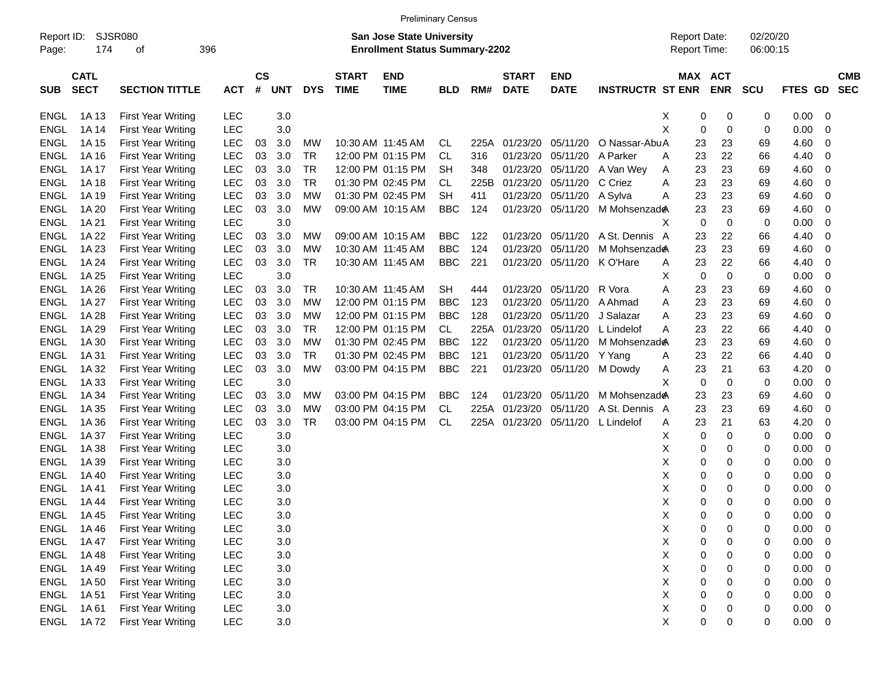Preliminary Census

Report ID: SJSR080
Page: 174 of 396

**San Jose State University**
**Enrollment Status Summary-2202**

Report Date: 02/20/20
Report Time: 06:00:15

| SUB | CATL SECT | SECTION TITTLE | ACT | CS # | UNT | DYS | START TIME | END TIME | BLD | RM# | START DATE | END DATE | INSTRUCTR | ST | MAX ENR | ACT ENR | SCU | FTES | GD | CMB SEC |
|---|---|---|---|---|---|---|---|---|---|---|---|---|---|---|---|---|---|---|---|---|
| ENGL | 1A 13 | First Year Writing | LEC | | 3.0 | | | | | | | | | X | 0 | 0 | 0 | 0.00 | 0 | |
| ENGL | 1A 14 | First Year Writing | LEC | | 3.0 | | | | | | | | | X | 0 | 0 | 0 | 0.00 | 0 | |
| ENGL | 1A 15 | First Year Writing | LEC | 03 | 3.0 | MW | 10:30 AM | 11:45 AM | CL | 225A | 01/23/20 | 05/11/20 | O Nassar-Abu | A | 23 | 23 | 69 | 4.60 | 0 | |
| ENGL | 1A 16 | First Year Writing | LEC | 03 | 3.0 | TR | 12:00 PM | 01:15 PM | CL | 316 | 01/23/20 | 05/11/20 | A Parker | A | 23 | 22 | 66 | 4.40 | 0 | |
| ENGL | 1A 17 | First Year Writing | LEC | 03 | 3.0 | TR | 12:00 PM | 01:15 PM | SH | 348 | 01/23/20 | 05/11/20 | A Van Wey | A | 23 | 23 | 69 | 4.60 | 0 | |
| ENGL | 1A 18 | First Year Writing | LEC | 03 | 3.0 | TR | 01:30 PM | 02:45 PM | CL | 225B | 01/23/20 | 05/11/20 | C Criez | A | 23 | 23 | 69 | 4.60 | 0 | |
| ENGL | 1A 19 | First Year Writing | LEC | 03 | 3.0 | MW | 01:30 PM | 02:45 PM | SH | 411 | 01/23/20 | 05/11/20 | A Sylva | A | 23 | 23 | 69 | 4.60 | 0 | |
| ENGL | 1A 20 | First Year Writing | LEC | 03 | 3.0 | MW | 09:00 AM | 10:15 AM | BBC | 124 | 01/23/20 | 05/11/20 | M Mohsenzade | A | 23 | 23 | 69 | 4.60 | 0 | |
| ENGL | 1A 21 | First Year Writing | LEC | | 3.0 | | | | | | | | | X | 0 | 0 | 0 | 0.00 | 0 | |
| ENGL | 1A 22 | First Year Writing | LEC | 03 | 3.0 | MW | 09:00 AM | 10:15 AM | BBC | 122 | 01/23/20 | 05/11/20 | A St. Dennis | A | 23 | 22 | 66 | 4.40 | 0 | |
| ENGL | 1A 23 | First Year Writing | LEC | 03 | 3.0 | MW | 10:30 AM | 11:45 AM | BBC | 124 | 01/23/20 | 05/11/20 | M Mohsenzade | A | 23 | 23 | 69 | 4.60 | 0 | |
| ENGL | 1A 24 | First Year Writing | LEC | 03 | 3.0 | TR | 10:30 AM | 11:45 AM | BBC | 221 | 01/23/20 | 05/11/20 | K O'Hare | A | 23 | 22 | 66 | 4.40 | 0 | |
| ENGL | 1A 25 | First Year Writing | LEC | | 3.0 | | | | | | | | | X | 0 | 0 | 0 | 0.00 | 0 | |
| ENGL | 1A 26 | First Year Writing | LEC | 03 | 3.0 | TR | 10:30 AM | 11:45 AM | SH | 444 | 01/23/20 | 05/11/20 | R Vora | A | 23 | 23 | 69 | 4.60 | 0 | |
| ENGL | 1A 27 | First Year Writing | LEC | 03 | 3.0 | MW | 12:00 PM | 01:15 PM | BBC | 123 | 01/23/20 | 05/11/20 | A Ahmad | A | 23 | 23 | 69 | 4.60 | 0 | |
| ENGL | 1A 28 | First Year Writing | LEC | 03 | 3.0 | MW | 12:00 PM | 01:15 PM | BBC | 128 | 01/23/20 | 05/11/20 | J Salazar | A | 23 | 23 | 69 | 4.60 | 0 | |
| ENGL | 1A 29 | First Year Writing | LEC | 03 | 3.0 | TR | 12:00 PM | 01:15 PM | CL | 225A | 01/23/20 | 05/11/20 | L Lindelof | A | 23 | 22 | 66 | 4.40 | 0 | |
| ENGL | 1A 30 | First Year Writing | LEC | 03 | 3.0 | MW | 01:30 PM | 02:45 PM | BBC | 122 | 01/23/20 | 05/11/20 | M Mohsenzade | A | 23 | 23 | 69 | 4.60 | 0 | |
| ENGL | 1A 31 | First Year Writing | LEC | 03 | 3.0 | TR | 01:30 PM | 02:45 PM | BBC | 121 | 01/23/20 | 05/11/20 | Y Yang | A | 23 | 22 | 66 | 4.40 | 0 | |
| ENGL | 1A 32 | First Year Writing | LEC | 03 | 3.0 | MW | 03:00 PM | 04:15 PM | BBC | 221 | 01/23/20 | 05/11/20 | M Dowdy | A | 23 | 21 | 63 | 4.20 | 0 | |
| ENGL | 1A 33 | First Year Writing | LEC | | 3.0 | | | | | | | | | X | 0 | 0 | 0 | 0.00 | 0 | |
| ENGL | 1A 34 | First Year Writing | LEC | 03 | 3.0 | MW | 03:00 PM | 04:15 PM | BBC | 124 | 01/23/20 | 05/11/20 | M Mohsenzade | A | 23 | 23 | 69 | 4.60 | 0 | |
| ENGL | 1A 35 | First Year Writing | LEC | 03 | 3.0 | MW | 03:00 PM | 04:15 PM | CL | 225A | 01/23/20 | 05/11/20 | A St. Dennis | A | 23 | 23 | 69 | 4.60 | 0 | |
| ENGL | 1A 36 | First Year Writing | LEC | 03 | 3.0 | TR | 03:00 PM | 04:15 PM | CL | 225A | 01/23/20 | 05/11/20 | L Lindelof | A | 23 | 21 | 63 | 4.20 | 0 | |
| ENGL | 1A 37 | First Year Writing | LEC | | 3.0 | | | | | | | | | X | 0 | 0 | 0 | 0.00 | 0 | |
| ENGL | 1A 38 | First Year Writing | LEC | | 3.0 | | | | | | | | | X | 0 | 0 | 0 | 0.00 | 0 | |
| ENGL | 1A 39 | First Year Writing | LEC | | 3.0 | | | | | | | | | X | 0 | 0 | 0 | 0.00 | 0 | |
| ENGL | 1A 40 | First Year Writing | LEC | | 3.0 | | | | | | | | | X | 0 | 0 | 0 | 0.00 | 0 | |
| ENGL | 1A 41 | First Year Writing | LEC | | 3.0 | | | | | | | | | X | 0 | 0 | 0 | 0.00 | 0 | |
| ENGL | 1A 44 | First Year Writing | LEC | | 3.0 | | | | | | | | | X | 0 | 0 | 0 | 0.00 | 0 | |
| ENGL | 1A 45 | First Year Writing | LEC | | 3.0 | | | | | | | | | X | 0 | 0 | 0 | 0.00 | 0 | |
| ENGL | 1A 46 | First Year Writing | LEC | | 3.0 | | | | | | | | | X | 0 | 0 | 0 | 0.00 | 0 | |
| ENGL | 1A 47 | First Year Writing | LEC | | 3.0 | | | | | | | | | X | 0 | 0 | 0 | 0.00 | 0 | |
| ENGL | 1A 48 | First Year Writing | LEC | | 3.0 | | | | | | | | | X | 0 | 0 | 0 | 0.00 | 0 | |
| ENGL | 1A 49 | First Year Writing | LEC | | 3.0 | | | | | | | | | X | 0 | 0 | 0 | 0.00 | 0 | |
| ENGL | 1A 50 | First Year Writing | LEC | | 3.0 | | | | | | | | | X | 0 | 0 | 0 | 0.00 | 0 | |
| ENGL | 1A 51 | First Year Writing | LEC | | 3.0 | | | | | | | | | X | 0 | 0 | 0 | 0.00 | 0 | |
| ENGL | 1A 61 | First Year Writing | LEC | | 3.0 | | | | | | | | | X | 0 | 0 | 0 | 0.00 | 0 | |
| ENGL | 1A 72 | First Year Writing | LEC | | 3.0 | | | | | | | | | X | 0 | 0 | 0 | 0.00 | 0 | |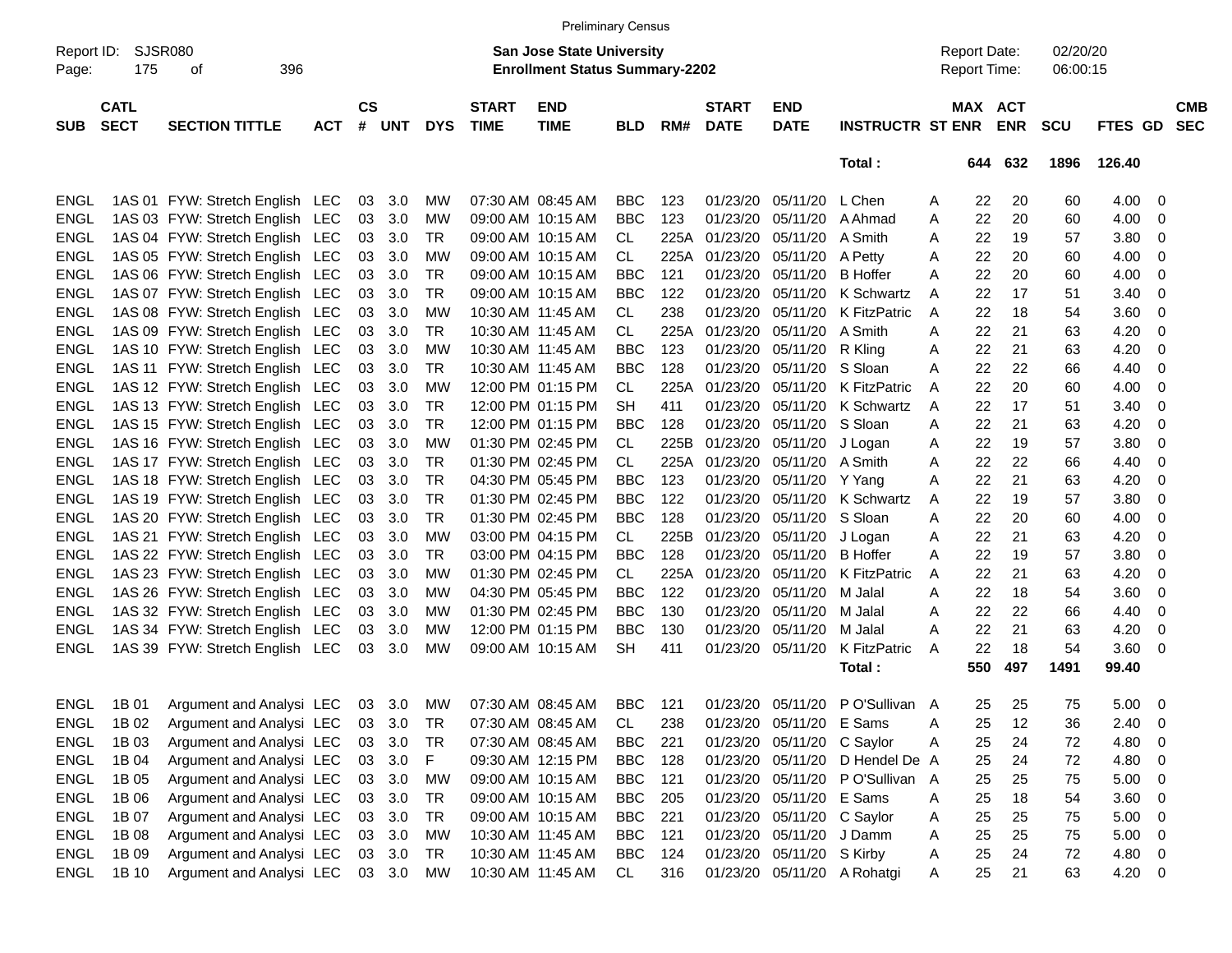Preliminary Census

Report ID: SJSR080

**San Jose State University**
**Enrollment Status Summary-2202**

Report Date: 02/20/20
Report Time: 06:00:15

| SUB | CATL SECT | SECTION TITTLE | ACT | CS # | UNT | DYS | START TIME | END TIME | BLD | RM# | START DATE | END DATE | INSTRUCTR | ST | MAX ENR | ACT ENR | SCU | FTES | GD | CMB SEC |
|---|---|---|---|---|---|---|---|---|---|---|---|---|---|---|---|---|---|---|---|---|
| | | | | | | | | | | | | | **Total :** | | **644** | **632** | **1896** | **126.40** | | |
| ENGL | 1AS 01 | FYW: Stretch English | LEC | 03 | 3.0 | MW | 07:30 AM | 08:45 AM | BBC | 123 | 01/23/20 | 05/11/20 | L Chen | A | 22 | 20 | 60 | 4.00 | 0 | |
| ENGL | 1AS 03 | FYW: Stretch English | LEC | 03 | 3.0 | MW | 09:00 AM | 10:15 AM | BBC | 123 | 01/23/20 | 05/11/20 | A Ahmad | A | 22 | 20 | 60 | 4.00 | 0 | |
| ENGL | 1AS 04 | FYW: Stretch English | LEC | 03 | 3.0 | TR | 09:00 AM | 10:15 AM | CL | 225A | 01/23/20 | 05/11/20 | A Smith | A | 22 | 19 | 57 | 3.80 | 0 | |
| ENGL | 1AS 05 | FYW: Stretch English | LEC | 03 | 3.0 | MW | 09:00 AM | 10:15 AM | CL | 225A | 01/23/20 | 05/11/20 | A Petty | A | 22 | 20 | 60 | 4.00 | 0 | |
| ENGL | 1AS 06 | FYW: Stretch English | LEC | 03 | 3.0 | TR | 09:00 AM | 10:15 AM | BBC | 121 | 01/23/20 | 05/11/20 | B Hoffer | A | 22 | 20 | 60 | 4.00 | 0 | |
| ENGL | 1AS 07 | FYW: Stretch English | LEC | 03 | 3.0 | TR | 09:00 AM | 10:15 AM | BBC | 122 | 01/23/20 | 05/11/20 | K Schwartz | A | 22 | 17 | 51 | 3.40 | 0 | |
| ENGL | 1AS 08 | FYW: Stretch English | LEC | 03 | 3.0 | MW | 10:30 AM | 11:45 AM | CL | 238 | 01/23/20 | 05/11/20 | K FitzPatric | A | 22 | 18 | 54 | 3.60 | 0 | |
| ENGL | 1AS 09 | FYW: Stretch English | LEC | 03 | 3.0 | TR | 10:30 AM | 11:45 AM | CL | 225A | 01/23/20 | 05/11/20 | A Smith | A | 22 | 21 | 63 | 4.20 | 0 | |
| ENGL | 1AS 10 | FYW: Stretch English | LEC | 03 | 3.0 | MW | 10:30 AM | 11:45 AM | BBC | 123 | 01/23/20 | 05/11/20 | R Kling | A | 22 | 21 | 63 | 4.20 | 0 | |
| ENGL | 1AS 11 | FYW: Stretch English | LEC | 03 | 3.0 | TR | 10:30 AM | 11:45 AM | BBC | 128 | 01/23/20 | 05/11/20 | S Sloan | A | 22 | 22 | 66 | 4.40 | 0 | |
| ENGL | 1AS 12 | FYW: Stretch English | LEC | 03 | 3.0 | MW | 12:00 PM | 01:15 PM | CL | 225A | 01/23/20 | 05/11/20 | K FitzPatric | A | 22 | 20 | 60 | 4.00 | 0 | |
| ENGL | 1AS 13 | FYW: Stretch English | LEC | 03 | 3.0 | TR | 12:00 PM | 01:15 PM | SH | 411 | 01/23/20 | 05/11/20 | K Schwartz | A | 22 | 17 | 51 | 3.40 | 0 | |
| ENGL | 1AS 15 | FYW: Stretch English | LEC | 03 | 3.0 | TR | 12:00 PM | 01:15 PM | BBC | 128 | 01/23/20 | 05/11/20 | S Sloan | A | 22 | 21 | 63 | 4.20 | 0 | |
| ENGL | 1AS 16 | FYW: Stretch English | LEC | 03 | 3.0 | MW | 01:30 PM | 02:45 PM | CL | 225B | 01/23/20 | 05/11/20 | J Logan | A | 22 | 19 | 57 | 3.80 | 0 | |
| ENGL | 1AS 17 | FYW: Stretch English | LEC | 03 | 3.0 | TR | 01:30 PM | 02:45 PM | CL | 225A | 01/23/20 | 05/11/20 | A Smith | A | 22 | 22 | 66 | 4.40 | 0 | |
| ENGL | 1AS 18 | FYW: Stretch English | LEC | 03 | 3.0 | TR | 04:30 PM | 05:45 PM | BBC | 123 | 01/23/20 | 05/11/20 | Y Yang | A | 22 | 21 | 63 | 4.20 | 0 | |
| ENGL | 1AS 19 | FYW: Stretch English | LEC | 03 | 3.0 | TR | 01:30 PM | 02:45 PM | BBC | 122 | 01/23/20 | 05/11/20 | K Schwartz | A | 22 | 19 | 57 | 3.80 | 0 | |
| ENGL | 1AS 20 | FYW: Stretch English | LEC | 03 | 3.0 | TR | 01:30 PM | 02:45 PM | BBC | 128 | 01/23/20 | 05/11/20 | S Sloan | A | 22 | 20 | 60 | 4.00 | 0 | |
| ENGL | 1AS 21 | FYW: Stretch English | LEC | 03 | 3.0 | MW | 03:00 PM | 04:15 PM | CL | 225B | 01/23/20 | 05/11/20 | J Logan | A | 22 | 21 | 63 | 4.20 | 0 | |
| ENGL | 1AS 22 | FYW: Stretch English | LEC | 03 | 3.0 | TR | 03:00 PM | 04:15 PM | BBC | 128 | 01/23/20 | 05/11/20 | B Hoffer | A | 22 | 19 | 57 | 3.80 | 0 | |
| ENGL | 1AS 23 | FYW: Stretch English | LEC | 03 | 3.0 | MW | 01:30 PM | 02:45 PM | CL | 225A | 01/23/20 | 05/11/20 | K FitzPatric | A | 22 | 21 | 63 | 4.20 | 0 | |
| ENGL | 1AS 26 | FYW: Stretch English | LEC | 03 | 3.0 | MW | 04:30 PM | 05:45 PM | BBC | 122 | 01/23/20 | 05/11/20 | M Jalal | A | 22 | 18 | 54 | 3.60 | 0 | |
| ENGL | 1AS 32 | FYW: Stretch English | LEC | 03 | 3.0 | MW | 01:30 PM | 02:45 PM | BBC | 130 | 01/23/20 | 05/11/20 | M Jalal | A | 22 | 22 | 66 | 4.40 | 0 | |
| ENGL | 1AS 34 | FYW: Stretch English | LEC | 03 | 3.0 | MW | 12:00 PM | 01:15 PM | BBC | 130 | 01/23/20 | 05/11/20 | M Jalal | A | 22 | 21 | 63 | 4.20 | 0 | |
| ENGL | 1AS 39 | FYW: Stretch English | LEC | 03 | 3.0 | MW | 09:00 AM | 10:15 AM | SH | 411 | 01/23/20 | 05/11/20 | K FitzPatric | A | 22 | 18 | 54 | 3.60 | 0 | |
| | | | | | | | | | | | | | **Total :** | | **550** | **497** | **1491** | **99.40** | | |
| ENGL | 1B 01 | Argument and Analysi | LEC | 03 | 3.0 | MW | 07:30 AM | 08:45 AM | BBC | 121 | 01/23/20 | 05/11/20 | P O'Sullivan | A | 25 | 25 | 75 | 5.00 | 0 | |
| ENGL | 1B 02 | Argument and Analysi | LEC | 03 | 3.0 | TR | 07:30 AM | 08:45 AM | CL | 238 | 01/23/20 | 05/11/20 | E Sams | A | 25 | 12 | 36 | 2.40 | 0 | |
| ENGL | 1B 03 | Argument and Analysi | LEC | 03 | 3.0 | TR | 07:30 AM | 08:45 AM | BBC | 221 | 01/23/20 | 05/11/20 | C Saylor | A | 25 | 24 | 72 | 4.80 | 0 | |
| ENGL | 1B 04 | Argument and Analysi | LEC | 03 | 3.0 | F | 09:30 AM | 12:15 PM | BBC | 128 | 01/23/20 | 05/11/20 | D Hendel De | A | 25 | 24 | 72 | 4.80 | 0 | |
| ENGL | 1B 05 | Argument and Analysi | LEC | 03 | 3.0 | MW | 09:00 AM | 10:15 AM | BBC | 121 | 01/23/20 | 05/11/20 | P O'Sullivan | A | 25 | 25 | 75 | 5.00 | 0 | |
| ENGL | 1B 06 | Argument and Analysi | LEC | 03 | 3.0 | TR | 09:00 AM | 10:15 AM | BBC | 205 | 01/23/20 | 05/11/20 | E Sams | A | 25 | 18 | 54 | 3.60 | 0 | |
| ENGL | 1B 07 | Argument and Analysi | LEC | 03 | 3.0 | TR | 09:00 AM | 10:15 AM | BBC | 221 | 01/23/20 | 05/11/20 | C Saylor | A | 25 | 25 | 75 | 5.00 | 0 | |
| ENGL | 1B 08 | Argument and Analysi | LEC | 03 | 3.0 | MW | 10:30 AM | 11:45 AM | BBC | 121 | 01/23/20 | 05/11/20 | J Damm | A | 25 | 25 | 75 | 5.00 | 0 | |
| ENGL | 1B 09 | Argument and Analysi | LEC | 03 | 3.0 | TR | 10:30 AM | 11:45 AM | BBC | 124 | 01/23/20 | 05/11/20 | S Kirby | A | 25 | 24 | 72 | 4.80 | 0 | |
| ENGL | 1B 10 | Argument and Analysi | LEC | 03 | 3.0 | MW | 10:30 AM | 11:45 AM | CL | 316 | 01/23/20 | 05/11/20 | A Rohatgi | A | 25 | 21 | 63 | 4.20 | 0 | |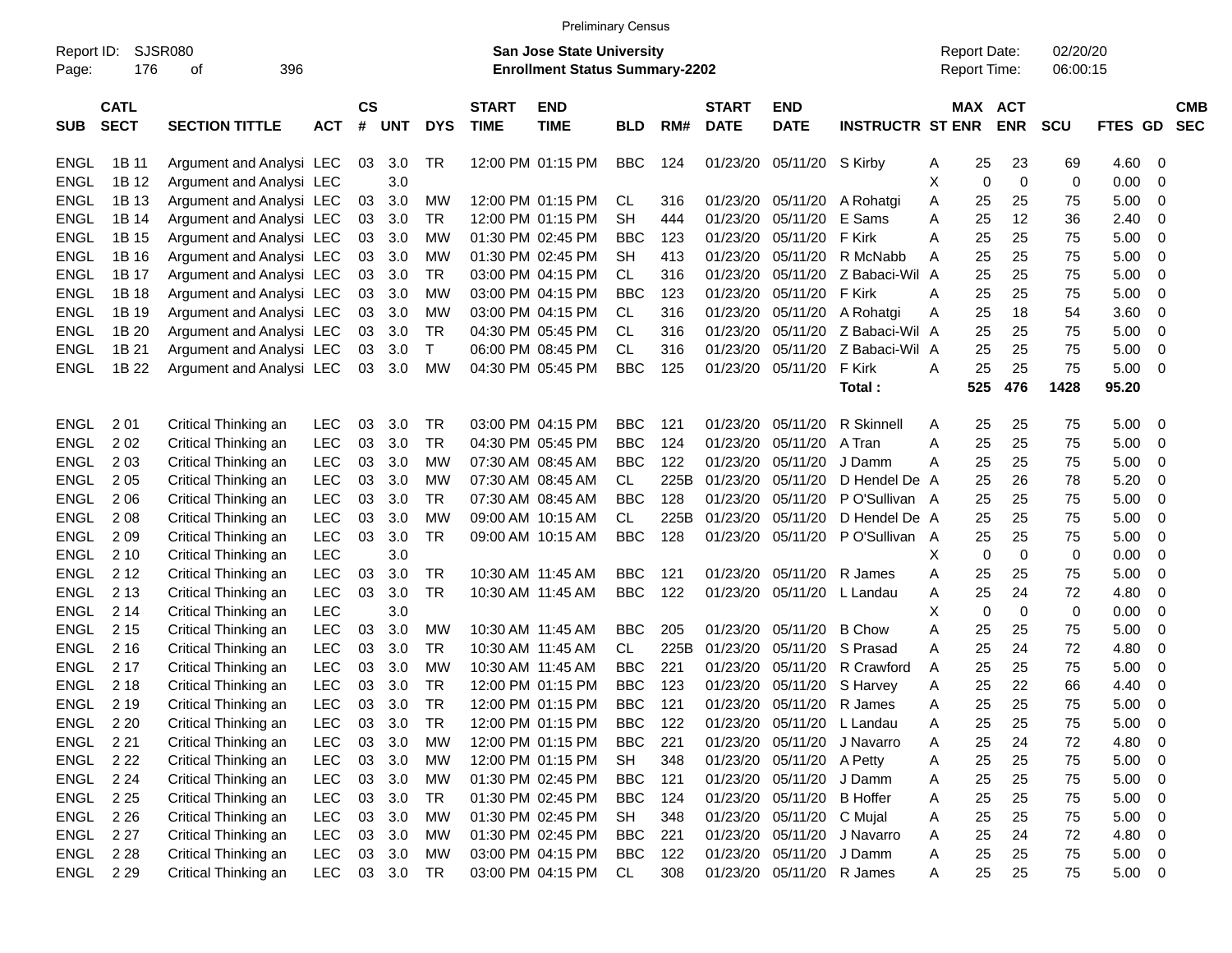Preliminary Census

Report ID: SJSR080

**San Jose State University**
**Enrollment Status Summary-2202**

Report Date: 02/20/20
Report Time: 06:00:15

| SUB | CATL SECT | SECTION TITTLE | ACT | CS # | UNT | DYS | START TIME | END TIME | BLD | RM# | START DATE | END DATE | INSTRUCTR | ST | MAX ENR | ACT ENR | SCU | FTES | GD | CMB SEC |
|---|---|---|---|---|---|---|---|---|---|---|---|---|---|---|---|---|---|---|---|---|
| ENGL | 1B 11 | Argument and Analysi | LEC | 03 | 3.0 | TR | 12:00 PM | 01:15 PM | BBC | 124 | 01/23/20 | 05/11/20 | S Kirby | A | 25 | 23 | 69 | 4.60 | 0 | |
| ENGL | 1B 12 | Argument and Analysi | LEC | | 3.0 | | | | | | | | | X | 0 | 0 | 0 | 0.00 | 0 | |
| ENGL | 1B 13 | Argument and Analysi | LEC | 03 | 3.0 | MW | 12:00 PM | 01:15 PM | CL | 316 | 01/23/20 | 05/11/20 | A Rohatgi | A | 25 | 25 | 75 | 5.00 | 0 | |
| ENGL | 1B 14 | Argument and Analysi | LEC | 03 | 3.0 | TR | 12:00 PM | 01:15 PM | SH | 444 | 01/23/20 | 05/11/20 | E Sams | A | 25 | 12 | 36 | 2.40 | 0 | |
| ENGL | 1B 15 | Argument and Analysi | LEC | 03 | 3.0 | MW | 01:30 PM | 02:45 PM | BBC | 123 | 01/23/20 | 05/11/20 | F Kirk | A | 25 | 25 | 75 | 5.00 | 0 | |
| ENGL | 1B 16 | Argument and Analysi | LEC | 03 | 3.0 | MW | 01:30 PM | 02:45 PM | SH | 413 | 01/23/20 | 05/11/20 | R McNabb | A | 25 | 25 | 75 | 5.00 | 0 | |
| ENGL | 1B 17 | Argument and Analysi | LEC | 03 | 3.0 | TR | 03:00 PM | 04:15 PM | CL | 316 | 01/23/20 | 05/11/20 | Z Babaci-Wil | A | 25 | 25 | 75 | 5.00 | 0 | |
| ENGL | 1B 18 | Argument and Analysi | LEC | 03 | 3.0 | MW | 03:00 PM | 04:15 PM | BBC | 123 | 01/23/20 | 05/11/20 | F Kirk | A | 25 | 25 | 75 | 5.00 | 0 | |
| ENGL | 1B 19 | Argument and Analysi | LEC | 03 | 3.0 | MW | 03:00 PM | 04:15 PM | CL | 316 | 01/23/20 | 05/11/20 | A Rohatgi | A | 25 | 18 | 54 | 3.60 | 0 | |
| ENGL | 1B 20 | Argument and Analysi | LEC | 03 | 3.0 | TR | 04:30 PM | 05:45 PM | CL | 316 | 01/23/20 | 05/11/20 | Z Babaci-Wil | A | 25 | 25 | 75 | 5.00 | 0 | |
| ENGL | 1B 21 | Argument and Analysi | LEC | 03 | 3.0 | T | 06:00 PM | 08:45 PM | CL | 316 | 01/23/20 | 05/11/20 | Z Babaci-Wil | A | 25 | 25 | 75 | 5.00 | 0 | |
| ENGL | 1B 22 | Argument and Analysi | LEC | 03 | 3.0 | MW | 04:30 PM | 05:45 PM | BBC | 125 | 01/23/20 | 05/11/20 | F Kirk | A | 25 | 25 | 75 | 5.00 | 0 | |
| | | | | | | | | | | | | | Total : | | 525 | 476 | 1428 | 95.20 | | |
| ENGL | 2 01 | Critical Thinking an | LEC | 03 | 3.0 | TR | 03:00 PM | 04:15 PM | BBC | 121 | 01/23/20 | 05/11/20 | R Skinnell | A | 25 | 25 | 75 | 5.00 | 0 | |
| ENGL | 2 02 | Critical Thinking an | LEC | 03 | 3.0 | TR | 04:30 PM | 05:45 PM | BBC | 124 | 01/23/20 | 05/11/20 | A Tran | A | 25 | 25 | 75 | 5.00 | 0 | |
| ENGL | 2 03 | Critical Thinking an | LEC | 03 | 3.0 | MW | 07:30 AM | 08:45 AM | BBC | 122 | 01/23/20 | 05/11/20 | J Damm | A | 25 | 25 | 75 | 5.00 | 0 | |
| ENGL | 2 05 | Critical Thinking an | LEC | 03 | 3.0 | MW | 07:30 AM | 08:45 AM | CL | 225B | 01/23/20 | 05/11/20 | D Hendel De | A | 25 | 26 | 78 | 5.20 | 0 | |
| ENGL | 2 06 | Critical Thinking an | LEC | 03 | 3.0 | TR | 07:30 AM | 08:45 AM | BBC | 128 | 01/23/20 | 05/11/20 | P O'Sullivan | A | 25 | 25 | 75 | 5.00 | 0 | |
| ENGL | 2 08 | Critical Thinking an | LEC | 03 | 3.0 | MW | 09:00 AM | 10:15 AM | CL | 225B | 01/23/20 | 05/11/20 | D Hendel De | A | 25 | 25 | 75 | 5.00 | 0 | |
| ENGL | 2 09 | Critical Thinking an | LEC | 03 | 3.0 | TR | 09:00 AM | 10:15 AM | BBC | 128 | 01/23/20 | 05/11/20 | P O'Sullivan | A | 25 | 25 | 75 | 5.00 | 0 | |
| ENGL | 2 10 | Critical Thinking an | LEC | | 3.0 | | | | | | | | | X | 0 | 0 | 0 | 0.00 | 0 | |
| ENGL | 2 12 | Critical Thinking an | LEC | 03 | 3.0 | TR | 10:30 AM | 11:45 AM | BBC | 121 | 01/23/20 | 05/11/20 | R James | A | 25 | 25 | 75 | 5.00 | 0 | |
| ENGL | 2 13 | Critical Thinking an | LEC | 03 | 3.0 | TR | 10:30 AM | 11:45 AM | BBC | 122 | 01/23/20 | 05/11/20 | L Landau | A | 25 | 24 | 72 | 4.80 | 0 | |
| ENGL | 2 14 | Critical Thinking an | LEC | | 3.0 | | | | | | | | | X | 0 | 0 | 0 | 0.00 | 0 | |
| ENGL | 2 15 | Critical Thinking an | LEC | 03 | 3.0 | MW | 10:30 AM | 11:45 AM | BBC | 205 | 01/23/20 | 05/11/20 | B Chow | A | 25 | 25 | 75 | 5.00 | 0 | |
| ENGL | 2 16 | Critical Thinking an | LEC | 03 | 3.0 | TR | 10:30 AM | 11:45 AM | CL | 225B | 01/23/20 | 05/11/20 | S Prasad | A | 25 | 24 | 72 | 4.80 | 0 | |
| ENGL | 2 17 | Critical Thinking an | LEC | 03 | 3.0 | MW | 10:30 AM | 11:45 AM | BBC | 221 | 01/23/20 | 05/11/20 | R Crawford | A | 25 | 25 | 75 | 5.00 | 0 | |
| ENGL | 2 18 | Critical Thinking an | LEC | 03 | 3.0 | TR | 12:00 PM | 01:15 PM | BBC | 123 | 01/23/20 | 05/11/20 | S Harvey | A | 25 | 22 | 66 | 4.40 | 0 | |
| ENGL | 2 19 | Critical Thinking an | LEC | 03 | 3.0 | TR | 12:00 PM | 01:15 PM | BBC | 121 | 01/23/20 | 05/11/20 | R James | A | 25 | 25 | 75 | 5.00 | 0 | |
| ENGL | 2 20 | Critical Thinking an | LEC | 03 | 3.0 | TR | 12:00 PM | 01:15 PM | BBC | 122 | 01/23/20 | 05/11/20 | L Landau | A | 25 | 25 | 75 | 5.00 | 0 | |
| ENGL | 2 21 | Critical Thinking an | LEC | 03 | 3.0 | MW | 12:00 PM | 01:15 PM | BBC | 221 | 01/23/20 | 05/11/20 | J Navarro | A | 25 | 24 | 72 | 4.80 | 0 | |
| ENGL | 2 22 | Critical Thinking an | LEC | 03 | 3.0 | MW | 12:00 PM | 01:15 PM | SH | 348 | 01/23/20 | 05/11/20 | A Petty | A | 25 | 25 | 75 | 5.00 | 0 | |
| ENGL | 2 24 | Critical Thinking an | LEC | 03 | 3.0 | MW | 01:30 PM | 02:45 PM | BBC | 121 | 01/23/20 | 05/11/20 | J Damm | A | 25 | 25 | 75 | 5.00 | 0 | |
| ENGL | 2 25 | Critical Thinking an | LEC | 03 | 3.0 | TR | 01:30 PM | 02:45 PM | BBC | 124 | 01/23/20 | 05/11/20 | B Hoffer | A | 25 | 25 | 75 | 5.00 | 0 | |
| ENGL | 2 26 | Critical Thinking an | LEC | 03 | 3.0 | MW | 01:30 PM | 02:45 PM | SH | 348 | 01/23/20 | 05/11/20 | C Mujal | A | 25 | 25 | 75 | 5.00 | 0 | |
| ENGL | 2 27 | Critical Thinking an | LEC | 03 | 3.0 | MW | 01:30 PM | 02:45 PM | BBC | 221 | 01/23/20 | 05/11/20 | J Navarro | A | 25 | 24 | 72 | 4.80 | 0 | |
| ENGL | 2 28 | Critical Thinking an | LEC | 03 | 3.0 | MW | 03:00 PM | 04:15 PM | BBC | 122 | 01/23/20 | 05/11/20 | J Damm | A | 25 | 25 | 75 | 5.00 | 0 | |
| ENGL | 2 29 | Critical Thinking an | LEC | 03 | 3.0 | TR | 03:00 PM | 04:15 PM | CL | 308 | 01/23/20 | 05/11/20 | R James | A | 25 | 25 | 75 | 5.00 | 0 | |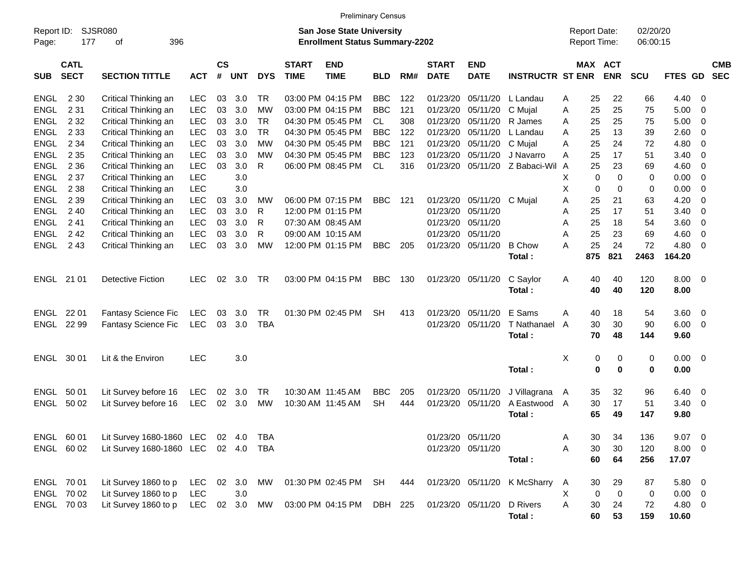Preliminary Census

Report ID: SJSR080
Page: 177 of 396

**San Jose State University**
**Enrollment Status Summary-2202**

Report Date: 02/20/20
Report Time: 06:00:15

| SUB | CATL SECT | SECTION TITTLE | ACT | CS # | UNT | DYS | START TIME | END TIME | BLD | RM# | START DATE | END DATE | INSTRUCTR | ST | MAX ENR | ACT ENR | SCU | FTES | GD | CMB SEC |
|---|---|---|---|---|---|---|---|---|---|---|---|---|---|---|---|---|---|---|---|---|
| ENGL | 2 30 | Critical Thinking an | LEC | 03 | 3.0 | TR | 03:00 PM | 04:15 PM | BBC | 122 | 01/23/20 | 05/11/20 | L Landau | A | 25 | 22 | 66 | 4.40 | 0 | |
| ENGL | 2 31 | Critical Thinking an | LEC | 03 | 3.0 | MW | 03:00 PM | 04:15 PM | BBC | 121 | 01/23/20 | 05/11/20 | C Mujal | A | 25 | 25 | 75 | 5.00 | 0 | |
| ENGL | 2 32 | Critical Thinking an | LEC | 03 | 3.0 | TR | 04:30 PM | 05:45 PM | CL | 308 | 01/23/20 | 05/11/20 | R James | A | 25 | 25 | 75 | 5.00 | 0 | |
| ENGL | 2 33 | Critical Thinking an | LEC | 03 | 3.0 | TR | 04:30 PM | 05:45 PM | BBC | 122 | 01/23/20 | 05/11/20 | L Landau | A | 25 | 13 | 39 | 2.60 | 0 | |
| ENGL | 2 34 | Critical Thinking an | LEC | 03 | 3.0 | MW | 04:30 PM | 05:45 PM | BBC | 121 | 01/23/20 | 05/11/20 | C Mujal | A | 25 | 24 | 72 | 4.80 | 0 | |
| ENGL | 2 35 | Critical Thinking an | LEC | 03 | 3.0 | MW | 04:30 PM | 05:45 PM | BBC | 123 | 01/23/20 | 05/11/20 | J Navarro | A | 25 | 17 | 51 | 3.40 | 0 | |
| ENGL | 2 36 | Critical Thinking an | LEC | 03 | 3.0 | R | 06:00 PM | 08:45 PM | CL | 316 | 01/23/20 | 05/11/20 | Z Babaci-Wil | A | 25 | 23 | 69 | 4.60 | 0 | |
| ENGL | 2 37 | Critical Thinking an | LEC | | 3.0 | | | | | | | | | X | 0 | 0 | 0 | 0.00 | 0 | |
| ENGL | 2 38 | Critical Thinking an | LEC | | 3.0 | | | | | | | | | X | 0 | 0 | 0 | 0.00 | 0 | |
| ENGL | 2 39 | Critical Thinking an | LEC | 03 | 3.0 | MW | 06:00 PM | 07:15 PM | BBC | 121 | 01/23/20 | 05/11/20 | C Mujal | A | 25 | 21 | 63 | 4.20 | 0 | |
| ENGL | 2 40 | Critical Thinking an | LEC | 03 | 3.0 | R | 12:00 PM | 01:15 PM | | | 01/23/20 | 05/11/20 | | A | 25 | 17 | 51 | 3.40 | 0 | |
| ENGL | 2 41 | Critical Thinking an | LEC | 03 | 3.0 | R | 07:30 AM | 08:45 AM | | | 01/23/20 | 05/11/20 | | A | 25 | 18 | 54 | 3.60 | 0 | |
| ENGL | 2 42 | Critical Thinking an | LEC | 03 | 3.0 | R | 09:00 AM | 10:15 AM | | | 01/23/20 | 05/11/20 | | A | 25 | 23 | 69 | 4.60 | 0 | |
| ENGL | 2 43 | Critical Thinking an | LEC | 03 | 3.0 | MW | 12:00 PM | 01:15 PM | BBC | 205 | 01/23/20 | 05/11/20 | B Chow | A | 25 | 24 | 72 | 4.80 | 0 | |
| | | | | | | | | | | | | | **Total :** | | **875** | **821** | **2463** | **164.20** | | |
| ENGL | 21 01 | Detective Fiction | LEC | 02 | 3.0 | TR | 03:00 PM | 04:15 PM | BBC | 130 | 01/23/20 | 05/11/20 | C Saylor | A | 40 | 40 | 120 | 8.00 | 0 | |
| | | | | | | | | | | | | | **Total :** | | **40** | **40** | **120** | **8.00** | | |
| ENGL | 22 01 | Fantasy Science Fic | LEC | 03 | 3.0 | TR | 01:30 PM | 02:45 PM | SH | 413 | 01/23/20 | 05/11/20 | E Sams | A | 40 | 18 | 54 | 3.60 | 0 | |
| ENGL | 22 99 | Fantasy Science Fic | LEC | 03 | 3.0 | TBA | | | | | 01/23/20 | 05/11/20 | T Nathanael | A | 30 | 30 | 90 | 6.00 | 0 | |
| | | | | | | | | | | | | | **Total :** | | **70** | **48** | **144** | **9.60** | | |
| ENGL | 30 01 | Lit & the Environ | LEC | | 3.0 | | | | | | | | | X | 0 | 0 | 0 | 0.00 | 0 | |
| | | | | | | | | | | | | | **Total :** | | **0** | **0** | **0** | **0.00** | | |
| ENGL | 50 01 | Lit Survey before 16 | LEC | 02 | 3.0 | TR | 10:30 AM | 11:45 AM | BBC | 205 | 01/23/20 | 05/11/20 | J Villagrana | A | 35 | 32 | 96 | 6.40 | 0 | |
| ENGL | 50 02 | Lit Survey before 16 | LEC | 02 | 3.0 | MW | 10:30 AM | 11:45 AM | SH | 444 | 01/23/20 | 05/11/20 | A Eastwood | A | 30 | 17 | 51 | 3.40 | 0 | |
| | | | | | | | | | | | | | **Total :** | | **65** | **49** | **147** | **9.80** | | |
| ENGL | 60 01 | Lit Survey 1680-1860 | LEC | 02 | 4.0 | TBA | | | | | 01/23/20 | 05/11/20 | | A | 30 | 34 | 136 | 9.07 | 0 | |
| ENGL | 60 02 | Lit Survey 1680-1860 | LEC | 02 | 4.0 | TBA | | | | | 01/23/20 | 05/11/20 | | A | 30 | 30 | 120 | 8.00 | 0 | |
| | | | | | | | | | | | | | **Total :** | | **60** | **64** | **256** | **17.07** | | |
| ENGL | 70 01 | Lit Survey 1860 to p | LEC | 02 | 3.0 | MW | 01:30 PM | 02:45 PM | SH | 444 | 01/23/20 | 05/11/20 | K McSharry | A | 30 | 29 | 87 | 5.80 | 0 | |
| ENGL | 70 02 | Lit Survey 1860 to p | LEC | | 3.0 | | | | | | | | | X | 0 | 0 | 0 | 0.00 | 0 | |
| ENGL | 70 03 | Lit Survey 1860 to p | LEC | 02 | 3.0 | MW | 03:00 PM | 04:15 PM | DBH | 225 | 01/23/20 | 05/11/20 | D Rivers | A | 30 | 24 | 72 | 4.80 | 0 | |
| | | | | | | | | | | | | | **Total :** | | **60** | **53** | **159** | **10.60** | | |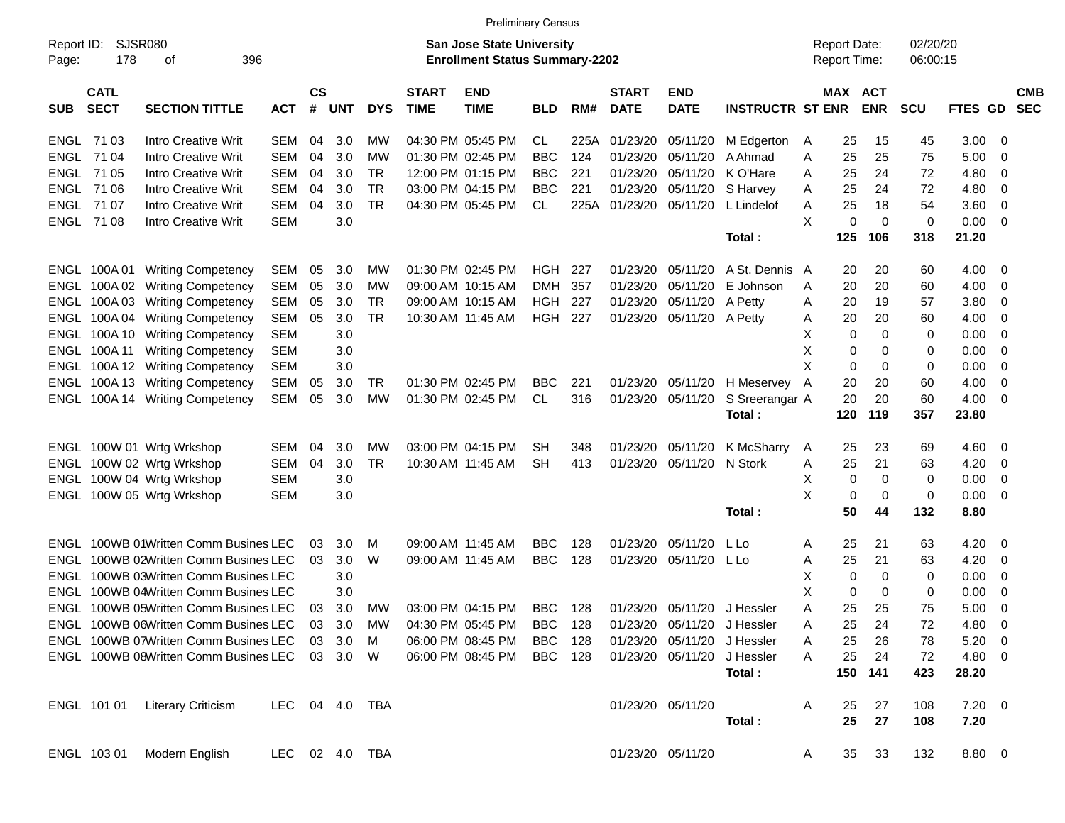Preliminary Census

Report ID: SJSR080
Page: 178 of 396

**San Jose State University**
**Enrollment Status Summary-2202**

Report Date: 02/20/20
Report Time: 06:00:15

| SUB | CATL SECT | SECTION TITTLE | ACT | CS # | UNT | DYS | START TIME | END TIME | BLD | RM# | START DATE | END DATE | INSTRUCTR | ST | MAX ENR | ACT ENR | SCU | FTES | GD | CMB SEC |
|---|---|---|---|---|---|---|---|---|---|---|---|---|---|---|---|---|---|---|---|---|
| ENGL | 71 03 | Intro Creative Writ | SEM | 04 | 3.0 | MW | 04:30 PM | 05:45 PM | CL | 225A | 01/23/20 | 05/11/20 | M Edgerton | A | 25 | 15 | 45 | 3.00 | 0 | |
| ENGL | 71 04 | Intro Creative Writ | SEM | 04 | 3.0 | MW | 01:30 PM | 02:45 PM | BBC | 124 | 01/23/20 | 05/11/20 | A Ahmad | A | 25 | 25 | 75 | 5.00 | 0 | |
| ENGL | 71 05 | Intro Creative Writ | SEM | 04 | 3.0 | TR | 12:00 PM | 01:15 PM | BBC | 221 | 01/23/20 | 05/11/20 | K O'Hare | A | 25 | 24 | 72 | 4.80 | 0 | |
| ENGL | 71 06 | Intro Creative Writ | SEM | 04 | 3.0 | TR | 03:00 PM | 04:15 PM | BBC | 221 | 01/23/20 | 05/11/20 | S Harvey | A | 25 | 24 | 72 | 4.80 | 0 | |
| ENGL | 71 07 | Intro Creative Writ | SEM | 04 | 3.0 | TR | 04:30 PM | 05:45 PM | CL | 225A | 01/23/20 | 05/11/20 | L Lindelof | A | 25 | 18 | 54 | 3.60 | 0 | |
| ENGL | 71 08 | Intro Creative Writ | SEM | | 3.0 | | | | | | | | | X | 0 | 0 | 0 | 0.00 | 0 | |
| | | | | | | | | | | | | | **Total :** | | **125** | **106** | **318** | **21.20** | | |
| ENGL | 100A 01 | Writing Competency | SEM | 05 | 3.0 | MW | 01:30 PM | 02:45 PM | HGH | 227 | 01/23/20 | 05/11/20 | A St. Dennis | A | 20 | 20 | 60 | 4.00 | 0 | |
| ENGL | 100A 02 | Writing Competency | SEM | 05 | 3.0 | MW | 09:00 AM | 10:15 AM | DMH | 357 | 01/23/20 | 05/11/20 | E Johnson | A | 20 | 20 | 60 | 4.00 | 0 | |
| ENGL | 100A 03 | Writing Competency | SEM | 05 | 3.0 | TR | 09:00 AM | 10:15 AM | HGH | 227 | 01/23/20 | 05/11/20 | A Petty | A | 20 | 19 | 57 | 3.80 | 0 | |
| ENGL | 100A 04 | Writing Competency | SEM | 05 | 3.0 | TR | 10:30 AM | 11:45 AM | HGH | 227 | 01/23/20 | 05/11/20 | A Petty | A | 20 | 20 | 60 | 4.00 | 0 | |
| ENGL | 100A 10 | Writing Competency | SEM | | 3.0 | | | | | | | | | X | 0 | 0 | 0 | 0.00 | 0 | |
| ENGL | 100A 11 | Writing Competency | SEM | | 3.0 | | | | | | | | | X | 0 | 0 | 0 | 0.00 | 0 | |
| ENGL | 100A 12 | Writing Competency | SEM | | 3.0 | | | | | | | | | X | 0 | 0 | 0 | 0.00 | 0 | |
| ENGL | 100A 13 | Writing Competency | SEM | 05 | 3.0 | TR | 01:30 PM | 02:45 PM | BBC | 221 | 01/23/20 | 05/11/20 | H Meservey | A | 20 | 20 | 60 | 4.00 | 0 | |
| ENGL | 100A 14 | Writing Competency | SEM | 05 | 3.0 | MW | 01:30 PM | 02:45 PM | CL | 316 | 01/23/20 | 05/11/20 | S Sreerangar | A | 20 | 20 | 60 | 4.00 | 0 | |
| | | | | | | | | | | | | | **Total :** | | **120** | **119** | **357** | **23.80** | | |
| ENGL | 100W 01 | Wrtg Wrkshop | SEM | 04 | 3.0 | MW | 03:00 PM | 04:15 PM | SH | 348 | 01/23/20 | 05/11/20 | K McSharry | A | 25 | 23 | 69 | 4.60 | 0 | |
| ENGL | 100W 02 | Wrtg Wrkshop | SEM | 04 | 3.0 | TR | 10:30 AM | 11:45 AM | SH | 413 | 01/23/20 | 05/11/20 | N Stork | A | 25 | 21 | 63 | 4.20 | 0 | |
| ENGL | 100W 04 | Wrtg Wrkshop | SEM | | 3.0 | | | | | | | | | X | 0 | 0 | 0 | 0.00 | 0 | |
| ENGL | 100W 05 | Wrtg Wrkshop | SEM | | 3.0 | | | | | | | | | X | 0 | 0 | 0 | 0.00 | 0 | |
| | | | | | | | | | | | | | **Total :** | | **50** | **44** | **132** | **8.80** | | |
| ENGL | 100WB 01 | Written Comm Busines | LEC | 03 | 3.0 | M | 09:00 AM | 11:45 AM | BBC | 128 | 01/23/20 | 05/11/20 | L Lo | A | 25 | 21 | 63 | 4.20 | 0 | |
| ENGL | 100WB 02 | Written Comm Busines | LEC | 03 | 3.0 | W | 09:00 AM | 11:45 AM | BBC | 128 | 01/23/20 | 05/11/20 | L Lo | A | 25 | 21 | 63 | 4.20 | 0 | |
| ENGL | 100WB 03 | Written Comm Busines | LEC | | 3.0 | | | | | | | | | X | 0 | 0 | 0 | 0.00 | 0 | |
| ENGL | 100WB 04 | Written Comm Busines | LEC | | 3.0 | | | | | | | | | X | 0 | 0 | 0 | 0.00 | 0 | |
| ENGL | 100WB 05 | Written Comm Busines | LEC | 03 | 3.0 | MW | 03:00 PM | 04:15 PM | BBC | 128 | 01/23/20 | 05/11/20 | J Hessler | A | 25 | 25 | 75 | 5.00 | 0 | |
| ENGL | 100WB 06 | Written Comm Busines | LEC | 03 | 3.0 | MW | 04:30 PM | 05:45 PM | BBC | 128 | 01/23/20 | 05/11/20 | J Hessler | A | 25 | 24 | 72 | 4.80 | 0 | |
| ENGL | 100WB 07 | Written Comm Busines | LEC | 03 | 3.0 | M | 06:00 PM | 08:45 PM | BBC | 128 | 01/23/20 | 05/11/20 | J Hessler | A | 25 | 26 | 78 | 5.20 | 0 | |
| ENGL | 100WB 08 | Written Comm Busines | LEC | 03 | 3.0 | W | 06:00 PM | 08:45 PM | BBC | 128 | 01/23/20 | 05/11/20 | J Hessler | A | 25 | 24 | 72 | 4.80 | 0 | |
| | | | | | | | | | | | | | **Total :** | | **150** | **141** | **423** | **28.20** | | |
| ENGL | 101 01 | Literary Criticism | LEC | 04 | 4.0 | TBA | | | | | 01/23/20 | 05/11/20 | | A | 25 | 27 | 108 | 7.20 | 0 | |
| | | | | | | | | | | | | | **Total :** | | **25** | **27** | **108** | **7.20** | | |
| ENGL | 103 01 | Modern English | LEC | 02 | 4.0 | TBA | | | | | 01/23/20 | 05/11/20 | | A | 35 | 33 | 132 | 8.80 | 0 | |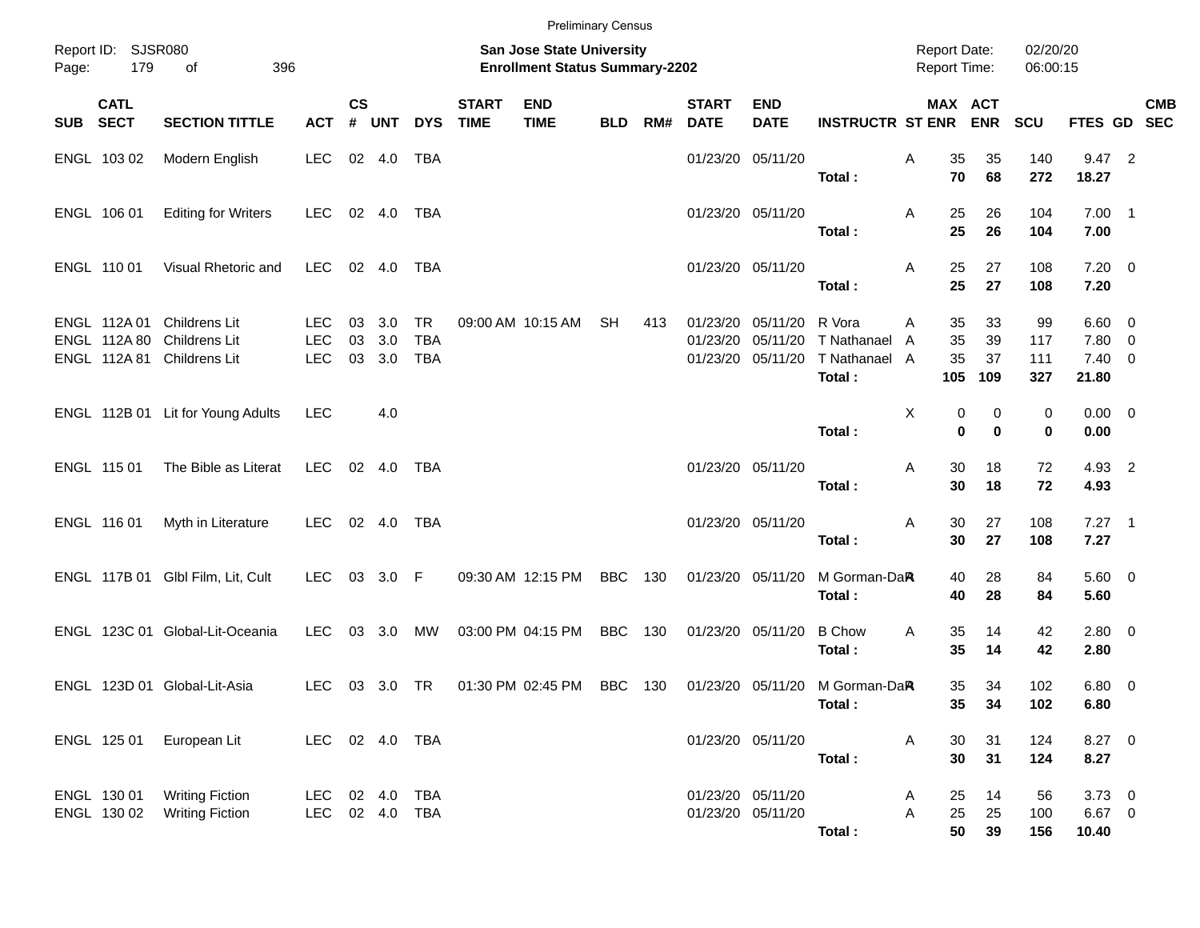Preliminary Census

Report ID: SJSR080

**San Jose State University**
**Enrollment Status Summary-2202**

Report Date: 02/20/20
Report Time: 06:00:15

| SUB | CATL SECT | SECTION TITTLE | ACT | CS # | UNT | DYS | START TIME | END TIME | BLD | RM# | START DATE | END DATE | INSTRUCTR | ST | MAX ENR | ACT ENR | SCU | FTES | GD | CMB SEC |
|---|---|---|---|---|---|---|---|---|---|---|---|---|---|---|---|---|---|---|---|---|
| ENGL | 103 02 | Modern English | LEC | 02 | 4.0 | TBA | | | | | 01/23/20 | 05/11/20 | | A | 35 | 35 | 140 | 9.47 | 2 | |
| | | | | | | | | | | | | | **Total :** | | **70** | **68** | **272** | **18.27** | | |
| ENGL | 106 01 | Editing for Writers | LEC | 02 | 4.0 | TBA | | | | | 01/23/20 | 05/11/20 | | A | 25 | 26 | 104 | 7.00 | 1 | |
| | | | | | | | | | | | | | **Total :** | | **25** | **26** | **104** | **7.00** | | |
| ENGL | 110 01 | Visual Rhetoric and | LEC | 02 | 4.0 | TBA | | | | | 01/23/20 | 05/11/20 | | A | 25 | 27 | 108 | 7.20 | 0 | |
| | | | | | | | | | | | | | **Total :** | | **25** | **27** | **108** | **7.20** | | |
| ENGL | 112A 01 | Childrens Lit | LEC | 03 | 3.0 | TR | 09:00 AM | 10:15 AM | SH | 413 | 01/23/20 | 05/11/20 | R Vora | A | 35 | 33 | 99 | 6.60 | 0 | |
| ENGL | 112A 80 | Childrens Lit | LEC | 03 | 3.0 | TBA | | | | | 01/23/20 | 05/11/20 | T Nathanael | A | 35 | 39 | 117 | 7.80 | 0 | |
| ENGL | 112A 81 | Childrens Lit | LEC | 03 | 3.0 | TBA | | | | | 01/23/20 | 05/11/20 | T Nathanael | A | 35 | 37 | 111 | 7.40 | 0 | |
| | | | | | | | | | | | | | **Total :** | | **105** | **109** | **327** | **21.80** | | |
| ENGL | 112B 01 | Lit for Young Adults | LEC | | 4.0 | | | | | | | | | X | 0 | 0 | 0 | 0.00 | 0 | |
| | | | | | | | | | | | | | **Total :** | | **0** | **0** | **0** | **0.00** | | |
| ENGL | 115 01 | The Bible as Literat | LEC | 02 | 4.0 | TBA | | | | | 01/23/20 | 05/11/20 | | A | 30 | 18 | 72 | 4.93 | 2 | |
| | | | | | | | | | | | | | **Total :** | | **30** | **18** | **72** | **4.93** | | |
| ENGL | 116 01 | Myth in Literature | LEC | 02 | 4.0 | TBA | | | | | 01/23/20 | 05/11/20 | | A | 30 | 27 | 108 | 7.27 | 1 | |
| | | | | | | | | | | | | | **Total :** | | **30** | **27** | **108** | **7.27** | | |
| ENGL | 117B 01 | Glbl Film, Lit, Cult | LEC | 03 | 3.0 | F | 09:30 AM | 12:15 PM | BBC | 130 | 01/23/20 | 05/11/20 | M Gorman-Da | A | 40 | 28 | 84 | 5.60 | 0 | |
| | | | | | | | | | | | | | **Total :** | | **40** | **28** | **84** | **5.60** | | |
| ENGL | 123C 01 | Global-Lit-Oceania | LEC | 03 | 3.0 | MW | 03:00 PM | 04:15 PM | BBC | 130 | 01/23/20 | 05/11/20 | B Chow | A | 35 | 14 | 42 | 2.80 | 0 | |
| | | | | | | | | | | | | | **Total :** | | **35** | **14** | **42** | **2.80** | | |
| ENGL | 123D 01 | Global-Lit-Asia | LEC | 03 | 3.0 | TR | 01:30 PM | 02:45 PM | BBC | 130 | 01/23/20 | 05/11/20 | M Gorman-Da | A | 35 | 34 | 102 | 6.80 | 0 | |
| | | | | | | | | | | | | | **Total :** | | **35** | **34** | **102** | **6.80** | | |
| ENGL | 125 01 | European Lit | LEC | 02 | 4.0 | TBA | | | | | 01/23/20 | 05/11/20 | | A | 30 | 31 | 124 | 8.27 | 0 | |
| | | | | | | | | | | | | | **Total :** | | **30** | **31** | **124** | **8.27** | | |
| ENGL | 130 01 | Writing Fiction | LEC | 02 | 4.0 | TBA | | | | | 01/23/20 | 05/11/20 | | A | 25 | 14 | 56 | 3.73 | 0 | |
| ENGL | 130 02 | Writing Fiction | LEC | 02 | 4.0 | TBA | | | | | 01/23/20 | 05/11/20 | | A | 25 | 25 | 100 | 6.67 | 0 | |
| | | | | | | | | | | | | | **Total :** | | **50** | **39** | **156** | **10.40** | | |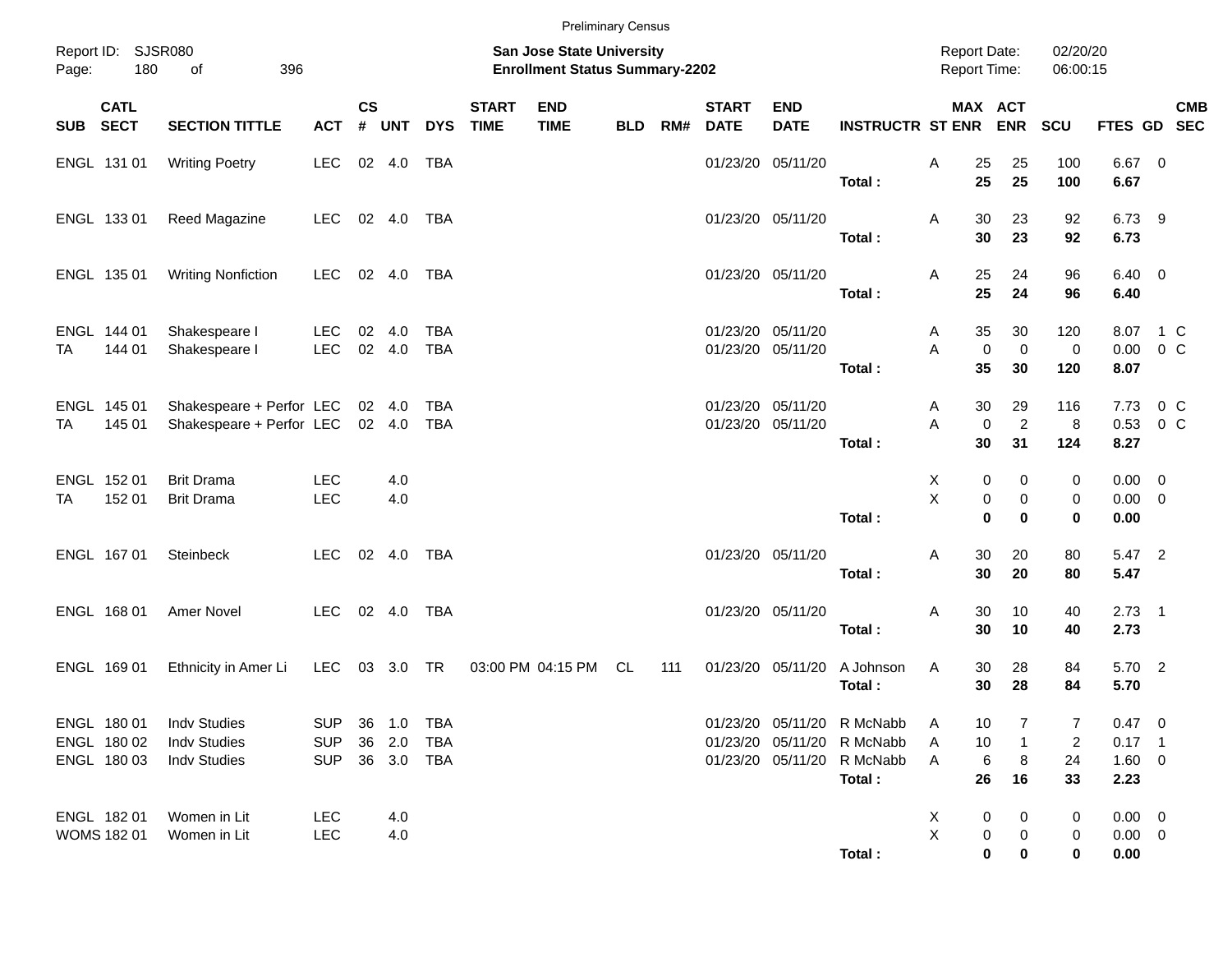Preliminary Census

Report ID: SJSR080
Page: 180 of 396

**San Jose State University**
**Enrollment Status Summary-2202**

Report Date: 02/20/20
Report Time: 06:00:15

| SUB | CATL SECT | SECTION TITTLE | ACT | CS # | UNT | DYS | START TIME | END TIME | BLD | RM# | START DATE | END DATE | INSTRUCTR | ST | MAX ENR | ACT ENR | SCU | FTES | GD | CMB SEC |
|---|---|---|---|---|---|---|---|---|---|---|---|---|---|---|---|---|---|---|---|---|
| ENGL | 131 01 | Writing Poetry | LEC | 02 | 4.0 | TBA | | | | | 01/23/20 | 05/11/20 | | A | 25 | 25 | 100 | 6.67 | 0 | |
| | | | | | | | | | | | | | **Total :** | | **25** | **25** | **100** | **6.67** | | |
| ENGL | 133 01 | Reed Magazine | LEC | 02 | 4.0 | TBA | | | | | 01/23/20 | 05/11/20 | | A | 30 | 23 | 92 | 6.73 | 9 | |
| | | | | | | | | | | | | | **Total :** | | **30** | **23** | **92** | **6.73** | | |
| ENGL | 135 01 | Writing Nonfiction | LEC | 02 | 4.0 | TBA | | | | | 01/23/20 | 05/11/20 | | A | 25 | 24 | 96 | 6.40 | 0 | |
| | | | | | | | | | | | | | **Total :** | | **25** | **24** | **96** | **6.40** | | |
| ENGL | 144 01 | Shakespeare I | LEC | 02 | 4.0 | TBA | | | | | 01/23/20 | 05/11/20 | | A | 35 | 30 | 120 | 8.07 | 1 | C |
| TA | 144 01 | Shakespeare I | LEC | 02 | 4.0 | TBA | | | | | 01/23/20 | 05/11/20 | | A | 0 | 0 | 0 | 0.00 | 0 | C |
| | | | | | | | | | | | | | **Total :** | | **35** | **30** | **120** | **8.07** | | |
| ENGL | 145 01 | Shakespeare + Perfor | LEC | 02 | 4.0 | TBA | | | | | 01/23/20 | 05/11/20 | | A | 30 | 29 | 116 | 7.73 | 0 | C |
| TA | 145 01 | Shakespeare + Perfor | LEC | 02 | 4.0 | TBA | | | | | 01/23/20 | 05/11/20 | | A | 0 | 2 | 8 | 0.53 | 0 | C |
| | | | | | | | | | | | | | **Total :** | | **30** | **31** | **124** | **8.27** | | |
| ENGL | 152 01 | Brit Drama | LEC | | 4.0 | | | | | | | | | X | 0 | 0 | 0 | 0.00 | 0 | |
| TA | 152 01 | Brit Drama | LEC | | 4.0 | | | | | | | | | X | 0 | 0 | 0 | 0.00 | 0 | |
| | | | | | | | | | | | | | **Total :** | | **0** | **0** | **0** | **0.00** | | |
| ENGL | 167 01 | Steinbeck | LEC | 02 | 4.0 | TBA | | | | | 01/23/20 | 05/11/20 | | A | 30 | 20 | 80 | 5.47 | 2 | |
| | | | | | | | | | | | | | **Total :** | | **30** | **20** | **80** | **5.47** | | |
| ENGL | 168 01 | Amer Novel | LEC | 02 | 4.0 | TBA | | | | | 01/23/20 | 05/11/20 | | A | 30 | 10 | 40 | 2.73 | 1 | |
| | | | | | | | | | | | | | **Total :** | | **30** | **10** | **40** | **2.73** | | |
| ENGL | 169 01 | Ethnicity in Amer Li | LEC | 03 | 3.0 | TR | 03:00 PM | 04:15 PM | CL | 111 | 01/23/20 | 05/11/20 | A Johnson | A | 30 | 28 | 84 | 5.70 | 2 | |
| | | | | | | | | | | | | | **Total :** | | **30** | **28** | **84** | **5.70** | | |
| ENGL | 180 01 | Indv Studies | SUP | 36 | 1.0 | TBA | | | | | 01/23/20 | 05/11/20 | R McNabb | A | 10 | 7 | 7 | 0.47 | 0 | |
| ENGL | 180 02 | Indv Studies | SUP | 36 | 2.0 | TBA | | | | | 01/23/20 | 05/11/20 | R McNabb | A | 10 | 1 | 2 | 0.17 | 1 | |
| ENGL | 180 03 | Indv Studies | SUP | 36 | 3.0 | TBA | | | | | 01/23/20 | 05/11/20 | R McNabb | A | 6 | 8 | 24 | 1.60 | 0 | |
| | | | | | | | | | | | | | **Total :** | | **26** | **16** | **33** | **2.23** | | |
| ENGL | 182 01 | Women in Lit | LEC | | 4.0 | | | | | | | | | X | 0 | 0 | 0 | 0.00 | 0 | |
| WOMS | 182 01 | Women in Lit | LEC | | 4.0 | | | | | | | | | X | 0 | 0 | 0 | 0.00 | 0 | |
| | | | | | | | | | | | | | **Total :** | | **0** | **0** | **0** | **0.00** | | |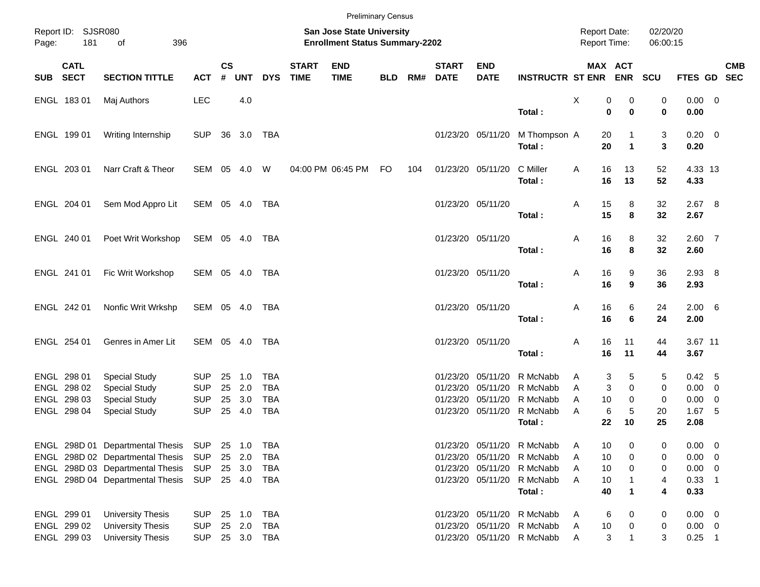Preliminary Census

Report ID: SJSR080 | **San Jose State University** | Report Date: 02/20/20
**Enrollment Status Summary-2202** | Report Time: 06:00:15

| SUB | CATL SECT | SECTION TITTLE | ACT | CS # | UNT | DYS | START TIME | END TIME | BLD | RM# | START DATE | END DATE | INSTRUCTR | ST | MAX ENR | ACT ENR | SCU | FTES | GD | CMB SEC |
|---|---|---|---|---|---|---|---|---|---|---|---|---|---|---|---|---|---|---|---|---|
| ENGL | 183 01 | Maj Authors | LEC | | 4.0 | | | | | | | | | X | 0 | 0 | 0 | 0.00 | 0 | |
| | | | | | | | | | | | | | **Total :** | | **0** | **0** | **0** | **0.00** | | |
| ENGL | 199 01 | Writing Internship | SUP | 36 | 3.0 | TBA | | | | | 01/23/20 | 05/11/20 | M Thompson | A | 20 | 1 | 3 | 0.20 | 0 | |
| | | | | | | | | | | | | | **Total :** | | **20** | **1** | **3** | **0.20** | | |
| ENGL | 203 01 | Narr Craft & Theor | SEM | 05 | 4.0 | W | 04:00 PM | 06:45 PM | FO | 104 | 01/23/20 | 05/11/20 | C Miller | A | 16 | 13 | 52 | 4.33 | 13 | |
| | | | | | | | | | | | | | **Total :** | | **16** | **13** | **52** | **4.33** | | |
| ENGL | 204 01 | Sem Mod Appro Lit | SEM | 05 | 4.0 | TBA | | | | | 01/23/20 | 05/11/20 | | A | 15 | 8 | 32 | 2.67 | 8 | |
| | | | | | | | | | | | | | **Total :** | | **15** | **8** | **32** | **2.67** | | |
| ENGL | 240 01 | Poet Writ Workshop | SEM | 05 | 4.0 | TBA | | | | | 01/23/20 | 05/11/20 | | A | 16 | 8 | 32 | 2.60 | 7 | |
| | | | | | | | | | | | | | **Total :** | | **16** | **8** | **32** | **2.60** | | |
| ENGL | 241 01 | Fic Writ Workshop | SEM | 05 | 4.0 | TBA | | | | | 01/23/20 | 05/11/20 | | A | 16 | 9 | 36 | 2.93 | 8 | |
| | | | | | | | | | | | | | **Total :** | | **16** | **9** | **36** | **2.93** | | |
| ENGL | 242 01 | Nonfic Writ Wrkshp | SEM | 05 | 4.0 | TBA | | | | | 01/23/20 | 05/11/20 | | A | 16 | 6 | 24 | 2.00 | 6 | |
| | | | | | | | | | | | | | **Total :** | | **16** | **6** | **24** | **2.00** | | |
| ENGL | 254 01 | Genres in Amer Lit | SEM | 05 | 4.0 | TBA | | | | | 01/23/20 | 05/11/20 | | A | 16 | 11 | 44 | 3.67 | 11 | |
| | | | | | | | | | | | | | **Total :** | | **16** | **11** | **44** | **3.67** | | |
| ENGL | 298 01 | Special Study | SUP | 25 | 1.0 | TBA | | | | | 01/23/20 | 05/11/20 | R McNabb | A | 3 | 5 | 5 | 0.42 | 5 | |
| ENGL | 298 02 | Special Study | SUP | 25 | 2.0 | TBA | | | | | 01/23/20 | 05/11/20 | R McNabb | A | 3 | 0 | 0 | 0.00 | 0 | |
| ENGL | 298 03 | Special Study | SUP | 25 | 3.0 | TBA | | | | | 01/23/20 | 05/11/20 | R McNabb | A | 10 | 0 | 0 | 0.00 | 0 | |
| ENGL | 298 04 | Special Study | SUP | 25 | 4.0 | TBA | | | | | 01/23/20 | 05/11/20 | R McNabb | A | 6 | 5 | 20 | 1.67 | 5 | |
| | | | | | | | | | | | | | **Total :** | | **22** | **10** | **25** | **2.08** | | |
| ENGL | 298D 01 | Departmental Thesis | SUP | 25 | 1.0 | TBA | | | | | 01/23/20 | 05/11/20 | R McNabb | A | 10 | 0 | 0 | 0.00 | 0 | |
| ENGL | 298D 02 | Departmental Thesis | SUP | 25 | 2.0 | TBA | | | | | 01/23/20 | 05/11/20 | R McNabb | A | 10 | 0 | 0 | 0.00 | 0 | |
| ENGL | 298D 03 | Departmental Thesis | SUP | 25 | 3.0 | TBA | | | | | 01/23/20 | 05/11/20 | R McNabb | A | 10 | 0 | 0 | 0.00 | 0 | |
| ENGL | 298D 04 | Departmental Thesis | SUP | 25 | 4.0 | TBA | | | | | 01/23/20 | 05/11/20 | R McNabb | A | 10 | 1 | 4 | 0.33 | 1 | |
| | | | | | | | | | | | | | **Total :** | | **40** | **1** | **4** | **0.33** | | |
| ENGL | 299 01 | University Thesis | SUP | 25 | 1.0 | TBA | | | | | 01/23/20 | 05/11/20 | R McNabb | A | 6 | 0 | 0 | 0.00 | 0 | |
| ENGL | 299 02 | University Thesis | SUP | 25 | 2.0 | TBA | | | | | 01/23/20 | 05/11/20 | R McNabb | A | 10 | 0 | 0 | 0.00 | 0 | |
| ENGL | 299 03 | University Thesis | SUP | 25 | 3.0 | TBA | | | | | 01/23/20 | 05/11/20 | R McNabb | A | 3 | 1 | 3 | 0.25 | 1 | |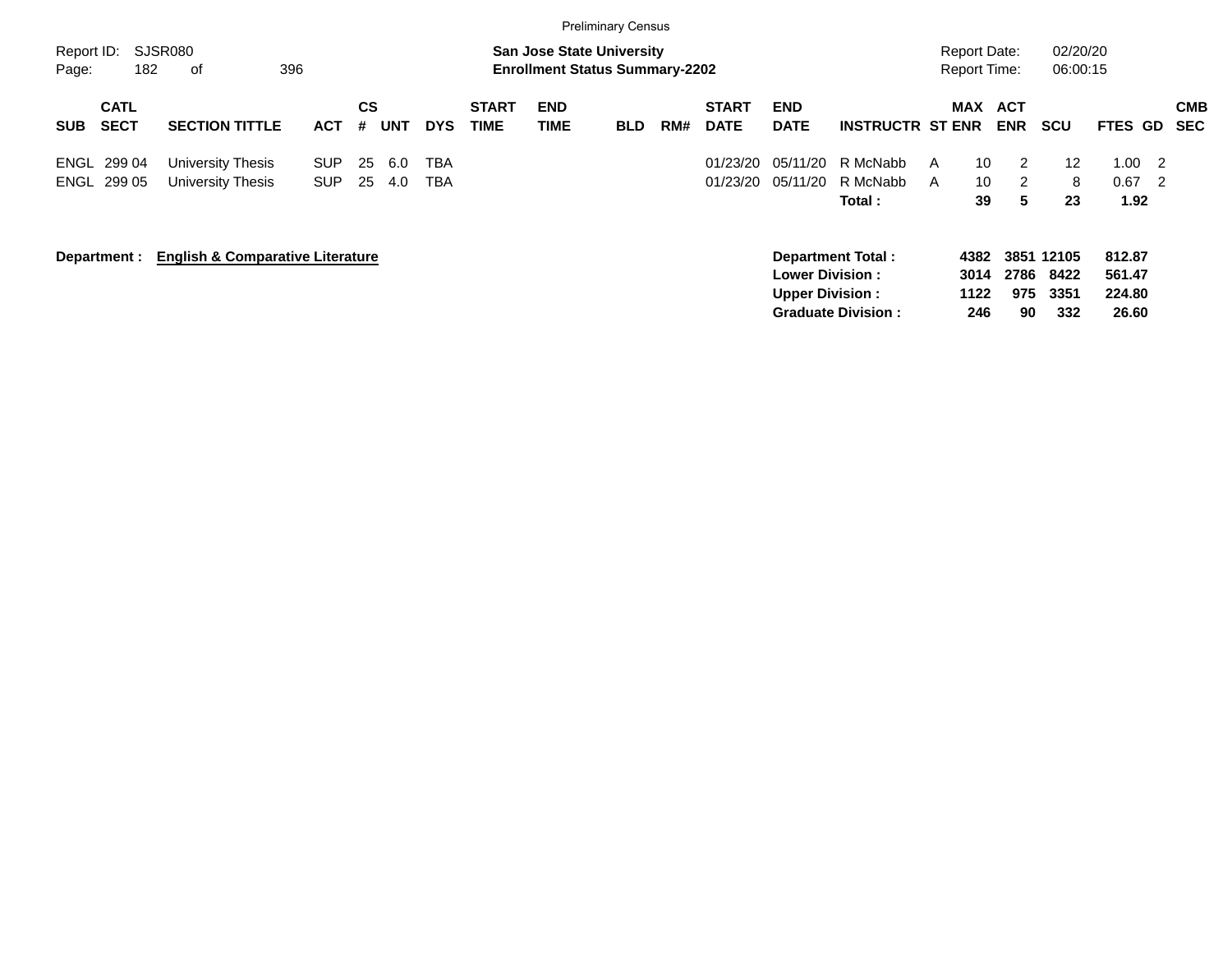Preliminary Census

Report ID: SJSR080

**San Jose State University**
**Enrollment Status Summary-2202**

Report Date: 02/20/20
Report Time: 06:00:15

| SUB | CATL SECT | SECTION TITTLE | ACT | CS # | UNT | DYS | START TIME | END TIME | BLD | RM# | START DATE | END DATE | INSTRUCTR | ST | MAX ENR | ACT ENR | SCU | FTES | GD | CMB SEC |
|---|---|---|---|---|---|---|---|---|---|---|---|---|---|---|---|---|---|---|---|---|
| ENGL | 299 04 | University Thesis | SUP | 25 | 6.0 | TBA | | | | | 01/23/20 | 05/11/20 | R McNabb | A | 10 | 2 | 12 | 1.00 | 2 | |
| ENGL | 299 05 | University Thesis | SUP | 25 | 4.0 | TBA | | | | | 01/23/20 | 05/11/20 | R McNabb | A | 10 | 2 | 8 | 0.67 | 2 | |
| | | | | | | | | | | | | | **Total :** | | **39** | **5** | **23** | **1.92** | | |

**Department :** **English & Comparative Literature**

| | MAX ENR | ACT ENR | SCU | FTES |
|---|---|---|---|---|
| **Department Total :** | **4382** | **3851** | **12105** | **812.87** |
| **Lower Division :** | **3014** | **2786** | **8422** | **561.47** |
| **Upper Division :** | **1122** | **975** | **3351** | **224.80** |
| **Graduate Division :** | **246** | **90** | **332** | **26.60** |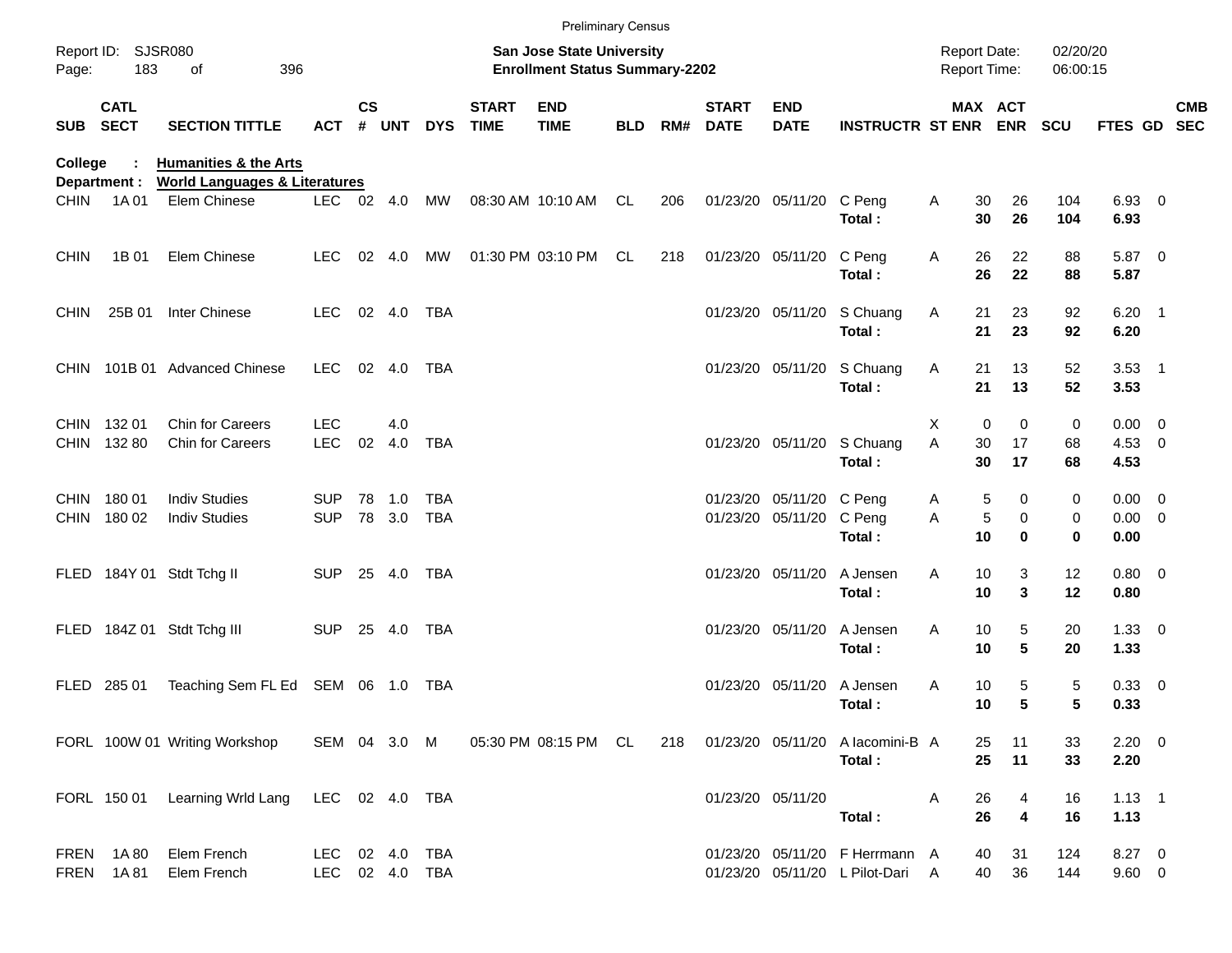Preliminary Census

Report ID: SJSR080
Page: 183 of 396

**San Jose State University**
**Enrollment Status Summary-2202**

Report Date: 02/20/20
Report Time: 06:00:15

**College : Humanities & the Arts**
**Department : World Languages & Literatures**

| SUB | CATL SECT | SECTION TITTLE | ACT | CS # | UNT | DYS | START TIME | END TIME | BLD | RM# | START DATE | END DATE | INSTRUCTR | ST | MAX ENR | ACT ENR | SCU | FTES | GD | CMB SEC |
|---|---|---|---|---|---|---|---|---|---|---|---|---|---|---|---|---|---|---|---|---|
| CHIN | 1A 01 | Elem Chinese | LEC | 02 | 4.0 | MW | 08:30 AM | 10:10 AM | CL | 206 | 01/23/20 | 05/11/20 | C Peng | A | 30 | 26 | 104 | 6.93 | 0 | |
| | | | | | | | | | | | | | **Total :** | | **30** | **26** | **104** | **6.93** | | |
| CHIN | 1B 01 | Elem Chinese | LEC | 02 | 4.0 | MW | 01:30 PM | 03:10 PM | CL | 218 | 01/23/20 | 05/11/20 | C Peng | A | 26 | 22 | 88 | 5.87 | 0 | |
| | | | | | | | | | | | | | **Total :** | | **26** | **22** | **88** | **5.87** | | |
| CHIN | 25B 01 | Inter Chinese | LEC | 02 | 4.0 | TBA | | | | | 01/23/20 | 05/11/20 | S Chuang | A | 21 | 23 | 92 | 6.20 | 1 | |
| | | | | | | | | | | | | | **Total :** | | **21** | **23** | **92** | **6.20** | | |
| CHIN | 101B 01 | Advanced Chinese | LEC | 02 | 4.0 | TBA | | | | | 01/23/20 | 05/11/20 | S Chuang | A | 21 | 13 | 52 | 3.53 | 1 | |
| | | | | | | | | | | | | | **Total :** | | **21** | **13** | **52** | **3.53** | | |
| CHIN | 132 01 | Chin for Careers | LEC | | 4.0 | | | | | | | | | X | 0 | 0 | 0 | 0.00 | 0 | |
| CHIN | 132 80 | Chin for Careers | LEC | 02 | 4.0 | TBA | | | | | 01/23/20 | 05/11/20 | S Chuang | A | 30 | 17 | 68 | 4.53 | 0 | |
| | | | | | | | | | | | | | **Total :** | | **30** | **17** | **68** | **4.53** | | |
| CHIN | 180 01 | Indiv Studies | SUP | 78 | 1.0 | TBA | | | | | 01/23/20 | 05/11/20 | C Peng | A | 5 | 0 | 0 | 0.00 | 0 | |
| CHIN | 180 02 | Indiv Studies | SUP | 78 | 3.0 | TBA | | | | | 01/23/20 | 05/11/20 | C Peng | A | 5 | 0 | 0 | 0.00 | 0 | |
| | | | | | | | | | | | | | **Total :** | | **10** | **0** | **0** | **0.00** | | |
| FLED | 184Y 01 | Stdt Tchg II | SUP | 25 | 4.0 | TBA | | | | | 01/23/20 | 05/11/20 | A Jensen | A | 10 | 3 | 12 | 0.80 | 0 | |
| | | | | | | | | | | | | | **Total :** | | **10** | **3** | **12** | **0.80** | | |
| FLED | 184Z 01 | Stdt Tchg III | SUP | 25 | 4.0 | TBA | | | | | 01/23/20 | 05/11/20 | A Jensen | A | 10 | 5 | 20 | 1.33 | 0 | |
| | | | | | | | | | | | | | **Total :** | | **10** | **5** | **20** | **1.33** | | |
| FLED | 285 01 | Teaching Sem FL Ed | SEM | 06 | 1.0 | TBA | | | | | 01/23/20 | 05/11/20 | A Jensen | A | 10 | 5 | 5 | 0.33 | 0 | |
| | | | | | | | | | | | | | **Total :** | | **10** | **5** | **5** | **0.33** | | |
| FORL | 100W 01 | Writing Workshop | SEM | 04 | 3.0 | M | 05:30 PM | 08:15 PM | CL | 218 | 01/23/20 | 05/11/20 | A Iacomini-B | A | 25 | 11 | 33 | 2.20 | 0 | |
| | | | | | | | | | | | | | **Total :** | | **25** | **11** | **33** | **2.20** | | |
| FORL | 150 01 | Learning Wrld Lang | LEC | 02 | 4.0 | TBA | | | | | 01/23/20 | 05/11/20 | | A | 26 | 4 | 16 | 1.13 | 1 | |
| | | | | | | | | | | | | | **Total :** | | **26** | **4** | **16** | **1.13** | | |
| FREN | 1A 80 | Elem French | LEC | 02 | 4.0 | TBA | | | | | 01/23/20 | 05/11/20 | F Herrmann | A | 40 | 31 | 124 | 8.27 | 0 | |
| FREN | 1A 81 | Elem French | LEC | 02 | 4.0 | TBA | | | | | 01/23/20 | 05/11/20 | L Pilot-Dari | A | 40 | 36 | 144 | 9.60 | 0 | |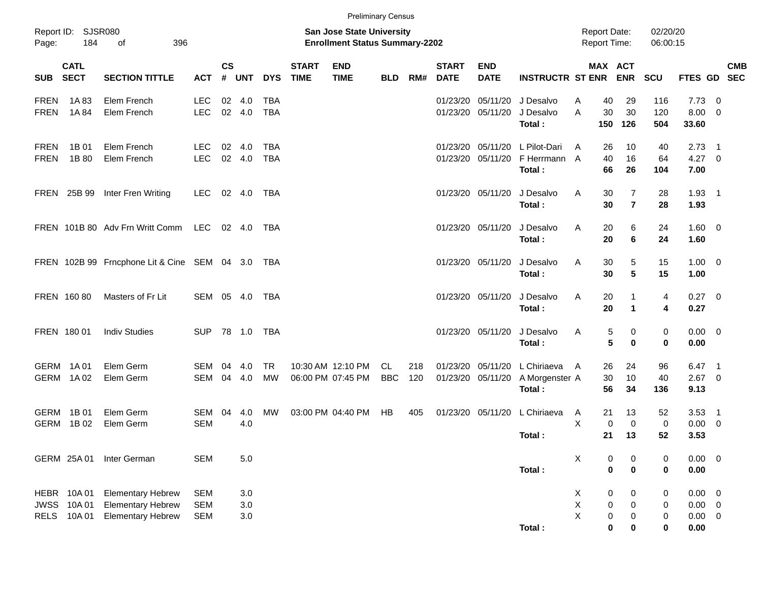Preliminary Census

Report ID: SJSR080

**San Jose State University**
**Enrollment Status Summary-2202**

Report Date: 02/20/20
Report Time: 06:00:15

| SUB | CATL SECT | SECTION TITTLE | ACT | CS # | UNT | DYS | START TIME | END TIME | BLD | RM# | START DATE | END DATE | INSTRUCTR | ST | MAX ENR | ACT ENR | SCU | FTES | GD | CMB SEC |
|---|---|---|---|---|---|---|---|---|---|---|---|---|---|---|---|---|---|---|---|---|
| FREN | 1A 83 | Elem French | LEC | 02 | 4.0 | TBA | | | | | 01/23/20 | 05/11/20 | J Desalvo | A | 40 | 29 | 116 | 7.73 | 0 | |
| FREN | 1A 84 | Elem French | LEC | 02 | 4.0 | TBA | | | | | 01/23/20 | 05/11/20 | J Desalvo | A | 30 | 30 | 120 | 8.00 | 0 | |
| | | | | | | | | | | | | | **Total :** | | **150** | **126** | **504** | **33.60** | | |
| FREN | 1B 01 | Elem French | LEC | 02 | 4.0 | TBA | | | | | 01/23/20 | 05/11/20 | L Pilot-Dari | A | 26 | 10 | 40 | 2.73 | 1 | |
| FREN | 1B 80 | Elem French | LEC | 02 | 4.0 | TBA | | | | | 01/23/20 | 05/11/20 | F Herrmann | A | 40 | 16 | 64 | 4.27 | 0 | |
| | | | | | | | | | | | | | **Total :** | | **66** | **26** | **104** | **7.00** | | |
| FREN | 25B 99 | Inter Fren Writing | LEC | 02 | 4.0 | TBA | | | | | 01/23/20 | 05/11/20 | J Desalvo | A | 30 | 7 | 28 | 1.93 | 1 | |
| | | | | | | | | | | | | | **Total :** | | **30** | **7** | **28** | **1.93** | | |
| FREN | 101B 80 | Adv Frn Writt Comm | LEC | 02 | 4.0 | TBA | | | | | 01/23/20 | 05/11/20 | J Desalvo | A | 20 | 6 | 24 | 1.60 | 0 | |
| | | | | | | | | | | | | | **Total :** | | **20** | **6** | **24** | **1.60** | | |
| FREN | 102B 99 | Frncphone Lit & Cine | SEM | 04 | 3.0 | TBA | | | | | 01/23/20 | 05/11/20 | J Desalvo | A | 30 | 5 | 15 | 1.00 | 0 | |
| | | | | | | | | | | | | | **Total :** | | **30** | **5** | **15** | **1.00** | | |
| FREN | 160 80 | Masters of Fr Lit | SEM | 05 | 4.0 | TBA | | | | | 01/23/20 | 05/11/20 | J Desalvo | A | 20 | 1 | 4 | 0.27 | 0 | |
| | | | | | | | | | | | | | **Total :** | | **20** | **1** | **4** | **0.27** | | |
| FREN | 180 01 | Indiv Studies | SUP | 78 | 1.0 | TBA | | | | | 01/23/20 | 05/11/20 | J Desalvo | A | 5 | 0 | 0 | 0.00 | 0 | |
| | | | | | | | | | | | | | **Total :** | | **5** | **0** | **0** | **0.00** | | |
| GERM | 1A 01 | Elem Germ | SEM | 04 | 4.0 | TR | 10:30 AM | 12:10 PM | CL | 218 | 01/23/20 | 05/11/20 | L Chiriaeva | A | 26 | 24 | 96 | 6.47 | 1 | |
| GERM | 1A 02 | Elem Germ | SEM | 04 | 4.0 | MW | 06:00 PM | 07:45 PM | BBC | 120 | 01/23/20 | 05/11/20 | A Morgenster | A | 30 | 10 | 40 | 2.67 | 0 | |
| | | | | | | | | | | | | | **Total :** | | **56** | **34** | **136** | **9.13** | | |
| GERM | 1B 01 | Elem Germ | SEM | 04 | 4.0 | MW | 03:00 PM | 04:40 PM | HB | 405 | 01/23/20 | 05/11/20 | L Chiriaeva | A | 21 | 13 | 52 | 3.53 | 1 | |
| GERM | 1B 02 | Elem Germ | SEM | | 4.0 | | | | | | | | | X | 0 | 0 | 0 | 0.00 | 0 | |
| | | | | | | | | | | | | | **Total :** | | **21** | **13** | **52** | **3.53** | | |
| GERM | 25A 01 | Inter German | SEM | | 5.0 | | | | | | | | | X | 0 | 0 | 0 | 0.00 | 0 | |
| | | | | | | | | | | | | | **Total :** | | **0** | **0** | **0** | **0.00** | | |
| HEBR | 10A 01 | Elementary Hebrew | SEM | | 3.0 | | | | | | | | | X | 0 | 0 | 0 | 0.00 | 0 | |
| JWSS | 10A 01 | Elementary Hebrew | SEM | | 3.0 | | | | | | | | | X | 0 | 0 | 0 | 0.00 | 0 | |
| RELS | 10A 01 | Elementary Hebrew | SEM | | 3.0 | | | | | | | | | X | 0 | 0 | 0 | 0.00 | 0 | |
| | | | | | | | | | | | | | **Total :** | | **0** | **0** | **0** | **0.00** | | |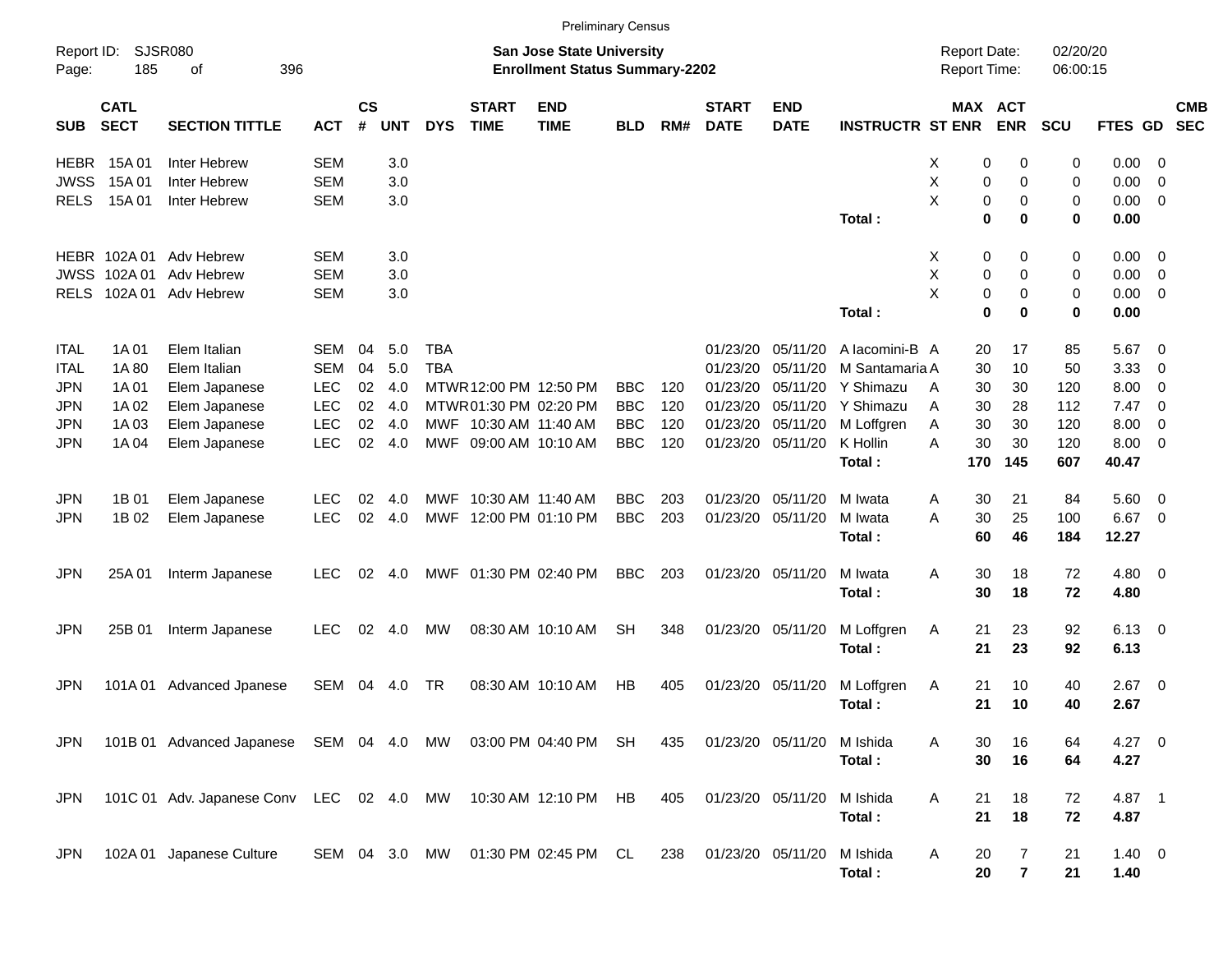Preliminary Census

Report ID: SJSR080
Page: 185 of 396

**San Jose State University**
**Enrollment Status Summary-2202**

Report Date: 02/20/20
Report Time: 06:00:15

| SUB | CATL SECT | SECTION TITTLE | ACT | CS # | UNT | DYS | START TIME | END TIME | BLD | RM# | START DATE | END DATE | INSTRUCTR | ST | MAX ENR | ACT ENR | SCU | FTES | GD | CMB SEC |
|---|---|---|---|---|---|---|---|---|---|---|---|---|---|---|---|---|---|---|---|---|
| HEBR | 15A 01 | Inter Hebrew | SEM | | 3.0 | | | | | | | | | X | 0 | 0 | 0 | 0.00 | 0 | |
| JWSS | 15A 01 | Inter Hebrew | SEM | | 3.0 | | | | | | | | | X | 0 | 0 | 0 | 0.00 | 0 | |
| RELS | 15A 01 | Inter Hebrew | SEM | | 3.0 | | | | | | | | | X | 0 | 0 | 0 | 0.00 | 0 | |
| | | | | | | | | | | | | | **Total :** | | **0** | **0** | **0** | **0.00** | | |
| HEBR | 102A 01 | Adv Hebrew | SEM | | 3.0 | | | | | | | | | X | 0 | 0 | 0 | 0.00 | 0 | |
| JWSS | 102A 01 | Adv Hebrew | SEM | | 3.0 | | | | | | | | | X | 0 | 0 | 0 | 0.00 | 0 | |
| RELS | 102A 01 | Adv Hebrew | SEM | | 3.0 | | | | | | | | | X | 0 | 0 | 0 | 0.00 | 0 | |
| | | | | | | | | | | | | | **Total :** | | **0** | **0** | **0** | **0.00** | | |
| ITAL | 1A 01 | Elem Italian | SEM | 04 | 5.0 | TBA | | | | | 01/23/20 | 05/11/20 | A Iacomini-B | A | 20 | 17 | 85 | 5.67 | 0 | |
| ITAL | 1A 80 | Elem Italian | SEM | 04 | 5.0 | TBA | | | | | 01/23/20 | 05/11/20 | M Santamaria | A | 30 | 10 | 50 | 3.33 | 0 | |
| JPN | 1A 01 | Elem Japanese | LEC | 02 | 4.0 | MTWR | 12:00 PM | 12:50 PM | BBC | 120 | 01/23/20 | 05/11/20 | Y Shimazu | A | 30 | 30 | 120 | 8.00 | 0 | |
| JPN | 1A 02 | Elem Japanese | LEC | 02 | 4.0 | MTWR | 01:30 PM | 02:20 PM | BBC | 120 | 01/23/20 | 05/11/20 | Y Shimazu | A | 30 | 28 | 112 | 7.47 | 0 | |
| JPN | 1A 03 | Elem Japanese | LEC | 02 | 4.0 | MWF | 10:30 AM | 11:40 AM | BBC | 120 | 01/23/20 | 05/11/20 | M Loffgren | A | 30 | 30 | 120 | 8.00 | 0 | |
| JPN | 1A 04 | Elem Japanese | LEC | 02 | 4.0 | MWF | 09:00 AM | 10:10 AM | BBC | 120 | 01/23/20 | 05/11/20 | K Hollin | A | 30 | 30 | 120 | 8.00 | 0 | |
| | | | | | | | | | | | | | **Total :** | | **170** | **145** | **607** | **40.47** | | |
| JPN | 1B 01 | Elem Japanese | LEC | 02 | 4.0 | MWF | 10:30 AM | 11:40 AM | BBC | 203 | 01/23/20 | 05/11/20 | M Iwata | A | 30 | 21 | 84 | 5.60 | 0 | |
| JPN | 1B 02 | Elem Japanese | LEC | 02 | 4.0 | MWF | 12:00 PM | 01:10 PM | BBC | 203 | 01/23/20 | 05/11/20 | M Iwata | A | 30 | 25 | 100 | 6.67 | 0 | |
| | | | | | | | | | | | | | **Total :** | | **60** | **46** | **184** | **12.27** | | |
| JPN | 25A 01 | Interm Japanese | LEC | 02 | 4.0 | MWF | 01:30 PM | 02:40 PM | BBC | 203 | 01/23/20 | 05/11/20 | M Iwata | A | 30 | 18 | 72 | 4.80 | 0 | |
| | | | | | | | | | | | | | **Total :** | | **30** | **18** | **72** | **4.80** | | |
| JPN | 25B 01 | Interm Japanese | LEC | 02 | 4.0 | MW | 08:30 AM | 10:10 AM | SH | 348 | 01/23/20 | 05/11/20 | M Loffgren | A | 21 | 23 | 92 | 6.13 | 0 | |
| | | | | | | | | | | | | | **Total :** | | **21** | **23** | **92** | **6.13** | | |
| JPN | 101A 01 | Advanced Jpanese | SEM | 04 | 4.0 | TR | 08:30 AM | 10:10 AM | HB | 405 | 01/23/20 | 05/11/20 | M Loffgren | A | 21 | 10 | 40 | 2.67 | 0 | |
| | | | | | | | | | | | | | **Total :** | | **21** | **10** | **40** | **2.67** | | |
| JPN | 101B 01 | Advanced Japanese | SEM | 04 | 4.0 | MW | 03:00 PM | 04:40 PM | SH | 435 | 01/23/20 | 05/11/20 | M Ishida | A | 30 | 16 | 64 | 4.27 | 0 | |
| | | | | | | | | | | | | | **Total :** | | **30** | **16** | **64** | **4.27** | | |
| JPN | 101C 01 | Adv. Japanese Conv | LEC | 02 | 4.0 | MW | 10:30 AM | 12:10 PM | HB | 405 | 01/23/20 | 05/11/20 | M Ishida | A | 21 | 18 | 72 | 4.87 | 1 | |
| | | | | | | | | | | | | | **Total :** | | **21** | **18** | **72** | **4.87** | | |
| JPN | 102A 01 | Japanese Culture | SEM | 04 | 3.0 | MW | 01:30 PM | 02:45 PM | CL | 238 | 01/23/20 | 05/11/20 | M Ishida | A | 20 | 7 | 21 | 1.40 | 0 | |
| | | | | | | | | | | | | | **Total :** | | **20** | **7** | **21** | **1.40** | | |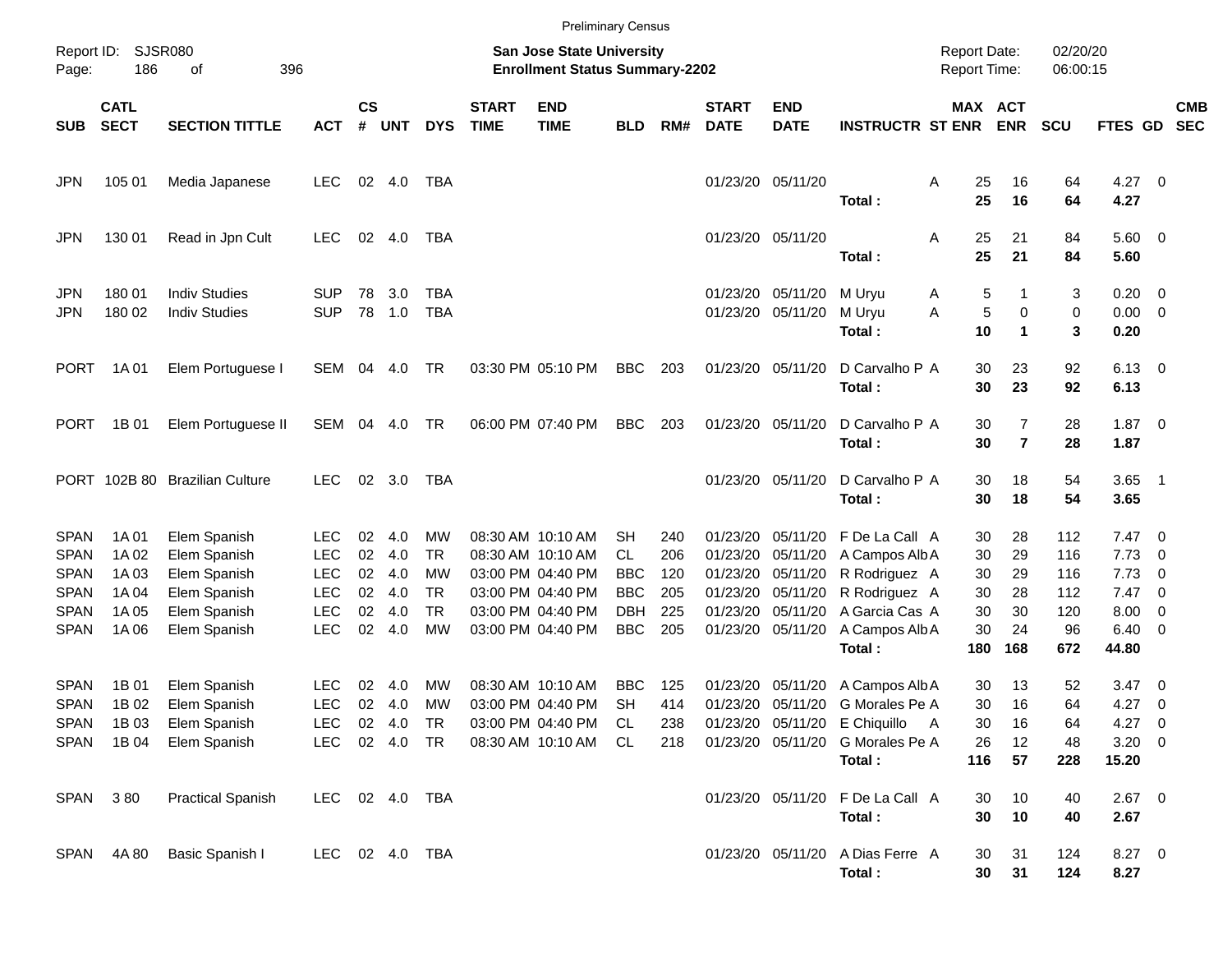Preliminary Census

Report ID: SJSR080
**San Jose State University**
**Enrollment Status Summary-2202**
Report Date: 02/20/20
Report Time: 06:00:15

| SUB | CATL SECT | SECTION TITTLE | ACT | CS # | UNT | DYS | START TIME | END TIME | BLD | RM# | START DATE | END DATE | INSTRUCTR | ST | MAX ENR | ACT ENR | SCU | FTES | GD | CMB SEC |
|---|---|---|---|---|---|---|---|---|---|---|---|---|---|---|---|---|---|---|---|---|
| JPN | 105 01 | Media Japanese | LEC | 02 | 4.0 | TBA | | | | | 01/23/20 | 05/11/20 | | A | 25 | 16 | 64 | 4.27 | 0 | |
| | | | | | | | | | | | | | **Total :** | | **25** | **16** | **64** | **4.27** | | |
| JPN | 130 01 | Read in Jpn Cult | LEC | 02 | 4.0 | TBA | | | | | 01/23/20 | 05/11/20 | | A | 25 | 21 | 84 | 5.60 | 0 | |
| | | | | | | | | | | | | | **Total :** | | **25** | **21** | **84** | **5.60** | | |
| JPN | 180 01 | Indiv Studies | SUP | 78 | 3.0 | TBA | | | | | 01/23/20 | 05/11/20 | M Uryu | A | 5 | 1 | 3 | 0.20 | 0 | |
| JPN | 180 02 | Indiv Studies | SUP | 78 | 1.0 | TBA | | | | | 01/23/20 | 05/11/20 | M Uryu | A | 5 | 0 | 0 | 0.00 | 0 | |
| | | | | | | | | | | | | | **Total :** | | **10** | **1** | **3** | **0.20** | | |
| PORT | 1A 01 | Elem Portuguese I | SEM | 04 | 4.0 | TR | 03:30 PM | 05:10 PM | BBC | 203 | 01/23/20 | 05/11/20 | D Carvalho P | A | 30 | 23 | 92 | 6.13 | 0 | |
| | | | | | | | | | | | | | **Total :** | | **30** | **23** | **92** | **6.13** | | |
| PORT | 1B 01 | Elem Portuguese II | SEM | 04 | 4.0 | TR | 06:00 PM | 07:40 PM | BBC | 203 | 01/23/20 | 05/11/20 | D Carvalho P | A | 30 | 7 | 28 | 1.87 | 0 | |
| | | | | | | | | | | | | | **Total :** | | **30** | **7** | **28** | **1.87** | | |
| PORT | 102B 80 | Brazilian Culture | LEC | 02 | 3.0 | TBA | | | | | 01/23/20 | 05/11/20 | D Carvalho P | A | 30 | 18 | 54 | 3.65 | 1 | |
| | | | | | | | | | | | | | **Total :** | | **30** | **18** | **54** | **3.65** | | |
| SPAN | 1A 01 | Elem Spanish | LEC | 02 | 4.0 | MW | 08:30 AM | 10:10 AM | SH | 240 | 01/23/20 | 05/11/20 | F De La Call | A | 30 | 28 | 112 | 7.47 | 0 | |
| SPAN | 1A 02 | Elem Spanish | LEC | 02 | 4.0 | TR | 08:30 AM | 10:10 AM | CL | 206 | 01/23/20 | 05/11/20 | A Campos Alb | A | 30 | 29 | 116 | 7.73 | 0 | |
| SPAN | 1A 03 | Elem Spanish | LEC | 02 | 4.0 | MW | 03:00 PM | 04:40 PM | BBC | 120 | 01/23/20 | 05/11/20 | R Rodriguez | A | 30 | 29 | 116 | 7.73 | 0 | |
| SPAN | 1A 04 | Elem Spanish | LEC | 02 | 4.0 | TR | 03:00 PM | 04:40 PM | BBC | 205 | 01/23/20 | 05/11/20 | R Rodriguez | A | 30 | 28 | 112 | 7.47 | 0 | |
| SPAN | 1A 05 | Elem Spanish | LEC | 02 | 4.0 | TR | 03:00 PM | 04:40 PM | DBH | 225 | 01/23/20 | 05/11/20 | A Garcia Cas | A | 30 | 30 | 120 | 8.00 | 0 | |
| SPAN | 1A 06 | Elem Spanish | LEC | 02 | 4.0 | MW | 03:00 PM | 04:40 PM | BBC | 205 | 01/23/20 | 05/11/20 | A Campos Alb | A | 30 | 24 | 96 | 6.40 | 0 | |
| | | | | | | | | | | | | | **Total :** | | **180** | **168** | **672** | **44.80** | | |
| SPAN | 1B 01 | Elem Spanish | LEC | 02 | 4.0 | MW | 08:30 AM | 10:10 AM | BBC | 125 | 01/23/20 | 05/11/20 | A Campos Alb | A | 30 | 13 | 52 | 3.47 | 0 | |
| SPAN | 1B 02 | Elem Spanish | LEC | 02 | 4.0 | MW | 03:00 PM | 04:40 PM | SH | 414 | 01/23/20 | 05/11/20 | G Morales Pe | A | 30 | 16 | 64 | 4.27 | 0 | |
| SPAN | 1B 03 | Elem Spanish | LEC | 02 | 4.0 | TR | 03:00 PM | 04:40 PM | CL | 238 | 01/23/20 | 05/11/20 | E Chiquillo | A | 30 | 16 | 64 | 4.27 | 0 | |
| SPAN | 1B 04 | Elem Spanish | LEC | 02 | 4.0 | TR | 08:30 AM | 10:10 AM | CL | 218 | 01/23/20 | 05/11/20 | G Morales Pe | A | 26 | 12 | 48 | 3.20 | 0 | |
| | | | | | | | | | | | | | **Total :** | | **116** | **57** | **228** | **15.20** | | |
| SPAN | 3 80 | Practical Spanish | LEC | 02 | 4.0 | TBA | | | | | 01/23/20 | 05/11/20 | F De La Call | A | 30 | 10 | 40 | 2.67 | 0 | |
| | | | | | | | | | | | | | **Total :** | | **30** | **10** | **40** | **2.67** | | |
| SPAN | 4A 80 | Basic Spanish I | LEC | 02 | 4.0 | TBA | | | | | 01/23/20 | 05/11/20 | A Dias Ferre | A | 30 | 31 | 124 | 8.27 | 0 | |
| | | | | | | | | | | | | | **Total :** | | **30** | **31** | **124** | **8.27** | | |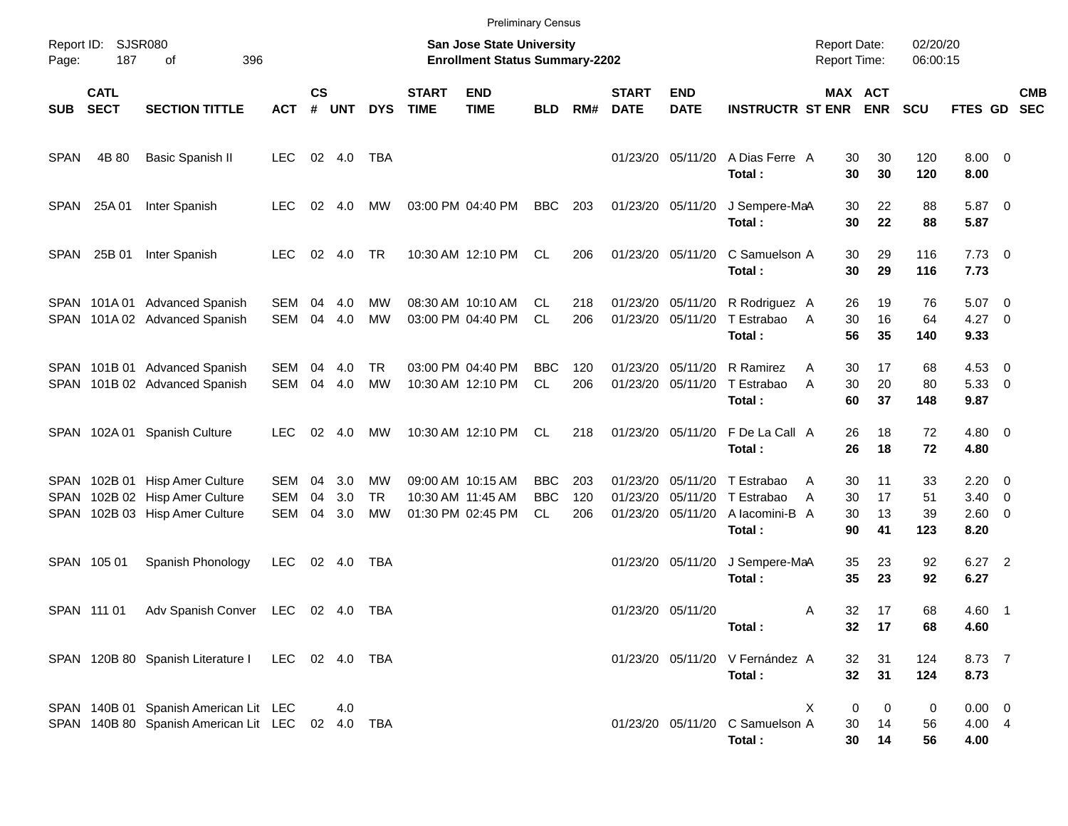Preliminary Census

Report ID: SJSR080
Page: 187 of 396

**San Jose State University**
**Enrollment Status Summary-2202**

Report Date: 02/20/20
Report Time: 06:00:15

| SUB | CATL SECT | SECTION TITTLE | ACT | CS # | UNT | DYS | START TIME | END TIME | BLD | RM# | START DATE | END DATE | INSTRUCTR | ST | MAX ENR | ACT ENR | SCU | FTES | GD | CMB SEC |
|---|---|---|---|---|---|---|---|---|---|---|---|---|---|---|---|---|---|---|---|---|
| SPAN | 4B 80 | Basic Spanish II | LEC | 02 | 4.0 | TBA | | | | | 01/23/20 | 05/11/20 | A Dias Ferre | A | 30 | 30 | 120 | 8.00 | 0 | |
| | | | | | | | | | | | | | **Total :** | | **30** | **30** | **120** | **8.00** | | |
| SPAN | 25A 01 | Inter Spanish | LEC | 02 | 4.0 | MW | 03:00 PM | 04:40 PM | BBC | 203 | 01/23/20 | 05/11/20 | J Sempere-Ma | A | 30 | 22 | 88 | 5.87 | 0 | |
| | | | | | | | | | | | | | **Total :** | | **30** | **22** | **88** | **5.87** | | |
| SPAN | 25B 01 | Inter Spanish | LEC | 02 | 4.0 | TR | 10:30 AM | 12:10 PM | CL | 206 | 01/23/20 | 05/11/20 | C Samuelson | A | 30 | 29 | 116 | 7.73 | 0 | |
| | | | | | | | | | | | | | **Total :** | | **30** | **29** | **116** | **7.73** | | |
| SPAN | 101A 01 | Advanced Spanish | SEM | 04 | 4.0 | MW | 08:30 AM | 10:10 AM | CL | 218 | 01/23/20 | 05/11/20 | R Rodriguez | A | 26 | 19 | 76 | 5.07 | 0 | |
| SPAN | 101A 02 | Advanced Spanish | SEM | 04 | 4.0 | MW | 03:00 PM | 04:40 PM | CL | 206 | 01/23/20 | 05/11/20 | T Estrabao | A | 30 | 16 | 64 | 4.27 | 0 | |
| | | | | | | | | | | | | | **Total :** | | **56** | **35** | **140** | **9.33** | | |
| SPAN | 101B 01 | Advanced Spanish | SEM | 04 | 4.0 | TR | 03:00 PM | 04:40 PM | BBC | 120 | 01/23/20 | 05/11/20 | R Ramirez | A | 30 | 17 | 68 | 4.53 | 0 | |
| SPAN | 101B 02 | Advanced Spanish | SEM | 04 | 4.0 | MW | 10:30 AM | 12:10 PM | CL | 206 | 01/23/20 | 05/11/20 | T Estrabao | A | 30 | 20 | 80 | 5.33 | 0 | |
| | | | | | | | | | | | | | **Total :** | | **60** | **37** | **148** | **9.87** | | |
| SPAN | 102A 01 | Spanish Culture | LEC | 02 | 4.0 | MW | 10:30 AM | 12:10 PM | CL | 218 | 01/23/20 | 05/11/20 | F De La Call | A | 26 | 18 | 72 | 4.80 | 0 | |
| | | | | | | | | | | | | | **Total :** | | **26** | **18** | **72** | **4.80** | | |
| SPAN | 102B 01 | Hisp Amer Culture | SEM | 04 | 3.0 | MW | 09:00 AM | 10:15 AM | BBC | 203 | 01/23/20 | 05/11/20 | T Estrabao | A | 30 | 11 | 33 | 2.20 | 0 | |
| SPAN | 102B 02 | Hisp Amer Culture | SEM | 04 | 3.0 | TR | 10:30 AM | 11:45 AM | BBC | 120 | 01/23/20 | 05/11/20 | T Estrabao | A | 30 | 17 | 51 | 3.40 | 0 | |
| SPAN | 102B 03 | Hisp Amer Culture | SEM | 04 | 3.0 | MW | 01:30 PM | 02:45 PM | CL | 206 | 01/23/20 | 05/11/20 | A Iacomini-B | A | 30 | 13 | 39 | 2.60 | 0 | |
| | | | | | | | | | | | | | **Total :** | | **90** | **41** | **123** | **8.20** | | |
| SPAN | 105 01 | Spanish Phonology | LEC | 02 | 4.0 | TBA | | | | | 01/23/20 | 05/11/20 | J Sempere-Ma | A | 35 | 23 | 92 | 6.27 | 2 | |
| | | | | | | | | | | | | | **Total :** | | **35** | **23** | **92** | **6.27** | | |
| SPAN | 111 01 | Adv Spanish Conver | LEC | 02 | 4.0 | TBA | | | | | 01/23/20 | 05/11/20 | | A | 32 | 17 | 68 | 4.60 | 1 | |
| | | | | | | | | | | | | | **Total :** | | **32** | **17** | **68** | **4.60** | | |
| SPAN | 120B 80 | Spanish Literature I | LEC | 02 | 4.0 | TBA | | | | | 01/23/20 | 05/11/20 | V Fernández | A | 32 | 31 | 124 | 8.73 | 7 | |
| | | | | | | | | | | | | | **Total :** | | **32** | **31** | **124** | **8.73** | | |
| SPAN | 140B 01 | Spanish American Lit | LEC | | 4.0 | | | | | | | | | X | 0 | 0 | 0 | 0.00 | 0 | |
| SPAN | 140B 80 | Spanish American Lit | LEC | 02 | 4.0 | TBA | | | | | 01/23/20 | 05/11/20 | C Samuelson | A | 30 | 14 | 56 | 4.00 | 4 | |
| | | | | | | | | | | | | | **Total :** | | **30** | **14** | **56** | **4.00** | | |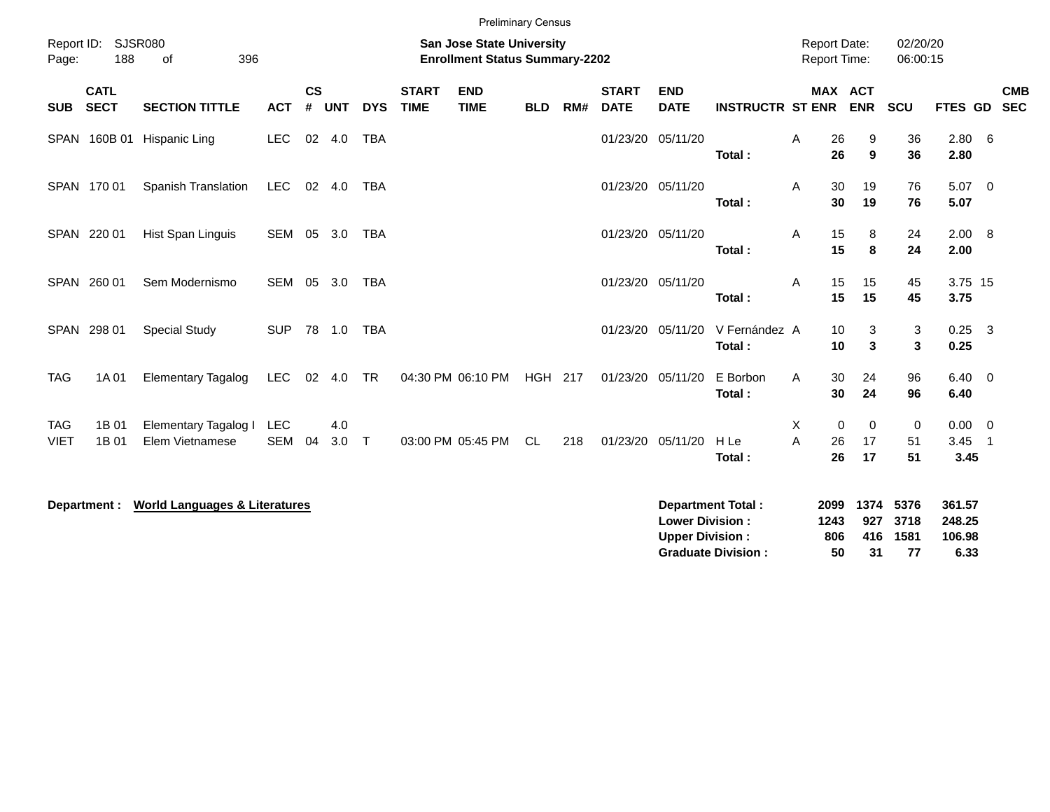Preliminary Census

Report ID: SJSR080

**San Jose State University**
**Enrollment Status Summary-2202**

Report Date: 02/20/20
Report Time: 06:00:15

| SUB | CATL SECT | SECTION TITTLE | ACT | CS # | UNT | DYS | START TIME | END TIME | BLD | RM# | START DATE | END DATE | INSTRUCTR | ST | MAX ENR | ACT ENR | SCU | FTES | GD | CMB SEC |
|---|---|---|---|---|---|---|---|---|---|---|---|---|---|---|---|---|---|---|---|---|
| SPAN | 160B 01 | Hispanic Ling | LEC | 02 | 4.0 | TBA | | | | | 01/23/20 | 05/11/20 | | A | 26 | 9 | 36 | 2.80 | 6 | |
| | | | | | | | | | | | | | **Total :** | | **26** | **9** | **36** | **2.80** | | |
| SPAN | 170 01 | Spanish Translation | LEC | 02 | 4.0 | TBA | | | | | 01/23/20 | 05/11/20 | | A | 30 | 19 | 76 | 5.07 | 0 | |
| | | | | | | | | | | | | | **Total :** | | **30** | **19** | **76** | **5.07** | | |
| SPAN | 220 01 | Hist Span Linguis | SEM | 05 | 3.0 | TBA | | | | | 01/23/20 | 05/11/20 | | A | 15 | 8 | 24 | 2.00 | 8 | |
| | | | | | | | | | | | | | **Total :** | | **15** | **8** | **24** | **2.00** | | |
| SPAN | 260 01 | Sem Modernismo | SEM | 05 | 3.0 | TBA | | | | | 01/23/20 | 05/11/20 | | A | 15 | 15 | 45 | 3.75 | 15 | |
| | | | | | | | | | | | | | **Total :** | | **15** | **15** | **45** | **3.75** | | |
| SPAN | 298 01 | Special Study | SUP | 78 | 1.0 | TBA | | | | | 01/23/20 | 05/11/20 | V Fernández | A | 10 | 3 | 3 | 0.25 | 3 | |
| | | | | | | | | | | | | | **Total :** | | **10** | **3** | **3** | **0.25** | | |
| TAG | 1A 01 | Elementary Tagalog | LEC | 02 | 4.0 | TR | 04:30 PM | 06:10 PM | HGH | 217 | 01/23/20 | 05/11/20 | E Borbon | A | 30 | 24 | 96 | 6.40 | 0 | |
| | | | | | | | | | | | | | **Total :** | | **30** | **24** | **96** | **6.40** | | |
| TAG | 1B 01 | Elementary Tagalog I | LEC | | 4.0 | | | | | | | | | X | 0 | 0 | 0 | 0.00 | 0 | |
| VIET | 1B 01 | Elem Vietnamese | SEM | 04 | 3.0 | T | 03:00 PM | 05:45 PM | CL | 218 | 01/23/20 | 05/11/20 | H Le | A | 26 | 17 | 51 | 3.45 | 1 | |
| | | | | | | | | | | | | | **Total :** | | **26** | **17** | **51** | **3.45** | | |

**Department :** **World Languages & Literatures**

| | MAX ENR | ACT ENR | SCU | FTES |
|---|---|---|---|---|
| **Department Total :** | **2099** | **1374** | **5376** | **361.57** |
| **Lower Division :** | **1243** | **927** | **3718** | **248.25** |
| **Upper Division :** | **806** | **416** | **1581** | **106.98** |
| **Graduate Division :** | **50** | **31** | **77** | **6.33** |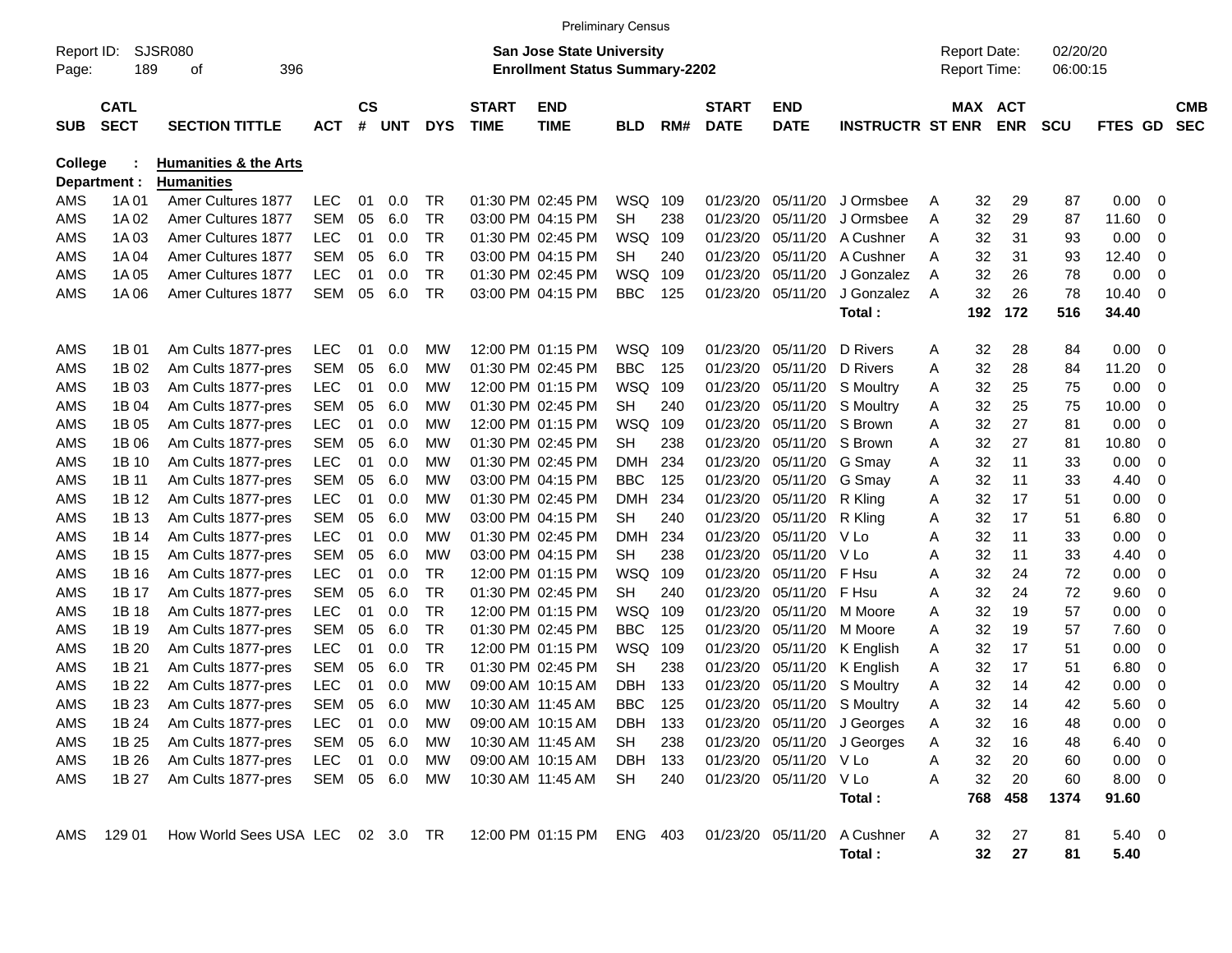Preliminary Census

Report ID: SJSR080
Page: 189 of 396

**San Jose State University**
**Enrollment Status Summary-2202**

Report Date: 02/20/20
Report Time: 06:00:15

| SUB | CATL SECT | SECTION TITTLE | ACT | CS # | UNT | DYS | START TIME | END TIME | BLD | RM# | START DATE | END DATE | INSTRUCTR | ST | MAX ENR | ACT ENR | SCU | FTES | GD | CMB SEC |
|---|---|---|---|---|---|---|---|---|---|---|---|---|---|---|---|---|---|---|---|---|
| **College** | : | **Humanities & the Arts** | | | | | | | | | | | | | | | | | | |
| **Department :** | | **Humanities** | | | | | | | | | | | | | | | | | | |
| AMS | 1A 01 | Amer Cultures 1877 | LEC | 01 | 0.0 | TR | 01:30 PM | 02:45 PM | WSQ | 109 | 01/23/20 | 05/11/20 | J Ormsbee | A | 32 | 29 | 87 | 0.00 | 0 | |
| AMS | 1A 02 | Amer Cultures 1877 | SEM | 05 | 6.0 | TR | 03:00 PM | 04:15 PM | SH | 238 | 01/23/20 | 05/11/20 | J Ormsbee | A | 32 | 29 | 87 | 11.60 | 0 | |
| AMS | 1A 03 | Amer Cultures 1877 | LEC | 01 | 0.0 | TR | 01:30 PM | 02:45 PM | WSQ | 109 | 01/23/20 | 05/11/20 | A Cushner | A | 32 | 31 | 93 | 0.00 | 0 | |
| AMS | 1A 04 | Amer Cultures 1877 | SEM | 05 | 6.0 | TR | 03:00 PM | 04:15 PM | SH | 240 | 01/23/20 | 05/11/20 | A Cushner | A | 32 | 31 | 93 | 12.40 | 0 | |
| AMS | 1A 05 | Amer Cultures 1877 | LEC | 01 | 0.0 | TR | 01:30 PM | 02:45 PM | WSQ | 109 | 01/23/20 | 05/11/20 | J Gonzalez | A | 32 | 26 | 78 | 0.00 | 0 | |
| AMS | 1A 06 | Amer Cultures 1877 | SEM | 05 | 6.0 | TR | 03:00 PM | 04:15 PM | BBC | 125 | 01/23/20 | 05/11/20 | J Gonzalez | A | 32 | 26 | 78 | 10.40 | 0 | |
| | | | | | | | | | | | | | **Total :** | | **192** | **172** | **516** | **34.40** | | |
| AMS | 1B 01 | Am Cults 1877-pres | LEC | 01 | 0.0 | MW | 12:00 PM | 01:15 PM | WSQ | 109 | 01/23/20 | 05/11/20 | D Rivers | A | 32 | 28 | 84 | 0.00 | 0 | |
| AMS | 1B 02 | Am Cults 1877-pres | SEM | 05 | 6.0 | MW | 01:30 PM | 02:45 PM | BBC | 125 | 01/23/20 | 05/11/20 | D Rivers | A | 32 | 28 | 84 | 11.20 | 0 | |
| AMS | 1B 03 | Am Cults 1877-pres | LEC | 01 | 0.0 | MW | 12:00 PM | 01:15 PM | WSQ | 109 | 01/23/20 | 05/11/20 | S Moultry | A | 32 | 25 | 75 | 0.00 | 0 | |
| AMS | 1B 04 | Am Cults 1877-pres | SEM | 05 | 6.0 | MW | 01:30 PM | 02:45 PM | SH | 240 | 01/23/20 | 05/11/20 | S Moultry | A | 32 | 25 | 75 | 10.00 | 0 | |
| AMS | 1B 05 | Am Cults 1877-pres | LEC | 01 | 0.0 | MW | 12:00 PM | 01:15 PM | WSQ | 109 | 01/23/20 | 05/11/20 | S Brown | A | 32 | 27 | 81 | 0.00 | 0 | |
| AMS | 1B 06 | Am Cults 1877-pres | SEM | 05 | 6.0 | MW | 01:30 PM | 02:45 PM | SH | 238 | 01/23/20 | 05/11/20 | S Brown | A | 32 | 27 | 81 | 10.80 | 0 | |
| AMS | 1B 10 | Am Cults 1877-pres | LEC | 01 | 0.0 | MW | 01:30 PM | 02:45 PM | DMH | 234 | 01/23/20 | 05/11/20 | G Smay | A | 32 | 11 | 33 | 0.00 | 0 | |
| AMS | 1B 11 | Am Cults 1877-pres | SEM | 05 | 6.0 | MW | 03:00 PM | 04:15 PM | BBC | 125 | 01/23/20 | 05/11/20 | G Smay | A | 32 | 11 | 33 | 4.40 | 0 | |
| AMS | 1B 12 | Am Cults 1877-pres | LEC | 01 | 0.0 | MW | 01:30 PM | 02:45 PM | DMH | 234 | 01/23/20 | 05/11/20 | R Kling | A | 32 | 17 | 51 | 0.00 | 0 | |
| AMS | 1B 13 | Am Cults 1877-pres | SEM | 05 | 6.0 | MW | 03:00 PM | 04:15 PM | SH | 240 | 01/23/20 | 05/11/20 | R Kling | A | 32 | 17 | 51 | 6.80 | 0 | |
| AMS | 1B 14 | Am Cults 1877-pres | LEC | 01 | 0.0 | MW | 01:30 PM | 02:45 PM | DMH | 234 | 01/23/20 | 05/11/20 | V Lo | A | 32 | 11 | 33 | 0.00 | 0 | |
| AMS | 1B 15 | Am Cults 1877-pres | SEM | 05 | 6.0 | MW | 03:00 PM | 04:15 PM | SH | 238 | 01/23/20 | 05/11/20 | V Lo | A | 32 | 11 | 33 | 4.40 | 0 | |
| AMS | 1B 16 | Am Cults 1877-pres | LEC | 01 | 0.0 | TR | 12:00 PM | 01:15 PM | WSQ | 109 | 01/23/20 | 05/11/20 | F Hsu | A | 32 | 24 | 72 | 0.00 | 0 | |
| AMS | 1B 17 | Am Cults 1877-pres | SEM | 05 | 6.0 | TR | 01:30 PM | 02:45 PM | SH | 240 | 01/23/20 | 05/11/20 | F Hsu | A | 32 | 24 | 72 | 9.60 | 0 | |
| AMS | 1B 18 | Am Cults 1877-pres | LEC | 01 | 0.0 | TR | 12:00 PM | 01:15 PM | WSQ | 109 | 01/23/20 | 05/11/20 | M Moore | A | 32 | 19 | 57 | 0.00 | 0 | |
| AMS | 1B 19 | Am Cults 1877-pres | SEM | 05 | 6.0 | TR | 01:30 PM | 02:45 PM | BBC | 125 | 01/23/20 | 05/11/20 | M Moore | A | 32 | 19 | 57 | 7.60 | 0 | |
| AMS | 1B 20 | Am Cults 1877-pres | LEC | 01 | 0.0 | TR | 12:00 PM | 01:15 PM | WSQ | 109 | 01/23/20 | 05/11/20 | K English | A | 32 | 17 | 51 | 0.00 | 0 | |
| AMS | 1B 21 | Am Cults 1877-pres | SEM | 05 | 6.0 | TR | 01:30 PM | 02:45 PM | SH | 238 | 01/23/20 | 05/11/20 | K English | A | 32 | 17 | 51 | 6.80 | 0 | |
| AMS | 1B 22 | Am Cults 1877-pres | LEC | 01 | 0.0 | MW | 09:00 AM | 10:15 AM | DBH | 133 | 01/23/20 | 05/11/20 | S Moultry | A | 32 | 14 | 42 | 0.00 | 0 | |
| AMS | 1B 23 | Am Cults 1877-pres | SEM | 05 | 6.0 | MW | 10:30 AM | 11:45 AM | BBC | 125 | 01/23/20 | 05/11/20 | S Moultry | A | 32 | 14 | 42 | 5.60 | 0 | |
| AMS | 1B 24 | Am Cults 1877-pres | LEC | 01 | 0.0 | MW | 09:00 AM | 10:15 AM | DBH | 133 | 01/23/20 | 05/11/20 | J Georges | A | 32 | 16 | 48 | 0.00 | 0 | |
| AMS | 1B 25 | Am Cults 1877-pres | SEM | 05 | 6.0 | MW | 10:30 AM | 11:45 AM | SH | 238 | 01/23/20 | 05/11/20 | J Georges | A | 32 | 16 | 48 | 6.40 | 0 | |
| AMS | 1B 26 | Am Cults 1877-pres | LEC | 01 | 0.0 | MW | 09:00 AM | 10:15 AM | DBH | 133 | 01/23/20 | 05/11/20 | V Lo | A | 32 | 20 | 60 | 0.00 | 0 | |
| AMS | 1B 27 | Am Cults 1877-pres | SEM | 05 | 6.0 | MW | 10:30 AM | 11:45 AM | SH | 240 | 01/23/20 | 05/11/20 | V Lo | A | 32 | 20 | 60 | 8.00 | 0 | |
| | | | | | | | | | | | | | **Total :** | | **768** | **458** | **1374** | **91.60** | | |
| AMS | 129 01 | How World Sees USA | LEC | 02 | 3.0 | TR | 12:00 PM | 01:15 PM | ENG | 403 | 01/23/20 | 05/11/20 | A Cushner | A | 32 | 27 | 81 | 5.40 | 0 | |
| | | | | | | | | | | | | | **Total :** | | **32** | **27** | **81** | **5.40** | | |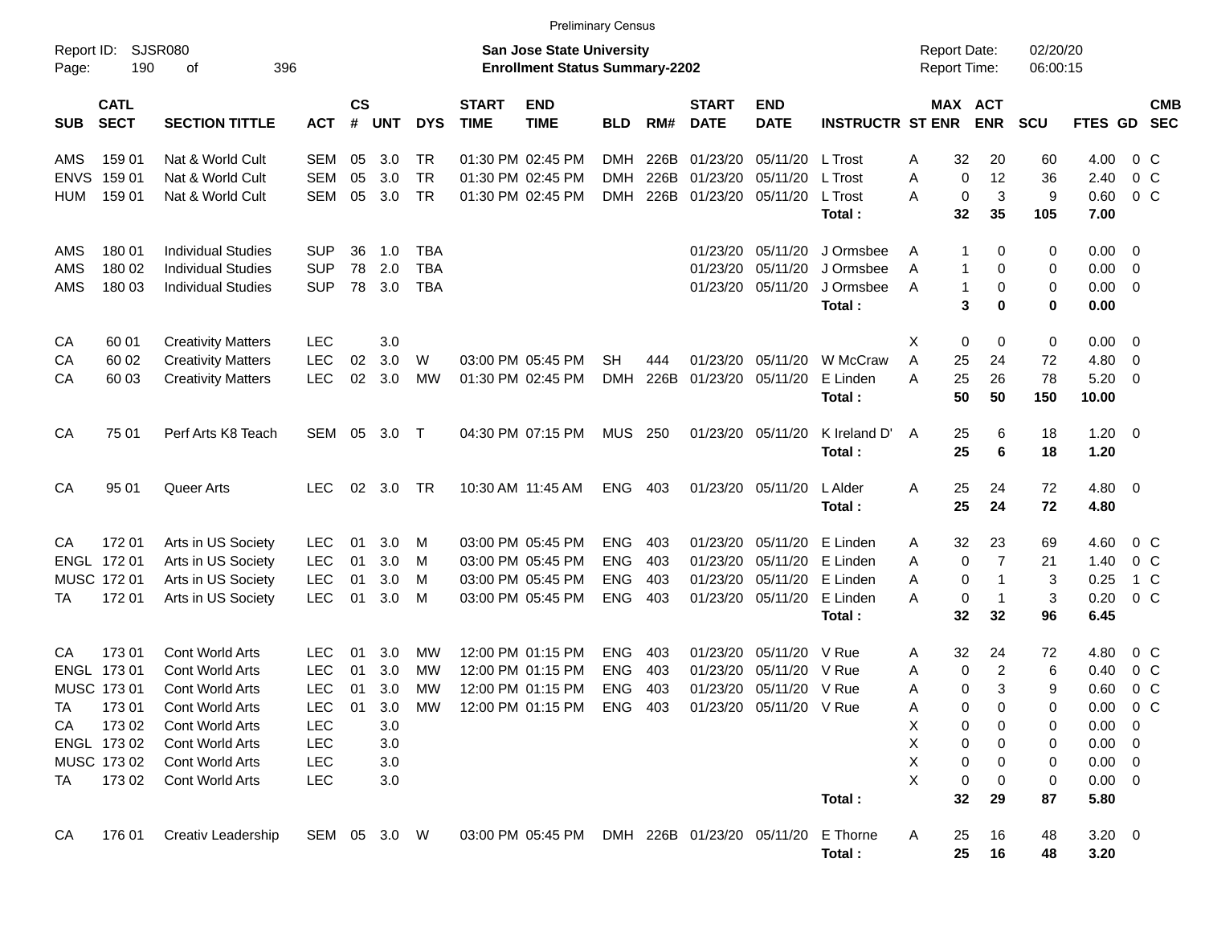Preliminary Census

Report ID: SJSR080 — **San Jose State University** — Report Date: 02/20/20

**Enrollment Status Summary-2202** — Report Time: 06:00:15

| SUB | CATL SECT | SECTION TITTLE | ACT | CS # | UNT | DYS | START TIME | END TIME | BLD | RM# | START DATE | END DATE | INSTRUCTR | ST | MAX ENR | ACT ENR | SCU | FTES | GD | CMB SEC |
|---|---|---|---|---|---|---|---|---|---|---|---|---|---|---|---|---|---|---|---|---|
| AMS | 159 01 | Nat & World Cult | SEM | 05 | 3.0 | TR | 01:30 PM | 02:45 PM | DMH | 226B | 01/23/20 | 05/11/20 | L Trost | A | 32 | 20 | 60 | 4.00 | 0 | C |
| ENVS | 159 01 | Nat & World Cult | SEM | 05 | 3.0 | TR | 01:30 PM | 02:45 PM | DMH | 226B | 01/23/20 | 05/11/20 | L Trost | A | 0 | 12 | 36 | 2.40 | 0 | C |
| HUM | 159 01 | Nat & World Cult | SEM | 05 | 3.0 | TR | 01:30 PM | 02:45 PM | DMH | 226B | 01/23/20 | 05/11/20 | L Trost | A | 0 | 3 | 9 | 0.60 | 0 | C |
| | | | | | | | | | | | | | **Total :** | | **32** | **35** | **105** | **7.00** | | |
| AMS | 180 01 | Individual Studies | SUP | 36 | 1.0 | TBA | | | | | 01/23/20 | 05/11/20 | J Ormsbee | A | 1 | 0 | 0 | 0.00 | 0 | |
| AMS | 180 02 | Individual Studies | SUP | 78 | 2.0 | TBA | | | | | 01/23/20 | 05/11/20 | J Ormsbee | A | 1 | 0 | 0 | 0.00 | 0 | |
| AMS | 180 03 | Individual Studies | SUP | 78 | 3.0 | TBA | | | | | 01/23/20 | 05/11/20 | J Ormsbee | A | 1 | 0 | 0 | 0.00 | 0 | |
| | | | | | | | | | | | | | **Total :** | | **3** | **0** | **0** | **0.00** | | |
| CA | 60 01 | Creativity Matters | LEC | | 3.0 | | | | | | | | | X | 0 | 0 | 0 | 0.00 | 0 | |
| CA | 60 02 | Creativity Matters | LEC | 02 | 3.0 | W | 03:00 PM | 05:45 PM | SH | 444 | 01/23/20 | 05/11/20 | W McCraw | A | 25 | 24 | 72 | 4.80 | 0 | |
| CA | 60 03 | Creativity Matters | LEC | 02 | 3.0 | MW | 01:30 PM | 02:45 PM | DMH | 226B | 01/23/20 | 05/11/20 | E Linden | A | 25 | 26 | 78 | 5.20 | 0 | |
| | | | | | | | | | | | | | **Total :** | | **50** | **50** | **150** | **10.00** | | |
| CA | 75 01 | Perf Arts K8 Teach | SEM | 05 | 3.0 | T | 04:30 PM | 07:15 PM | MUS | 250 | 01/23/20 | 05/11/20 | K Ireland D' | A | 25 | 6 | 18 | 1.20 | 0 | |
| | | | | | | | | | | | | | **Total :** | | **25** | **6** | **18** | **1.20** | | |
| CA | 95 01 | Queer Arts | LEC | 02 | 3.0 | TR | 10:30 AM | 11:45 AM | ENG | 403 | 01/23/20 | 05/11/20 | L Alder | A | 25 | 24 | 72 | 4.80 | 0 | |
| | | | | | | | | | | | | | **Total :** | | **25** | **24** | **72** | **4.80** | | |
| CA | 172 01 | Arts in US Society | LEC | 01 | 3.0 | M | 03:00 PM | 05:45 PM | ENG | 403 | 01/23/20 | 05/11/20 | E Linden | A | 32 | 23 | 69 | 4.60 | 0 | C |
| ENGL | 172 01 | Arts in US Society | LEC | 01 | 3.0 | M | 03:00 PM | 05:45 PM | ENG | 403 | 01/23/20 | 05/11/20 | E Linden | A | 0 | 7 | 21 | 1.40 | 0 | C |
| MUSC | 172 01 | Arts in US Society | LEC | 01 | 3.0 | M | 03:00 PM | 05:45 PM | ENG | 403 | 01/23/20 | 05/11/20 | E Linden | A | 0 | 1 | 3 | 0.25 | 1 | C |
| TA | 172 01 | Arts in US Society | LEC | 01 | 3.0 | M | 03:00 PM | 05:45 PM | ENG | 403 | 01/23/20 | 05/11/20 | E Linden | A | 0 | 1 | 3 | 0.20 | 0 | C |
| | | | | | | | | | | | | | **Total :** | | **32** | **32** | **96** | **6.45** | | |
| CA | 173 01 | Cont World Arts | LEC | 01 | 3.0 | MW | 12:00 PM | 01:15 PM | ENG | 403 | 01/23/20 | 05/11/20 | V Rue | A | 32 | 24 | 72 | 4.80 | 0 | C |
| ENGL | 173 01 | Cont World Arts | LEC | 01 | 3.0 | MW | 12:00 PM | 01:15 PM | ENG | 403 | 01/23/20 | 05/11/20 | V Rue | A | 0 | 2 | 6 | 0.40 | 0 | C |
| MUSC | 173 01 | Cont World Arts | LEC | 01 | 3.0 | MW | 12:00 PM | 01:15 PM | ENG | 403 | 01/23/20 | 05/11/20 | V Rue | A | 0 | 3 | 9 | 0.60 | 0 | C |
| TA | 173 01 | Cont World Arts | LEC | 01 | 3.0 | MW | 12:00 PM | 01:15 PM | ENG | 403 | 01/23/20 | 05/11/20 | V Rue | A | 0 | 0 | 0 | 0.00 | 0 | C |
| CA | 173 02 | Cont World Arts | LEC | | 3.0 | | | | | | | | | X | 0 | 0 | 0 | 0.00 | 0 | |
| ENGL | 173 02 | Cont World Arts | LEC | | 3.0 | | | | | | | | | X | 0 | 0 | 0 | 0.00 | 0 | |
| MUSC | 173 02 | Cont World Arts | LEC | | 3.0 | | | | | | | | | X | 0 | 0 | 0 | 0.00 | 0 | |
| TA | 173 02 | Cont World Arts | LEC | | 3.0 | | | | | | | | | X | 0 | 0 | 0 | 0.00 | 0 | |
| | | | | | | | | | | | | | **Total :** | | **32** | **29** | **87** | **5.80** | | |
| CA | 176 01 | Creativ Leadership | SEM | 05 | 3.0 | W | 03:00 PM | 05:45 PM | DMH | 226B | 01/23/20 | 05/11/20 | E Thorne | A | 25 | 16 | 48 | 3.20 | 0 | |
| | | | | | | | | | | | | | **Total :** | | **25** | **16** | **48** | **3.20** | | |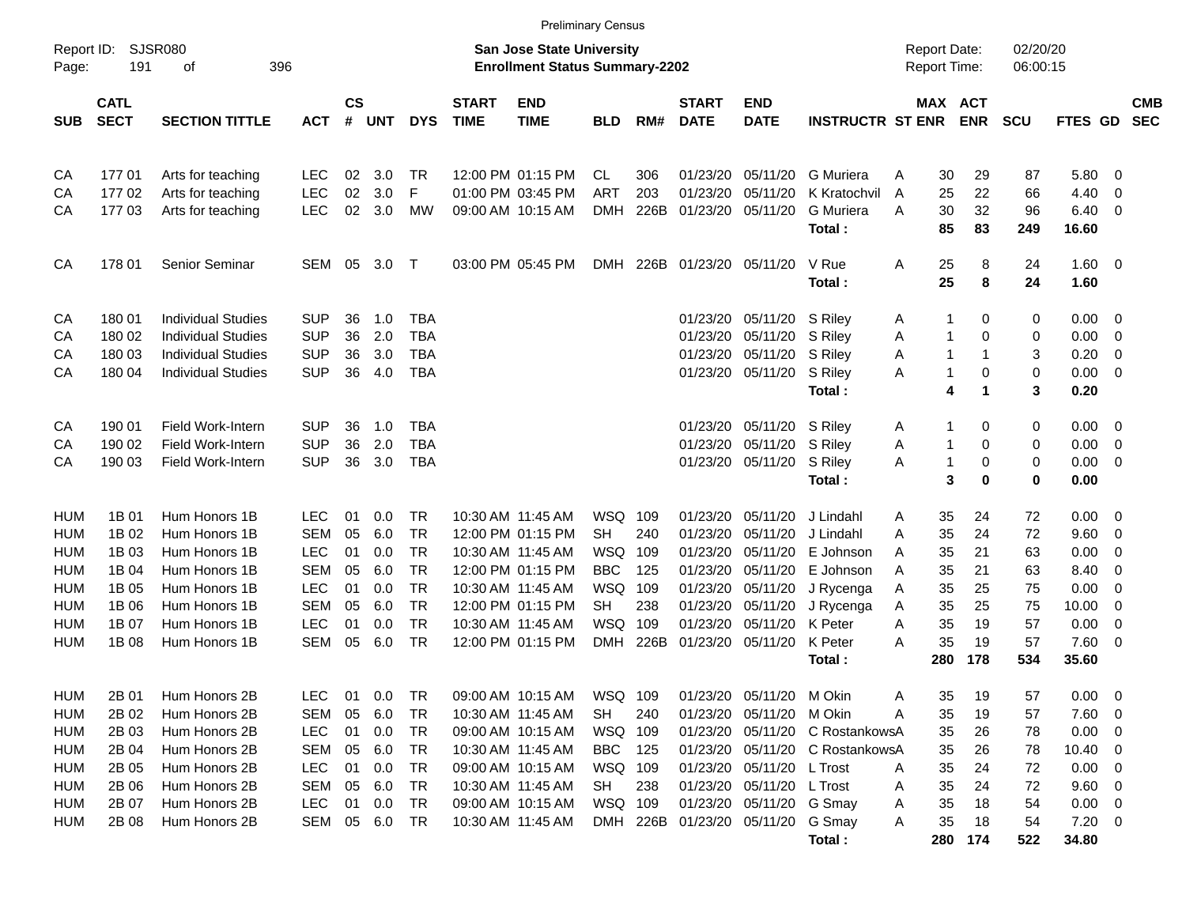Preliminary Census

Report ID: SJSR080

**San Jose State University**
**Enrollment Status Summary-2202**

Report Date: 02/20/20
Report Time: 06:00:15

| SUB | CATL SECT | SECTION TITTLE | ACT | CS # | UNT | DYS | START TIME | END TIME | BLD | RM# | START DATE | END DATE | INSTRUCTR | ST | MAX ENR | ACT ENR | SCU | FTES | GD | CMB SEC |
|---|---|---|---|---|---|---|---|---|---|---|---|---|---|---|---|---|---|---|---|---|
| CA | 177 01 | Arts for teaching | LEC | 02 | 3.0 | TR | 12:00 PM | 01:15 PM | CL | 306 | 01/23/20 | 05/11/20 | G Muriera | A | 30 | 29 | 87 | 5.80 | 0 | |
| CA | 177 02 | Arts for teaching | LEC | 02 | 3.0 | F | 01:00 PM | 03:45 PM | ART | 203 | 01/23/20 | 05/11/20 | K Kratochvil | A | 25 | 22 | 66 | 4.40 | 0 | |
| CA | 177 03 | Arts for teaching | LEC | 02 | 3.0 | MW | 09:00 AM | 10:15 AM | DMH | 226B | 01/23/20 | 05/11/20 | G Muriera | A | 30 | 32 | 96 | 6.40 | 0 | |
| | | | | | | | | | | | | | **Total :** | | **85** | **83** | **249** | **16.60** | | |
| CA | 178 01 | Senior Seminar | SEM | 05 | 3.0 | T | 03:00 PM | 05:45 PM | DMH | 226B | 01/23/20 | 05/11/20 | V Rue | A | 25 | 8 | 24 | 1.60 | 0 | |
| | | | | | | | | | | | | | **Total :** | | **25** | **8** | **24** | **1.60** | | |
| CA | 180 01 | Individual Studies | SUP | 36 | 1.0 | TBA | | | | | 01/23/20 | 05/11/20 | S Riley | A | 1 | 0 | 0 | 0.00 | 0 | |
| CA | 180 02 | Individual Studies | SUP | 36 | 2.0 | TBA | | | | | 01/23/20 | 05/11/20 | S Riley | A | 1 | 0 | 0 | 0.00 | 0 | |
| CA | 180 03 | Individual Studies | SUP | 36 | 3.0 | TBA | | | | | 01/23/20 | 05/11/20 | S Riley | A | 1 | 1 | 3 | 0.20 | 0 | |
| CA | 180 04 | Individual Studies | SUP | 36 | 4.0 | TBA | | | | | 01/23/20 | 05/11/20 | S Riley | A | 1 | 0 | 0 | 0.00 | 0 | |
| | | | | | | | | | | | | | **Total :** | | **4** | **1** | **3** | **0.20** | | |
| CA | 190 01 | Field Work-Intern | SUP | 36 | 1.0 | TBA | | | | | 01/23/20 | 05/11/20 | S Riley | A | 1 | 0 | 0 | 0.00 | 0 | |
| CA | 190 02 | Field Work-Intern | SUP | 36 | 2.0 | TBA | | | | | 01/23/20 | 05/11/20 | S Riley | A | 1 | 0 | 0 | 0.00 | 0 | |
| CA | 190 03 | Field Work-Intern | SUP | 36 | 3.0 | TBA | | | | | 01/23/20 | 05/11/20 | S Riley | A | 1 | 0 | 0 | 0.00 | 0 | |
| | | | | | | | | | | | | | **Total :** | | **3** | **0** | **0** | **0.00** | | |
| HUM | 1B 01 | Hum Honors 1B | LEC | 01 | 0.0 | TR | 10:30 AM | 11:45 AM | WSQ | 109 | 01/23/20 | 05/11/20 | J Lindahl | A | 35 | 24 | 72 | 0.00 | 0 | |
| HUM | 1B 02 | Hum Honors 1B | SEM | 05 | 6.0 | TR | 12:00 PM | 01:15 PM | SH | 240 | 01/23/20 | 05/11/20 | J Lindahl | A | 35 | 24 | 72 | 9.60 | 0 | |
| HUM | 1B 03 | Hum Honors 1B | LEC | 01 | 0.0 | TR | 10:30 AM | 11:45 AM | WSQ | 109 | 01/23/20 | 05/11/20 | E Johnson | A | 35 | 21 | 63 | 0.00 | 0 | |
| HUM | 1B 04 | Hum Honors 1B | SEM | 05 | 6.0 | TR | 12:00 PM | 01:15 PM | BBC | 125 | 01/23/20 | 05/11/20 | E Johnson | A | 35 | 21 | 63 | 8.40 | 0 | |
| HUM | 1B 05 | Hum Honors 1B | LEC | 01 | 0.0 | TR | 10:30 AM | 11:45 AM | WSQ | 109 | 01/23/20 | 05/11/20 | J Rycenga | A | 35 | 25 | 75 | 0.00 | 0 | |
| HUM | 1B 06 | Hum Honors 1B | SEM | 05 | 6.0 | TR | 12:00 PM | 01:15 PM | SH | 238 | 01/23/20 | 05/11/20 | J Rycenga | A | 35 | 25 | 75 | 10.00 | 0 | |
| HUM | 1B 07 | Hum Honors 1B | LEC | 01 | 0.0 | TR | 10:30 AM | 11:45 AM | WSQ | 109 | 01/23/20 | 05/11/20 | K Peter | A | 35 | 19 | 57 | 0.00 | 0 | |
| HUM | 1B 08 | Hum Honors 1B | SEM | 05 | 6.0 | TR | 12:00 PM | 01:15 PM | DMH | 226B | 01/23/20 | 05/11/20 | K Peter | A | 35 | 19 | 57 | 7.60 | 0 | |
| | | | | | | | | | | | | | **Total :** | | **280** | **178** | **534** | **35.60** | | |
| HUM | 2B 01 | Hum Honors 2B | LEC | 01 | 0.0 | TR | 09:00 AM | 10:15 AM | WSQ | 109 | 01/23/20 | 05/11/20 | M Okin | A | 35 | 19 | 57 | 0.00 | 0 | |
| HUM | 2B 02 | Hum Honors 2B | SEM | 05 | 6.0 | TR | 10:30 AM | 11:45 AM | SH | 240 | 01/23/20 | 05/11/20 | M Okin | A | 35 | 19 | 57 | 7.60 | 0 | |
| HUM | 2B 03 | Hum Honors 2B | LEC | 01 | 0.0 | TR | 09:00 AM | 10:15 AM | WSQ | 109 | 01/23/20 | 05/11/20 | C Rostankows | A | 35 | 26 | 78 | 0.00 | 0 | |
| HUM | 2B 04 | Hum Honors 2B | SEM | 05 | 6.0 | TR | 10:30 AM | 11:45 AM | BBC | 125 | 01/23/20 | 05/11/20 | C Rostankows | A | 35 | 26 | 78 | 10.40 | 0 | |
| HUM | 2B 05 | Hum Honors 2B | LEC | 01 | 0.0 | TR | 09:00 AM | 10:15 AM | WSQ | 109 | 01/23/20 | 05/11/20 | L Trost | A | 35 | 24 | 72 | 0.00 | 0 | |
| HUM | 2B 06 | Hum Honors 2B | SEM | 05 | 6.0 | TR | 10:30 AM | 11:45 AM | SH | 238 | 01/23/20 | 05/11/20 | L Trost | A | 35 | 24 | 72 | 9.60 | 0 | |
| HUM | 2B 07 | Hum Honors 2B | LEC | 01 | 0.0 | TR | 09:00 AM | 10:15 AM | WSQ | 109 | 01/23/20 | 05/11/20 | G Smay | A | 35 | 18 | 54 | 0.00 | 0 | |
| HUM | 2B 08 | Hum Honors 2B | SEM | 05 | 6.0 | TR | 10:30 AM | 11:45 AM | DMH | 226B | 01/23/20 | 05/11/20 | G Smay | A | 35 | 18 | 54 | 7.20 | 0 | |
| | | | | | | | | | | | | | **Total :** | | **280** | **174** | **522** | **34.80** | | |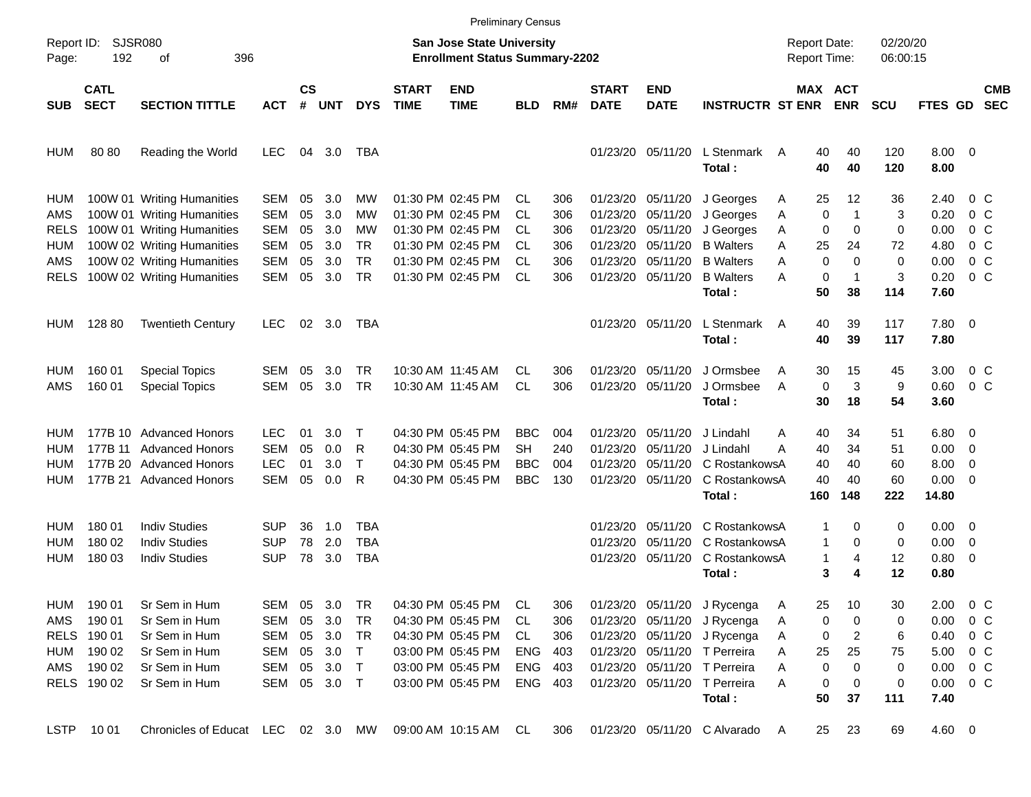Preliminary Census

Report ID: SJSR080

**San Jose State University**
**Enrollment Status Summary-2202**

Report Date: 02/20/20
Report Time: 06:00:15

| SUB | CATL SECT | SECTION TITTLE | ACT | CS # | UNT | DYS | START TIME | END TIME | BLD | RM# | START DATE | END DATE | INSTRUCTR | ST | MAX ENR | ACT ENR | SCU | FTES | GD | CMB SEC |
|---|---|---|---|---|---|---|---|---|---|---|---|---|---|---|---|---|---|---|---|---|
| HUM | 80 80 | Reading the World | LEC | 04 | 3.0 | TBA | | | | | 01/23/20 | 05/11/20 | L Stenmark | A | 40 | 40 | 120 | 8.00 | 0 | |
| | | | | | | | | | | | | | **Total :** | | **40** | **40** | **120** | **8.00** | | |
| HUM | 100W 01 | Writing Humanities | SEM | 05 | 3.0 | MW | 01:30 PM | 02:45 PM | CL | 306 | 01/23/20 | 05/11/20 | J Georges | A | 25 | 12 | 36 | 2.40 | 0 | C |
| AMS | 100W 01 | Writing Humanities | SEM | 05 | 3.0 | MW | 01:30 PM | 02:45 PM | CL | 306 | 01/23/20 | 05/11/20 | J Georges | A | 0 | 1 | 3 | 0.20 | 0 | C |
| RELS | 100W 01 | Writing Humanities | SEM | 05 | 3.0 | MW | 01:30 PM | 02:45 PM | CL | 306 | 01/23/20 | 05/11/20 | J Georges | A | 0 | 0 | 0 | 0.00 | 0 | C |
| HUM | 100W 02 | Writing Humanities | SEM | 05 | 3.0 | TR | 01:30 PM | 02:45 PM | CL | 306 | 01/23/20 | 05/11/20 | B Walters | A | 25 | 24 | 72 | 4.80 | 0 | C |
| AMS | 100W 02 | Writing Humanities | SEM | 05 | 3.0 | TR | 01:30 PM | 02:45 PM | CL | 306 | 01/23/20 | 05/11/20 | B Walters | A | 0 | 0 | 0 | 0.00 | 0 | C |
| RELS | 100W 02 | Writing Humanities | SEM | 05 | 3.0 | TR | 01:30 PM | 02:45 PM | CL | 306 | 01/23/20 | 05/11/20 | B Walters | A | 0 | 1 | 3 | 0.20 | 0 | C |
| | | | | | | | | | | | | | **Total :** | | **50** | **38** | **114** | **7.60** | | |
| HUM | 128 80 | Twentieth Century | LEC | 02 | 3.0 | TBA | | | | | 01/23/20 | 05/11/20 | L Stenmark | A | 40 | 39 | 117 | 7.80 | 0 | |
| | | | | | | | | | | | | | **Total :** | | **40** | **39** | **117** | **7.80** | | |
| HUM | 160 01 | Special Topics | SEM | 05 | 3.0 | TR | 10:30 AM | 11:45 AM | CL | 306 | 01/23/20 | 05/11/20 | J Ormsbee | A | 30 | 15 | 45 | 3.00 | 0 | C |
| AMS | 160 01 | Special Topics | SEM | 05 | 3.0 | TR | 10:30 AM | 11:45 AM | CL | 306 | 01/23/20 | 05/11/20 | J Ormsbee | A | 0 | 3 | 9 | 0.60 | 0 | C |
| | | | | | | | | | | | | | **Total :** | | **30** | **18** | **54** | **3.60** | | |
| HUM | 177B 10 | Advanced Honors | LEC | 01 | 3.0 | T | 04:30 PM | 05:45 PM | BBC | 004 | 01/23/20 | 05/11/20 | J Lindahl | A | 40 | 34 | 51 | 6.80 | 0 | |
| HUM | 177B 11 | Advanced Honors | SEM | 05 | 0.0 | R | 04:30 PM | 05:45 PM | SH | 240 | 01/23/20 | 05/11/20 | J Lindahl | A | 40 | 34 | 51 | 0.00 | 0 | |
| HUM | 177B 20 | Advanced Honors | LEC | 01 | 3.0 | T | 04:30 PM | 05:45 PM | BBC | 004 | 01/23/20 | 05/11/20 | C Rostankows | A | 40 | 40 | 60 | 8.00 | 0 | |
| HUM | 177B 21 | Advanced Honors | SEM | 05 | 0.0 | R | 04:30 PM | 05:45 PM | BBC | 130 | 01/23/20 | 05/11/20 | C Rostankows | A | 40 | 40 | 60 | 0.00 | 0 | |
| | | | | | | | | | | | | | **Total :** | | **160** | **148** | **222** | **14.80** | | |
| HUM | 180 01 | Indiv Studies | SUP | 36 | 1.0 | TBA | | | | | 01/23/20 | 05/11/20 | C Rostankows | A | 1 | 0 | 0 | 0.00 | 0 | |
| HUM | 180 02 | Indiv Studies | SUP | 78 | 2.0 | TBA | | | | | 01/23/20 | 05/11/20 | C Rostankows | A | 1 | 0 | 0 | 0.00 | 0 | |
| HUM | 180 03 | Indiv Studies | SUP | 78 | 3.0 | TBA | | | | | 01/23/20 | 05/11/20 | C Rostankows | A | 1 | 4 | 12 | 0.80 | 0 | |
| | | | | | | | | | | | | | **Total :** | | **3** | **4** | **12** | **0.80** | | |
| HUM | 190 01 | Sr Sem in Hum | SEM | 05 | 3.0 | TR | 04:30 PM | 05:45 PM | CL | 306 | 01/23/20 | 05/11/20 | J Rycenga | A | 25 | 10 | 30 | 2.00 | 0 | C |
| AMS | 190 01 | Sr Sem in Hum | SEM | 05 | 3.0 | TR | 04:30 PM | 05:45 PM | CL | 306 | 01/23/20 | 05/11/20 | J Rycenga | A | 0 | 0 | 0 | 0.00 | 0 | C |
| RELS | 190 01 | Sr Sem in Hum | SEM | 05 | 3.0 | TR | 04:30 PM | 05:45 PM | CL | 306 | 01/23/20 | 05/11/20 | J Rycenga | A | 0 | 2 | 6 | 0.40 | 0 | C |
| HUM | 190 02 | Sr Sem in Hum | SEM | 05 | 3.0 | T | 03:00 PM | 05:45 PM | ENG | 403 | 01/23/20 | 05/11/20 | T Perreira | A | 25 | 25 | 75 | 5.00 | 0 | C |
| AMS | 190 02 | Sr Sem in Hum | SEM | 05 | 3.0 | T | 03:00 PM | 05:45 PM | ENG | 403 | 01/23/20 | 05/11/20 | T Perreira | A | 0 | 0 | 0 | 0.00 | 0 | C |
| RELS | 190 02 | Sr Sem in Hum | SEM | 05 | 3.0 | T | 03:00 PM | 05:45 PM | ENG | 403 | 01/23/20 | 05/11/20 | T Perreira | A | 0 | 0 | 0 | 0.00 | 0 | C |
| | | | | | | | | | | | | | **Total :** | | **50** | **37** | **111** | **7.40** | | |
| LSTP | 10 01 | Chronicles of Educat | LEC | 02 | 3.0 | MW | 09:00 AM | 10:15 AM | CL | 306 | 01/23/20 | 05/11/20 | C Alvarado | A | 25 | 23 | 69 | 4.60 | 0 | |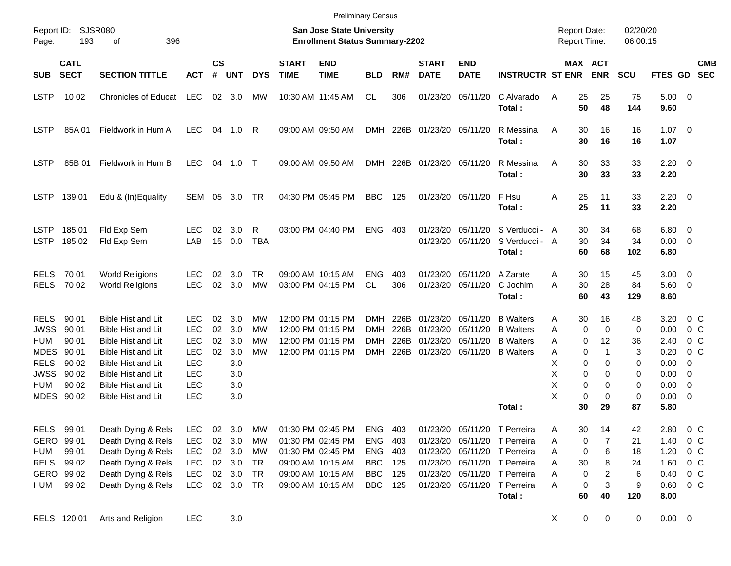Preliminary Census

Report ID: SJSR080
Page: 193 of 396

**San Jose State University**
**Enrollment Status Summary-2202**

Report Date: 02/20/20
Report Time: 06:00:15

| SUB | CATL SECT | SECTION TITTLE | ACT | CS # | UNT | DYS | START TIME | END TIME | BLD | RM# | START DATE | END DATE | INSTRUCTR | ST | MAX ENR | ACT ENR | SCU | FTES | GD | CMB SEC |
|---|---|---|---|---|---|---|---|---|---|---|---|---|---|---|---|---|---|---|---|---|
| LSTP | 10 02 | Chronicles of Educat | LEC | 02 | 3.0 | MW | 10:30 AM | 11:45 AM | CL | 306 | 01/23/20 | 05/11/20 | C Alvarado | A | 25 | 25 | 75 | 5.00 | 0 | |
| | | | | | | | | | | | | | **Total :** | | **50** | **48** | **144** | **9.60** | | |
| LSTP | 85A 01 | Fieldwork in Hum A | LEC | 04 | 1.0 | R | 09:00 AM | 09:50 AM | DMH | 226B | 01/23/20 | 05/11/20 | R Messina | A | 30 | 16 | 16 | 1.07 | 0 | |
| | | | | | | | | | | | | | **Total :** | | **30** | **16** | **16** | **1.07** | | |
| LSTP | 85B 01 | Fieldwork in Hum B | LEC | 04 | 1.0 | T | 09:00 AM | 09:50 AM | DMH | 226B | 01/23/20 | 05/11/20 | R Messina | A | 30 | 33 | 33 | 2.20 | 0 | |
| | | | | | | | | | | | | | **Total :** | | **30** | **33** | **33** | **2.20** | | |
| LSTP | 139 01 | Edu & (In)Equality | SEM | 05 | 3.0 | TR | 04:30 PM | 05:45 PM | BBC | 125 | 01/23/20 | 05/11/20 | F Hsu | A | 25 | 11 | 33 | 2.20 | 0 | |
| | | | | | | | | | | | | | **Total :** | | **25** | **11** | **33** | **2.20** | | |
| LSTP | 185 01 | Fld Exp Sem | LEC | 02 | 3.0 | R | 03:00 PM | 04:40 PM | ENG | 403 | 01/23/20 | 05/11/20 | S Verducci - | A | 30 | 34 | 68 | 6.80 | 0 | |
| LSTP | 185 02 | Fld Exp Sem | LAB | 15 | 0.0 | TBA | | | | | 01/23/20 | 05/11/20 | S Verducci - | A | 30 | 34 | 34 | 0.00 | 0 | |
| | | | | | | | | | | | | | **Total :** | | **60** | **68** | **102** | **6.80** | | |
| RELS | 70 01 | World Religions | LEC | 02 | 3.0 | TR | 09:00 AM | 10:15 AM | ENG | 403 | 01/23/20 | 05/11/20 | A Zarate | A | 30 | 15 | 45 | 3.00 | 0 | |
| RELS | 70 02 | World Religions | LEC | 02 | 3.0 | MW | 03:00 PM | 04:15 PM | CL | 306 | 01/23/20 | 05/11/20 | C Jochim | A | 30 | 28 | 84 | 5.60 | 0 | |
| | | | | | | | | | | | | | **Total :** | | **60** | **43** | **129** | **8.60** | | |
| RELS | 90 01 | Bible Hist and Lit | LEC | 02 | 3.0 | MW | 12:00 PM | 01:15 PM | DMH | 226B | 01/23/20 | 05/11/20 | B Walters | A | 30 | 16 | 48 | 3.20 | 0 | C |
| JWSS | 90 01 | Bible Hist and Lit | LEC | 02 | 3.0 | MW | 12:00 PM | 01:15 PM | DMH | 226B | 01/23/20 | 05/11/20 | B Walters | A | 0 | 0 | 0 | 0.00 | 0 | C |
| HUM | 90 01 | Bible Hist and Lit | LEC | 02 | 3.0 | MW | 12:00 PM | 01:15 PM | DMH | 226B | 01/23/20 | 05/11/20 | B Walters | A | 0 | 12 | 36 | 2.40 | 0 | C |
| MDES | 90 01 | Bible Hist and Lit | LEC | 02 | 3.0 | MW | 12:00 PM | 01:15 PM | DMH | 226B | 01/23/20 | 05/11/20 | B Walters | A | 0 | 1 | 3 | 0.20 | 0 | C |
| RELS | 90 02 | Bible Hist and Lit | LEC | | 3.0 | | | | | | | | | X | 0 | 0 | 0 | 0.00 | 0 | |
| JWSS | 90 02 | Bible Hist and Lit | LEC | | 3.0 | | | | | | | | | X | 0 | 0 | 0 | 0.00 | 0 | |
| HUM | 90 02 | Bible Hist and Lit | LEC | | 3.0 | | | | | | | | | X | 0 | 0 | 0 | 0.00 | 0 | |
| MDES | 90 02 | Bible Hist and Lit | LEC | | 3.0 | | | | | | | | | X | 0 | 0 | 0 | 0.00 | 0 | |
| | | | | | | | | | | | | | **Total :** | | **30** | **29** | **87** | **5.80** | | |
| RELS | 99 01 | Death Dying & Rels | LEC | 02 | 3.0 | MW | 01:30 PM | 02:45 PM | ENG | 403 | 01/23/20 | 05/11/20 | T Perreira | A | 30 | 14 | 42 | 2.80 | 0 | C |
| GERO | 99 01 | Death Dying & Rels | LEC | 02 | 3.0 | MW | 01:30 PM | 02:45 PM | ENG | 403 | 01/23/20 | 05/11/20 | T Perreira | A | 0 | 7 | 21 | 1.40 | 0 | C |
| HUM | 99 01 | Death Dying & Rels | LEC | 02 | 3.0 | MW | 01:30 PM | 02:45 PM | ENG | 403 | 01/23/20 | 05/11/20 | T Perreira | A | 0 | 6 | 18 | 1.20 | 0 | C |
| RELS | 99 02 | Death Dying & Rels | LEC | 02 | 3.0 | TR | 09:00 AM | 10:15 AM | BBC | 125 | 01/23/20 | 05/11/20 | T Perreira | A | 30 | 8 | 24 | 1.60 | 0 | C |
| GERO | 99 02 | Death Dying & Rels | LEC | 02 | 3.0 | TR | 09:00 AM | 10:15 AM | BBC | 125 | 01/23/20 | 05/11/20 | T Perreira | A | 0 | 2 | 6 | 0.40 | 0 | C |
| HUM | 99 02 | Death Dying & Rels | LEC | 02 | 3.0 | TR | 09:00 AM | 10:15 AM | BBC | 125 | 01/23/20 | 05/11/20 | T Perreira | A | 0 | 3 | 9 | 0.60 | 0 | C |
| | | | | | | | | | | | | | **Total :** | | **60** | **40** | **120** | **8.00** | | |
| RELS | 120 01 | Arts and Religion | LEC | | 3.0 | | | | | | | | | X | 0 | 0 | 0 | 0.00 | 0 | |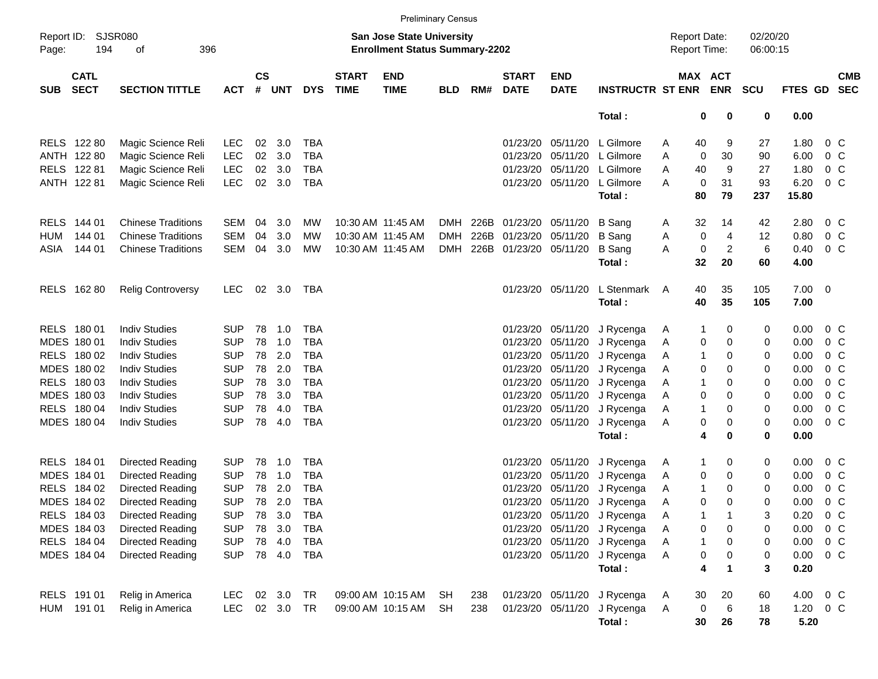Preliminary Census

Report ID: SJSR080

**San Jose State University**
**Enrollment Status Summary-2202**

Report Date: 02/20/20
Report Time: 06:00:15

| SUB | CATL SECT | SECTION TITTLE | ACT | CS # | UNT | DYS | START TIME | END TIME | BLD | RM# | START DATE | END DATE | INSTRUCTR | ST | MAX ENR | ACT ENR | SCU | FTES | GD | CMB SEC |
|---|---|---|---|---|---|---|---|---|---|---|---|---|---|---|---|---|---|---|---|---|
| | | | | | | | | | | | | | **Total :** | | **0** | **0** | **0** | **0.00** | | |
| RELS | 122 80 | Magic Science Reli | LEC | 02 | 3.0 | TBA | | | | | 01/23/20 | 05/11/20 | L Gilmore | A | 40 | 9 | 27 | 1.80 | 0 | C |
| ANTH | 122 80 | Magic Science Reli | LEC | 02 | 3.0 | TBA | | | | | 01/23/20 | 05/11/20 | L Gilmore | A | 0 | 30 | 90 | 6.00 | 0 | C |
| RELS | 122 81 | Magic Science Reli | LEC | 02 | 3.0 | TBA | | | | | 01/23/20 | 05/11/20 | L Gilmore | A | 40 | 9 | 27 | 1.80 | 0 | C |
| ANTH | 122 81 | Magic Science Reli | LEC | 02 | 3.0 | TBA | | | | | 01/23/20 | 05/11/20 | L Gilmore | A | 0 | 31 | 93 | 6.20 | 0 | C |
| | | | | | | | | | | | | | **Total :** | | **80** | **79** | **237** | **15.80** | | |
| RELS | 144 01 | Chinese Traditions | SEM | 04 | 3.0 | MW | 10:30 AM | 11:45 AM | DMH | 226B | 01/23/20 | 05/11/20 | B Sang | A | 32 | 14 | 42 | 2.80 | 0 | C |
| HUM | 144 01 | Chinese Traditions | SEM | 04 | 3.0 | MW | 10:30 AM | 11:45 AM | DMH | 226B | 01/23/20 | 05/11/20 | B Sang | A | 0 | 4 | 12 | 0.80 | 0 | C |
| ASIA | 144 01 | Chinese Traditions | SEM | 04 | 3.0 | MW | 10:30 AM | 11:45 AM | DMH | 226B | 01/23/20 | 05/11/20 | B Sang | A | 0 | 2 | 6 | 0.40 | 0 | C |
| | | | | | | | | | | | | | **Total :** | | **32** | **20** | **60** | **4.00** | | |
| RELS | 162 80 | Relig Controversy | LEC | 02 | 3.0 | TBA | | | | | 01/23/20 | 05/11/20 | L Stenmark | A | 40 | 35 | 105 | 7.00 | 0 | |
| | | | | | | | | | | | | | **Total :** | | **40** | **35** | **105** | **7.00** | | |
| RELS | 180 01 | Indiv Studies | SUP | 78 | 1.0 | TBA | | | | | 01/23/20 | 05/11/20 | J Rycenga | A | 1 | 0 | 0 | 0.00 | 0 | C |
| MDES | 180 01 | Indiv Studies | SUP | 78 | 1.0 | TBA | | | | | 01/23/20 | 05/11/20 | J Rycenga | A | 0 | 0 | 0 | 0.00 | 0 | C |
| RELS | 180 02 | Indiv Studies | SUP | 78 | 2.0 | TBA | | | | | 01/23/20 | 05/11/20 | J Rycenga | A | 1 | 0 | 0 | 0.00 | 0 | C |
| MDES | 180 02 | Indiv Studies | SUP | 78 | 2.0 | TBA | | | | | 01/23/20 | 05/11/20 | J Rycenga | A | 0 | 0 | 0 | 0.00 | 0 | C |
| RELS | 180 03 | Indiv Studies | SUP | 78 | 3.0 | TBA | | | | | 01/23/20 | 05/11/20 | J Rycenga | A | 1 | 0 | 0 | 0.00 | 0 | C |
| MDES | 180 03 | Indiv Studies | SUP | 78 | 3.0 | TBA | | | | | 01/23/20 | 05/11/20 | J Rycenga | A | 0 | 0 | 0 | 0.00 | 0 | C |
| RELS | 180 04 | Indiv Studies | SUP | 78 | 4.0 | TBA | | | | | 01/23/20 | 05/11/20 | J Rycenga | A | 1 | 0 | 0 | 0.00 | 0 | C |
| MDES | 180 04 | Indiv Studies | SUP | 78 | 4.0 | TBA | | | | | 01/23/20 | 05/11/20 | J Rycenga | A | 0 | 0 | 0 | 0.00 | 0 | C |
| | | | | | | | | | | | | | **Total :** | | **4** | **0** | **0** | **0.00** | | |
| RELS | 184 01 | Directed Reading | SUP | 78 | 1.0 | TBA | | | | | 01/23/20 | 05/11/20 | J Rycenga | A | 1 | 0 | 0 | 0.00 | 0 | C |
| MDES | 184 01 | Directed Reading | SUP | 78 | 1.0 | TBA | | | | | 01/23/20 | 05/11/20 | J Rycenga | A | 0 | 0 | 0 | 0.00 | 0 | C |
| RELS | 184 02 | Directed Reading | SUP | 78 | 2.0 | TBA | | | | | 01/23/20 | 05/11/20 | J Rycenga | A | 1 | 0 | 0 | 0.00 | 0 | C |
| MDES | 184 02 | Directed Reading | SUP | 78 | 2.0 | TBA | | | | | 01/23/20 | 05/11/20 | J Rycenga | A | 0 | 0 | 0 | 0.00 | 0 | C |
| RELS | 184 03 | Directed Reading | SUP | 78 | 3.0 | TBA | | | | | 01/23/20 | 05/11/20 | J Rycenga | A | 1 | 1 | 3 | 0.20 | 0 | C |
| MDES | 184 03 | Directed Reading | SUP | 78 | 3.0 | TBA | | | | | 01/23/20 | 05/11/20 | J Rycenga | A | 0 | 0 | 0 | 0.00 | 0 | C |
| RELS | 184 04 | Directed Reading | SUP | 78 | 4.0 | TBA | | | | | 01/23/20 | 05/11/20 | J Rycenga | A | 1 | 0 | 0 | 0.00 | 0 | C |
| MDES | 184 04 | Directed Reading | SUP | 78 | 4.0 | TBA | | | | | 01/23/20 | 05/11/20 | J Rycenga | A | 0 | 0 | 0 | 0.00 | 0 | C |
| | | | | | | | | | | | | | **Total :** | | **4** | **1** | **3** | **0.20** | | |
| RELS | 191 01 | Relig in America | LEC | 02 | 3.0 | TR | 09:00 AM | 10:15 AM | SH | 238 | 01/23/20 | 05/11/20 | J Rycenga | A | 30 | 20 | 60 | 4.00 | 0 | C |
| HUM | 191 01 | Relig in America | LEC | 02 | 3.0 | TR | 09:00 AM | 10:15 AM | SH | 238 | 01/23/20 | 05/11/20 | J Rycenga | A | 0 | 6 | 18 | 1.20 | 0 | C |
| | | | | | | | | | | | | | **Total :** | | **30** | **26** | **78** | **5.20** | | |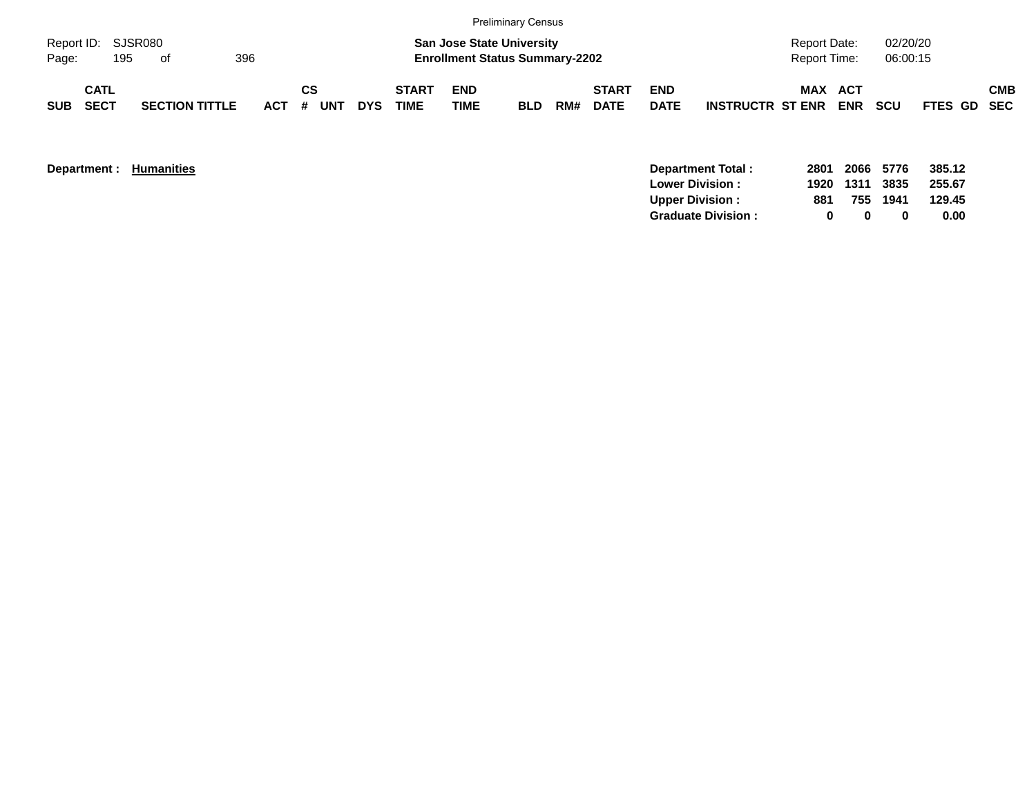Preliminary Census

Report ID: SJSR080

**San Jose State University**
**Enrollment Status Summary-2202**

Report Date: 02/20/20
Report Time: 06:00:15

| SUB | CATL SECT | SECTION TITTLE | ACT | CS # | UNT | DYS | START TIME | END TIME | BLD | RM# | START DATE | END DATE | INSTRUCTR | ST | MAX ENR | ACT ENR | SCU | FTES | GD | CMB SEC |
|---|---|---|---|---|---|---|---|---|---|---|---|---|---|---|---|---|---|---|---|---|

**Department : Humanities**

| | MAX ENR | ACT ENR | SCU | FTES |
|---|---|---|---|---|
| **Department Total :** | **2801** | **2066** | **5776** | **385.12** |
| **Lower Division :** | **1920** | **1311** | **3835** | **255.67** |
| **Upper Division :** | **881** | **755** | **1941** | **129.45** |
| **Graduate Division :** | **0** | **0** | **0** | **0.00** |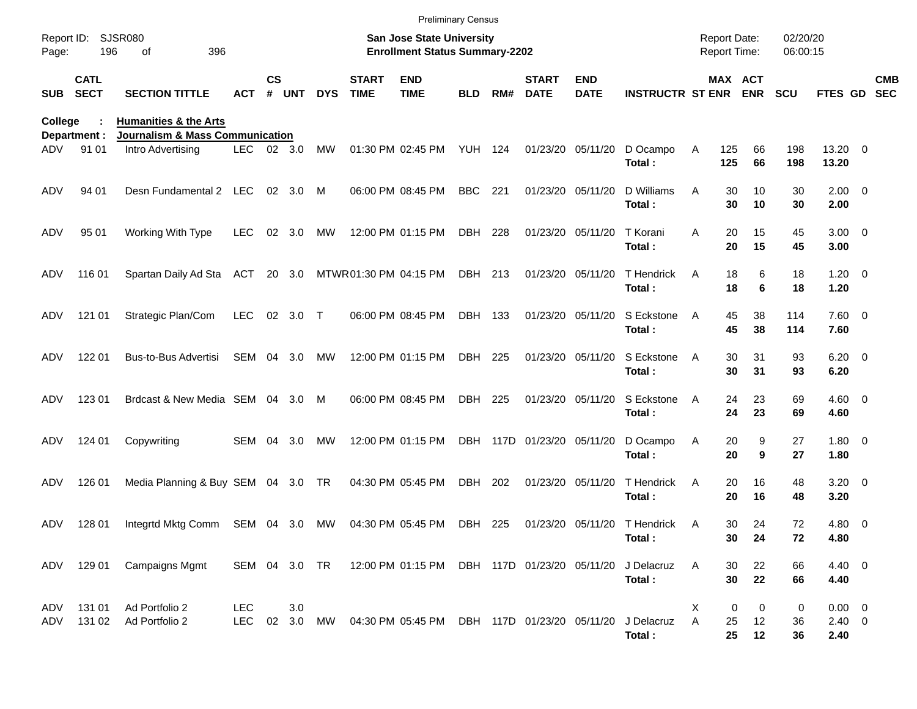Preliminary Census

Report ID: SJSR080
Page: 196 of 396

**San Jose State University**
**Enrollment Status Summary-2202**

Report Date: 02/20/20
Report Time: 06:00:15

**College : Humanities & the Arts**
**Department : Journalism & Mass Communication**

| SUB | CATL SECT | SECTION TITTLE | ACT | CS # | UNT | DYS | START TIME | END TIME | BLD | RM# | START DATE | END DATE | INSTRUCTR | ST | MAX ENR | ACT ENR | SCU | FTES | GD | CMB SEC |
|---|---|---|---|---|---|---|---|---|---|---|---|---|---|---|---|---|---|---|---|---|
| ADV | 91 01 | Intro Advertising | LEC | 02 | 3.0 | MW | 01:30 PM | 02:45 PM | YUH | 124 | 01/23/20 | 05/11/20 | D Ocampo | A | 125 | 66 | 198 | 13.20 | 0 | |
| | | | | | | | | | | | | | **Total :** | | **125** | **66** | **198** | **13.20** | | |
| ADV | 94 01 | Desn Fundamental 2 | LEC | 02 | 3.0 | M | 06:00 PM | 08:45 PM | BBC | 221 | 01/23/20 | 05/11/20 | D Williams | A | 30 | 10 | 30 | 2.00 | 0 | |
| | | | | | | | | | | | | | **Total :** | | **30** | **10** | **30** | **2.00** | | |
| ADV | 95 01 | Working With Type | LEC | 02 | 3.0 | MW | 12:00 PM | 01:15 PM | DBH | 228 | 01/23/20 | 05/11/20 | T Korani | A | 20 | 15 | 45 | 3.00 | 0 | |
| | | | | | | | | | | | | | **Total :** | | **20** | **15** | **45** | **3.00** | | |
| ADV | 116 01 | Spartan Daily Ad Sta | ACT | 20 | 3.0 | MTWR | 01:30 PM | 04:15 PM | DBH | 213 | 01/23/20 | 05/11/20 | T Hendrick | A | 18 | 6 | 18 | 1.20 | 0 | |
| | | | | | | | | | | | | | **Total :** | | **18** | **6** | **18** | **1.20** | | |
| ADV | 121 01 | Strategic Plan/Com | LEC | 02 | 3.0 | T | 06:00 PM | 08:45 PM | DBH | 133 | 01/23/20 | 05/11/20 | S Eckstone | A | 45 | 38 | 114 | 7.60 | 0 | |
| | | | | | | | | | | | | | **Total :** | | **45** | **38** | **114** | **7.60** | | |
| ADV | 122 01 | Bus-to-Bus Advertisi | SEM | 04 | 3.0 | MW | 12:00 PM | 01:15 PM | DBH | 225 | 01/23/20 | 05/11/20 | S Eckstone | A | 30 | 31 | 93 | 6.20 | 0 | |
| | | | | | | | | | | | | | **Total :** | | **30** | **31** | **93** | **6.20** | | |
| ADV | 123 01 | Brdcast & New Media | SEM | 04 | 3.0 | M | 06:00 PM | 08:45 PM | DBH | 225 | 01/23/20 | 05/11/20 | S Eckstone | A | 24 | 23 | 69 | 4.60 | 0 | |
| | | | | | | | | | | | | | **Total :** | | **24** | **23** | **69** | **4.60** | | |
| ADV | 124 01 | Copywriting | SEM | 04 | 3.0 | MW | 12:00 PM | 01:15 PM | DBH | 117D | 01/23/20 | 05/11/20 | D Ocampo | A | 20 | 9 | 27 | 1.80 | 0 | |
| | | | | | | | | | | | | | **Total :** | | **20** | **9** | **27** | **1.80** | | |
| ADV | 126 01 | Media Planning & Buy | SEM | 04 | 3.0 | TR | 04:30 PM | 05:45 PM | DBH | 202 | 01/23/20 | 05/11/20 | T Hendrick | A | 20 | 16 | 48 | 3.20 | 0 | |
| | | | | | | | | | | | | | **Total :** | | **20** | **16** | **48** | **3.20** | | |
| ADV | 128 01 | Integrtd Mktg Comm | SEM | 04 | 3.0 | MW | 04:30 PM | 05:45 PM | DBH | 225 | 01/23/20 | 05/11/20 | T Hendrick | A | 30 | 24 | 72 | 4.80 | 0 | |
| | | | | | | | | | | | | | **Total :** | | **30** | **24** | **72** | **4.80** | | |
| ADV | 129 01 | Campaigns Mgmt | SEM | 04 | 3.0 | TR | 12:00 PM | 01:15 PM | DBH | 117D | 01/23/20 | 05/11/20 | J Delacruz | A | 30 | 22 | 66 | 4.40 | 0 | |
| | | | | | | | | | | | | | **Total :** | | **30** | **22** | **66** | **4.40** | | |
| ADV | 131 01 | Ad Portfolio 2 | LEC | | 3.0 | | | | | | | | | X | 0 | 0 | 0 | 0.00 | 0 | |
| ADV | 131 02 | Ad Portfolio 2 | LEC | 02 | 3.0 | MW | 04:30 PM | 05:45 PM | DBH | 117D | 01/23/20 | 05/11/20 | J Delacruz | A | 25 | 12 | 36 | 2.40 | 0 | |
| | | | | | | | | | | | | | **Total :** | | **25** | **12** | **36** | **2.40** | | |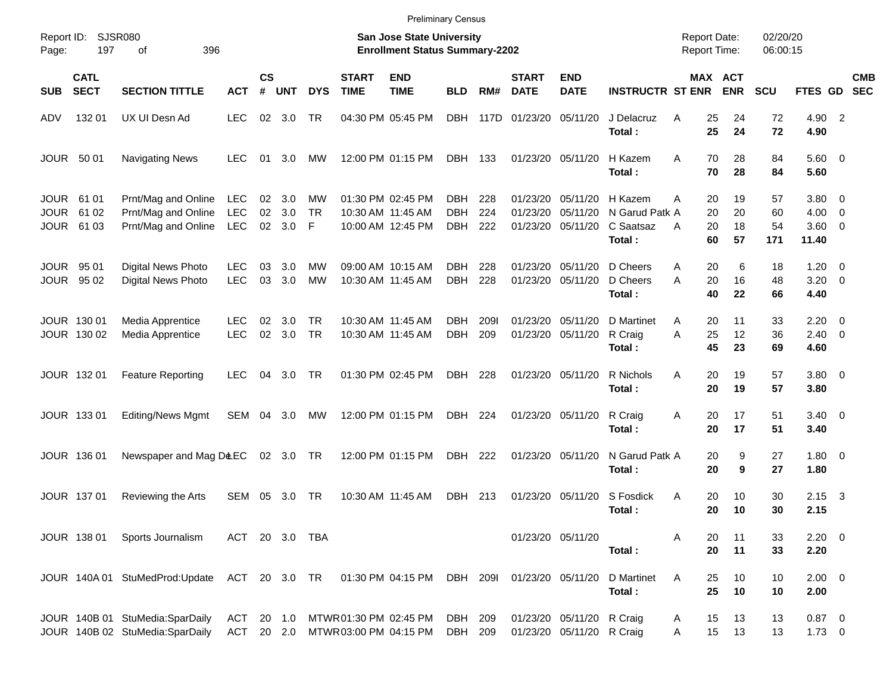Preliminary Census

Report ID: SJSR080
Page: 197 of 396

**San Jose State University**
**Enrollment Status Summary-2202**

Report Date: 02/20/20
Report Time: 06:00:15

| SUB | CATL SECT | SECTION TITTLE | ACT | CS # | UNT | DYS | START TIME | END TIME | BLD | RM# | START DATE | END DATE | INSTRUCTR | ST | MAX ENR | ACT ENR | SCU | FTES | GD | CMB SEC |
|---|---|---|---|---|---|---|---|---|---|---|---|---|---|---|---|---|---|---|---|---|
| ADV | 132 01 | UX UI Desn Ad | LEC | 02 | 3.0 | TR | 04:30 PM | 05:45 PM | DBH | 117D | 01/23/20 | 05/11/20 | J Delacruz | A | 25 | 24 | 72 | 4.90 | 2 | |
| | | | | | | | | | | | | | **Total :** | | **25** | **24** | **72** | **4.90** | | |
| JOUR | 50 01 | Navigating News | LEC | 01 | 3.0 | MW | 12:00 PM | 01:15 PM | DBH | 133 | 01/23/20 | 05/11/20 | H Kazem | A | 70 | 28 | 84 | 5.60 | 0 | |
| | | | | | | | | | | | | | **Total :** | | **70** | **28** | **84** | **5.60** | | |
| JOUR | 61 01 | Prnt/Mag and Online | LEC | 02 | 3.0 | MW | 01:30 PM | 02:45 PM | DBH | 228 | 01/23/20 | 05/11/20 | H Kazem | A | 20 | 19 | 57 | 3.80 | 0 | |
| JOUR | 61 02 | Prnt/Mag and Online | LEC | 02 | 3.0 | TR | 10:30 AM | 11:45 AM | DBH | 224 | 01/23/20 | 05/11/20 | N Garud Patk | A | 20 | 20 | 60 | 4.00 | 0 | |
| JOUR | 61 03 | Prnt/Mag and Online | LEC | 02 | 3.0 | F | 10:00 AM | 12:45 PM | DBH | 222 | 01/23/20 | 05/11/20 | C Saatsaz | A | 20 | 18 | 54 | 3.60 | 0 | |
| | | | | | | | | | | | | | **Total :** | | **60** | **57** | **171** | **11.40** | | |
| JOUR | 95 01 | Digital News Photo | LEC | 03 | 3.0 | MW | 09:00 AM | 10:15 AM | DBH | 228 | 01/23/20 | 05/11/20 | D Cheers | A | 20 | 6 | 18 | 1.20 | 0 | |
| JOUR | 95 02 | Digital News Photo | LEC | 03 | 3.0 | MW | 10:30 AM | 11:45 AM | DBH | 228 | 01/23/20 | 05/11/20 | D Cheers | A | 20 | 16 | 48 | 3.20 | 0 | |
| | | | | | | | | | | | | | **Total :** | | **40** | **22** | **66** | **4.40** | | |
| JOUR | 130 01 | Media Apprentice | LEC | 02 | 3.0 | TR | 10:30 AM | 11:45 AM | DBH | 209I | 01/23/20 | 05/11/20 | D Martinet | A | 20 | 11 | 33 | 2.20 | 0 | |
| JOUR | 130 02 | Media Apprentice | LEC | 02 | 3.0 | TR | 10:30 AM | 11:45 AM | DBH | 209 | 01/23/20 | 05/11/20 | R Craig | A | 25 | 12 | 36 | 2.40 | 0 | |
| | | | | | | | | | | | | | **Total :** | | **45** | **23** | **69** | **4.60** | | |
| JOUR | 132 01 | Feature Reporting | LEC | 04 | 3.0 | TR | 01:30 PM | 02:45 PM | DBH | 228 | 01/23/20 | 05/11/20 | R Nichols | A | 20 | 19 | 57 | 3.80 | 0 | |
| | | | | | | | | | | | | | **Total :** | | **20** | **19** | **57** | **3.80** | | |
| JOUR | 133 01 | Editing/News Mgmt | SEM | 04 | 3.0 | MW | 12:00 PM | 01:15 PM | DBH | 224 | 01/23/20 | 05/11/20 | R Craig | A | 20 | 17 | 51 | 3.40 | 0 | |
| | | | | | | | | | | | | | **Total :** | | **20** | **17** | **51** | **3.40** | | |
| JOUR | 136 01 | Newspaper and Mag De | LEC | 02 | 3.0 | TR | 12:00 PM | 01:15 PM | DBH | 222 | 01/23/20 | 05/11/20 | N Garud Patk | A | 20 | 9 | 27 | 1.80 | 0 | |
| | | | | | | | | | | | | | **Total :** | | **20** | **9** | **27** | **1.80** | | |
| JOUR | 137 01 | Reviewing the Arts | SEM | 05 | 3.0 | TR | 10:30 AM | 11:45 AM | DBH | 213 | 01/23/20 | 05/11/20 | S Fosdick | A | 20 | 10 | 30 | 2.15 | 3 | |
| | | | | | | | | | | | | | **Total :** | | **20** | **10** | **30** | **2.15** | | |
| JOUR | 138 01 | Sports Journalism | ACT | 20 | 3.0 | TBA | | | | | 01/23/20 | 05/11/20 | | A | 20 | 11 | 33 | 2.20 | 0 | |
| | | | | | | | | | | | | | **Total :** | | **20** | **11** | **33** | **2.20** | | |
| JOUR | 140A 01 | StuMedProd:Update | ACT | 20 | 3.0 | TR | 01:30 PM | 04:15 PM | DBH | 209I | 01/23/20 | 05/11/20 | D Martinet | A | 25 | 10 | 10 | 2.00 | 0 | |
| | | | | | | | | | | | | | **Total :** | | **25** | **10** | **10** | **2.00** | | |
| JOUR | 140B 01 | StuMedia:SparDaily | ACT | 20 | 1.0 | MTWR | 01:30 PM | 02:45 PM | DBH | 209 | 01/23/20 | 05/11/20 | R Craig | A | 15 | 13 | 13 | 0.87 | 0 | |
| JOUR | 140B 02 | StuMedia:SparDaily | ACT | 20 | 2.0 | MTWR | 03:00 PM | 04:15 PM | DBH | 209 | 01/23/20 | 05/11/20 | R Craig | A | 15 | 13 | 13 | 1.73 | 0 | |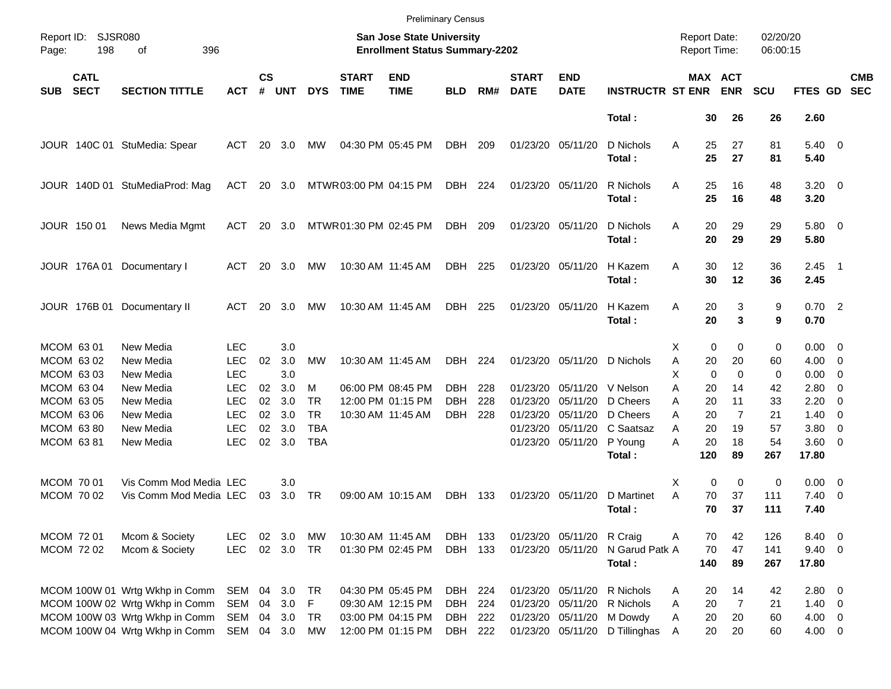Preliminary Census

Report ID: SJSR080
Page: 198 of 396

**San Jose State University**
**Enrollment Status Summary-2202**

Report Date: 02/20/20
Report Time: 06:00:15

| SUB | CATL SECT | SECTION TITTLE | ACT | CS # | UNT | DYS | START TIME | END TIME | BLD | RM# | START DATE | END DATE | INSTRUCTR | ST | MAX ENR | ACT ENR | SCU | FTES | GD | CMB SEC |
|---|---|---|---|---|---|---|---|---|---|---|---|---|---|---|---|---|---|---|---|---|
| | | | | | | | | | | | | | **Total :** | | **30** | **26** | **26** | **2.60** | | |
| JOUR | 140C 01 | StuMedia: Spear | ACT | 20 | 3.0 | MW | 04:30 PM | 05:45 PM | DBH | 209 | 01/23/20 | 05/11/20 | D Nichols | A | 25 | 27 | 81 | 5.40 | 0 | |
| | | | | | | | | | | | | | **Total :** | | **25** | **27** | **81** | **5.40** | | |
| JOUR | 140D 01 | StuMediaProd: Mag | ACT | 20 | 3.0 | MTWR | 03:00 PM | 04:15 PM | DBH | 224 | 01/23/20 | 05/11/20 | R Nichols | A | 25 | 16 | 48 | 3.20 | 0 | |
| | | | | | | | | | | | | | **Total :** | | **25** | **16** | **48** | **3.20** | | |
| JOUR | 150 01 | News Media Mgmt | ACT | 20 | 3.0 | MTWR | 01:30 PM | 02:45 PM | DBH | 209 | 01/23/20 | 05/11/20 | D Nichols | A | 20 | 29 | 29 | 5.80 | 0 | |
| | | | | | | | | | | | | | **Total :** | | **20** | **29** | **29** | **5.80** | | |
| JOUR | 176A 01 | Documentary I | ACT | 20 | 3.0 | MW | 10:30 AM | 11:45 AM | DBH | 225 | 01/23/20 | 05/11/20 | H Kazem | A | 30 | 12 | 36 | 2.45 | 1 | |
| | | | | | | | | | | | | | **Total :** | | **30** | **12** | **36** | **2.45** | | |
| JOUR | 176B 01 | Documentary II | ACT | 20 | 3.0 | MW | 10:30 AM | 11:45 AM | DBH | 225 | 01/23/20 | 05/11/20 | H Kazem | A | 20 | 3 | 9 | 0.70 | 2 | |
| | | | | | | | | | | | | | **Total :** | | **20** | **3** | **9** | **0.70** | | |
| MCOM | 63 01 | New Media | LEC | | 3.0 | | | | | | | | | X | 0 | 0 | 0 | 0.00 | 0 | |
| MCOM | 63 02 | New Media | LEC | 02 | 3.0 | MW | 10:30 AM | 11:45 AM | DBH | 224 | 01/23/20 | 05/11/20 | D Nichols | A | 20 | 20 | 60 | 4.00 | 0 | |
| MCOM | 63 03 | New Media | LEC | | 3.0 | | | | | | | | | X | 0 | 0 | 0 | 0.00 | 0 | |
| MCOM | 63 04 | New Media | LEC | 02 | 3.0 | M | 06:00 PM | 08:45 PM | DBH | 228 | 01/23/20 | 05/11/20 | V Nelson | A | 20 | 14 | 42 | 2.80 | 0 | |
| MCOM | 63 05 | New Media | LEC | 02 | 3.0 | TR | 12:00 PM | 01:15 PM | DBH | 228 | 01/23/20 | 05/11/20 | D Cheers | A | 20 | 11 | 33 | 2.20 | 0 | |
| MCOM | 63 06 | New Media | LEC | 02 | 3.0 | TR | 10:30 AM | 11:45 AM | DBH | 228 | 01/23/20 | 05/11/20 | D Cheers | A | 20 | 7 | 21 | 1.40 | 0 | |
| MCOM | 63 80 | New Media | LEC | 02 | 3.0 | TBA | | | | | 01/23/20 | 05/11/20 | C Saatsaz | A | 20 | 19 | 57 | 3.80 | 0 | |
| MCOM | 63 81 | New Media | LEC | 02 | 3.0 | TBA | | | | | 01/23/20 | 05/11/20 | P Young | A | 20 | 18 | 54 | 3.60 | 0 | |
| | | | | | | | | | | | | | **Total :** | | **120** | **89** | **267** | **17.80** | | |
| MCOM | 70 01 | Vis Comm Mod Media | LEC | | 3.0 | | | | | | | | | X | 0 | 0 | 0 | 0.00 | 0 | |
| MCOM | 70 02 | Vis Comm Mod Media | LEC | 03 | 3.0 | TR | 09:00 AM | 10:15 AM | DBH | 133 | 01/23/20 | 05/11/20 | D Martinet | A | 70 | 37 | 111 | 7.40 | 0 | |
| | | | | | | | | | | | | | **Total :** | | **70** | **37** | **111** | **7.40** | | |
| MCOM | 72 01 | Mcom & Society | LEC | 02 | 3.0 | MW | 10:30 AM | 11:45 AM | DBH | 133 | 01/23/20 | 05/11/20 | R Craig | A | 70 | 42 | 126 | 8.40 | 0 | |
| MCOM | 72 02 | Mcom & Society | LEC | 02 | 3.0 | TR | 01:30 PM | 02:45 PM | DBH | 133 | 01/23/20 | 05/11/20 | N Garud Patk | A | 70 | 47 | 141 | 9.40 | 0 | |
| | | | | | | | | | | | | | **Total :** | | **140** | **89** | **267** | **17.80** | | |
| MCOM | 100W 01 | Wrtg Wkhp in Comm | SEM | 04 | 3.0 | TR | 04:30 PM | 05:45 PM | DBH | 224 | 01/23/20 | 05/11/20 | R Nichols | A | 20 | 14 | 42 | 2.80 | 0 | |
| MCOM | 100W 02 | Wrtg Wkhp in Comm | SEM | 04 | 3.0 | F | 09:30 AM | 12:15 PM | DBH | 224 | 01/23/20 | 05/11/20 | R Nichols | A | 20 | 7 | 21 | 1.40 | 0 | |
| MCOM | 100W 03 | Wrtg Wkhp in Comm | SEM | 04 | 3.0 | TR | 03:00 PM | 04:15 PM | DBH | 222 | 01/23/20 | 05/11/20 | M Dowdy | A | 20 | 20 | 60 | 4.00 | 0 | |
| MCOM | 100W 04 | Wrtg Wkhp in Comm | SEM | 04 | 3.0 | MW | 12:00 PM | 01:15 PM | DBH | 222 | 01/23/20 | 05/11/20 | D Tillinghas | A | 20 | 20 | 60 | 4.00 | 0 | |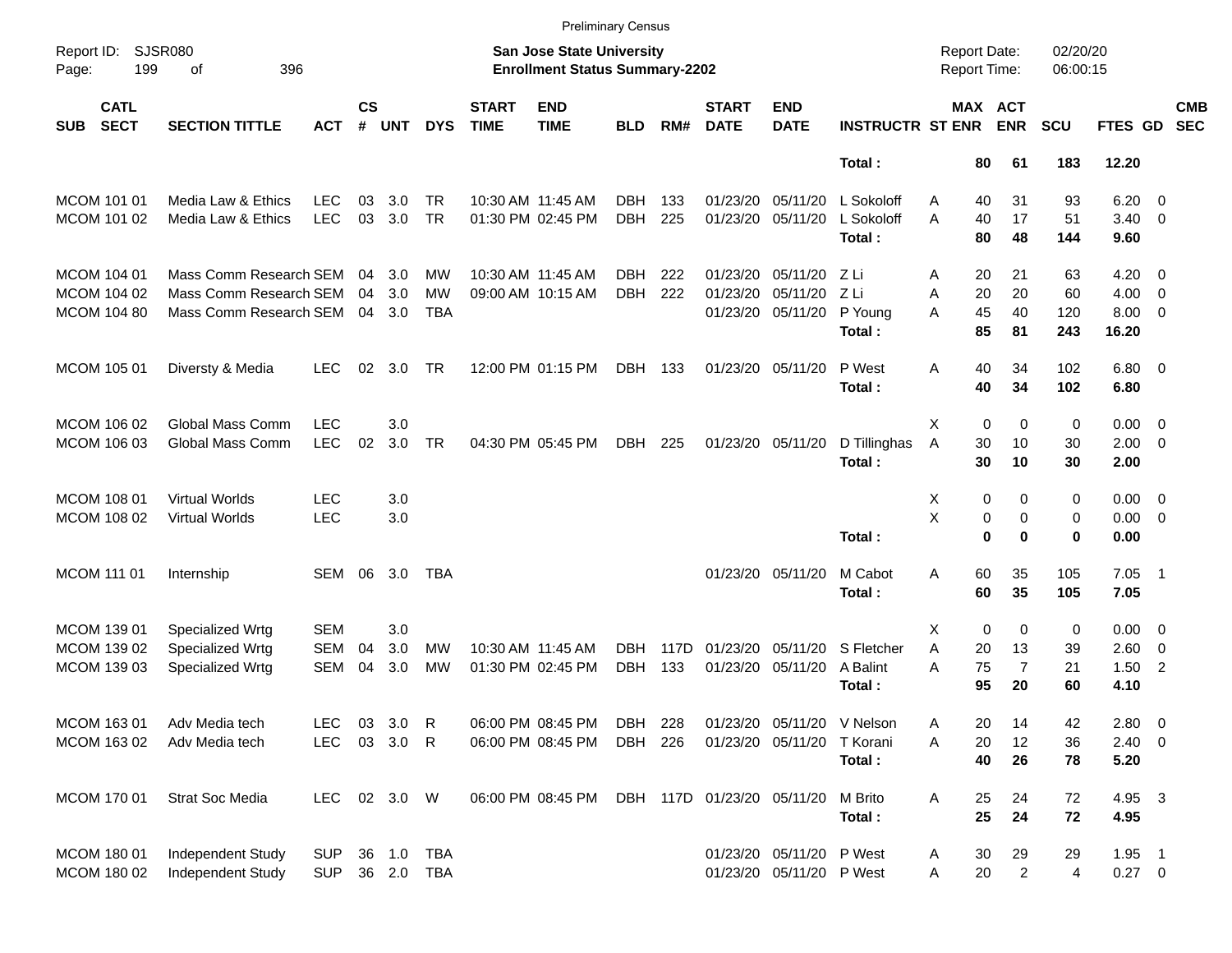Preliminary Census

Report ID: SJSR080

**San Jose State University**
**Enrollment Status Summary-2202**

Report Date: 02/20/20
Report Time: 06:00:15

| SUB | CATL SECT | SECTION TITTLE | ACT | CS # | UNT | DYS | START TIME | END TIME | BLD | RM# | START DATE | END DATE | INSTRUCTR | ST | MAX ENR | ACT ENR | SCU | FTES | GD | CMB SEC |
|---|---|---|---|---|---|---|---|---|---|---|---|---|---|---|---|---|---|---|---|---|
| | | | | | | | | | | | | | **Total :** | | **80** | **61** | **183** | **12.20** | | |
| MCOM | 101 01 | Media Law & Ethics | LEC | 03 | 3.0 | TR | 10:30 AM | 11:45 AM | DBH | 133 | 01/23/20 | 05/11/20 | L Sokoloff | A | 40 | 31 | 93 | 6.20 | 0 | |
| MCOM | 101 02 | Media Law & Ethics | LEC | 03 | 3.0 | TR | 01:30 PM | 02:45 PM | DBH | 225 | 01/23/20 | 05/11/20 | L Sokoloff | A | 40 | 17 | 51 | 3.40 | 0 | |
| | | | | | | | | | | | | | **Total :** | | **80** | **48** | **144** | **9.60** | | |
| MCOM | 104 01 | Mass Comm Research | SEM | 04 | 3.0 | MW | 10:30 AM | 11:45 AM | DBH | 222 | 01/23/20 | 05/11/20 | Z Li | A | 20 | 21 | 63 | 4.20 | 0 | |
| MCOM | 104 02 | Mass Comm Research | SEM | 04 | 3.0 | MW | 09:00 AM | 10:15 AM | DBH | 222 | 01/23/20 | 05/11/20 | Z Li | A | 20 | 20 | 60 | 4.00 | 0 | |
| MCOM | 104 80 | Mass Comm Research | SEM | 04 | 3.0 | TBA | | | | | 01/23/20 | 05/11/20 | P Young | A | 45 | 40 | 120 | 8.00 | 0 | |
| | | | | | | | | | | | | | **Total :** | | **85** | **81** | **243** | **16.20** | | |
| MCOM | 105 01 | Diversty & Media | LEC | 02 | 3.0 | TR | 12:00 PM | 01:15 PM | DBH | 133 | 01/23/20 | 05/11/20 | P West | A | 40 | 34 | 102 | 6.80 | 0 | |
| | | | | | | | | | | | | | **Total :** | | **40** | **34** | **102** | **6.80** | | |
| MCOM | 106 02 | Global Mass Comm | LEC | | 3.0 | | | | | | | | | X | 0 | 0 | 0 | 0.00 | 0 | |
| MCOM | 106 03 | Global Mass Comm | LEC | 02 | 3.0 | TR | 04:30 PM | 05:45 PM | DBH | 225 | 01/23/20 | 05/11/20 | D Tillinghas | A | 30 | 10 | 30 | 2.00 | 0 | |
| | | | | | | | | | | | | | **Total :** | | **30** | **10** | **30** | **2.00** | | |
| MCOM | 108 01 | Virtual Worlds | LEC | | 3.0 | | | | | | | | | X | 0 | 0 | 0 | 0.00 | 0 | |
| MCOM | 108 02 | Virtual Worlds | LEC | | 3.0 | | | | | | | | | X | 0 | 0 | 0 | 0.00 | 0 | |
| | | | | | | | | | | | | | **Total :** | | **0** | **0** | **0** | **0.00** | | |
| MCOM | 111 01 | Internship | SEM | 06 | 3.0 | TBA | | | | | 01/23/20 | 05/11/20 | M Cabot | A | 60 | 35 | 105 | 7.05 | 1 | |
| | | | | | | | | | | | | | **Total :** | | **60** | **35** | **105** | **7.05** | | |
| MCOM | 139 01 | Specialized Wrtg | SEM | | 3.0 | | | | | | | | | X | 0 | 0 | 0 | 0.00 | 0 | |
| MCOM | 139 02 | Specialized Wrtg | SEM | 04 | 3.0 | MW | 10:30 AM | 11:45 AM | DBH | 117D | 01/23/20 | 05/11/20 | S Fletcher | A | 20 | 13 | 39 | 2.60 | 0 | |
| MCOM | 139 03 | Specialized Wrtg | SEM | 04 | 3.0 | MW | 01:30 PM | 02:45 PM | DBH | 133 | 01/23/20 | 05/11/20 | A Balint | A | 75 | 7 | 21 | 1.50 | 2 | |
| | | | | | | | | | | | | | **Total :** | | **95** | **20** | **60** | **4.10** | | |
| MCOM | 163 01 | Adv Media tech | LEC | 03 | 3.0 | R | 06:00 PM | 08:45 PM | DBH | 228 | 01/23/20 | 05/11/20 | V Nelson | A | 20 | 14 | 42 | 2.80 | 0 | |
| MCOM | 163 02 | Adv Media tech | LEC | 03 | 3.0 | R | 06:00 PM | 08:45 PM | DBH | 226 | 01/23/20 | 05/11/20 | T Korani | A | 20 | 12 | 36 | 2.40 | 0 | |
| | | | | | | | | | | | | | **Total :** | | **40** | **26** | **78** | **5.20** | | |
| MCOM | 170 01 | Strat Soc Media | LEC | 02 | 3.0 | W | 06:00 PM | 08:45 PM | DBH | 117D | 01/23/20 | 05/11/20 | M Brito | A | 25 | 24 | 72 | 4.95 | 3 | |
| | | | | | | | | | | | | | **Total :** | | **25** | **24** | **72** | **4.95** | | |
| MCOM | 180 01 | Independent Study | SUP | 36 | 1.0 | TBA | | | | | 01/23/20 | 05/11/20 | P West | A | 30 | 29 | 29 | 1.95 | 1 | |
| MCOM | 180 02 | Independent Study | SUP | 36 | 2.0 | TBA | | | | | 01/23/20 | 05/11/20 | P West | A | 20 | 2 | 4 | 0.27 | 0 | |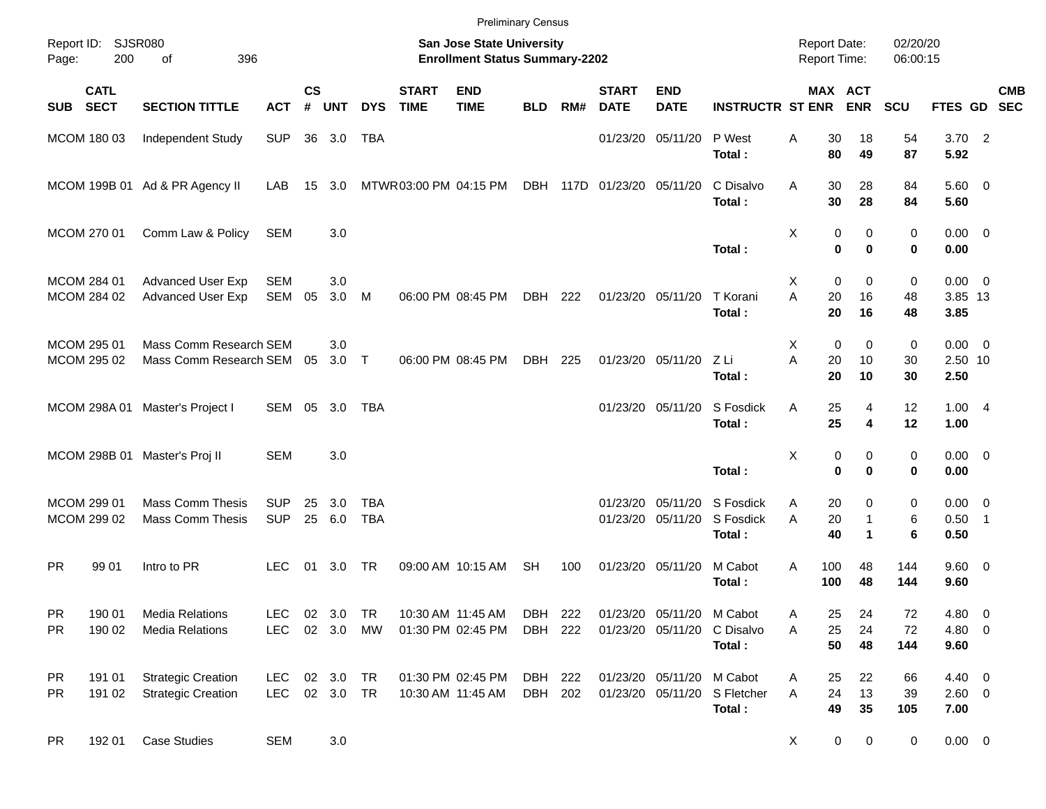Preliminary Census

Report ID: SJSR080

**San Jose State University**
**Enrollment Status Summary-2202**

Report Date: 02/20/20
Report Time: 06:00:15

| SUB | CATL SECT | SECTION TITTLE | ACT | CS # | UNT | DYS | START TIME | END TIME | BLD | RM# | START DATE | END DATE | INSTRUCTR | ST | MAX ENR | ACT ENR | SCU | FTES | GD | CMB SEC |
|---|---|---|---|---|---|---|---|---|---|---|---|---|---|---|---|---|---|---|---|---|
| MCOM | 180 03 | Independent Study | SUP | 36 | 3.0 | TBA | | | | | 01/23/20 | 05/11/20 | P West | A | 30 | 18 | 54 | 3.70 | 2 | |
| | | | | | | | | | | | | | **Total :** | | **80** | **49** | **87** | **5.92** | | |
| MCOM | 199B 01 | Ad & PR Agency II | LAB | 15 | 3.0 | MTWR | 03:00 PM | 04:15 PM | DBH | 117D | 01/23/20 | 05/11/20 | C Disalvo | A | 30 | 28 | 84 | 5.60 | 0 | |
| | | | | | | | | | | | | | **Total :** | | **30** | **28** | **84** | **5.60** | | |
| MCOM | 270 01 | Comm Law & Policy | SEM | | 3.0 | | | | | | | | | X | 0 | 0 | 0 | 0.00 | 0 | |
| | | | | | | | | | | | | | **Total :** | | **0** | **0** | **0** | **0.00** | | |
| MCOM | 284 01 | Advanced User Exp | SEM | | 3.0 | | | | | | | | | X | 0 | 0 | 0 | 0.00 | 0 | |
| MCOM | 284 02 | Advanced User Exp | SEM | 05 | 3.0 | M | 06:00 PM | 08:45 PM | DBH | 222 | 01/23/20 | 05/11/20 | T Korani | A | 20 | 16 | 48 | 3.85 | 13 | |
| | | | | | | | | | | | | | **Total :** | | **20** | **16** | **48** | **3.85** | | |
| MCOM | 295 01 | Mass Comm Research | SEM | | 3.0 | | | | | | | | | X | 0 | 0 | 0 | 0.00 | 0 | |
| MCOM | 295 02 | Mass Comm Research | SEM | 05 | 3.0 | T | 06:00 PM | 08:45 PM | DBH | 225 | 01/23/20 | 05/11/20 | Z Li | A | 20 | 10 | 30 | 2.50 | 10 | |
| | | | | | | | | | | | | | **Total :** | | **20** | **10** | **30** | **2.50** | | |
| MCOM | 298A 01 | Master's Project I | SEM | 05 | 3.0 | TBA | | | | | 01/23/20 | 05/11/20 | S Fosdick | A | 25 | 4 | 12 | 1.00 | 4 | |
| | | | | | | | | | | | | | **Total :** | | **25** | **4** | **12** | **1.00** | | |
| MCOM | 298B 01 | Master's Proj II | SEM | | 3.0 | | | | | | | | | X | 0 | 0 | 0 | 0.00 | 0 | |
| | | | | | | | | | | | | | **Total :** | | **0** | **0** | **0** | **0.00** | | |
| MCOM | 299 01 | Mass Comm Thesis | SUP | 25 | 3.0 | TBA | | | | | 01/23/20 | 05/11/20 | S Fosdick | A | 20 | 0 | 0 | 0.00 | 0 | |
| MCOM | 299 02 | Mass Comm Thesis | SUP | 25 | 6.0 | TBA | | | | | 01/23/20 | 05/11/20 | S Fosdick | A | 20 | 1 | 6 | 0.50 | 1 | |
| | | | | | | | | | | | | | **Total :** | | **40** | **1** | **6** | **0.50** | | |
| PR | 99 01 | Intro to PR | LEC | 01 | 3.0 | TR | 09:00 AM | 10:15 AM | SH | 100 | 01/23/20 | 05/11/20 | M Cabot | A | 100 | 48 | 144 | 9.60 | 0 | |
| | | | | | | | | | | | | | **Total :** | | **100** | **48** | **144** | **9.60** | | |
| PR | 190 01 | Media Relations | LEC | 02 | 3.0 | TR | 10:30 AM | 11:45 AM | DBH | 222 | 01/23/20 | 05/11/20 | M Cabot | A | 25 | 24 | 72 | 4.80 | 0 | |
| PR | 190 02 | Media Relations | LEC | 02 | 3.0 | MW | 01:30 PM | 02:45 PM | DBH | 222 | 01/23/20 | 05/11/20 | C Disalvo | A | 25 | 24 | 72 | 4.80 | 0 | |
| | | | | | | | | | | | | | **Total :** | | **50** | **48** | **144** | **9.60** | | |
| PR | 191 01 | Strategic Creation | LEC | 02 | 3.0 | TR | 01:30 PM | 02:45 PM | DBH | 222 | 01/23/20 | 05/11/20 | M Cabot | A | 25 | 22 | 66 | 4.40 | 0 | |
| PR | 191 02 | Strategic Creation | LEC | 02 | 3.0 | TR | 10:30 AM | 11:45 AM | DBH | 202 | 01/23/20 | 05/11/20 | S Fletcher | A | 24 | 13 | 39 | 2.60 | 0 | |
| | | | | | | | | | | | | | **Total :** | | **49** | **35** | **105** | **7.00** | | |
| PR | 192 01 | Case Studies | SEM | | 3.0 | | | | | | | | | X | 0 | 0 | 0 | 0.00 | 0 | |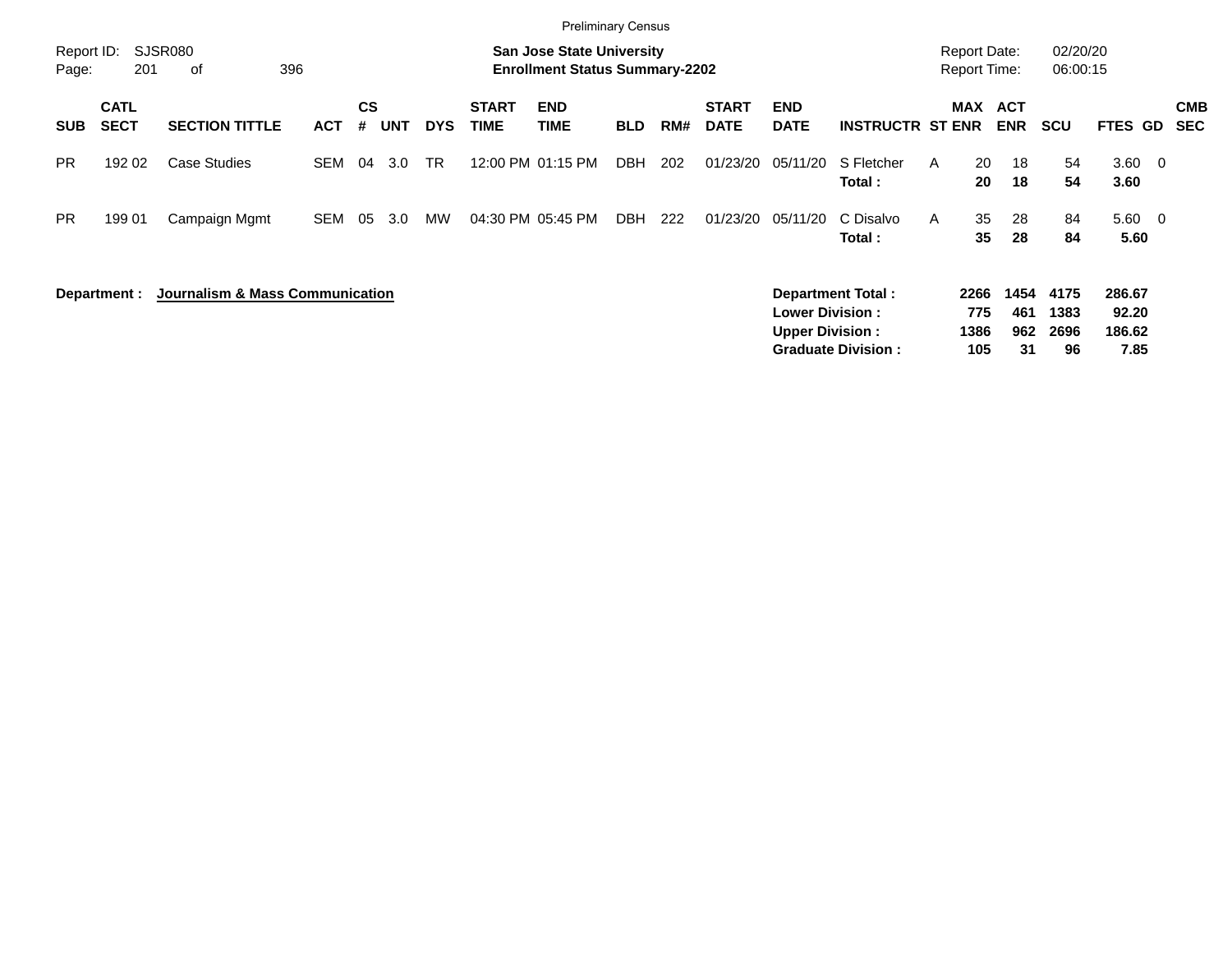Preliminary Census

Report ID: SJSR080

**San Jose State University**
**Enrollment Status Summary-2202**

Report Date: 02/20/20
Report Time: 06:00:15

| SUB | CATL SECT | SECTION TITTLE | ACT | CS # | UNT | DYS | START TIME | END TIME | BLD | RM# | START DATE | END DATE | INSTRUCTR | ST | MAX ENR | ACT ENR | SCU | FTES | GD | CMB SEC |
|---|---|---|---|---|---|---|---|---|---|---|---|---|---|---|---|---|---|---|---|---|
| PR | 192 02 | Case Studies | SEM | 04 | 3.0 | TR | 12:00 PM | 01:15 PM | DBH | 202 | 01/23/20 | 05/11/20 | S Fletcher | A | 20 | 18 | 54 | 3.60 | 0 | |
| | | | | | | | | | | | | | **Total :** | | **20** | **18** | **54** | **3.60** | | |
| PR | 199 01 | Campaign Mgmt | SEM | 05 | 3.0 | MW | 04:30 PM | 05:45 PM | DBH | 222 | 01/23/20 | 05/11/20 | C Disalvo | A | 35 | 28 | 84 | 5.60 | 0 | |
| | | | | | | | | | | | | | **Total :** | | **35** | **28** | **84** | **5.60** | | |

**Department :** **Journalism & Mass Communication**

| | MAX ENR | ACT ENR | SCU | FTES |
|---|---|---|---|---|
| **Department Total :** | **2266** | **1454** | **4175** | **286.67** |
| **Lower Division :** | **775** | **461** | **1383** | **92.20** |
| **Upper Division :** | **1386** | **962** | **2696** | **186.62** |
| **Graduate Division :** | **105** | **31** | **96** | **7.85** |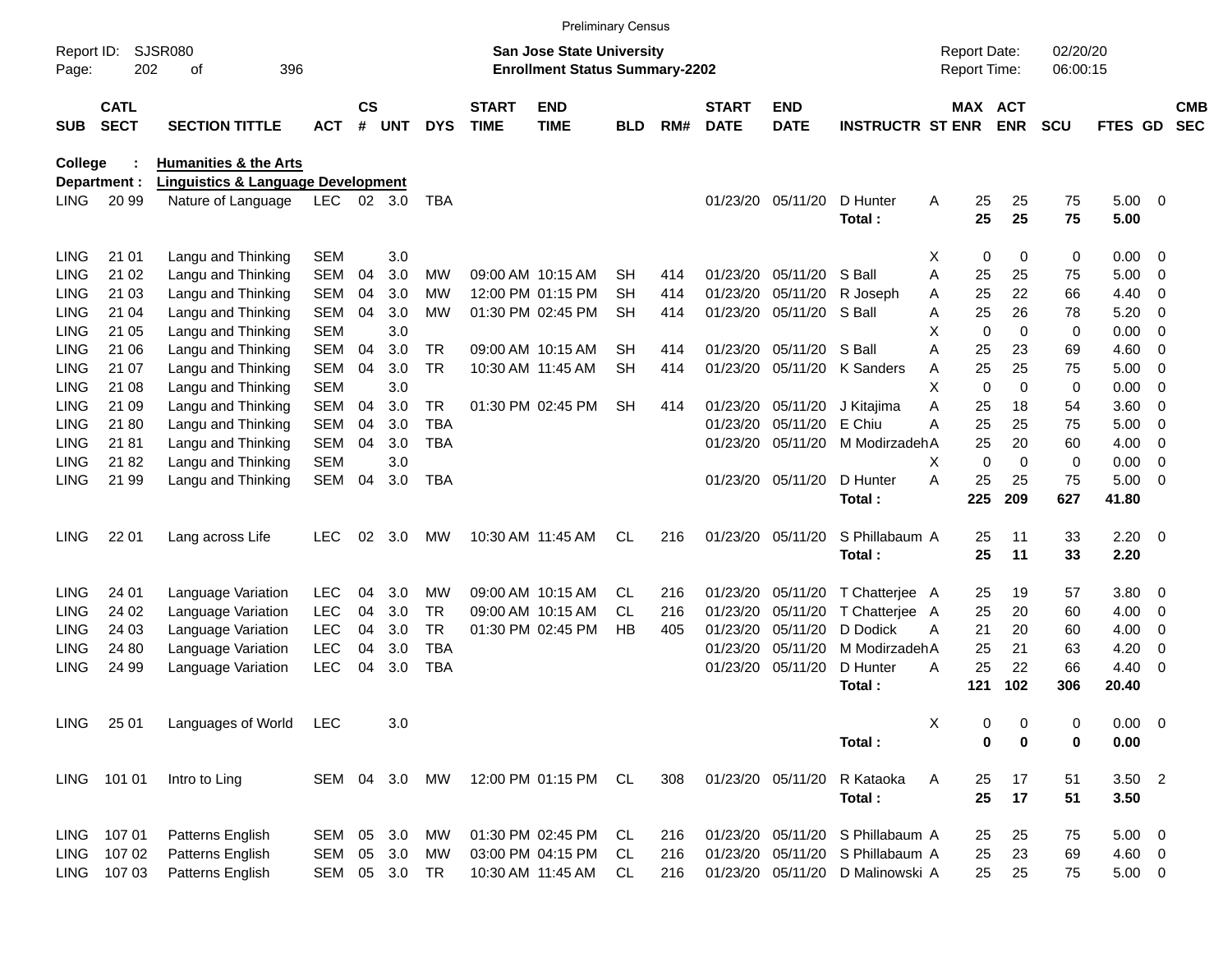Preliminary Census

Report ID: SJSR080
Page: 202 of 396

**San Jose State University**
**Enrollment Status Summary-2202**

Report Date: 02/20/20
Report Time: 06:00:15

**College : Humanities & the Arts**
**Department : Linguistics & Language Development**

| SUB | CATL SECT | SECTION TITTLE | ACT | CS # | UNT | DYS | START TIME | END TIME | BLD | RM# | START DATE | END DATE | INSTRUCTR | ST | MAX ENR | ACT ENR | SCU | FTES | GD | CMB SEC |
|---|---|---|---|---|---|---|---|---|---|---|---|---|---|---|---|---|---|---|---|---|
| LING | 20 99 | Nature of Language | LEC | 02 | 3.0 | TBA | | | | | 01/23/20 | 05/11/20 | D Hunter | A | 25 | 25 | 75 | 5.00 | 0 | |
| | | | | | | | | | | | | | **Total :** | | **25** | **25** | **75** | **5.00** | | |
| LING | 21 01 | Langu and Thinking | SEM | | 3.0 | | | | | | | | | X | 0 | 0 | 0 | 0.00 | 0 | |
| LING | 21 02 | Langu and Thinking | SEM | 04 | 3.0 | MW | 09:00 AM | 10:15 AM | SH | 414 | 01/23/20 | 05/11/20 | S Ball | A | 25 | 25 | 75 | 5.00 | 0 | |
| LING | 21 03 | Langu and Thinking | SEM | 04 | 3.0 | MW | 12:00 PM | 01:15 PM | SH | 414 | 01/23/20 | 05/11/20 | R Joseph | A | 25 | 22 | 66 | 4.40 | 0 | |
| LING | 21 04 | Langu and Thinking | SEM | 04 | 3.0 | MW | 01:30 PM | 02:45 PM | SH | 414 | 01/23/20 | 05/11/20 | S Ball | A | 25 | 26 | 78 | 5.20 | 0 | |
| LING | 21 05 | Langu and Thinking | SEM | | 3.0 | | | | | | | | | X | 0 | 0 | 0 | 0.00 | 0 | |
| LING | 21 06 | Langu and Thinking | SEM | 04 | 3.0 | TR | 09:00 AM | 10:15 AM | SH | 414 | 01/23/20 | 05/11/20 | S Ball | A | 25 | 23 | 69 | 4.60 | 0 | |
| LING | 21 07 | Langu and Thinking | SEM | 04 | 3.0 | TR | 10:30 AM | 11:45 AM | SH | 414 | 01/23/20 | 05/11/20 | K Sanders | A | 25 | 25 | 75 | 5.00 | 0 | |
| LING | 21 08 | Langu and Thinking | SEM | | 3.0 | | | | | | | | | X | 0 | 0 | 0 | 0.00 | 0 | |
| LING | 21 09 | Langu and Thinking | SEM | 04 | 3.0 | TR | 01:30 PM | 02:45 PM | SH | 414 | 01/23/20 | 05/11/20 | J Kitajima | A | 25 | 18 | 54 | 3.60 | 0 | |
| LING | 21 80 | Langu and Thinking | SEM | 04 | 3.0 | TBA | | | | | 01/23/20 | 05/11/20 | E Chiu | A | 25 | 25 | 75 | 5.00 | 0 | |
| LING | 21 81 | Langu and Thinking | SEM | 04 | 3.0 | TBA | | | | | 01/23/20 | 05/11/20 | M Modirzadeh | A | 25 | 20 | 60 | 4.00 | 0 | |
| LING | 21 82 | Langu and Thinking | SEM | | 3.0 | | | | | | | | | X | 0 | 0 | 0 | 0.00 | 0 | |
| LING | 21 99 | Langu and Thinking | SEM | 04 | 3.0 | TBA | | | | | 01/23/20 | 05/11/20 | D Hunter | A | 25 | 25 | 75 | 5.00 | 0 | |
| | | | | | | | | | | | | | **Total :** | | **225** | **209** | **627** | **41.80** | | |
| LING | 22 01 | Lang across Life | LEC | 02 | 3.0 | MW | 10:30 AM | 11:45 AM | CL | 216 | 01/23/20 | 05/11/20 | S Phillabaum | A | 25 | 11 | 33 | 2.20 | 0 | |
| | | | | | | | | | | | | | **Total :** | | **25** | **11** | **33** | **2.20** | | |
| LING | 24 01 | Language Variation | LEC | 04 | 3.0 | MW | 09:00 AM | 10:15 AM | CL | 216 | 01/23/20 | 05/11/20 | T Chatterjee | A | 25 | 19 | 57 | 3.80 | 0 | |
| LING | 24 02 | Language Variation | LEC | 04 | 3.0 | TR | 09:00 AM | 10:15 AM | CL | 216 | 01/23/20 | 05/11/20 | T Chatterjee | A | 25 | 20 | 60 | 4.00 | 0 | |
| LING | 24 03 | Language Variation | LEC | 04 | 3.0 | TR | 01:30 PM | 02:45 PM | HB | 405 | 01/23/20 | 05/11/20 | D Dodick | A | 21 | 20 | 60 | 4.00 | 0 | |
| LING | 24 80 | Language Variation | LEC | 04 | 3.0 | TBA | | | | | 01/23/20 | 05/11/20 | M Modirzadeh | A | 25 | 21 | 63 | 4.20 | 0 | |
| LING | 24 99 | Language Variation | LEC | 04 | 3.0 | TBA | | | | | 01/23/20 | 05/11/20 | D Hunter | A | 25 | 22 | 66 | 4.40 | 0 | |
| | | | | | | | | | | | | | **Total :** | | **121** | **102** | **306** | **20.40** | | |
| LING | 25 01 | Languages of World | LEC | | 3.0 | | | | | | | | | X | 0 | 0 | 0 | 0.00 | 0 | |
| | | | | | | | | | | | | | **Total :** | | **0** | **0** | **0** | **0.00** | | |
| LING | 101 01 | Intro to Ling | SEM | 04 | 3.0 | MW | 12:00 PM | 01:15 PM | CL | 308 | 01/23/20 | 05/11/20 | R Kataoka | A | 25 | 17 | 51 | 3.50 | 2 | |
| | | | | | | | | | | | | | **Total :** | | **25** | **17** | **51** | **3.50** | | |
| LING | 107 01 | Patterns English | SEM | 05 | 3.0 | MW | 01:30 PM | 02:45 PM | CL | 216 | 01/23/20 | 05/11/20 | S Phillabaum | A | 25 | 25 | 75 | 5.00 | 0 | |
| LING | 107 02 | Patterns English | SEM | 05 | 3.0 | MW | 03:00 PM | 04:15 PM | CL | 216 | 01/23/20 | 05/11/20 | S Phillabaum | A | 25 | 23 | 69 | 4.60 | 0 | |
| LING | 107 03 | Patterns English | SEM | 05 | 3.0 | TR | 10:30 AM | 11:45 AM | CL | 216 | 01/23/20 | 05/11/20 | D Malinowski | A | 25 | 25 | 75 | 5.00 | 0 | |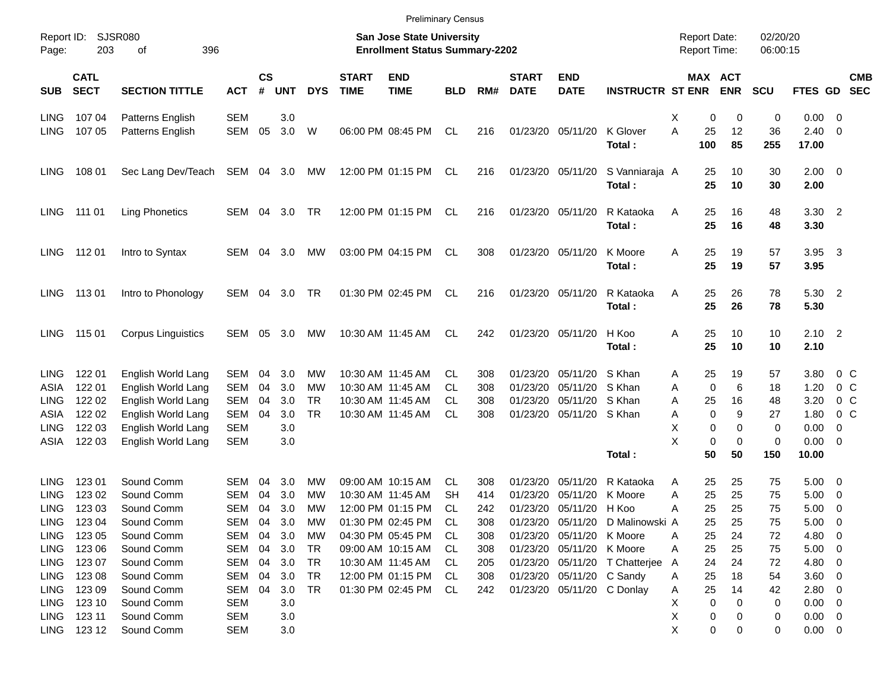Preliminary Census

Report ID: SJSR080
Page: 203 of 396

**San Jose State University**
**Enrollment Status Summary-2202**

Report Date: 02/20/20
Report Time: 06:00:15

| SUB | CATL SECT | SECTION TITTLE | ACT | CS # | UNT | DYS | START TIME | END TIME | BLD | RM# | START DATE | END DATE | INSTRUCTR | ST | MAX ENR | ACT ENR | SCU | FTES | GD | CMB SEC |
|---|---|---|---|---|---|---|---|---|---|---|---|---|---|---|---|---|---|---|---|---|
| LING | 107 04 | Patterns English | SEM | | 3.0 | | | | | | | | | X | 0 | 0 | 0 | 0.00 | 0 | |
| LING | 107 05 | Patterns English | SEM | 05 | 3.0 | W | 06:00 PM | 08:45 PM | CL | 216 | 01/23/20 | 05/11/20 | K Glover | A | 25 | 12 | 36 | 2.40 | 0 | |
| | | | | | | | | | | | | | **Total :** | | **100** | **85** | **255** | **17.00** | | |
| LING | 108 01 | Sec Lang Dev/Teach | SEM | 04 | 3.0 | MW | 12:00 PM | 01:15 PM | CL | 216 | 01/23/20 | 05/11/20 | S Vanniaraja | A | 25 | 10 | 30 | 2.00 | 0 | |
| | | | | | | | | | | | | | **Total :** | | **25** | **10** | **30** | **2.00** | | |
| LING | 111 01 | Ling Phonetics | SEM | 04 | 3.0 | TR | 12:00 PM | 01:15 PM | CL | 216 | 01/23/20 | 05/11/20 | R Kataoka | A | 25 | 16 | 48 | 3.30 | 2 | |
| | | | | | | | | | | | | | **Total :** | | **25** | **16** | **48** | **3.30** | | |
| LING | 112 01 | Intro to Syntax | SEM | 04 | 3.0 | MW | 03:00 PM | 04:15 PM | CL | 308 | 01/23/20 | 05/11/20 | K Moore | A | 25 | 19 | 57 | 3.95 | 3 | |
| | | | | | | | | | | | | | **Total :** | | **25** | **19** | **57** | **3.95** | | |
| LING | 113 01 | Intro to Phonology | SEM | 04 | 3.0 | TR | 01:30 PM | 02:45 PM | CL | 216 | 01/23/20 | 05/11/20 | R Kataoka | A | 25 | 26 | 78 | 5.30 | 2 | |
| | | | | | | | | | | | | | **Total :** | | **25** | **26** | **78** | **5.30** | | |
| LING | 115 01 | Corpus Linguistics | SEM | 05 | 3.0 | MW | 10:30 AM | 11:45 AM | CL | 242 | 01/23/20 | 05/11/20 | H Koo | A | 25 | 10 | 10 | 2.10 | 2 | |
| | | | | | | | | | | | | | **Total :** | | **25** | **10** | **10** | **2.10** | | |
| LING | 122 01 | English World Lang | SEM | 04 | 3.0 | MW | 10:30 AM | 11:45 AM | CL | 308 | 01/23/20 | 05/11/20 | S Khan | A | 25 | 19 | 57 | 3.80 | 0 | C |
| ASIA | 122 01 | English World Lang | SEM | 04 | 3.0 | MW | 10:30 AM | 11:45 AM | CL | 308 | 01/23/20 | 05/11/20 | S Khan | A | 0 | 6 | 18 | 1.20 | 0 | C |
| LING | 122 02 | English World Lang | SEM | 04 | 3.0 | TR | 10:30 AM | 11:45 AM | CL | 308 | 01/23/20 | 05/11/20 | S Khan | A | 25 | 16 | 48 | 3.20 | 0 | C |
| ASIA | 122 02 | English World Lang | SEM | 04 | 3.0 | TR | 10:30 AM | 11:45 AM | CL | 308 | 01/23/20 | 05/11/20 | S Khan | A | 0 | 9 | 27 | 1.80 | 0 | C |
| LING | 122 03 | English World Lang | SEM | | 3.0 | | | | | | | | | X | 0 | 0 | 0 | 0.00 | 0 | |
| ASIA | 122 03 | English World Lang | SEM | | 3.0 | | | | | | | | | X | 0 | 0 | 0 | 0.00 | 0 | |
| | | | | | | | | | | | | | **Total :** | | **50** | **50** | **150** | **10.00** | | |
| LING | 123 01 | Sound Comm | SEM | 04 | 3.0 | MW | 09:00 AM | 10:15 AM | CL | 308 | 01/23/20 | 05/11/20 | R Kataoka | A | 25 | 25 | 75 | 5.00 | 0 | |
| LING | 123 02 | Sound Comm | SEM | 04 | 3.0 | MW | 10:30 AM | 11:45 AM | SH | 414 | 01/23/20 | 05/11/20 | K Moore | A | 25 | 25 | 75 | 5.00 | 0 | |
| LING | 123 03 | Sound Comm | SEM | 04 | 3.0 | MW | 12:00 PM | 01:15 PM | CL | 242 | 01/23/20 | 05/11/20 | H Koo | A | 25 | 25 | 75 | 5.00 | 0 | |
| LING | 123 04 | Sound Comm | SEM | 04 | 3.0 | MW | 01:30 PM | 02:45 PM | CL | 308 | 01/23/20 | 05/11/20 | D Malinowski | A | 25 | 25 | 75 | 5.00 | 0 | |
| LING | 123 05 | Sound Comm | SEM | 04 | 3.0 | MW | 04:30 PM | 05:45 PM | CL | 308 | 01/23/20 | 05/11/20 | K Moore | A | 25 | 24 | 72 | 4.80 | 0 | |
| LING | 123 06 | Sound Comm | SEM | 04 | 3.0 | TR | 09:00 AM | 10:15 AM | CL | 308 | 01/23/20 | 05/11/20 | K Moore | A | 25 | 25 | 75 | 5.00 | 0 | |
| LING | 123 07 | Sound Comm | SEM | 04 | 3.0 | TR | 10:30 AM | 11:45 AM | CL | 205 | 01/23/20 | 05/11/20 | T Chatterjee | A | 24 | 24 | 72 | 4.80 | 0 | |
| LING | 123 08 | Sound Comm | SEM | 04 | 3.0 | TR | 12:00 PM | 01:15 PM | CL | 308 | 01/23/20 | 05/11/20 | C Sandy | A | 25 | 18 | 54 | 3.60 | 0 | |
| LING | 123 09 | Sound Comm | SEM | 04 | 3.0 | TR | 01:30 PM | 02:45 PM | CL | 242 | 01/23/20 | 05/11/20 | C Donlay | A | 25 | 14 | 42 | 2.80 | 0 | |
| LING | 123 10 | Sound Comm | SEM | | 3.0 | | | | | | | | | X | 0 | 0 | 0 | 0.00 | 0 | |
| LING | 123 11 | Sound Comm | SEM | | 3.0 | | | | | | | | | X | 0 | 0 | 0 | 0.00 | 0 | |
| LING | 123 12 | Sound Comm | SEM | | 3.0 | | | | | | | | | X | 0 | 0 | 0 | 0.00 | 0 | |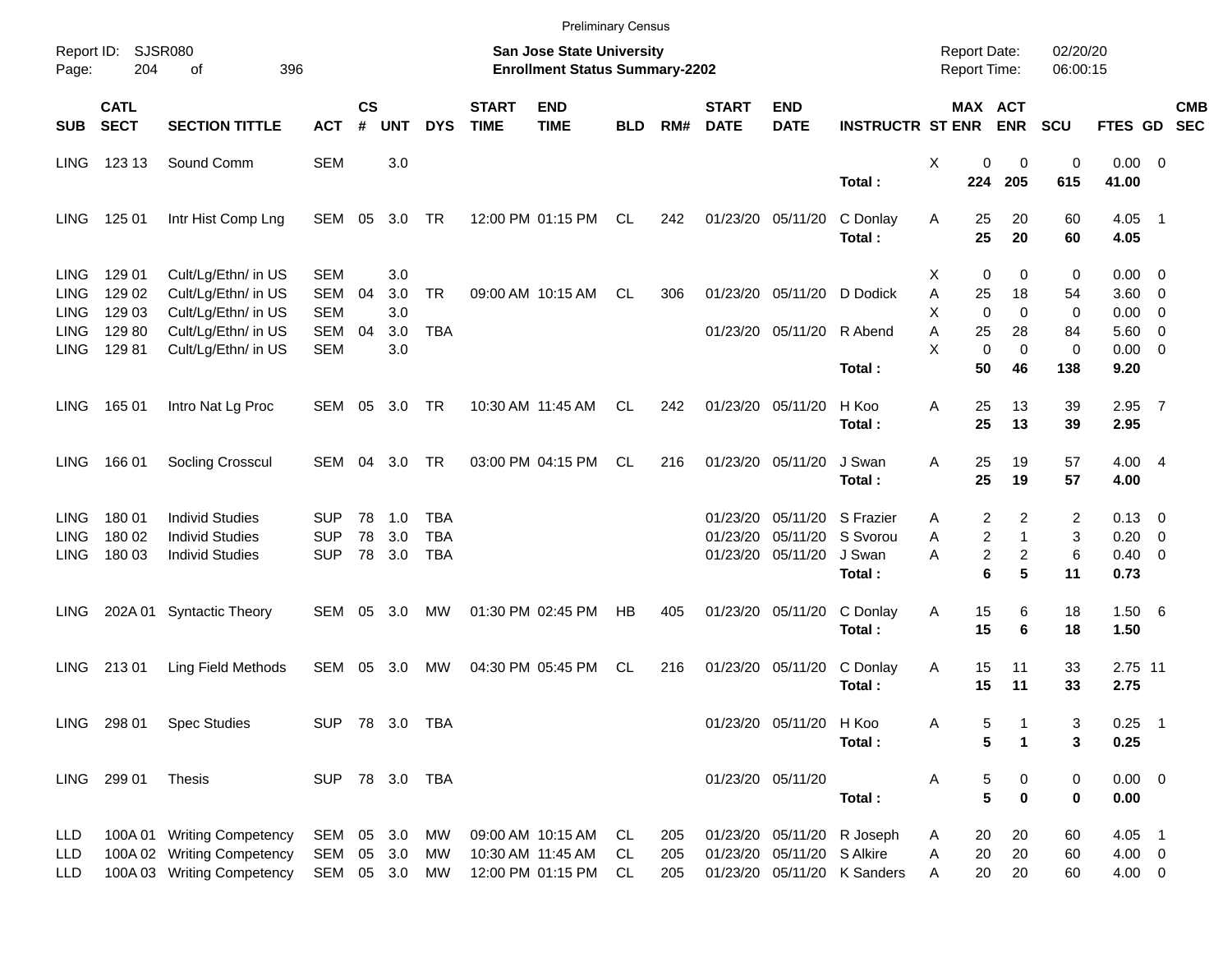Preliminary Census

Report ID: SJSR080
Page: 204 of 396

**San Jose State University**
**Enrollment Status Summary-2202**

Report Date: 02/20/20
Report Time: 06:00:15

| SUB | CATL SECT | SECTION TITTLE | ACT | CS # | UNT | DYS | START TIME | END TIME | BLD | RM# | START DATE | END DATE | INSTRUCTR | ST | MAX ENR | ACT ENR | SCU | FTES | GD | CMB SEC |
|---|---|---|---|---|---|---|---|---|---|---|---|---|---|---|---|---|---|---|---|---|
| LING | 123 13 | Sound Comm | SEM | | 3.0 | | | | | | | | | X | 0 | 0 | 0 | 0.00 | 0 | |
| | | | | | | | | | | | | | **Total :** | | **224** | **205** | **615** | **41.00** | | |
| LING | 125 01 | Intr Hist Comp Lng | SEM | 05 | 3.0 | TR | 12:00 PM | 01:15 PM | CL | 242 | 01/23/20 | 05/11/20 | C Donlay | A | 25 | 20 | 60 | 4.05 | 1 | |
| | | | | | | | | | | | | | **Total :** | | **25** | **20** | **60** | **4.05** | | |
| LING | 129 01 | Cult/Lg/Ethn/ in US | SEM | | 3.0 | | | | | | | | | X | 0 | 0 | 0 | 0.00 | 0 | |
| LING | 129 02 | Cult/Lg/Ethn/ in US | SEM | 04 | 3.0 | TR | 09:00 AM | 10:15 AM | CL | 306 | 01/23/20 | 05/11/20 | D Dodick | A | 25 | 18 | 54 | 3.60 | 0 | |
| LING | 129 03 | Cult/Lg/Ethn/ in US | SEM | | 3.0 | | | | | | | | | X | 0 | 0 | 0 | 0.00 | 0 | |
| LING | 129 80 | Cult/Lg/Ethn/ in US | SEM | 04 | 3.0 | TBA | | | | | 01/23/20 | 05/11/20 | R Abend | A | 25 | 28 | 84 | 5.60 | 0 | |
| LING | 129 81 | Cult/Lg/Ethn/ in US | SEM | | 3.0 | | | | | | | | | X | 0 | 0 | 0 | 0.00 | 0 | |
| | | | | | | | | | | | | | **Total :** | | **50** | **46** | **138** | **9.20** | | |
| LING | 165 01 | Intro Nat Lg Proc | SEM | 05 | 3.0 | TR | 10:30 AM | 11:45 AM | CL | 242 | 01/23/20 | 05/11/20 | H Koo | A | 25 | 13 | 39 | 2.95 | 7 | |
| | | | | | | | | | | | | | **Total :** | | **25** | **13** | **39** | **2.95** | | |
| LING | 166 01 | Socling Crosscul | SEM | 04 | 3.0 | TR | 03:00 PM | 04:15 PM | CL | 216 | 01/23/20 | 05/11/20 | J Swan | A | 25 | 19 | 57 | 4.00 | 4 | |
| | | | | | | | | | | | | | **Total :** | | **25** | **19** | **57** | **4.00** | | |
| LING | 180 01 | Individ Studies | SUP | 78 | 1.0 | TBA | | | | | 01/23/20 | 05/11/20 | S Frazier | A | 2 | 2 | 2 | 0.13 | 0 | |
| LING | 180 02 | Individ Studies | SUP | 78 | 3.0 | TBA | | | | | 01/23/20 | 05/11/20 | S Svorou | A | 2 | 1 | 3 | 0.20 | 0 | |
| LING | 180 03 | Individ Studies | SUP | 78 | 3.0 | TBA | | | | | 01/23/20 | 05/11/20 | J Swan | A | 2 | 2 | 6 | 0.40 | 0 | |
| | | | | | | | | | | | | | **Total :** | | **6** | **5** | **11** | **0.73** | | |
| LING | 202A 01 | Syntactic Theory | SEM | 05 | 3.0 | MW | 01:30 PM | 02:45 PM | HB | 405 | 01/23/20 | 05/11/20 | C Donlay | A | 15 | 6 | 18 | 1.50 | 6 | |
| | | | | | | | | | | | | | **Total :** | | **15** | **6** | **18** | **1.50** | | |
| LING | 213 01 | Ling Field Methods | SEM | 05 | 3.0 | MW | 04:30 PM | 05:45 PM | CL | 216 | 01/23/20 | 05/11/20 | C Donlay | A | 15 | 11 | 33 | 2.75 | 11 | |
| | | | | | | | | | | | | | **Total :** | | **15** | **11** | **33** | **2.75** | | |
| LING | 298 01 | Spec Studies | SUP | 78 | 3.0 | TBA | | | | | 01/23/20 | 05/11/20 | H Koo | A | 5 | 1 | 3 | 0.25 | 1 | |
| | | | | | | | | | | | | | **Total :** | | **5** | **1** | **3** | **0.25** | | |
| LING | 299 01 | Thesis | SUP | 78 | 3.0 | TBA | | | | | 01/23/20 | 05/11/20 | | A | 5 | 0 | 0 | 0.00 | 0 | |
| | | | | | | | | | | | | | **Total :** | | **5** | **0** | **0** | **0.00** | | |
| LLD | 100A 01 | Writing Competency | SEM | 05 | 3.0 | MW | 09:00 AM | 10:15 AM | CL | 205 | 01/23/20 | 05/11/20 | R Joseph | A | 20 | 20 | 60 | 4.05 | 1 | |
| LLD | 100A 02 | Writing Competency | SEM | 05 | 3.0 | MW | 10:30 AM | 11:45 AM | CL | 205 | 01/23/20 | 05/11/20 | S Alkire | A | 20 | 20 | 60 | 4.00 | 0 | |
| LLD | 100A 03 | Writing Competency | SEM | 05 | 3.0 | MW | 12:00 PM | 01:15 PM | CL | 205 | 01/23/20 | 05/11/20 | K Sanders | A | 20 | 20 | 60 | 4.00 | 0 | |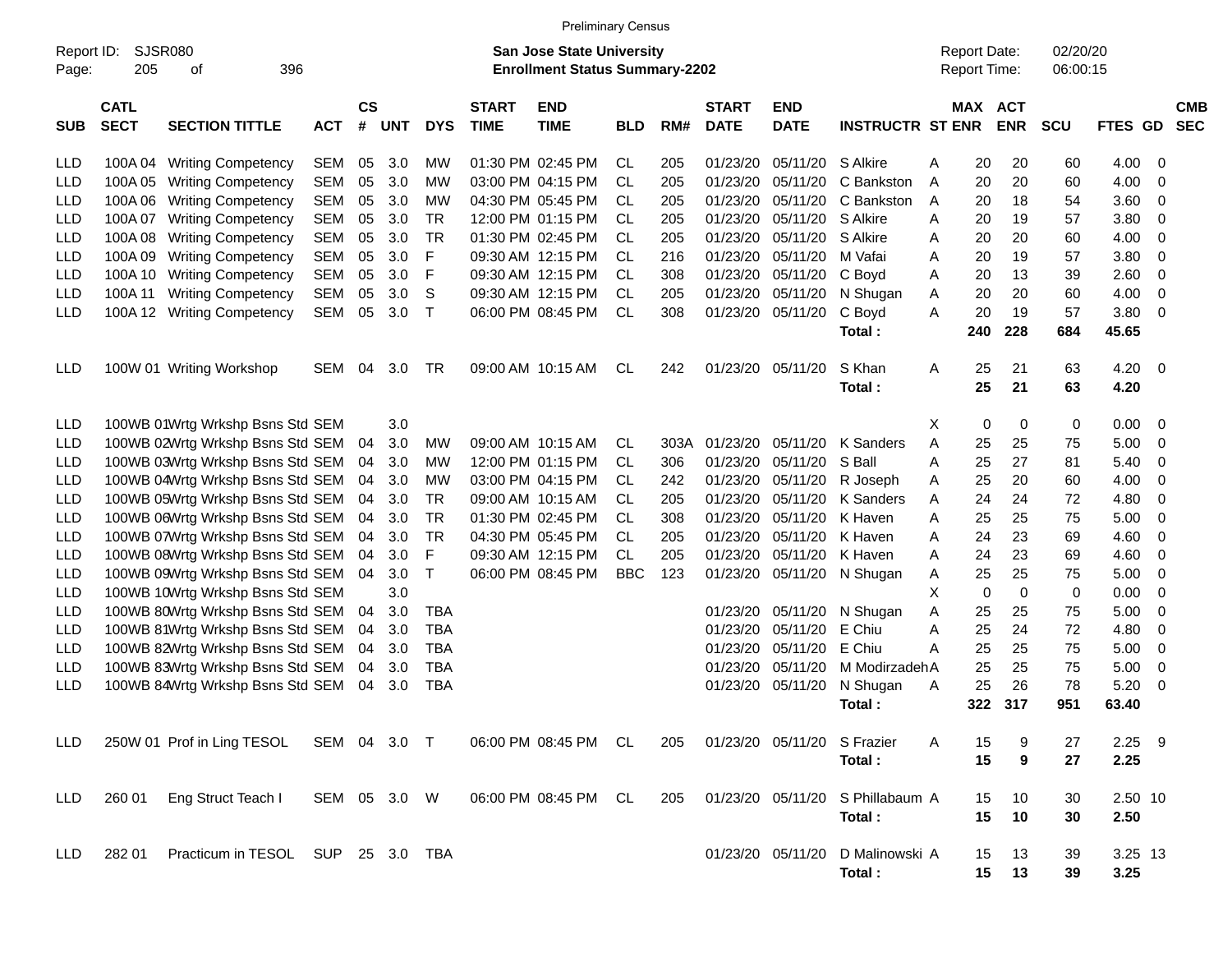Preliminary Census

Report ID: SJSR080

**San Jose State University**
**Enrollment Status Summary-2202**

Report Date: 02/20/20
Report Time: 06:00:15

| SUB | CATL SECT | SECTION TITTLE | ACT | CS # | UNT | DYS | START TIME | END TIME | BLD | RM# | START DATE | END DATE | INSTRUCTR | ST | MAX ENR | ACT ENR | SCU | FTES | GD | CMB SEC |
|---|---|---|---|---|---|---|---|---|---|---|---|---|---|---|---|---|---|---|---|---|
| LLD | 100A 04 | Writing Competency | SEM | 05 | 3.0 | MW | 01:30 PM | 02:45 PM | CL | 205 | 01/23/20 | 05/11/20 | S Alkire | A | 20 | 20 | 60 | 4.00 | 0 | |
| LLD | 100A 05 | Writing Competency | SEM | 05 | 3.0 | MW | 03:00 PM | 04:15 PM | CL | 205 | 01/23/20 | 05/11/20 | C Bankston | A | 20 | 20 | 60 | 4.00 | 0 | |
| LLD | 100A 06 | Writing Competency | SEM | 05 | 3.0 | MW | 04:30 PM | 05:45 PM | CL | 205 | 01/23/20 | 05/11/20 | C Bankston | A | 20 | 18 | 54 | 3.60 | 0 | |
| LLD | 100A 07 | Writing Competency | SEM | 05 | 3.0 | TR | 12:00 PM | 01:15 PM | CL | 205 | 01/23/20 | 05/11/20 | S Alkire | A | 20 | 19 | 57 | 3.80 | 0 | |
| LLD | 100A 08 | Writing Competency | SEM | 05 | 3.0 | TR | 01:30 PM | 02:45 PM | CL | 205 | 01/23/20 | 05/11/20 | S Alkire | A | 20 | 20 | 60 | 4.00 | 0 | |
| LLD | 100A 09 | Writing Competency | SEM | 05 | 3.0 | F | 09:30 AM | 12:15 PM | CL | 216 | 01/23/20 | 05/11/20 | M Vafai | A | 20 | 19 | 57 | 3.80 | 0 | |
| LLD | 100A 10 | Writing Competency | SEM | 05 | 3.0 | F | 09:30 AM | 12:15 PM | CL | 308 | 01/23/20 | 05/11/20 | C Boyd | A | 20 | 13 | 39 | 2.60 | 0 | |
| LLD | 100A 11 | Writing Competency | SEM | 05 | 3.0 | S | 09:30 AM | 12:15 PM | CL | 205 | 01/23/20 | 05/11/20 | N Shugan | A | 20 | 20 | 60 | 4.00 | 0 | |
| LLD | 100A 12 | Writing Competency | SEM | 05 | 3.0 | T | 06:00 PM | 08:45 PM | CL | 308 | 01/23/20 | 05/11/20 | C Boyd | A | 20 | 19 | 57 | 3.80 | 0 | |
| | | | | | | | | | | | | | **Total :** | | **240** | **228** | **684** | **45.65** | | |
| LLD | 100W 01 | Writing Workshop | SEM | 04 | 3.0 | TR | 09:00 AM | 10:15 AM | CL | 242 | 01/23/20 | 05/11/20 | S Khan | A | 25 | 21 | 63 | 4.20 | 0 | |
| | | | | | | | | | | | | | **Total :** | | **25** | **21** | **63** | **4.20** | | |
| LLD | 100WB 01 | Wrtg Wrkshp Bsns Std | SEM | | 3.0 | | | | | | | | | X | 0 | 0 | 0 | 0.00 | 0 | |
| LLD | 100WB 02 | Wrtg Wrkshp Bsns Std | SEM | 04 | 3.0 | MW | 09:00 AM | 10:15 AM | CL | 303A | 01/23/20 | 05/11/20 | K Sanders | A | 25 | 25 | 75 | 5.00 | 0 | |
| LLD | 100WB 03 | Wrtg Wrkshp Bsns Std | SEM | 04 | 3.0 | MW | 12:00 PM | 01:15 PM | CL | 306 | 01/23/20 | 05/11/20 | S Ball | A | 25 | 27 | 81 | 5.40 | 0 | |
| LLD | 100WB 04 | Wrtg Wrkshp Bsns Std | SEM | 04 | 3.0 | MW | 03:00 PM | 04:15 PM | CL | 242 | 01/23/20 | 05/11/20 | R Joseph | A | 25 | 20 | 60 | 4.00 | 0 | |
| LLD | 100WB 05 | Wrtg Wrkshp Bsns Std | SEM | 04 | 3.0 | TR | 09:00 AM | 10:15 AM | CL | 205 | 01/23/20 | 05/11/20 | K Sanders | A | 24 | 24 | 72 | 4.80 | 0 | |
| LLD | 100WB 06 | Wrtg Wrkshp Bsns Std | SEM | 04 | 3.0 | TR | 01:30 PM | 02:45 PM | CL | 308 | 01/23/20 | 05/11/20 | K Haven | A | 25 | 25 | 75 | 5.00 | 0 | |
| LLD | 100WB 07 | Wrtg Wrkshp Bsns Std | SEM | 04 | 3.0 | TR | 04:30 PM | 05:45 PM | CL | 205 | 01/23/20 | 05/11/20 | K Haven | A | 24 | 23 | 69 | 4.60 | 0 | |
| LLD | 100WB 08 | Wrtg Wrkshp Bsns Std | SEM | 04 | 3.0 | F | 09:30 AM | 12:15 PM | CL | 205 | 01/23/20 | 05/11/20 | K Haven | A | 24 | 23 | 69 | 4.60 | 0 | |
| LLD | 100WB 09 | Wrtg Wrkshp Bsns Std | SEM | 04 | 3.0 | T | 06:00 PM | 08:45 PM | BBC | 123 | 01/23/20 | 05/11/20 | N Shugan | A | 25 | 25 | 75 | 5.00 | 0 | |
| LLD | 100WB 10 | Wrtg Wrkshp Bsns Std | SEM | | 3.0 | | | | | | | | | X | 0 | 0 | 0 | 0.00 | 0 | |
| LLD | 100WB 80 | Wrtg Wrkshp Bsns Std | SEM | 04 | 3.0 | TBA | | | | | 01/23/20 | 05/11/20 | N Shugan | A | 25 | 25 | 75 | 5.00 | 0 | |
| LLD | 100WB 81 | Wrtg Wrkshp Bsns Std | SEM | 04 | 3.0 | TBA | | | | | 01/23/20 | 05/11/20 | E Chiu | A | 25 | 24 | 72 | 4.80 | 0 | |
| LLD | 100WB 82 | Wrtg Wrkshp Bsns Std | SEM | 04 | 3.0 | TBA | | | | | 01/23/20 | 05/11/20 | E Chiu | A | 25 | 25 | 75 | 5.00 | 0 | |
| LLD | 100WB 83 | Wrtg Wrkshp Bsns Std | SEM | 04 | 3.0 | TBA | | | | | 01/23/20 | 05/11/20 | M Modirzadeh | A | 25 | 25 | 75 | 5.00 | 0 | |
| LLD | 100WB 84 | Wrtg Wrkshp Bsns Std | SEM | 04 | 3.0 | TBA | | | | | 01/23/20 | 05/11/20 | N Shugan | A | 25 | 26 | 78 | 5.20 | 0 | |
| | | | | | | | | | | | | | **Total :** | | **322** | **317** | **951** | **63.40** | | |
| LLD | 250W 01 | Prof in Ling TESOL | SEM | 04 | 3.0 | T | 06:00 PM | 08:45 PM | CL | 205 | 01/23/20 | 05/11/20 | S Frazier | A | 15 | 9 | 27 | 2.25 | 9 | |
| | | | | | | | | | | | | | **Total :** | | **15** | **9** | **27** | **2.25** | | |
| LLD | 260 01 | Eng Struct Teach I | SEM | 05 | 3.0 | W | 06:00 PM | 08:45 PM | CL | 205 | 01/23/20 | 05/11/20 | S Phillabaum | A | 15 | 10 | 30 | 2.50 | 10 | |
| | | | | | | | | | | | | | **Total :** | | **15** | **10** | **30** | **2.50** | | |
| LLD | 282 01 | Practicum in TESOL | SUP | 25 | 3.0 | TBA | | | | | 01/23/20 | 05/11/20 | D Malinowski | A | 15 | 13 | 39 | 3.25 | 13 | |
| | | | | | | | | | | | | | **Total :** | | **15** | **13** | **39** | **3.25** | | |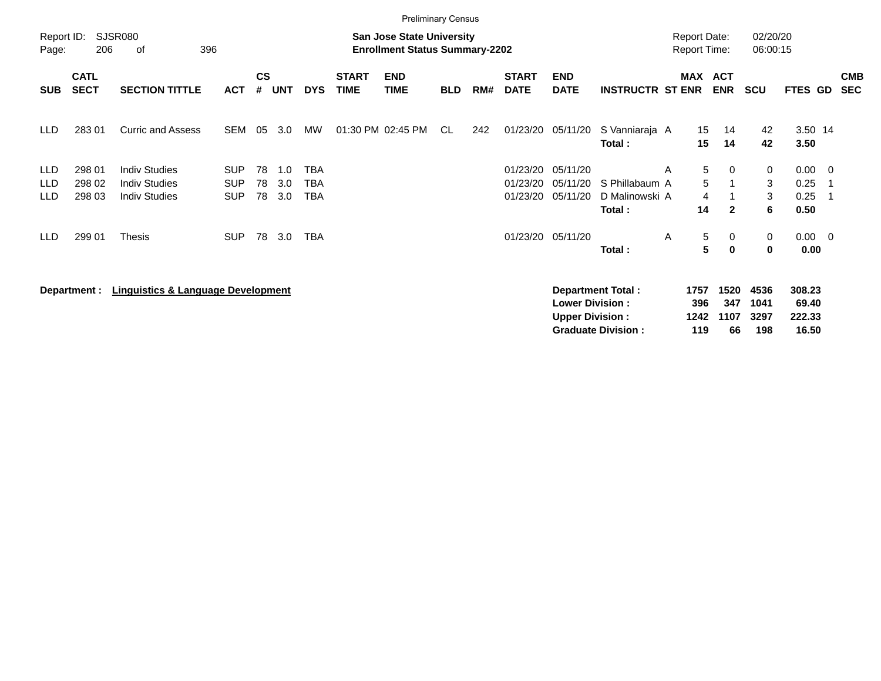Preliminary Census

Report ID: SJSR080

**San Jose State University**
**Enrollment Status Summary-2202**

Report Date: 02/20/20
Report Time: 06:00:15

| SUB | CATL SECT | SECTION TITTLE | ACT | CS # | UNT | DYS | START TIME | END TIME | BLD | RM# | START DATE | END DATE | INSTRUCTR | ST | MAX ENR | ACT ENR | SCU | FTES | GD | CMB SEC |
|---|---|---|---|---|---|---|---|---|---|---|---|---|---|---|---|---|---|---|---|---|
| LLD | 283 01 | Curric and Assess | SEM | 05 | 3.0 | MW | 01:30 PM | 02:45 PM | CL | 242 | 01/23/20 | 05/11/20 | S Vanniaraja | A | 15 | 14 | 42 | 3.50 | 14 | |
| | | | | | | | | | | | | | **Total :** | | **15** | **14** | **42** | **3.50** | | |
| LLD | 298 01 | Indiv Studies | SUP | 78 | 1.0 | TBA | | | | | 01/23/20 | 05/11/20 | | A | 5 | 0 | 0 | 0.00 | 0 | |
| LLD | 298 02 | Indiv Studies | SUP | 78 | 3.0 | TBA | | | | | 01/23/20 | 05/11/20 | S Phillabaum | A | 5 | 1 | 3 | 0.25 | 1 | |
| LLD | 298 03 | Indiv Studies | SUP | 78 | 3.0 | TBA | | | | | 01/23/20 | 05/11/20 | D Malinowski | A | 4 | 1 | 3 | 0.25 | 1 | |
| | | | | | | | | | | | | | **Total :** | | **14** | **2** | **6** | **0.50** | | |
| LLD | 299 01 | Thesis | SUP | 78 | 3.0 | TBA | | | | | 01/23/20 | 05/11/20 | | A | 5 | 0 | 0 | 0.00 | 0 | |
| | | | | | | | | | | | | | **Total :** | | **5** | **0** | **0** | **0.00** | | |

**Department :** **Linguistics & Language Development**

| | MAX ENR | ACT ENR | SCU | FTES |
|---|---|---|---|---|
| **Department Total :** | **1757** | **1520** | **4536** | **308.23** |
| **Lower Division :** | **396** | **347** | **1041** | **69.40** |
| **Upper Division :** | **1242** | **1107** | **3297** | **222.33** |
| **Graduate Division :** | **119** | **66** | **198** | **16.50** |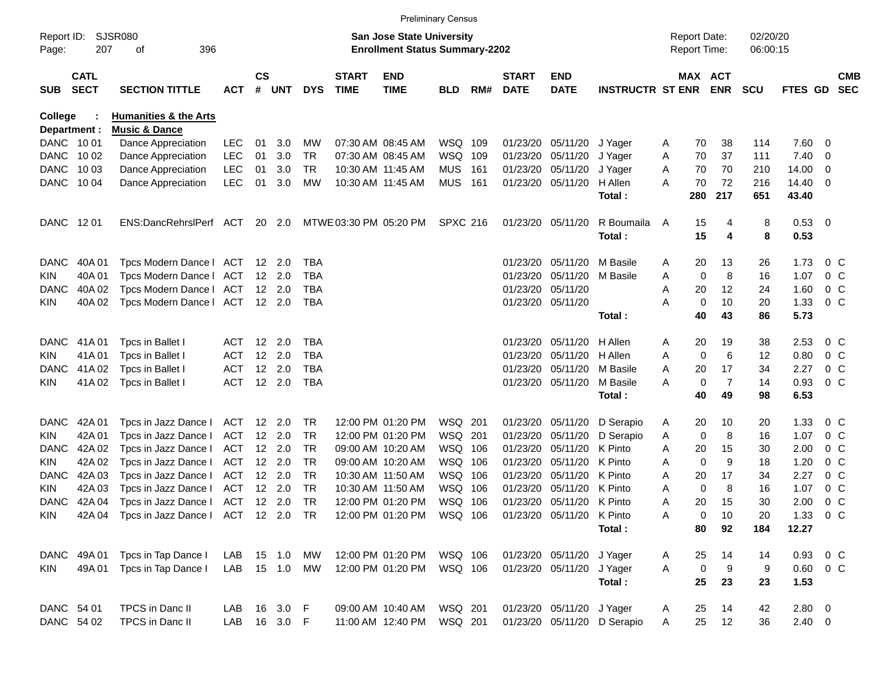Preliminary Census

Report ID: SJSR080
Page: 207 of 396

**San Jose State University**
**Enrollment Status Summary-2202**

Report Date: 02/20/20
Report Time: 06:00:15

**College : Humanities & the Arts**
**Department : Music & Dance**

| SUB | CATL SECT | SECTION TITTLE | ACT | CS # | UNT | DYS | START TIME | END TIME | BLD | RM# | START DATE | END DATE | INSTRUCTR | ST | MAX ENR | ACT ENR | SCU | FTES | GD | CMB SEC |
|---|---|---|---|---|---|---|---|---|---|---|---|---|---|---|---|---|---|---|---|---|
| DANC | 10 01 | Dance Appreciation | LEC | 01 | 3.0 | MW | 07:30 AM | 08:45 AM | WSQ | 109 | 01/23/20 | 05/11/20 | J Yager | A | 70 | 38 | 114 | 7.60 | 0 | |
| DANC | 10 02 | Dance Appreciation | LEC | 01 | 3.0 | TR | 07:30 AM | 08:45 AM | WSQ | 109 | 01/23/20 | 05/11/20 | J Yager | A | 70 | 37 | 111 | 7.40 | 0 | |
| DANC | 10 03 | Dance Appreciation | LEC | 01 | 3.0 | TR | 10:30 AM | 11:45 AM | MUS | 161 | 01/23/20 | 05/11/20 | J Yager | A | 70 | 70 | 210 | 14.00 | 0 | |
| DANC | 10 04 | Dance Appreciation | LEC | 01 | 3.0 | MW | 10:30 AM | 11:45 AM | MUS | 161 | 01/23/20 | 05/11/20 | H Allen | A | 70 | 72 | 216 | 14.40 | 0 | |
| | | | | | | | | | | | | | **Total :** | | **280** | **217** | **651** | **43.40** | | |
| DANC | 12 01 | ENS:DancRehrslPerf | ACT | 20 | 2.0 | MTWE | 03:30 PM | 05:20 PM | SPXC | 216 | 01/23/20 | 05/11/20 | R Boumaila | A | 15 | 4 | 8 | 0.53 | 0 | |
| | | | | | | | | | | | | | **Total :** | | **15** | **4** | **8** | **0.53** | | |
| DANC | 40A 01 | Tpcs Modern Dance I | ACT | 12 | 2.0 | TBA | | | | | 01/23/20 | 05/11/20 | M Basile | A | 20 | 13 | 26 | 1.73 | 0 | C |
| KIN | 40A 01 | Tpcs Modern Dance I | ACT | 12 | 2.0 | TBA | | | | | 01/23/20 | 05/11/20 | M Basile | A | 0 | 8 | 16 | 1.07 | 0 | C |
| DANC | 40A 02 | Tpcs Modern Dance I | ACT | 12 | 2.0 | TBA | | | | | 01/23/20 | 05/11/20 | | A | 20 | 12 | 24 | 1.60 | 0 | C |
| KIN | 40A 02 | Tpcs Modern Dance I | ACT | 12 | 2.0 | TBA | | | | | 01/23/20 | 05/11/20 | | A | 0 | 10 | 20 | 1.33 | 0 | C |
| | | | | | | | | | | | | | **Total :** | | **40** | **43** | **86** | **5.73** | | |
| DANC | 41A 01 | Tpcs in Ballet I | ACT | 12 | 2.0 | TBA | | | | | 01/23/20 | 05/11/20 | H Allen | A | 20 | 19 | 38 | 2.53 | 0 | C |
| KIN | 41A 01 | Tpcs in Ballet I | ACT | 12 | 2.0 | TBA | | | | | 01/23/20 | 05/11/20 | H Allen | A | 0 | 6 | 12 | 0.80 | 0 | C |
| DANC | 41A 02 | Tpcs in Ballet I | ACT | 12 | 2.0 | TBA | | | | | 01/23/20 | 05/11/20 | M Basile | A | 20 | 17 | 34 | 2.27 | 0 | C |
| KIN | 41A 02 | Tpcs in Ballet I | ACT | 12 | 2.0 | TBA | | | | | 01/23/20 | 05/11/20 | M Basile | A | 0 | 7 | 14 | 0.93 | 0 | C |
| | | | | | | | | | | | | | **Total :** | | **40** | **49** | **98** | **6.53** | | |
| DANC | 42A 01 | Tpcs in Jazz Dance I | ACT | 12 | 2.0 | TR | 12:00 PM | 01:20 PM | WSQ | 201 | 01/23/20 | 05/11/20 | D Serapio | A | 20 | 10 | 20 | 1.33 | 0 | C |
| KIN | 42A 01 | Tpcs in Jazz Dance I | ACT | 12 | 2.0 | TR | 12:00 PM | 01:20 PM | WSQ | 201 | 01/23/20 | 05/11/20 | D Serapio | A | 0 | 8 | 16 | 1.07 | 0 | C |
| DANC | 42A 02 | Tpcs in Jazz Dance I | ACT | 12 | 2.0 | TR | 09:00 AM | 10:20 AM | WSQ | 106 | 01/23/20 | 05/11/20 | K Pinto | A | 20 | 15 | 30 | 2.00 | 0 | C |
| KIN | 42A 02 | Tpcs in Jazz Dance I | ACT | 12 | 2.0 | TR | 09:00 AM | 10:20 AM | WSQ | 106 | 01/23/20 | 05/11/20 | K Pinto | A | 0 | 9 | 18 | 1.20 | 0 | C |
| DANC | 42A 03 | Tpcs in Jazz Dance I | ACT | 12 | 2.0 | TR | 10:30 AM | 11:50 AM | WSQ | 106 | 01/23/20 | 05/11/20 | K Pinto | A | 20 | 17 | 34 | 2.27 | 0 | C |
| KIN | 42A 03 | Tpcs in Jazz Dance I | ACT | 12 | 2.0 | TR | 10:30 AM | 11:50 AM | WSQ | 106 | 01/23/20 | 05/11/20 | K Pinto | A | 0 | 8 | 16 | 1.07 | 0 | C |
| DANC | 42A 04 | Tpcs in Jazz Dance I | ACT | 12 | 2.0 | TR | 12:00 PM | 01:20 PM | WSQ | 106 | 01/23/20 | 05/11/20 | K Pinto | A | 20 | 15 | 30 | 2.00 | 0 | C |
| KIN | 42A 04 | Tpcs in Jazz Dance I | ACT | 12 | 2.0 | TR | 12:00 PM | 01:20 PM | WSQ | 106 | 01/23/20 | 05/11/20 | K Pinto | A | 0 | 10 | 20 | 1.33 | 0 | C |
| | | | | | | | | | | | | | **Total :** | | **80** | **92** | **184** | **12.27** | | |
| DANC | 49A 01 | Tpcs in Tap Dance I | LAB | 15 | 1.0 | MW | 12:00 PM | 01:20 PM | WSQ | 106 | 01/23/20 | 05/11/20 | J Yager | A | 25 | 14 | 14 | 0.93 | 0 | C |
| KIN | 49A 01 | Tpcs in Tap Dance I | LAB | 15 | 1.0 | MW | 12:00 PM | 01:20 PM | WSQ | 106 | 01/23/20 | 05/11/20 | J Yager | A | 0 | 9 | 9 | 0.60 | 0 | C |
| | | | | | | | | | | | | | **Total :** | | **25** | **23** | **23** | **1.53** | | |
| DANC | 54 01 | TPCS in Danc II | LAB | 16 | 3.0 | F | 09:00 AM | 10:40 AM | WSQ | 201 | 01/23/20 | 05/11/20 | J Yager | A | 25 | 14 | 42 | 2.80 | 0 | |
| DANC | 54 02 | TPCS in Danc II | LAB | 16 | 3.0 | F | 11:00 AM | 12:40 PM | WSQ | 201 | 01/23/20 | 05/11/20 | D Serapio | A | 25 | 12 | 36 | 2.40 | 0 | |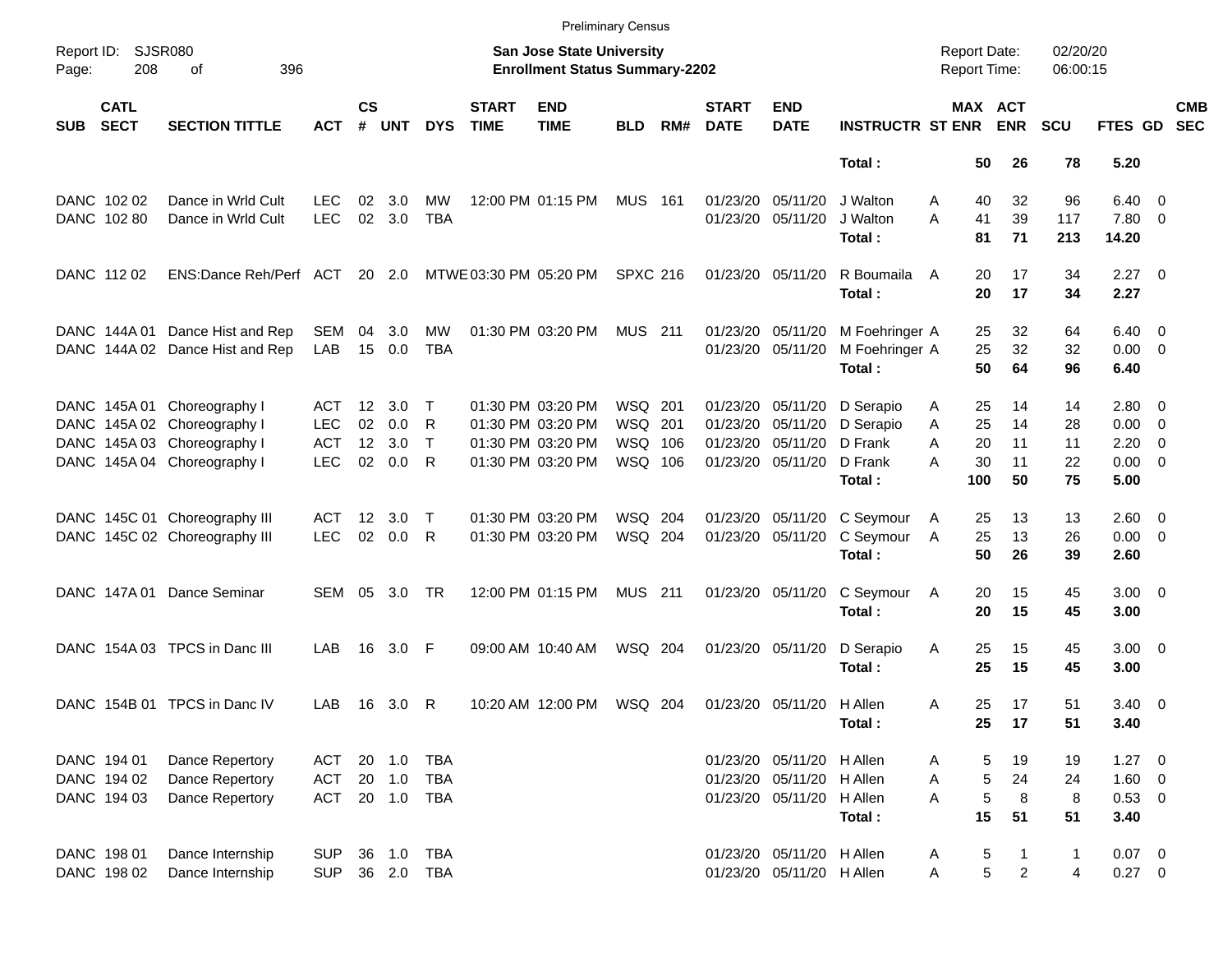Preliminary Census

Report ID: SJSR080
Page: 208 of 396

**San Jose State University**
**Enrollment Status Summary-2202**

Report Date: 02/20/20
Report Time: 06:00:15

| SUB | CATL SECT | SECTION TITTLE | ACT | CS # | UNT | DYS | START TIME | END TIME | BLD | RM# | START DATE | END DATE | INSTRUCTR | ST | MAX ENR | ACT ENR | SCU | FTES | GD | CMB SEC |
|---|---|---|---|---|---|---|---|---|---|---|---|---|---|---|---|---|---|---|---|---|
| | | | | | | | | | | | | | **Total :** | | **50** | **26** | **78** | **5.20** | | |
| DANC | 102 02 | Dance in Wrld Cult | LEC | 02 | 3.0 | MW | 12:00 PM | 01:15 PM | MUS | 161 | 01/23/20 | 05/11/20 | J Walton | A | 40 | 32 | 96 | 6.40 | 0 | |
| DANC | 102 80 | Dance in Wrld Cult | LEC | 02 | 3.0 | TBA | | | | | 01/23/20 | 05/11/20 | J Walton | A | 41 | 39 | 117 | 7.80 | 0 | |
| | | | | | | | | | | | | | **Total :** | | **81** | **71** | **213** | **14.20** | | |
| DANC | 112 02 | ENS:Dance Reh/Perf | ACT | 20 | 2.0 | MTWE | 03:30 PM | 05:20 PM | SPXC | 216 | 01/23/20 | 05/11/20 | R Boumaila | A | 20 | 17 | 34 | 2.27 | 0 | |
| | | | | | | | | | | | | | **Total :** | | **20** | **17** | **34** | **2.27** | | |
| DANC | 144A 01 | Dance Hist and Rep | SEM | 04 | 3.0 | MW | 01:30 PM | 03:20 PM | MUS | 211 | 01/23/20 | 05/11/20 | M Foehringer | A | 25 | 32 | 64 | 6.40 | 0 | |
| DANC | 144A 02 | Dance Hist and Rep | LAB | 15 | 0.0 | TBA | | | | | 01/23/20 | 05/11/20 | M Foehringer | A | 25 | 32 | 32 | 0.00 | 0 | |
| | | | | | | | | | | | | | **Total :** | | **50** | **64** | **96** | **6.40** | | |
| DANC | 145A 01 | Choreography I | ACT | 12 | 3.0 | T | 01:30 PM | 03:20 PM | WSQ | 201 | 01/23/20 | 05/11/20 | D Serapio | A | 25 | 14 | 14 | 2.80 | 0 | |
| DANC | 145A 02 | Choreography I | LEC | 02 | 0.0 | R | 01:30 PM | 03:20 PM | WSQ | 201 | 01/23/20 | 05/11/20 | D Serapio | A | 25 | 14 | 28 | 0.00 | 0 | |
| DANC | 145A 03 | Choreography I | ACT | 12 | 3.0 | T | 01:30 PM | 03:20 PM | WSQ | 106 | 01/23/20 | 05/11/20 | D Frank | A | 20 | 11 | 11 | 2.20 | 0 | |
| DANC | 145A 04 | Choreography I | LEC | 02 | 0.0 | R | 01:30 PM | 03:20 PM | WSQ | 106 | 01/23/20 | 05/11/20 | D Frank | A | 30 | 11 | 22 | 0.00 | 0 | |
| | | | | | | | | | | | | | **Total :** | | **100** | **50** | **75** | **5.00** | | |
| DANC | 145C 01 | Choreography III | ACT | 12 | 3.0 | T | 01:30 PM | 03:20 PM | WSQ | 204 | 01/23/20 | 05/11/20 | C Seymour | A | 25 | 13 | 13 | 2.60 | 0 | |
| DANC | 145C 02 | Choreography III | LEC | 02 | 0.0 | R | 01:30 PM | 03:20 PM | WSQ | 204 | 01/23/20 | 05/11/20 | C Seymour | A | 25 | 13 | 26 | 0.00 | 0 | |
| | | | | | | | | | | | | | **Total :** | | **50** | **26** | **39** | **2.60** | | |
| DANC | 147A 01 | Dance Seminar | SEM | 05 | 3.0 | TR | 12:00 PM | 01:15 PM | MUS | 211 | 01/23/20 | 05/11/20 | C Seymour | A | 20 | 15 | 45 | 3.00 | 0 | |
| | | | | | | | | | | | | | **Total :** | | **20** | **15** | **45** | **3.00** | | |
| DANC | 154A 03 | TPCS in Danc III | LAB | 16 | 3.0 | F | 09:00 AM | 10:40 AM | WSQ | 204 | 01/23/20 | 05/11/20 | D Serapio | A | 25 | 15 | 45 | 3.00 | 0 | |
| | | | | | | | | | | | | | **Total :** | | **25** | **15** | **45** | **3.00** | | |
| DANC | 154B 01 | TPCS in Danc IV | LAB | 16 | 3.0 | R | 10:20 AM | 12:00 PM | WSQ | 204 | 01/23/20 | 05/11/20 | H Allen | A | 25 | 17 | 51 | 3.40 | 0 | |
| | | | | | | | | | | | | | **Total :** | | **25** | **17** | **51** | **3.40** | | |
| DANC | 194 01 | Dance Repertory | ACT | 20 | 1.0 | TBA | | | | | 01/23/20 | 05/11/20 | H Allen | A | 5 | 19 | 19 | 1.27 | 0 | |
| DANC | 194 02 | Dance Repertory | ACT | 20 | 1.0 | TBA | | | | | 01/23/20 | 05/11/20 | H Allen | A | 5 | 24 | 24 | 1.60 | 0 | |
| DANC | 194 03 | Dance Repertory | ACT | 20 | 1.0 | TBA | | | | | 01/23/20 | 05/11/20 | H Allen | A | 5 | 8 | 8 | 0.53 | 0 | |
| | | | | | | | | | | | | | **Total :** | | **15** | **51** | **51** | **3.40** | | |
| DANC | 198 01 | Dance Internship | SUP | 36 | 1.0 | TBA | | | | | 01/23/20 | 05/11/20 | H Allen | A | 5 | 1 | 1 | 0.07 | 0 | |
| DANC | 198 02 | Dance Internship | SUP | 36 | 2.0 | TBA | | | | | 01/23/20 | 05/11/20 | H Allen | A | 5 | 2 | 4 | 0.27 | 0 | |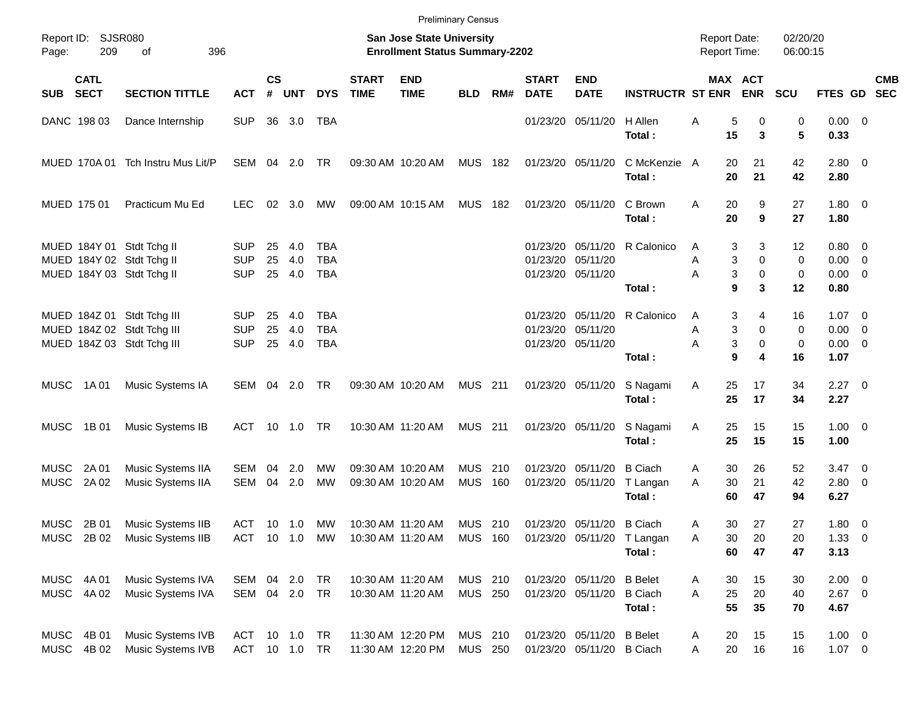Preliminary Census

Report ID: SJSR080

**San Jose State University**
**Enrollment Status Summary-2202**

Report Date: 02/20/20
Report Time: 06:00:15

| SUB | CATL SECT | SECTION TITTLE | ACT | CS # | UNT | DYS | START TIME | END TIME | BLD | RM# | START DATE | END DATE | INSTRUCTR | ST | MAX ENR | ACT ENR | SCU | FTES | GD | CMB SEC |
|---|---|---|---|---|---|---|---|---|---|---|---|---|---|---|---|---|---|---|---|---|
| DANC | 198 03 | Dance Internship | SUP | 36 | 3.0 | TBA | | | | | 01/23/20 | 05/11/20 | H Allen | A | 5 | 0 | 0 | 0.00 | 0 | |
| | | | | | | | | | | | | | **Total :** | | **15** | **3** | **5** | **0.33** | | |
| MUED | 170A 01 | Tch Instru Mus Lit/P | SEM | 04 | 2.0 | TR | 09:30 AM | 10:20 AM | MUS | 182 | 01/23/20 | 05/11/20 | C McKenzie | A | 20 | 21 | 42 | 2.80 | 0 | |
| | | | | | | | | | | | | | **Total :** | | **20** | **21** | **42** | **2.80** | | |
| MUED | 175 01 | Practicum Mu Ed | LEC | 02 | 3.0 | MW | 09:00 AM | 10:15 AM | MUS | 182 | 01/23/20 | 05/11/20 | C Brown | A | 20 | 9 | 27 | 1.80 | 0 | |
| | | | | | | | | | | | | | **Total :** | | **20** | **9** | **27** | **1.80** | | |
| MUED | 184Y 01 | Stdt Tchg II | SUP | 25 | 4.0 | TBA | | | | | 01/23/20 | 05/11/20 | R Calonico | A | 3 | 3 | 12 | 0.80 | 0 | |
| MUED | 184Y 02 | Stdt Tchg II | SUP | 25 | 4.0 | TBA | | | | | 01/23/20 | 05/11/20 | | A | 3 | 0 | 0 | 0.00 | 0 | |
| MUED | 184Y 03 | Stdt Tchg II | SUP | 25 | 4.0 | TBA | | | | | 01/23/20 | 05/11/20 | | A | 3 | 0 | 0 | 0.00 | 0 | |
| | | | | | | | | | | | | | **Total :** | | **9** | **3** | **12** | **0.80** | | |
| MUED | 184Z 01 | Stdt Tchg III | SUP | 25 | 4.0 | TBA | | | | | 01/23/20 | 05/11/20 | R Calonico | A | 3 | 4 | 16 | 1.07 | 0 | |
| MUED | 184Z 02 | Stdt Tchg III | SUP | 25 | 4.0 | TBA | | | | | 01/23/20 | 05/11/20 | | A | 3 | 0 | 0 | 0.00 | 0 | |
| MUED | 184Z 03 | Stdt Tchg III | SUP | 25 | 4.0 | TBA | | | | | 01/23/20 | 05/11/20 | | A | 3 | 0 | 0 | 0.00 | 0 | |
| | | | | | | | | | | | | | **Total :** | | **9** | **4** | **16** | **1.07** | | |
| MUSC | 1A 01 | Music Systems IA | SEM | 04 | 2.0 | TR | 09:30 AM | 10:20 AM | MUS | 211 | 01/23/20 | 05/11/20 | S Nagami | A | 25 | 17 | 34 | 2.27 | 0 | |
| | | | | | | | | | | | | | **Total :** | | **25** | **17** | **34** | **2.27** | | |
| MUSC | 1B 01 | Music Systems IB | ACT | 10 | 1.0 | TR | 10:30 AM | 11:20 AM | MUS | 211 | 01/23/20 | 05/11/20 | S Nagami | A | 25 | 15 | 15 | 1.00 | 0 | |
| | | | | | | | | | | | | | **Total :** | | **25** | **15** | **15** | **1.00** | | |
| MUSC | 2A 01 | Music Systems IIA | SEM | 04 | 2.0 | MW | 09:30 AM | 10:20 AM | MUS | 210 | 01/23/20 | 05/11/20 | B Ciach | A | 30 | 26 | 52 | 3.47 | 0 | |
| MUSC | 2A 02 | Music Systems IIA | SEM | 04 | 2.0 | MW | 09:30 AM | 10:20 AM | MUS | 160 | 01/23/20 | 05/11/20 | T Langan | A | 30 | 21 | 42 | 2.80 | 0 | |
| | | | | | | | | | | | | | **Total :** | | **60** | **47** | **94** | **6.27** | | |
| MUSC | 2B 01 | Music Systems IIB | ACT | 10 | 1.0 | MW | 10:30 AM | 11:20 AM | MUS | 210 | 01/23/20 | 05/11/20 | B Ciach | A | 30 | 27 | 27 | 1.80 | 0 | |
| MUSC | 2B 02 | Music Systems IIB | ACT | 10 | 1.0 | MW | 10:30 AM | 11:20 AM | MUS | 160 | 01/23/20 | 05/11/20 | T Langan | A | 30 | 20 | 20 | 1.33 | 0 | |
| | | | | | | | | | | | | | **Total :** | | **60** | **47** | **47** | **3.13** | | |
| MUSC | 4A 01 | Music Systems IVA | SEM | 04 | 2.0 | TR | 10:30 AM | 11:20 AM | MUS | 210 | 01/23/20 | 05/11/20 | B Belet | A | 30 | 15 | 30 | 2.00 | 0 | |
| MUSC | 4A 02 | Music Systems IVA | SEM | 04 | 2.0 | TR | 10:30 AM | 11:20 AM | MUS | 250 | 01/23/20 | 05/11/20 | B Ciach | A | 25 | 20 | 40 | 2.67 | 0 | |
| | | | | | | | | | | | | | **Total :** | | **55** | **35** | **70** | **4.67** | | |
| MUSC | 4B 01 | Music Systems IVB | ACT | 10 | 1.0 | TR | 11:30 AM | 12:20 PM | MUS | 210 | 01/23/20 | 05/11/20 | B Belet | A | 20 | 15 | 15 | 1.00 | 0 | |
| MUSC | 4B 02 | Music Systems IVB | ACT | 10 | 1.0 | TR | 11:30 AM | 12:20 PM | MUS | 250 | 01/23/20 | 05/11/20 | B Ciach | A | 20 | 16 | 16 | 1.07 | 0 | |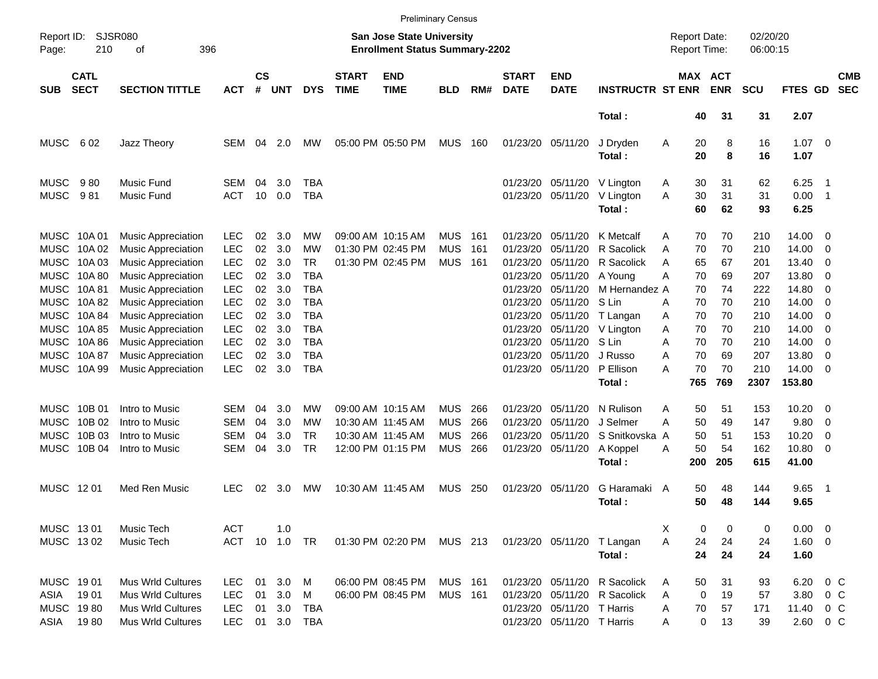Preliminary Census

Report ID: SJSR080
Page: 210 of 396

**San Jose State University**
**Enrollment Status Summary-2202**

Report Date: 02/20/20
Report Time: 06:00:15

| SUB | CATL SECT | SECTION TITTLE | ACT | CS # | UNT | DYS | START TIME | END TIME | BLD | RM# | START DATE | END DATE | INSTRUCTR | ST | MAX ENR | ACT ENR | SCU | FTES | GD | CMB SEC |
|---|---|---|---|---|---|---|---|---|---|---|---|---|---|---|---|---|---|---|---|---|
| | | | | | | | | | | | | | **Total :** | | **40** | **31** | **31** | **2.07** | | |
| MUSC | 6 02 | Jazz Theory | SEM | 04 | 2.0 | MW | 05:00 PM | 05:50 PM | MUS | 160 | 01/23/20 | 05/11/20 | J Dryden | A | 20 | 8 | 16 | 1.07 | 0 | |
| | | | | | | | | | | | | | **Total :** | | **20** | **8** | **16** | **1.07** | | |
| MUSC | 9 80 | Music Fund | SEM | 04 | 3.0 | TBA | | | | | 01/23/20 | 05/11/20 | V Lington | A | 30 | 31 | 62 | 6.25 | 1 | |
| MUSC | 9 81 | Music Fund | ACT | 10 | 0.0 | TBA | | | | | 01/23/20 | 05/11/20 | V Lington | A | 30 | 31 | 31 | 0.00 | 1 | |
| | | | | | | | | | | | | | **Total :** | | **60** | **62** | **93** | **6.25** | | |
| MUSC | 10A 01 | Music Appreciation | LEC | 02 | 3.0 | MW | 09:00 AM | 10:15 AM | MUS | 161 | 01/23/20 | 05/11/20 | K Metcalf | A | 70 | 70 | 210 | 14.00 | 0 | |
| MUSC | 10A 02 | Music Appreciation | LEC | 02 | 3.0 | MW | 01:30 PM | 02:45 PM | MUS | 161 | 01/23/20 | 05/11/20 | R Sacolick | A | 70 | 70 | 210 | 14.00 | 0 | |
| MUSC | 10A 03 | Music Appreciation | LEC | 02 | 3.0 | TR | 01:30 PM | 02:45 PM | MUS | 161 | 01/23/20 | 05/11/20 | R Sacolick | A | 65 | 67 | 201 | 13.40 | 0 | |
| MUSC | 10A 80 | Music Appreciation | LEC | 02 | 3.0 | TBA | | | | | 01/23/20 | 05/11/20 | A Young | A | 70 | 69 | 207 | 13.80 | 0 | |
| MUSC | 10A 81 | Music Appreciation | LEC | 02 | 3.0 | TBA | | | | | 01/23/20 | 05/11/20 | M Hernandez | A | 70 | 74 | 222 | 14.80 | 0 | |
| MUSC | 10A 82 | Music Appreciation | LEC | 02 | 3.0 | TBA | | | | | 01/23/20 | 05/11/20 | S Lin | A | 70 | 70 | 210 | 14.00 | 0 | |
| MUSC | 10A 84 | Music Appreciation | LEC | 02 | 3.0 | TBA | | | | | 01/23/20 | 05/11/20 | T Langan | A | 70 | 70 | 210 | 14.00 | 0 | |
| MUSC | 10A 85 | Music Appreciation | LEC | 02 | 3.0 | TBA | | | | | 01/23/20 | 05/11/20 | V Lington | A | 70 | 70 | 210 | 14.00 | 0 | |
| MUSC | 10A 86 | Music Appreciation | LEC | 02 | 3.0 | TBA | | | | | 01/23/20 | 05/11/20 | S Lin | A | 70 | 70 | 210 | 14.00 | 0 | |
| MUSC | 10A 87 | Music Appreciation | LEC | 02 | 3.0 | TBA | | | | | 01/23/20 | 05/11/20 | J Russo | A | 70 | 69 | 207 | 13.80 | 0 | |
| MUSC | 10A 99 | Music Appreciation | LEC | 02 | 3.0 | TBA | | | | | 01/23/20 | 05/11/20 | P Ellison | A | 70 | 70 | 210 | 14.00 | 0 | |
| | | | | | | | | | | | | | **Total :** | | **765** | **769** | **2307** | **153.80** | | |
| MUSC | 10B 01 | Intro to Music | SEM | 04 | 3.0 | MW | 09:00 AM | 10:15 AM | MUS | 266 | 01/23/20 | 05/11/20 | N Rulison | A | 50 | 51 | 153 | 10.20 | 0 | |
| MUSC | 10B 02 | Intro to Music | SEM | 04 | 3.0 | MW | 10:30 AM | 11:45 AM | MUS | 266 | 01/23/20 | 05/11/20 | J Selmer | A | 50 | 49 | 147 | 9.80 | 0 | |
| MUSC | 10B 03 | Intro to Music | SEM | 04 | 3.0 | TR | 10:30 AM | 11:45 AM | MUS | 266 | 01/23/20 | 05/11/20 | S Snitkovska | A | 50 | 51 | 153 | 10.20 | 0 | |
| MUSC | 10B 04 | Intro to Music | SEM | 04 | 3.0 | TR | 12:00 PM | 01:15 PM | MUS | 266 | 01/23/20 | 05/11/20 | A Koppel | A | 50 | 54 | 162 | 10.80 | 0 | |
| | | | | | | | | | | | | | **Total :** | | **200** | **205** | **615** | **41.00** | | |
| MUSC | 12 01 | Med Ren Music | LEC | 02 | 3.0 | MW | 10:30 AM | 11:45 AM | MUS | 250 | 01/23/20 | 05/11/20 | G Haramaki | A | 50 | 48 | 144 | 9.65 | 1 | |
| | | | | | | | | | | | | | **Total :** | | **50** | **48** | **144** | **9.65** | | |
| MUSC | 13 01 | Music Tech | ACT | | 1.0 | | | | | | | | | X | 0 | 0 | 0 | 0.00 | 0 | |
| MUSC | 13 02 | Music Tech | ACT | 10 | 1.0 | TR | 01:30 PM | 02:20 PM | MUS | 213 | 01/23/20 | 05/11/20 | T Langan | A | 24 | 24 | 24 | 1.60 | 0 | |
| | | | | | | | | | | | | | **Total :** | | **24** | **24** | **24** | **1.60** | | |
| MUSC | 19 01 | Mus Wrld Cultures | LEC | 01 | 3.0 | M | 06:00 PM | 08:45 PM | MUS | 161 | 01/23/20 | 05/11/20 | R Sacolick | A | 50 | 31 | 93 | 6.20 | 0 | C |
| ASIA | 19 01 | Mus Wrld Cultures | LEC | 01 | 3.0 | M | 06:00 PM | 08:45 PM | MUS | 161 | 01/23/20 | 05/11/20 | R Sacolick | A | 0 | 19 | 57 | 3.80 | 0 | C |
| MUSC | 19 80 | Mus Wrld Cultures | LEC | 01 | 3.0 | TBA | | | | | 01/23/20 | 05/11/20 | T Harris | A | 70 | 57 | 171 | 11.40 | 0 | C |
| ASIA | 19 80 | Mus Wrld Cultures | LEC | 01 | 3.0 | TBA | | | | | 01/23/20 | 05/11/20 | T Harris | A | 0 | 13 | 39 | 2.60 | 0 | C |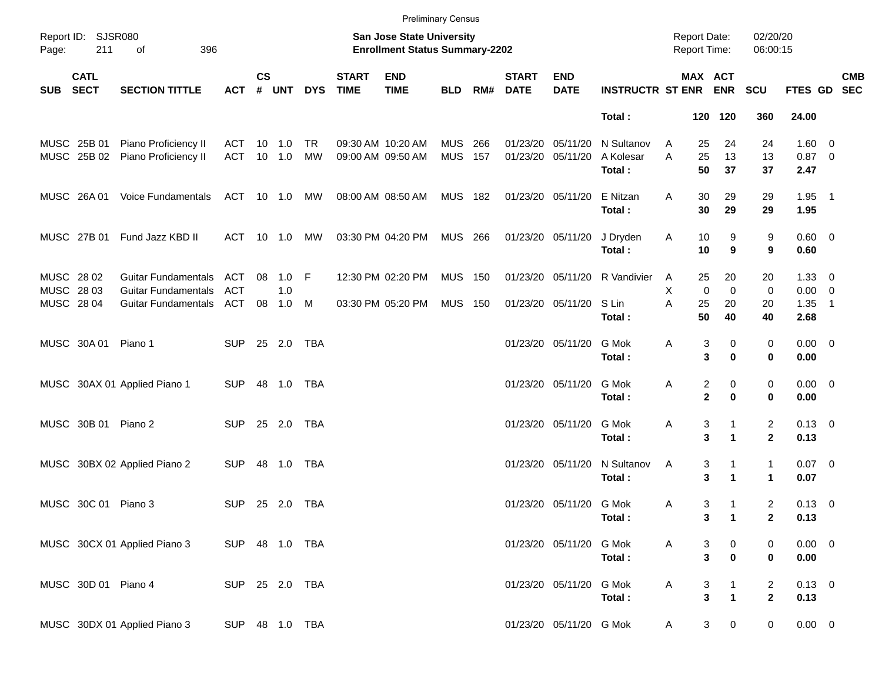Preliminary Census

Report ID: SJSR080

**San Jose State University**
**Enrollment Status Summary-2202**

Report Date: 02/20/20
Report Time: 06:00:15

| SUB | CATL SECT | SECTION TITTLE | ACT | CS # | UNT | DYS | START TIME | END TIME | BLD | RM# | START DATE | END DATE | INSTRUCTR | ST | MAX ENR | ACT ENR | SCU | FTES | GD | CMB SEC |
|---|---|---|---|---|---|---|---|---|---|---|---|---|---|---|---|---|---|---|---|---|
| | | | | | | | | | | | | | **Total :** | | **120** | **120** | **360** | **24.00** | | |
| MUSC | 25B 01 | Piano Proficiency II | ACT | 10 | 1.0 | TR | 09:30 AM | 10:20 AM | MUS | 266 | 01/23/20 | 05/11/20 | N Sultanov | A | 25 | 24 | 24 | 1.60 | 0 | |
| MUSC | 25B 02 | Piano Proficiency II | ACT | 10 | 1.0 | MW | 09:00 AM | 09:50 AM | MUS | 157 | 01/23/20 | 05/11/20 | A Kolesar | A | 25 | 13 | 13 | 0.87 | 0 | |
| | | | | | | | | | | | | | **Total :** | | **50** | **37** | **37** | **2.47** | | |
| MUSC | 26A 01 | Voice Fundamentals | ACT | 10 | 1.0 | MW | 08:00 AM | 08:50 AM | MUS | 182 | 01/23/20 | 05/11/20 | E Nitzan | A | 30 | 29 | 29 | 1.95 | 1 | |
| | | | | | | | | | | | | | **Total :** | | **30** | **29** | **29** | **1.95** | | |
| MUSC | 27B 01 | Fund Jazz KBD II | ACT | 10 | 1.0 | MW | 03:30 PM | 04:20 PM | MUS | 266 | 01/23/20 | 05/11/20 | J Dryden | A | 10 | 9 | 9 | 0.60 | 0 | |
| | | | | | | | | | | | | | **Total :** | | **10** | **9** | **9** | **0.60** | | |
| MUSC | 28 02 | Guitar Fundamentals | ACT | 08 | 1.0 | F | 12:30 PM | 02:20 PM | MUS | 150 | 01/23/20 | 05/11/20 | R Vandivier | A | 25 | 20 | 20 | 1.33 | 0 | |
| MUSC | 28 03 | Guitar Fundamentals | ACT | | 1.0 | | | | | | | | | X | 0 | 0 | 0 | 0.00 | 0 | |
| MUSC | 28 04 | Guitar Fundamentals | ACT | 08 | 1.0 | M | 03:30 PM | 05:20 PM | MUS | 150 | 01/23/20 | 05/11/20 | S Lin | A | 25 | 20 | 20 | 1.35 | 1 | |
| | | | | | | | | | | | | | **Total :** | | **50** | **40** | **40** | **2.68** | | |
| MUSC | 30A 01 | Piano 1 | SUP | 25 | 2.0 | TBA | | | | | 01/23/20 | 05/11/20 | G Mok | A | 3 | 0 | 0 | 0.00 | 0 | |
| | | | | | | | | | | | | | **Total :** | | **3** | **0** | **0** | **0.00** | | |
| MUSC | 30AX 01 | Applied Piano 1 | SUP | 48 | 1.0 | TBA | | | | | 01/23/20 | 05/11/20 | G Mok | A | 2 | 0 | 0 | 0.00 | 0 | |
| | | | | | | | | | | | | | **Total :** | | **2** | **0** | **0** | **0.00** | | |
| MUSC | 30B 01 | Piano 2 | SUP | 25 | 2.0 | TBA | | | | | 01/23/20 | 05/11/20 | G Mok | A | 3 | 1 | 2 | 0.13 | 0 | |
| | | | | | | | | | | | | | **Total :** | | **3** | **1** | **2** | **0.13** | | |
| MUSC | 30BX 02 | Applied Piano 2 | SUP | 48 | 1.0 | TBA | | | | | 01/23/20 | 05/11/20 | N Sultanov | A | 3 | 1 | 1 | 0.07 | 0 | |
| | | | | | | | | | | | | | **Total :** | | **3** | **1** | **1** | **0.07** | | |
| MUSC | 30C 01 | Piano 3 | SUP | 25 | 2.0 | TBA | | | | | 01/23/20 | 05/11/20 | G Mok | A | 3 | 1 | 2 | 0.13 | 0 | |
| | | | | | | | | | | | | | **Total :** | | **3** | **1** | **2** | **0.13** | | |
| MUSC | 30CX 01 | Applied Piano 3 | SUP | 48 | 1.0 | TBA | | | | | 01/23/20 | 05/11/20 | G Mok | A | 3 | 0 | 0 | 0.00 | 0 | |
| | | | | | | | | | | | | | **Total :** | | **3** | **0** | **0** | **0.00** | | |
| MUSC | 30D 01 | Piano 4 | SUP | 25 | 2.0 | TBA | | | | | 01/23/20 | 05/11/20 | G Mok | A | 3 | 1 | 2 | 0.13 | 0 | |
| | | | | | | | | | | | | | **Total :** | | **3** | **1** | **2** | **0.13** | | |
| MUSC | 30DX 01 | Applied Piano 3 | SUP | 48 | 1.0 | TBA | | | | | 01/23/20 | 05/11/20 | G Mok | A | 3 | 0 | 0 | 0.00 | 0 | |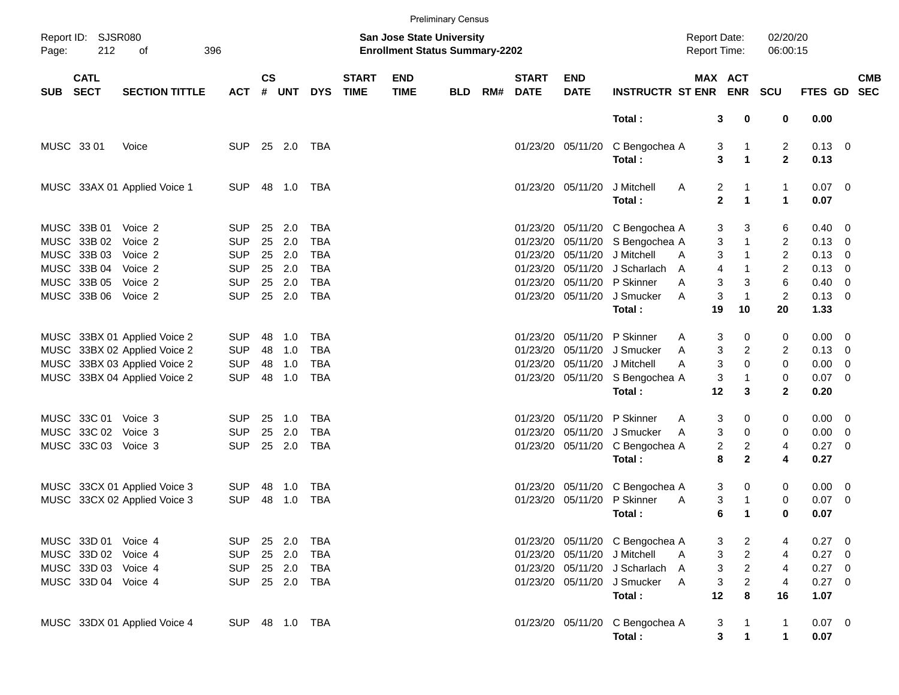Preliminary Census

Report ID: SJSR080
Page: 212 of 396

**San Jose State University**
**Enrollment Status Summary-2202**

Report Date: 02/20/20
Report Time: 06:00:15

| SUB | CATL SECT | SECTION TITTLE | ACT | CS # | UNT | DYS | START TIME | END TIME | BLD | RM# | START DATE | END DATE | INSTRUCTR | ST | MAX ENR | ACT ENR | SCU | FTES | GD | CMB SEC |
|---|---|---|---|---|---|---|---|---|---|---|---|---|---|---|---|---|---|---|---|---|
| | | | | | | | | | | | | | **Total :** | | **3** | **0** | **0** | **0.00** | | |
| MUSC | 33 01 | Voice | SUP | 25 | 2.0 | TBA | | | | | 01/23/20 | 05/11/20 | C Bengochea | A | 3 | 1 | 2 | 0.13 | 0 | |
| | | | | | | | | | | | | | **Total :** | | **3** | **1** | **2** | **0.13** | | |
| MUSC | 33AX 01 | Applied Voice 1 | SUP | 48 | 1.0 | TBA | | | | | 01/23/20 | 05/11/20 | J Mitchell | A | 2 | 1 | 1 | 0.07 | 0 | |
| | | | | | | | | | | | | | **Total :** | | **2** | **1** | **1** | **0.07** | | |
| MUSC | 33B 01 | Voice 2 | SUP | 25 | 2.0 | TBA | | | | | 01/23/20 | 05/11/20 | C Bengochea | A | 3 | 3 | 6 | 0.40 | 0 | |
| MUSC | 33B 02 | Voice 2 | SUP | 25 | 2.0 | TBA | | | | | 01/23/20 | 05/11/20 | S Bengochea | A | 3 | 1 | 2 | 0.13 | 0 | |
| MUSC | 33B 03 | Voice 2 | SUP | 25 | 2.0 | TBA | | | | | 01/23/20 | 05/11/20 | J Mitchell | A | 3 | 1 | 2 | 0.13 | 0 | |
| MUSC | 33B 04 | Voice 2 | SUP | 25 | 2.0 | TBA | | | | | 01/23/20 | 05/11/20 | J Scharlach | A | 4 | 1 | 2 | 0.13 | 0 | |
| MUSC | 33B 05 | Voice 2 | SUP | 25 | 2.0 | TBA | | | | | 01/23/20 | 05/11/20 | P Skinner | A | 3 | 3 | 6 | 0.40 | 0 | |
| MUSC | 33B 06 | Voice 2 | SUP | 25 | 2.0 | TBA | | | | | 01/23/20 | 05/11/20 | J Smucker | A | 3 | 1 | 2 | 0.13 | 0 | |
| | | | | | | | | | | | | | **Total :** | | **19** | **10** | **20** | **1.33** | | |
| MUSC | 33BX 01 | Applied Voice 2 | SUP | 48 | 1.0 | TBA | | | | | 01/23/20 | 05/11/20 | P Skinner | A | 3 | 0 | 0 | 0.00 | 0 | |
| MUSC | 33BX 02 | Applied Voice 2 | SUP | 48 | 1.0 | TBA | | | | | 01/23/20 | 05/11/20 | J Smucker | A | 3 | 2 | 2 | 0.13 | 0 | |
| MUSC | 33BX 03 | Applied Voice 2 | SUP | 48 | 1.0 | TBA | | | | | 01/23/20 | 05/11/20 | J Mitchell | A | 3 | 0 | 0 | 0.00 | 0 | |
| MUSC | 33BX 04 | Applied Voice 2 | SUP | 48 | 1.0 | TBA | | | | | 01/23/20 | 05/11/20 | S Bengochea | A | 3 | 1 | 0 | 0.07 | 0 | |
| | | | | | | | | | | | | | **Total :** | | **12** | **3** | **2** | **0.20** | | |
| MUSC | 33C 01 | Voice 3 | SUP | 25 | 1.0 | TBA | | | | | 01/23/20 | 05/11/20 | P Skinner | A | 3 | 0 | 0 | 0.00 | 0 | |
| MUSC | 33C 02 | Voice 3 | SUP | 25 | 2.0 | TBA | | | | | 01/23/20 | 05/11/20 | J Smucker | A | 3 | 0 | 0 | 0.00 | 0 | |
| MUSC | 33C 03 | Voice 3 | SUP | 25 | 2.0 | TBA | | | | | 01/23/20 | 05/11/20 | C Bengochea | A | 2 | 2 | 4 | 0.27 | 0 | |
| | | | | | | | | | | | | | **Total :** | | **8** | **2** | **4** | **0.27** | | |
| MUSC | 33CX 01 | Applied Voice 3 | SUP | 48 | 1.0 | TBA | | | | | 01/23/20 | 05/11/20 | C Bengochea | A | 3 | 0 | 0 | 0.00 | 0 | |
| MUSC | 33CX 02 | Applied Voice 3 | SUP | 48 | 1.0 | TBA | | | | | 01/23/20 | 05/11/20 | P Skinner | A | 3 | 1 | 0 | 0.07 | 0 | |
| | | | | | | | | | | | | | **Total :** | | **6** | **1** | **0** | **0.07** | | |
| MUSC | 33D 01 | Voice 4 | SUP | 25 | 2.0 | TBA | | | | | 01/23/20 | 05/11/20 | C Bengochea | A | 3 | 2 | 4 | 0.27 | 0 | |
| MUSC | 33D 02 | Voice 4 | SUP | 25 | 2.0 | TBA | | | | | 01/23/20 | 05/11/20 | J Mitchell | A | 3 | 2 | 4 | 0.27 | 0 | |
| MUSC | 33D 03 | Voice 4 | SUP | 25 | 2.0 | TBA | | | | | 01/23/20 | 05/11/20 | J Scharlach | A | 3 | 2 | 4 | 0.27 | 0 | |
| MUSC | 33D 04 | Voice 4 | SUP | 25 | 2.0 | TBA | | | | | 01/23/20 | 05/11/20 | J Smucker | A | 3 | 2 | 4 | 0.27 | 0 | |
| | | | | | | | | | | | | | **Total :** | | **12** | **8** | **16** | **1.07** | | |
| MUSC | 33DX 01 | Applied Voice 4 | SUP | 48 | 1.0 | TBA | | | | | 01/23/20 | 05/11/20 | C Bengochea | A | 3 | 1 | 1 | 0.07 | 0 | |
| | | | | | | | | | | | | | **Total :** | | **3** | **1** | **1** | **0.07** | | |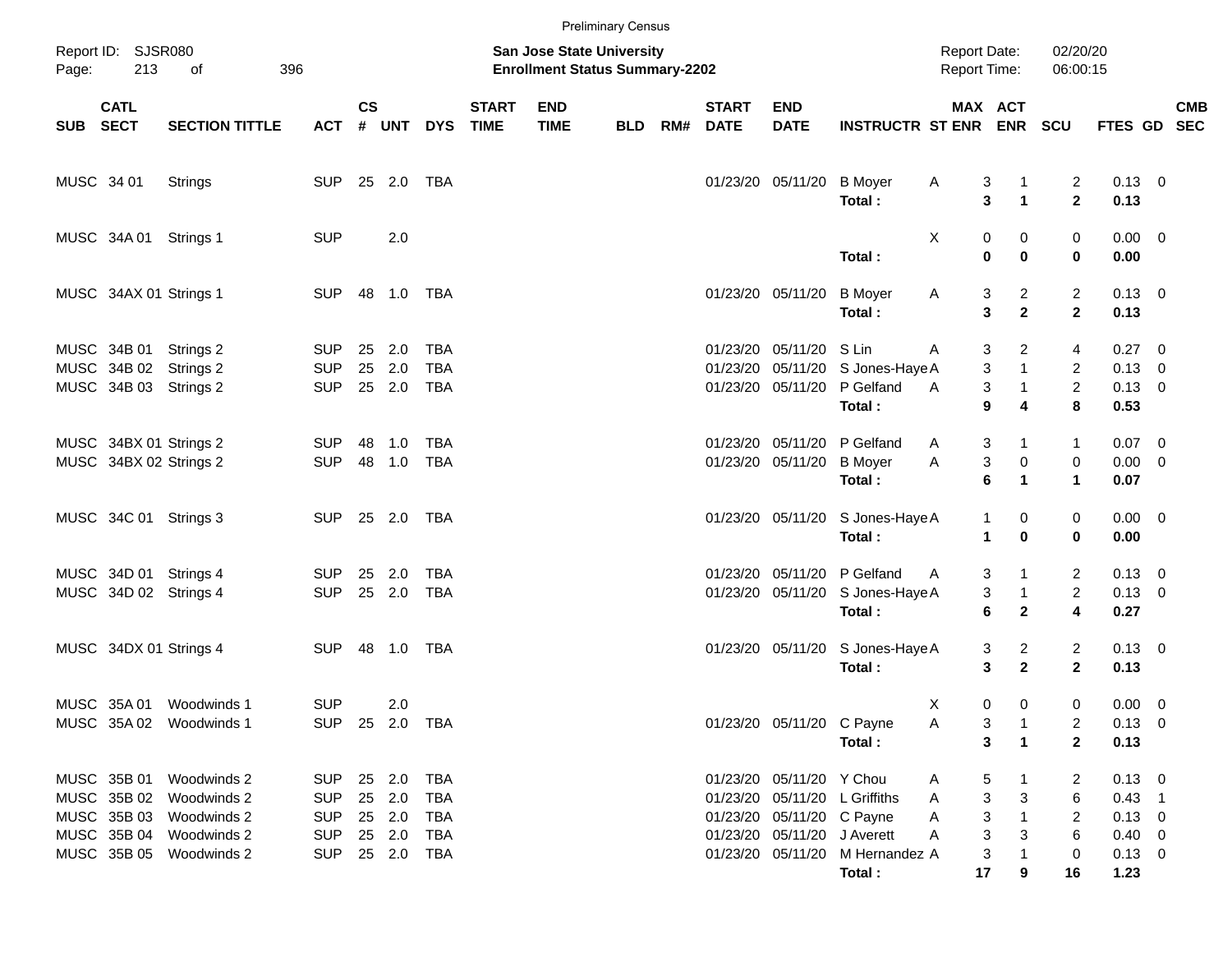Preliminary Census

Report ID: SJSR080

**San Jose State University**
**Enrollment Status Summary-2202**

Report Date: 02/20/20
Report Time: 06:00:15

| SUB | CATL SECT | SECTION TITTLE | ACT | CS # | UNT | DYS | START TIME | END TIME | BLD | RM# | START DATE | END DATE | INSTRUCTR | ST | MAX ENR | ACT ENR | SCU | FTES | GD | CMB SEC |
|---|---|---|---|---|---|---|---|---|---|---|---|---|---|---|---|---|---|---|---|---|
| MUSC | 34 01 | Strings | SUP | 25 | 2.0 | TBA | | | | | 01/23/20 | 05/11/20 | B Moyer | A | 3 | 1 | 2 | 0.13 | 0 | |
| | | | | | | | | | | | | | **Total :** | | **3** | **1** | **2** | **0.13** | | |
| MUSC | 34A 01 | Strings 1 | SUP | | 2.0 | | | | | | | | | X | 0 | 0 | 0 | 0.00 | 0 | |
| | | | | | | | | | | | | | **Total :** | | **0** | **0** | **0** | **0.00** | | |
| MUSC | 34AX 01 | Strings 1 | SUP | 48 | 1.0 | TBA | | | | | 01/23/20 | 05/11/20 | B Moyer | A | 3 | 2 | 2 | 0.13 | 0 | |
| | | | | | | | | | | | | | **Total :** | | **3** | **2** | **2** | **0.13** | | |
| MUSC | 34B 01 | Strings 2 | SUP | 25 | 2.0 | TBA | | | | | 01/23/20 | 05/11/20 | S Lin | A | 3 | 2 | 4 | 0.27 | 0 | |
| MUSC | 34B 02 | Strings 2 | SUP | 25 | 2.0 | TBA | | | | | 01/23/20 | 05/11/20 | S Jones-Haye | A | 3 | 1 | 2 | 0.13 | 0 | |
| MUSC | 34B 03 | Strings 2 | SUP | 25 | 2.0 | TBA | | | | | 01/23/20 | 05/11/20 | P Gelfand | A | 3 | 1 | 2 | 0.13 | 0 | |
| | | | | | | | | | | | | | **Total :** | | **9** | **4** | **8** | **0.53** | | |
| MUSC | 34BX 01 | Strings 2 | SUP | 48 | 1.0 | TBA | | | | | 01/23/20 | 05/11/20 | P Gelfand | A | 3 | 1 | 1 | 0.07 | 0 | |
| MUSC | 34BX 02 | Strings 2 | SUP | 48 | 1.0 | TBA | | | | | 01/23/20 | 05/11/20 | B Moyer | A | 3 | 0 | 0 | 0.00 | 0 | |
| | | | | | | | | | | | | | **Total :** | | **6** | **1** | **1** | **0.07** | | |
| MUSC | 34C 01 | Strings 3 | SUP | 25 | 2.0 | TBA | | | | | 01/23/20 | 05/11/20 | S Jones-Haye | A | 1 | 0 | 0 | 0.00 | 0 | |
| | | | | | | | | | | | | | **Total :** | | **1** | **0** | **0** | **0.00** | | |
| MUSC | 34D 01 | Strings 4 | SUP | 25 | 2.0 | TBA | | | | | 01/23/20 | 05/11/20 | P Gelfand | A | 3 | 1 | 2 | 0.13 | 0 | |
| MUSC | 34D 02 | Strings 4 | SUP | 25 | 2.0 | TBA | | | | | 01/23/20 | 05/11/20 | S Jones-Haye | A | 3 | 1 | 2 | 0.13 | 0 | |
| | | | | | | | | | | | | | **Total :** | | **6** | **2** | **4** | **0.27** | | |
| MUSC | 34DX 01 | Strings 4 | SUP | 48 | 1.0 | TBA | | | | | 01/23/20 | 05/11/20 | S Jones-Haye | A | 3 | 2 | 2 | 0.13 | 0 | |
| | | | | | | | | | | | | | **Total :** | | **3** | **2** | **2** | **0.13** | | |
| MUSC | 35A 01 | Woodwinds 1 | SUP | | 2.0 | | | | | | | | | X | 0 | 0 | 0 | 0.00 | 0 | |
| MUSC | 35A 02 | Woodwinds 1 | SUP | 25 | 2.0 | TBA | | | | | 01/23/20 | 05/11/20 | C Payne | A | 3 | 1 | 2 | 0.13 | 0 | |
| | | | | | | | | | | | | | **Total :** | | **3** | **1** | **2** | **0.13** | | |
| MUSC | 35B 01 | Woodwinds 2 | SUP | 25 | 2.0 | TBA | | | | | 01/23/20 | 05/11/20 | Y Chou | A | 5 | 1 | 2 | 0.13 | 0 | |
| MUSC | 35B 02 | Woodwinds 2 | SUP | 25 | 2.0 | TBA | | | | | 01/23/20 | 05/11/20 | L Griffiths | A | 3 | 3 | 6 | 0.43 | 1 | |
| MUSC | 35B 03 | Woodwinds 2 | SUP | 25 | 2.0 | TBA | | | | | 01/23/20 | 05/11/20 | C Payne | A | 3 | 1 | 2 | 0.13 | 0 | |
| MUSC | 35B 04 | Woodwinds 2 | SUP | 25 | 2.0 | TBA | | | | | 01/23/20 | 05/11/20 | J Averett | A | 3 | 3 | 6 | 0.40 | 0 | |
| MUSC | 35B 05 | Woodwinds 2 | SUP | 25 | 2.0 | TBA | | | | | 01/23/20 | 05/11/20 | M Hernandez | A | 3 | 1 | 0 | 0.13 | 0 | |
| | | | | | | | | | | | | | **Total :** | | **17** | **9** | **16** | **1.23** | | |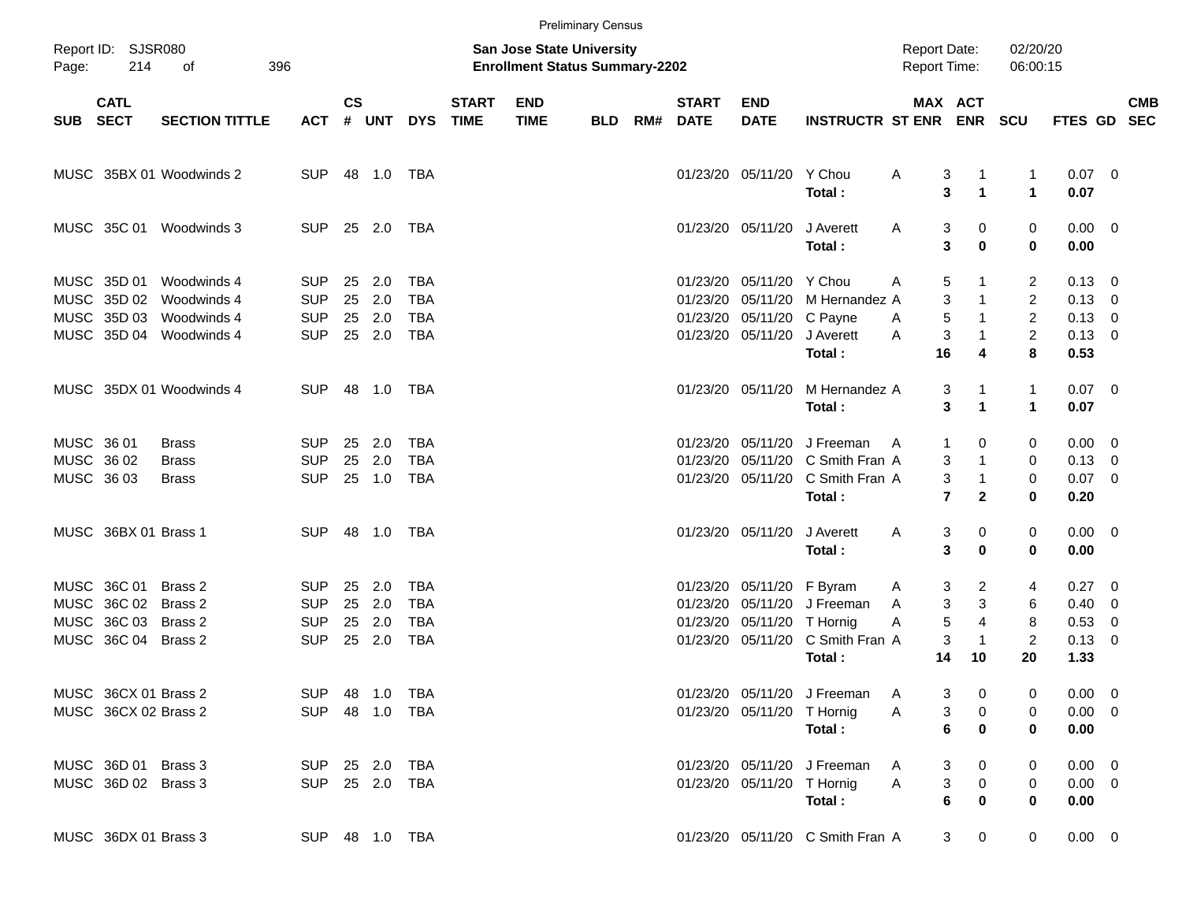Preliminary Census

Report ID: SJSR080
Page: 214 of 396

**San Jose State University**
**Enrollment Status Summary-2202**

Report Date: 02/20/20
Report Time: 06:00:15

| SUB | CATL SECT | SECTION TITTLE | ACT | CS # | UNT | DYS | START TIME | END TIME | BLD | RM# | START DATE | END DATE | INSTRUCTR | ST | MAX ENR | ACT ENR | SCU | FTES | GD | CMB SEC |
|---|---|---|---|---|---|---|---|---|---|---|---|---|---|---|---|---|---|---|---|---|
| MUSC | 35BX 01 | Woodwinds 2 | SUP | 48 | 1.0 | TBA | | | | | 01/23/20 | 05/11/20 | Y Chou | A | 3 | 1 | 1 | 0.07 | 0 | |
| | | | | | | | | | | | | | **Total :** | | **3** | **1** | **1** | **0.07** | | |
| MUSC | 35C 01 | Woodwinds 3 | SUP | 25 | 2.0 | TBA | | | | | 01/23/20 | 05/11/20 | J Averett | A | 3 | 0 | 0 | 0.00 | 0 | |
| | | | | | | | | | | | | | **Total :** | | **3** | **0** | **0** | **0.00** | | |
| MUSC | 35D 01 | Woodwinds 4 | SUP | 25 | 2.0 | TBA | | | | | 01/23/20 | 05/11/20 | Y Chou | A | 5 | 1 | 2 | 0.13 | 0 | |
| MUSC | 35D 02 | Woodwinds 4 | SUP | 25 | 2.0 | TBA | | | | | 01/23/20 | 05/11/20 | M Hernandez | A | 3 | 1 | 2 | 0.13 | 0 | |
| MUSC | 35D 03 | Woodwinds 4 | SUP | 25 | 2.0 | TBA | | | | | 01/23/20 | 05/11/20 | C Payne | A | 5 | 1 | 2 | 0.13 | 0 | |
| MUSC | 35D 04 | Woodwinds 4 | SUP | 25 | 2.0 | TBA | | | | | 01/23/20 | 05/11/20 | J Averett | A | 3 | 1 | 2 | 0.13 | 0 | |
| | | | | | | | | | | | | | **Total :** | | **16** | **4** | **8** | **0.53** | | |
| MUSC | 35DX 01 | Woodwinds 4 | SUP | 48 | 1.0 | TBA | | | | | 01/23/20 | 05/11/20 | M Hernandez | A | 3 | 1 | 1 | 0.07 | 0 | |
| | | | | | | | | | | | | | **Total :** | | **3** | **1** | **1** | **0.07** | | |
| MUSC | 36 01 | Brass | SUP | 25 | 2.0 | TBA | | | | | 01/23/20 | 05/11/20 | J Freeman | A | 1 | 0 | 0 | 0.00 | 0 | |
| MUSC | 36 02 | Brass | SUP | 25 | 2.0 | TBA | | | | | 01/23/20 | 05/11/20 | C Smith Fran | A | 3 | 1 | 0 | 0.13 | 0 | |
| MUSC | 36 03 | Brass | SUP | 25 | 1.0 | TBA | | | | | 01/23/20 | 05/11/20 | C Smith Fran | A | 3 | 1 | 0 | 0.07 | 0 | |
| | | | | | | | | | | | | | **Total :** | | **7** | **2** | **0** | **0.20** | | |
| MUSC | 36BX 01 | Brass 1 | SUP | 48 | 1.0 | TBA | | | | | 01/23/20 | 05/11/20 | J Averett | A | 3 | 0 | 0 | 0.00 | 0 | |
| | | | | | | | | | | | | | **Total :** | | **3** | **0** | **0** | **0.00** | | |
| MUSC | 36C 01 | Brass 2 | SUP | 25 | 2.0 | TBA | | | | | 01/23/20 | 05/11/20 | F Byram | A | 3 | 2 | 4 | 0.27 | 0 | |
| MUSC | 36C 02 | Brass 2 | SUP | 25 | 2.0 | TBA | | | | | 01/23/20 | 05/11/20 | J Freeman | A | 3 | 3 | 6 | 0.40 | 0 | |
| MUSC | 36C 03 | Brass 2 | SUP | 25 | 2.0 | TBA | | | | | 01/23/20 | 05/11/20 | T Hornig | A | 5 | 4 | 8 | 0.53 | 0 | |
| MUSC | 36C 04 | Brass 2 | SUP | 25 | 2.0 | TBA | | | | | 01/23/20 | 05/11/20 | C Smith Fran | A | 3 | 1 | 2 | 0.13 | 0 | |
| | | | | | | | | | | | | | **Total :** | | **14** | **10** | **20** | **1.33** | | |
| MUSC | 36CX 01 | Brass 2 | SUP | 48 | 1.0 | TBA | | | | | 01/23/20 | 05/11/20 | J Freeman | A | 3 | 0 | 0 | 0.00 | 0 | |
| MUSC | 36CX 02 | Brass 2 | SUP | 48 | 1.0 | TBA | | | | | 01/23/20 | 05/11/20 | T Hornig | A | 3 | 0 | 0 | 0.00 | 0 | |
| | | | | | | | | | | | | | **Total :** | | **6** | **0** | **0** | **0.00** | | |
| MUSC | 36D 01 | Brass 3 | SUP | 25 | 2.0 | TBA | | | | | 01/23/20 | 05/11/20 | J Freeman | A | 3 | 0 | 0 | 0.00 | 0 | |
| MUSC | 36D 02 | Brass 3 | SUP | 25 | 2.0 | TBA | | | | | 01/23/20 | 05/11/20 | T Hornig | A | 3 | 0 | 0 | 0.00 | 0 | |
| | | | | | | | | | | | | | **Total :** | | **6** | **0** | **0** | **0.00** | | |
| MUSC | 36DX 01 | Brass 3 | SUP | 48 | 1.0 | TBA | | | | | 01/23/20 | 05/11/20 | C Smith Fran | A | 3 | 0 | 0 | 0.00 | 0 | |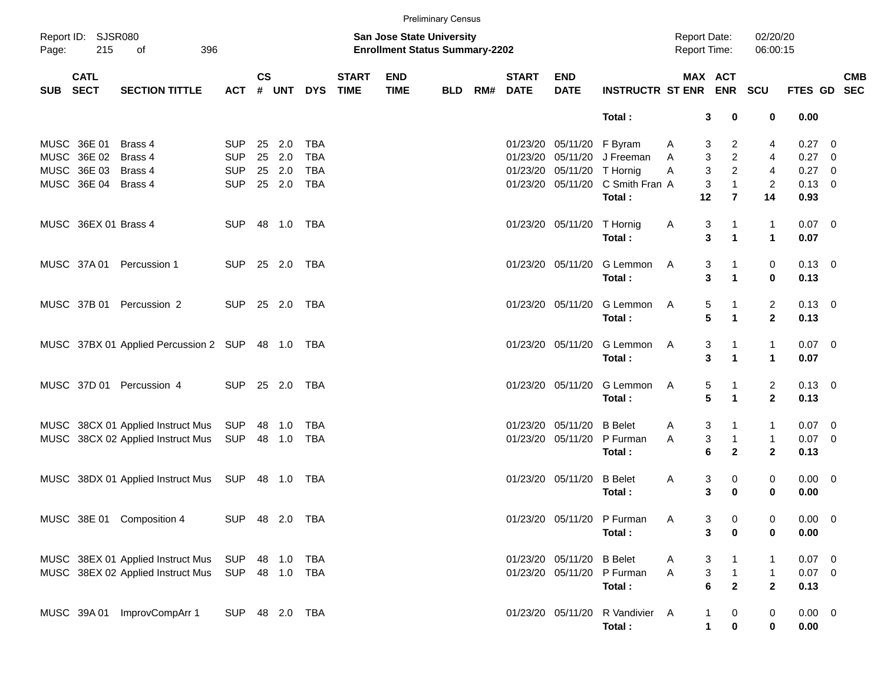Preliminary Census

Report ID: SJSR080

**San Jose State University**
**Enrollment Status Summary-2202**

Report Date: 02/20/20
Report Time: 06:00:15

| SUB | CATL SECT | SECTION TITTLE | ACT | CS # | UNT | DYS | START TIME | END TIME | BLD | RM# | START DATE | END DATE | INSTRUCTR | ST | MAX ENR | ACT ENR | SCU | FTES | GD | CMB SEC |
|---|---|---|---|---|---|---|---|---|---|---|---|---|---|---|---|---|---|---|---|---|
| | | | | | | | | | | | | | **Total :** | | **3** | **0** | **0** | **0.00** | | |
| MUSC | 36E 01 | Brass 4 | SUP | 25 | 2.0 | TBA | | | | | 01/23/20 | 05/11/20 | F Byram | A | 3 | 2 | 4 | 0.27 | 0 | |
| MUSC | 36E 02 | Brass 4 | SUP | 25 | 2.0 | TBA | | | | | 01/23/20 | 05/11/20 | J Freeman | A | 3 | 2 | 4 | 0.27 | 0 | |
| MUSC | 36E 03 | Brass 4 | SUP | 25 | 2.0 | TBA | | | | | 01/23/20 | 05/11/20 | T Hornig | A | 3 | 2 | 4 | 0.27 | 0 | |
| MUSC | 36E 04 | Brass 4 | SUP | 25 | 2.0 | TBA | | | | | 01/23/20 | 05/11/20 | C Smith Fran | A | 3 | 1 | 2 | 0.13 | 0 | |
| | | | | | | | | | | | | | **Total :** | | **12** | **7** | **14** | **0.93** | | |
| MUSC | 36EX 01 | Brass 4 | SUP | 48 | 1.0 | TBA | | | | | 01/23/20 | 05/11/20 | T Hornig | A | 3 | 1 | 1 | 0.07 | 0 | |
| | | | | | | | | | | | | | **Total :** | | **3** | **1** | **1** | **0.07** | | |
| MUSC | 37A 01 | Percussion 1 | SUP | 25 | 2.0 | TBA | | | | | 01/23/20 | 05/11/20 | G Lemmon | A | 3 | 1 | 0 | 0.13 | 0 | |
| | | | | | | | | | | | | | **Total :** | | **3** | **1** | **0** | **0.13** | | |
| MUSC | 37B 01 | Percussion 2 | SUP | 25 | 2.0 | TBA | | | | | 01/23/20 | 05/11/20 | G Lemmon | A | 5 | 1 | 2 | 0.13 | 0 | |
| | | | | | | | | | | | | | **Total :** | | **5** | **1** | **2** | **0.13** | | |
| MUSC | 37BX 01 | Applied Percussion 2 | SUP | 48 | 1.0 | TBA | | | | | 01/23/20 | 05/11/20 | G Lemmon | A | 3 | 1 | 1 | 0.07 | 0 | |
| | | | | | | | | | | | | | **Total :** | | **3** | **1** | **1** | **0.07** | | |
| MUSC | 37D 01 | Percussion 4 | SUP | 25 | 2.0 | TBA | | | | | 01/23/20 | 05/11/20 | G Lemmon | A | 5 | 1 | 2 | 0.13 | 0 | |
| | | | | | | | | | | | | | **Total :** | | **5** | **1** | **2** | **0.13** | | |
| MUSC | 38CX 01 | Applied Instruct Mus | SUP | 48 | 1.0 | TBA | | | | | 01/23/20 | 05/11/20 | B Belet | A | 3 | 1 | 1 | 0.07 | 0 | |
| MUSC | 38CX 02 | Applied Instruct Mus | SUP | 48 | 1.0 | TBA | | | | | 01/23/20 | 05/11/20 | P Furman | A | 3 | 1 | 1 | 0.07 | 0 | |
| | | | | | | | | | | | | | **Total :** | | **6** | **2** | **2** | **0.13** | | |
| MUSC | 38DX 01 | Applied Instruct Mus | SUP | 48 | 1.0 | TBA | | | | | 01/23/20 | 05/11/20 | B Belet | A | 3 | 0 | 0 | 0.00 | 0 | |
| | | | | | | | | | | | | | **Total :** | | **3** | **0** | **0** | **0.00** | | |
| MUSC | 38E 01 | Composition 4 | SUP | 48 | 2.0 | TBA | | | | | 01/23/20 | 05/11/20 | P Furman | A | 3 | 0 | 0 | 0.00 | 0 | |
| | | | | | | | | | | | | | **Total :** | | **3** | **0** | **0** | **0.00** | | |
| MUSC | 38EX 01 | Applied Instruct Mus | SUP | 48 | 1.0 | TBA | | | | | 01/23/20 | 05/11/20 | B Belet | A | 3 | 1 | 1 | 0.07 | 0 | |
| MUSC | 38EX 02 | Applied Instruct Mus | SUP | 48 | 1.0 | TBA | | | | | 01/23/20 | 05/11/20 | P Furman | A | 3 | 1 | 1 | 0.07 | 0 | |
| | | | | | | | | | | | | | **Total :** | | **6** | **2** | **2** | **0.13** | | |
| MUSC | 39A 01 | ImprovCompArr 1 | SUP | 48 | 2.0 | TBA | | | | | 01/23/20 | 05/11/20 | R Vandivier | A | 1 | 0 | 0 | 0.00 | 0 | |
| | | | | | | | | | | | | | **Total :** | | **1** | **0** | **0** | **0.00** | | |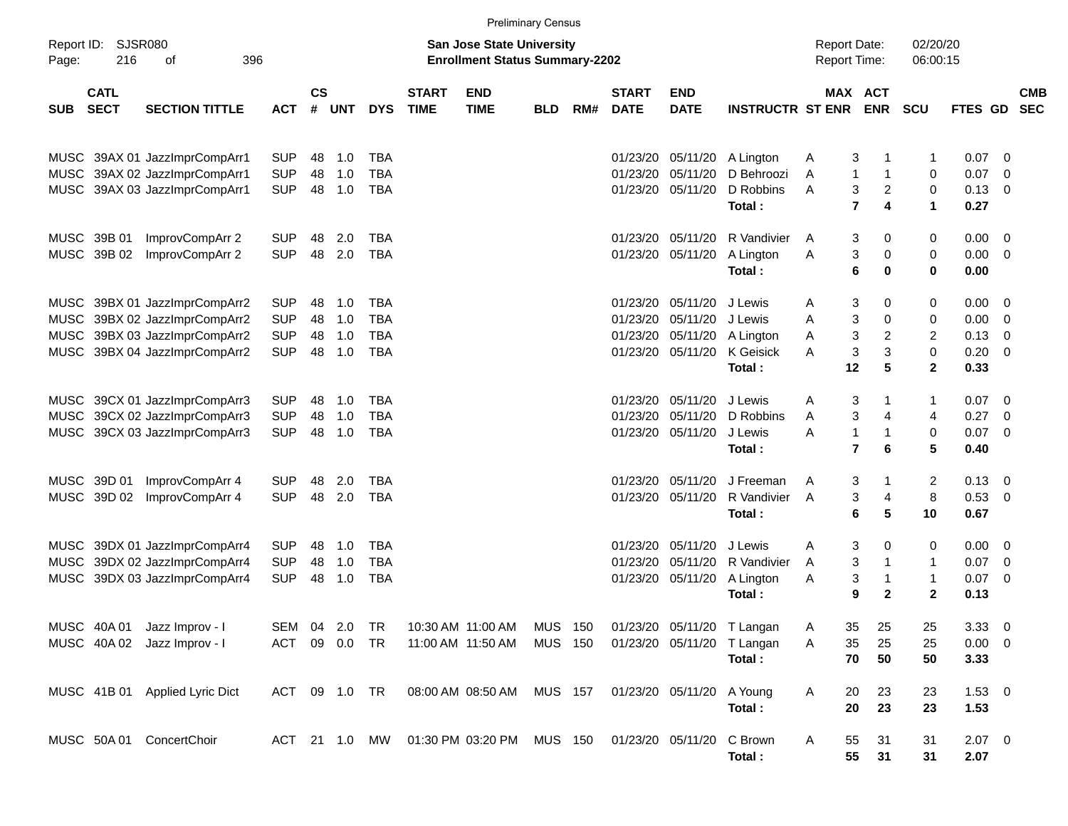Preliminary Census

Report ID: SJSR080

**San Jose State University**
**Enrollment Status Summary-2202**

Report Date: 02/20/20
Report Time: 06:00:15

| SUB | CATL SECT | SECTION TITTLE | ACT | CS # | UNT | DYS | START TIME | END TIME | BLD | RM# | START DATE | END DATE | INSTRUCTR | ST | MAX ENR | ACT ENR | SCU | FTES | GD | CMB SEC |
|---|---|---|---|---|---|---|---|---|---|---|---|---|---|---|---|---|---|---|---|---|
| MUSC | 39AX 01 | JazzImprCompArr1 | SUP | 48 | 1.0 | TBA | | | | | 01/23/20 | 05/11/20 | A Lington | A | 3 | 1 | 1 | 0.07 | 0 | |
| MUSC | 39AX 02 | JazzImprCompArr1 | SUP | 48 | 1.0 | TBA | | | | | 01/23/20 | 05/11/20 | D Behroozi | A | 1 | 1 | 0 | 0.07 | 0 | |
| MUSC | 39AX 03 | JazzImprCompArr1 | SUP | 48 | 1.0 | TBA | | | | | 01/23/20 | 05/11/20 | D Robbins | A | 3 | 2 | 0 | 0.13 | 0 | |
| | | | | | | | | | | | | | **Total :** | | **7** | **4** | **1** | **0.27** | | |
| MUSC | 39B 01 | ImprovCompArr 2 | SUP | 48 | 2.0 | TBA | | | | | 01/23/20 | 05/11/20 | R Vandivier | A | 3 | 0 | 0 | 0.00 | 0 | |
| MUSC | 39B 02 | ImprovCompArr 2 | SUP | 48 | 2.0 | TBA | | | | | 01/23/20 | 05/11/20 | A Lington | A | 3 | 0 | 0 | 0.00 | 0 | |
| | | | | | | | | | | | | | **Total :** | | **6** | **0** | **0** | **0.00** | | |
| MUSC | 39BX 01 | JazzImprCompArr2 | SUP | 48 | 1.0 | TBA | | | | | 01/23/20 | 05/11/20 | J Lewis | A | 3 | 0 | 0 | 0.00 | 0 | |
| MUSC | 39BX 02 | JazzImprCompArr2 | SUP | 48 | 1.0 | TBA | | | | | 01/23/20 | 05/11/20 | J Lewis | A | 3 | 0 | 0 | 0.00 | 0 | |
| MUSC | 39BX 03 | JazzImprCompArr2 | SUP | 48 | 1.0 | TBA | | | | | 01/23/20 | 05/11/20 | A Lington | A | 3 | 2 | 2 | 0.13 | 0 | |
| MUSC | 39BX 04 | JazzImprCompArr2 | SUP | 48 | 1.0 | TBA | | | | | 01/23/20 | 05/11/20 | K Geisick | A | 3 | 3 | 0 | 0.20 | 0 | |
| | | | | | | | | | | | | | **Total :** | | **12** | **5** | **2** | **0.33** | | |
| MUSC | 39CX 01 | JazzImprCompArr3 | SUP | 48 | 1.0 | TBA | | | | | 01/23/20 | 05/11/20 | J Lewis | A | 3 | 1 | 1 | 0.07 | 0 | |
| MUSC | 39CX 02 | JazzImprCompArr3 | SUP | 48 | 1.0 | TBA | | | | | 01/23/20 | 05/11/20 | D Robbins | A | 3 | 4 | 4 | 0.27 | 0 | |
| MUSC | 39CX 03 | JazzImprCompArr3 | SUP | 48 | 1.0 | TBA | | | | | 01/23/20 | 05/11/20 | J Lewis | A | 1 | 1 | 0 | 0.07 | 0 | |
| | | | | | | | | | | | | | **Total :** | | **7** | **6** | **5** | **0.40** | | |
| MUSC | 39D 01 | ImprovCompArr 4 | SUP | 48 | 2.0 | TBA | | | | | 01/23/20 | 05/11/20 | J Freeman | A | 3 | 1 | 2 | 0.13 | 0 | |
| MUSC | 39D 02 | ImprovCompArr 4 | SUP | 48 | 2.0 | TBA | | | | | 01/23/20 | 05/11/20 | R Vandivier | A | 3 | 4 | 8 | 0.53 | 0 | |
| | | | | | | | | | | | | | **Total :** | | **6** | **5** | **10** | **0.67** | | |
| MUSC | 39DX 01 | JazzImprCompArr4 | SUP | 48 | 1.0 | TBA | | | | | 01/23/20 | 05/11/20 | J Lewis | A | 3 | 0 | 0 | 0.00 | 0 | |
| MUSC | 39DX 02 | JazzImprCompArr4 | SUP | 48 | 1.0 | TBA | | | | | 01/23/20 | 05/11/20 | R Vandivier | A | 3 | 1 | 1 | 0.07 | 0 | |
| MUSC | 39DX 03 | JazzImprCompArr4 | SUP | 48 | 1.0 | TBA | | | | | 01/23/20 | 05/11/20 | A Lington | A | 3 | 1 | 1 | 0.07 | 0 | |
| | | | | | | | | | | | | | **Total :** | | **9** | **2** | **2** | **0.13** | | |
| MUSC | 40A 01 | Jazz Improv - I | SEM | 04 | 2.0 | TR | 10:30 AM | 11:00 AM | MUS | 150 | 01/23/20 | 05/11/20 | T Langan | A | 35 | 25 | 25 | 3.33 | 0 | |
| MUSC | 40A 02 | Jazz Improv - I | ACT | 09 | 0.0 | TR | 11:00 AM | 11:50 AM | MUS | 150 | 01/23/20 | 05/11/20 | T Langan | A | 35 | 25 | 25 | 0.00 | 0 | |
| | | | | | | | | | | | | | **Total :** | | **70** | **50** | **50** | **3.33** | | |
| MUSC | 41B 01 | Applied Lyric Dict | ACT | 09 | 1.0 | TR | 08:00 AM | 08:50 AM | MUS | 157 | 01/23/20 | 05/11/20 | A Young | A | 20 | 23 | 23 | 1.53 | 0 | |
| | | | | | | | | | | | | | **Total :** | | **20** | **23** | **23** | **1.53** | | |
| MUSC | 50A 01 | ConcertChoir | ACT | 21 | 1.0 | MW | 01:30 PM | 03:20 PM | MUS | 150 | 01/23/20 | 05/11/20 | C Brown | A | 55 | 31 | 31 | 2.07 | 0 | |
| | | | | | | | | | | | | | **Total :** | | **55** | **31** | **31** | **2.07** | | |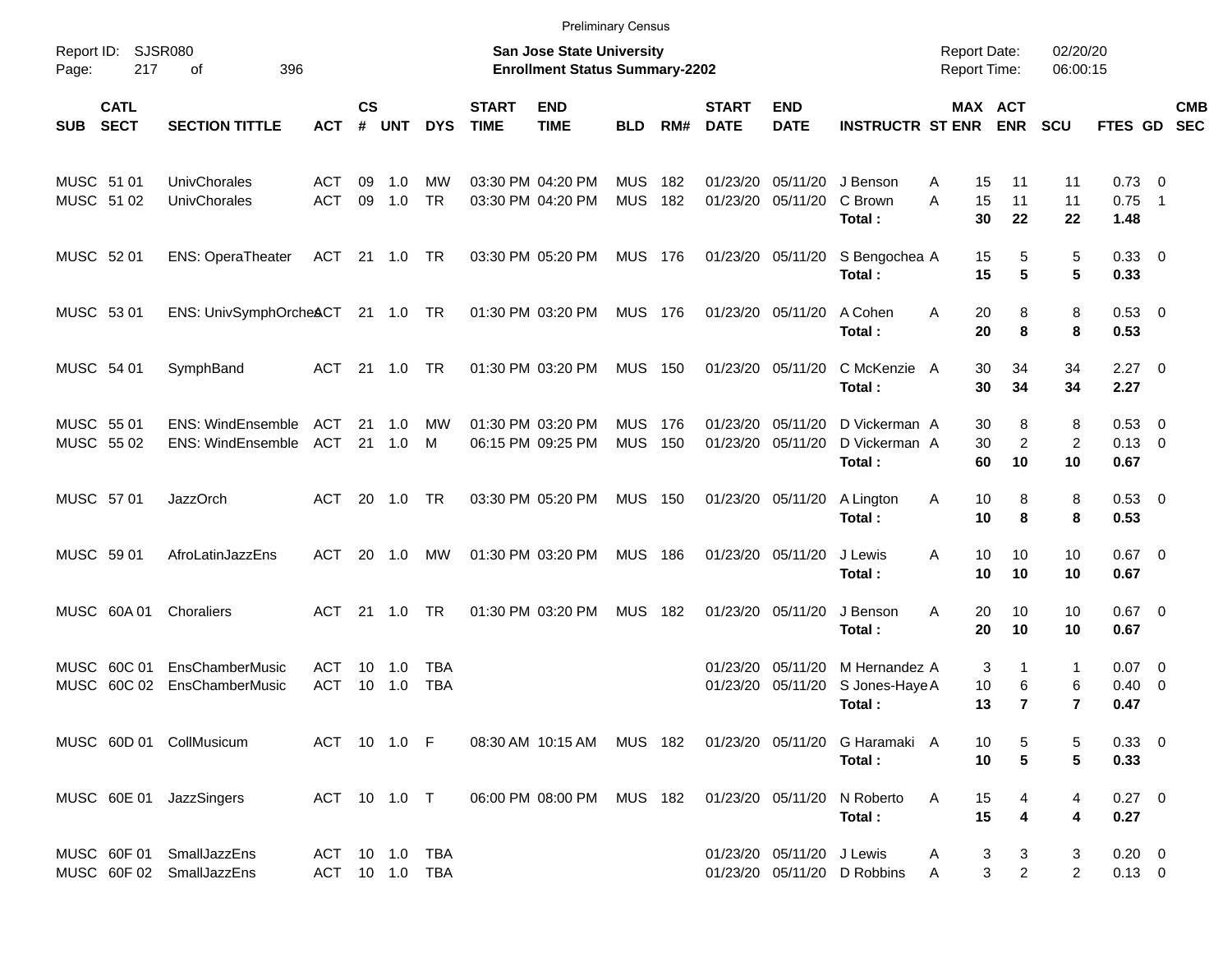Preliminary Census

Report ID: SJSR080
Page: 217 of 396

**San Jose State University**
**Enrollment Status Summary-2202**

Report Date: 02/20/20
Report Time: 06:00:15

| SUB | CATL SECT | SECTION TITTLE | ACT | CS # | UNT | DYS | START TIME | END TIME | BLD | RM# | START DATE | END DATE | INSTRUCTR | ST | MAX ENR | ACT ENR | SCU | FTES | GD | CMB SEC |
|---|---|---|---|---|---|---|---|---|---|---|---|---|---|---|---|---|---|---|---|---|
| MUSC | 51 01 | UnivChorales | ACT | 09 | 1.0 | MW | 03:30 PM | 04:20 PM | MUS | 182 | 01/23/20 | 05/11/20 | J Benson | A | 15 | 11 | 11 | 0.73 | 0 | |
| MUSC | 51 02 | UnivChorales | ACT | 09 | 1.0 | TR | 03:30 PM | 04:20 PM | MUS | 182 | 01/23/20 | 05/11/20 | C Brown | A | 15 | 11 | 11 | 0.75 | 1 | |
| | | | | | | | | | | | | | **Total :** | | **30** | **22** | **22** | **1.48** | | |
| MUSC | 52 01 | ENS: OperaTheater | ACT | 21 | 1.0 | TR | 03:30 PM | 05:20 PM | MUS | 176 | 01/23/20 | 05/11/20 | S Bengochea | A | 15 | 5 | 5 | 0.33 | 0 | |
| | | | | | | | | | | | | | **Total :** | | **15** | **5** | **5** | **0.33** | | |
| MUSC | 53 01 | ENS: UnivSymphOrches | ACT | 21 | 1.0 | TR | 01:30 PM | 03:20 PM | MUS | 176 | 01/23/20 | 05/11/20 | A Cohen | A | 20 | 8 | 8 | 0.53 | 0 | |
| | | | | | | | | | | | | | **Total :** | | **20** | **8** | **8** | **0.53** | | |
| MUSC | 54 01 | SymphBand | ACT | 21 | 1.0 | TR | 01:30 PM | 03:20 PM | MUS | 150 | 01/23/20 | 05/11/20 | C McKenzie | A | 30 | 34 | 34 | 2.27 | 0 | |
| | | | | | | | | | | | | | **Total :** | | **30** | **34** | **34** | **2.27** | | |
| MUSC | 55 01 | ENS: WindEnsemble | ACT | 21 | 1.0 | MW | 01:30 PM | 03:20 PM | MUS | 176 | 01/23/20 | 05/11/20 | D Vickerman | A | 30 | 8 | 8 | 0.53 | 0 | |
| MUSC | 55 02 | ENS: WindEnsemble | ACT | 21 | 1.0 | M | 06:15 PM | 09:25 PM | MUS | 150 | 01/23/20 | 05/11/20 | D Vickerman | A | 30 | 2 | 2 | 0.13 | 0 | |
| | | | | | | | | | | | | | **Total :** | | **60** | **10** | **10** | **0.67** | | |
| MUSC | 57 01 | JazzOrch | ACT | 20 | 1.0 | TR | 03:30 PM | 05:20 PM | MUS | 150 | 01/23/20 | 05/11/20 | A Lington | A | 10 | 8 | 8 | 0.53 | 0 | |
| | | | | | | | | | | | | | **Total :** | | **10** | **8** | **8** | **0.53** | | |
| MUSC | 59 01 | AfroLatinJazzEns | ACT | 20 | 1.0 | MW | 01:30 PM | 03:20 PM | MUS | 186 | 01/23/20 | 05/11/20 | J Lewis | A | 10 | 10 | 10 | 0.67 | 0 | |
| | | | | | | | | | | | | | **Total :** | | **10** | **10** | **10** | **0.67** | | |
| MUSC | 60A 01 | Choraliers | ACT | 21 | 1.0 | TR | 01:30 PM | 03:20 PM | MUS | 182 | 01/23/20 | 05/11/20 | J Benson | A | 20 | 10 | 10 | 0.67 | 0 | |
| | | | | | | | | | | | | | **Total :** | | **20** | **10** | **10** | **0.67** | | |
| MUSC | 60C 01 | EnsChamberMusic | ACT | 10 | 1.0 | TBA | | | | | 01/23/20 | 05/11/20 | M Hernandez | A | 3 | 1 | 1 | 0.07 | 0 | |
| MUSC | 60C 02 | EnsChamberMusic | ACT | 10 | 1.0 | TBA | | | | | 01/23/20 | 05/11/20 | S Jones-Haye | A | 10 | 6 | 6 | 0.40 | 0 | |
| | | | | | | | | | | | | | **Total :** | | **13** | **7** | **7** | **0.47** | | |
| MUSC | 60D 01 | CollMusicum | ACT | 10 | 1.0 | F | 08:30 AM | 10:15 AM | MUS | 182 | 01/23/20 | 05/11/20 | G Haramaki | A | 10 | 5 | 5 | 0.33 | 0 | |
| | | | | | | | | | | | | | **Total :** | | **10** | **5** | **5** | **0.33** | | |
| MUSC | 60E 01 | JazzSingers | ACT | 10 | 1.0 | T | 06:00 PM | 08:00 PM | MUS | 182 | 01/23/20 | 05/11/20 | N Roberto | A | 15 | 4 | 4 | 0.27 | 0 | |
| | | | | | | | | | | | | | **Total :** | | **15** | **4** | **4** | **0.27** | | |
| MUSC | 60F 01 | SmallJazzEns | ACT | 10 | 1.0 | TBA | | | | | 01/23/20 | 05/11/20 | J Lewis | A | 3 | 3 | 3 | 0.20 | 0 | |
| MUSC | 60F 02 | SmallJazzEns | ACT | 10 | 1.0 | TBA | | | | | 01/23/20 | 05/11/20 | D Robbins | A | 3 | 2 | 2 | 0.13 | 0 | |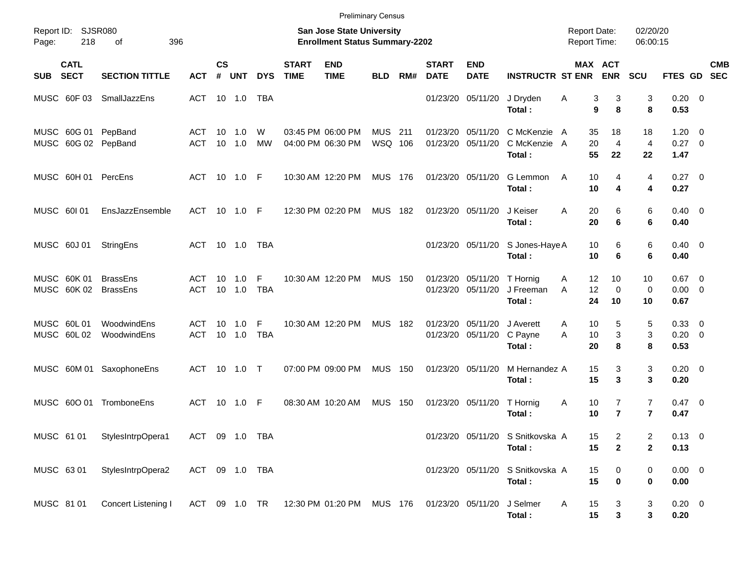Preliminary Census

Report ID: SJSR080

**San Jose State University**
**Enrollment Status Summary-2202**

Report Date: 02/20/20
Report Time: 06:00:15

| SUB | CATL SECT | SECTION TITTLE | ACT | CS # | UNT | DYS | START TIME | END TIME | BLD | RM# | START DATE | END DATE | INSTRUCTR | ST | MAX ENR | ACT ENR | SCU | FTES | GD | CMB SEC |
|---|---|---|---|---|---|---|---|---|---|---|---|---|---|---|---|---|---|---|---|---|
| MUSC | 60F 03 | SmallJazzEns | ACT | 10 | 1.0 | TBA | | | | | 01/23/20 | 05/11/20 | J Dryden | A | 3 | 3 | 3 | 0.20 | 0 | |
| | | | | | | | | | | | | | **Total :** | | **9** | **8** | **8** | **0.53** | | |
| MUSC | 60G 01 | PepBand | ACT | 10 | 1.0 | W | 03:45 PM | 06:00 PM | MUS | 211 | 01/23/20 | 05/11/20 | C McKenzie | A | 35 | 18 | 18 | 1.20 | 0 | |
| MUSC | 60G 02 | PepBand | ACT | 10 | 1.0 | MW | 04:00 PM | 06:30 PM | WSQ | 106 | 01/23/20 | 05/11/20 | C McKenzie | A | 20 | 4 | 4 | 0.27 | 0 | |
| | | | | | | | | | | | | | **Total :** | | **55** | **22** | **22** | **1.47** | | |
| MUSC | 60H 01 | PercEns | ACT | 10 | 1.0 | F | 10:30 AM | 12:20 PM | MUS | 176 | 01/23/20 | 05/11/20 | G Lemmon | A | 10 | 4 | 4 | 0.27 | 0 | |
| | | | | | | | | | | | | | **Total :** | | **10** | **4** | **4** | **0.27** | | |
| MUSC | 60I 01 | EnsJazzEnsemble | ACT | 10 | 1.0 | F | 12:30 PM | 02:20 PM | MUS | 182 | 01/23/20 | 05/11/20 | J Keiser | A | 20 | 6 | 6 | 0.40 | 0 | |
| | | | | | | | | | | | | | **Total :** | | **20** | **6** | **6** | **0.40** | | |
| MUSC | 60J 01 | StringEns | ACT | 10 | 1.0 | TBA | | | | | 01/23/20 | 05/11/20 | S Jones-Haye | A | 10 | 6 | 6 | 0.40 | 0 | |
| | | | | | | | | | | | | | **Total :** | | **10** | **6** | **6** | **0.40** | | |
| MUSC | 60K 01 | BrassEns | ACT | 10 | 1.0 | F | 10:30 AM | 12:20 PM | MUS | 150 | 01/23/20 | 05/11/20 | T Hornig | A | 12 | 10 | 10 | 0.67 | 0 | |
| MUSC | 60K 02 | BrassEns | ACT | 10 | 1.0 | TBA | | | | | 01/23/20 | 05/11/20 | J Freeman | A | 12 | 0 | 0 | 0.00 | 0 | |
| | | | | | | | | | | | | | **Total :** | | **24** | **10** | **10** | **0.67** | | |
| MUSC | 60L 01 | WoodwindEns | ACT | 10 | 1.0 | F | 10:30 AM | 12:20 PM | MUS | 182 | 01/23/20 | 05/11/20 | J Averett | A | 10 | 5 | 5 | 0.33 | 0 | |
| MUSC | 60L 02 | WoodwindEns | ACT | 10 | 1.0 | TBA | | | | | 01/23/20 | 05/11/20 | C Payne | A | 10 | 3 | 3 | 0.20 | 0 | |
| | | | | | | | | | | | | | **Total :** | | **20** | **8** | **8** | **0.53** | | |
| MUSC | 60M 01 | SaxophoneEns | ACT | 10 | 1.0 | T | 07:00 PM | 09:00 PM | MUS | 150 | 01/23/20 | 05/11/20 | M Hernandez | A | 15 | 3 | 3 | 0.20 | 0 | |
| | | | | | | | | | | | | | **Total :** | | **15** | **3** | **3** | **0.20** | | |
| MUSC | 60O 01 | TromboneEns | ACT | 10 | 1.0 | F | 08:30 AM | 10:20 AM | MUS | 150 | 01/23/20 | 05/11/20 | T Hornig | A | 10 | 7 | 7 | 0.47 | 0 | |
| | | | | | | | | | | | | | **Total :** | | **10** | **7** | **7** | **0.47** | | |
| MUSC | 61 01 | StylesIntrpOpera1 | ACT | 09 | 1.0 | TBA | | | | | 01/23/20 | 05/11/20 | S Snitkovska | A | 15 | 2 | 2 | 0.13 | 0 | |
| | | | | | | | | | | | | | **Total :** | | **15** | **2** | **2** | **0.13** | | |
| MUSC | 63 01 | StylesIntrpOpera2 | ACT | 09 | 1.0 | TBA | | | | | 01/23/20 | 05/11/20 | S Snitkovska | A | 15 | 0 | 0 | 0.00 | 0 | |
| | | | | | | | | | | | | | **Total :** | | **15** | **0** | **0** | **0.00** | | |
| MUSC | 81 01 | Concert Listening I | ACT | 09 | 1.0 | TR | 12:30 PM | 01:20 PM | MUS | 176 | 01/23/20 | 05/11/20 | J Selmer | A | 15 | 3 | 3 | 0.20 | 0 | |
| | | | | | | | | | | | | | **Total :** | | **15** | **3** | **3** | **0.20** | | |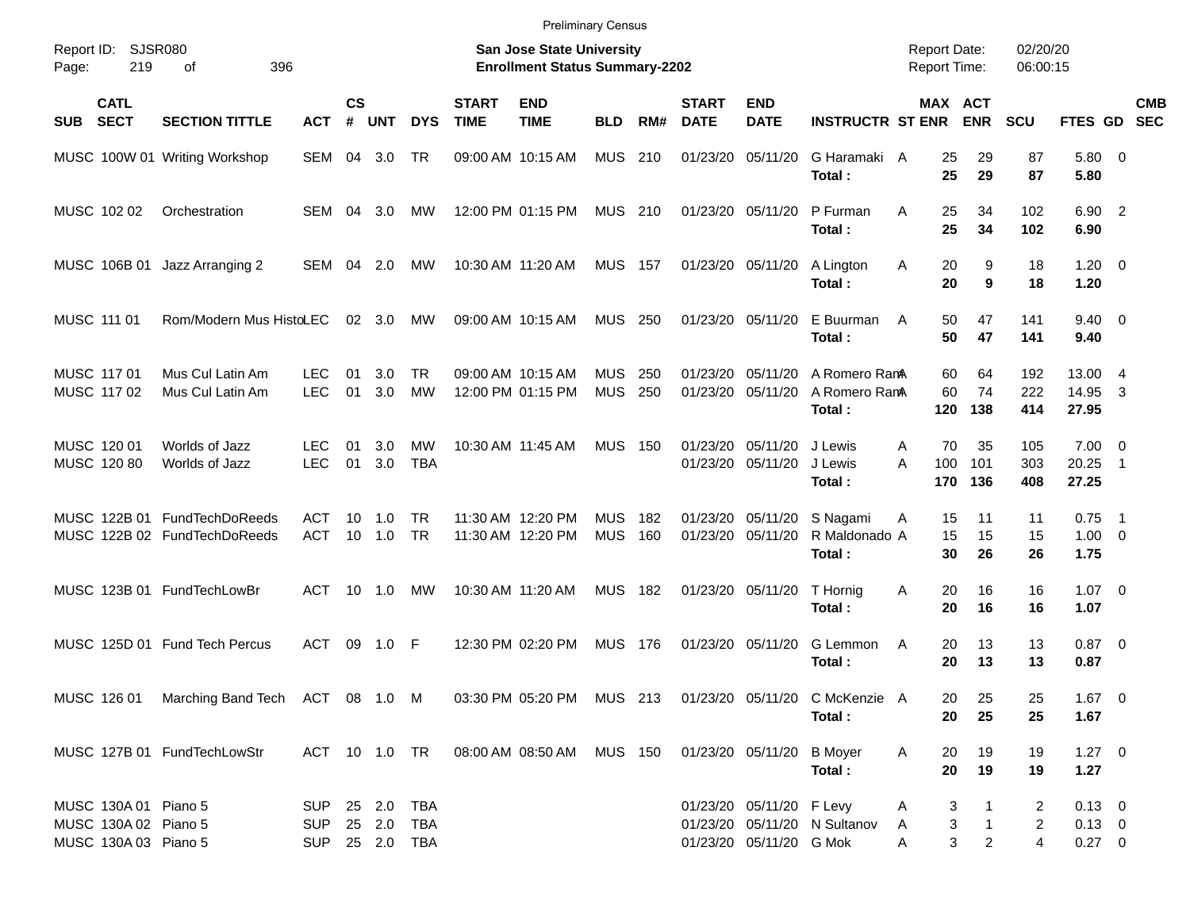Preliminary Census

Report ID: SJSR080

**San Jose State University**
**Enrollment Status Summary-2202**

Report Date: 02/20/20
Report Time: 06:00:15

| SUB | CATL SECT | SECTION TITTLE | ACT | CS # | UNT | DYS | START TIME | END TIME | BLD | RM# | START DATE | END DATE | INSTRUCTR | ST | MAX ENR | ACT ENR | SCU | FTES | GD | CMB SEC |
|---|---|---|---|---|---|---|---|---|---|---|---|---|---|---|---|---|---|---|---|---|
| MUSC | 100W 01 | Writing Workshop | SEM | 04 | 3.0 | TR | 09:00 AM | 10:15 AM | MUS | 210 | 01/23/20 | 05/11/20 | G Haramaki | A | 25 | 29 | 87 | 5.80 | 0 | |
| | | | | | | | | | | | | | **Total :** | | **25** | **29** | **87** | **5.80** | | |
| MUSC | 102 02 | Orchestration | SEM | 04 | 3.0 | MW | 12:00 PM | 01:15 PM | MUS | 210 | 01/23/20 | 05/11/20 | P Furman | A | 25 | 34 | 102 | 6.90 | 2 | |
| | | | | | | | | | | | | | **Total :** | | **25** | **34** | **102** | **6.90** | | |
| MUSC | 106B 01 | Jazz Arranging 2 | SEM | 04 | 2.0 | MW | 10:30 AM | 11:20 AM | MUS | 157 | 01/23/20 | 05/11/20 | A Lington | A | 20 | 9 | 18 | 1.20 | 0 | |
| | | | | | | | | | | | | | **Total :** | | **20** | **9** | **18** | **1.20** | | |
| MUSC | 111 01 | Rom/Modern Mus Histo | LEC | 02 | 3.0 | MW | 09:00 AM | 10:15 AM | MUS | 250 | 01/23/20 | 05/11/20 | E Buurman | A | 50 | 47 | 141 | 9.40 | 0 | |
| | | | | | | | | | | | | | **Total :** | | **50** | **47** | **141** | **9.40** | | |
| MUSC | 117 01 | Mus Cul Latin Am | LEC | 01 | 3.0 | TR | 09:00 AM | 10:15 AM | MUS | 250 | 01/23/20 | 05/11/20 | A Romero Ram | A | 60 | 64 | 192 | 13.00 | 4 | |
| MUSC | 117 02 | Mus Cul Latin Am | LEC | 01 | 3.0 | MW | 12:00 PM | 01:15 PM | MUS | 250 | 01/23/20 | 05/11/20 | A Romero Ram | A | 60 | 74 | 222 | 14.95 | 3 | |
| | | | | | | | | | | | | | **Total :** | | **120** | **138** | **414** | **27.95** | | |
| MUSC | 120 01 | Worlds of Jazz | LEC | 01 | 3.0 | MW | 10:30 AM | 11:45 AM | MUS | 150 | 01/23/20 | 05/11/20 | J Lewis | A | 70 | 35 | 105 | 7.00 | 0 | |
| MUSC | 120 80 | Worlds of Jazz | LEC | 01 | 3.0 | TBA | | | | | 01/23/20 | 05/11/20 | J Lewis | A | 100 | 101 | 303 | 20.25 | 1 | |
| | | | | | | | | | | | | | **Total :** | | **170** | **136** | **408** | **27.25** | | |
| MUSC | 122B 01 | FundTechDoReeds | ACT | 10 | 1.0 | TR | 11:30 AM | 12:20 PM | MUS | 182 | 01/23/20 | 05/11/20 | S Nagami | A | 15 | 11 | 11 | 0.75 | 1 | |
| MUSC | 122B 02 | FundTechDoReeds | ACT | 10 | 1.0 | TR | 11:30 AM | 12:20 PM | MUS | 160 | 01/23/20 | 05/11/20 | R Maldonado | A | 15 | 15 | 15 | 1.00 | 0 | |
| | | | | | | | | | | | | | **Total :** | | **30** | **26** | **26** | **1.75** | | |
| MUSC | 123B 01 | FundTechLowBr | ACT | 10 | 1.0 | MW | 10:30 AM | 11:20 AM | MUS | 182 | 01/23/20 | 05/11/20 | T Hornig | A | 20 | 16 | 16 | 1.07 | 0 | |
| | | | | | | | | | | | | | **Total :** | | **20** | **16** | **16** | **1.07** | | |
| MUSC | 125D 01 | Fund Tech Percus | ACT | 09 | 1.0 | F | 12:30 PM | 02:20 PM | MUS | 176 | 01/23/20 | 05/11/20 | G Lemmon | A | 20 | 13 | 13 | 0.87 | 0 | |
| | | | | | | | | | | | | | **Total :** | | **20** | **13** | **13** | **0.87** | | |
| MUSC | 126 01 | Marching Band Tech | ACT | 08 | 1.0 | M | 03:30 PM | 05:20 PM | MUS | 213 | 01/23/20 | 05/11/20 | C McKenzie | A | 20 | 25 | 25 | 1.67 | 0 | |
| | | | | | | | | | | | | | **Total :** | | **20** | **25** | **25** | **1.67** | | |
| MUSC | 127B 01 | FundTechLowStr | ACT | 10 | 1.0 | TR | 08:00 AM | 08:50 AM | MUS | 150 | 01/23/20 | 05/11/20 | B Moyer | A | 20 | 19 | 19 | 1.27 | 0 | |
| | | | | | | | | | | | | | **Total :** | | **20** | **19** | **19** | **1.27** | | |
| MUSC | 130A 01 | Piano 5 | SUP | 25 | 2.0 | TBA | | | | | 01/23/20 | 05/11/20 | F Levy | A | 3 | 1 | 2 | 0.13 | 0 | |
| MUSC | 130A 02 | Piano 5 | SUP | 25 | 2.0 | TBA | | | | | 01/23/20 | 05/11/20 | N Sultanov | A | 3 | 1 | 2 | 0.13 | 0 | |
| MUSC | 130A 03 | Piano 5 | SUP | 25 | 2.0 | TBA | | | | | 01/23/20 | 05/11/20 | G Mok | A | 3 | 2 | 4 | 0.27 | 0 | |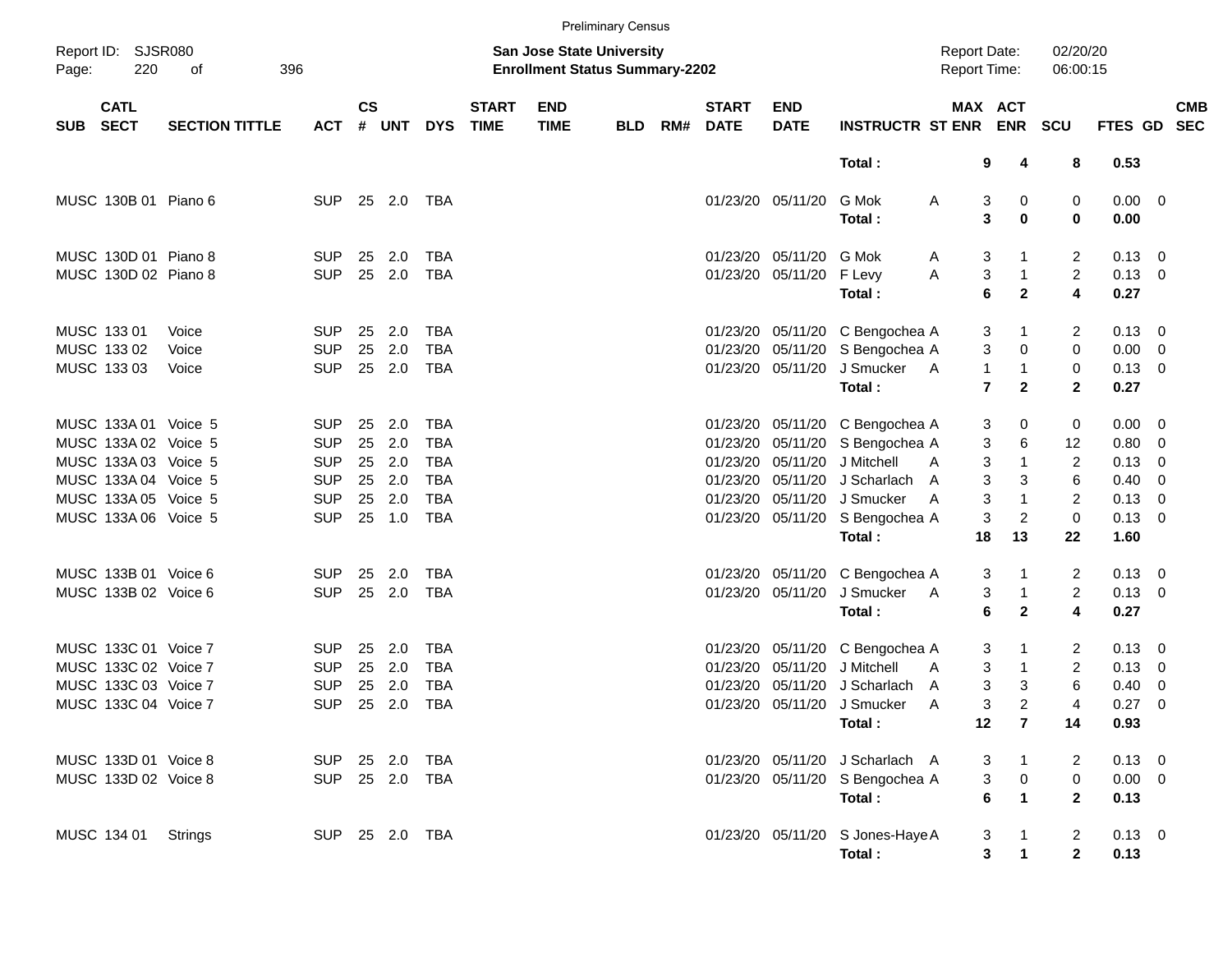Preliminary Census

Report ID: SJSR080
Page: 220 of 396

**San Jose State University**
**Enrollment Status Summary-2202**

Report Date: 02/20/20
Report Time: 06:00:15

| SUB | CATL SECT | SECTION TITTLE | ACT | CS # | UNT | DYS | START TIME | END TIME | BLD | RM# | START DATE | END DATE | INSTRUCTR | ST | MAX ENR | ACT ENR | SCU | FTES | GD | CMB SEC |
|---|---|---|---|---|---|---|---|---|---|---|---|---|---|---|---|---|---|---|---|---|
| | | | | | | | | | | | | | **Total :** | | **9** | **4** | **8** | **0.53** | | |
| MUSC | 130B 01 | Piano 6 | SUP | 25 | 2.0 | TBA | | | | | 01/23/20 | 05/11/20 | G Mok | A | 3 | 0 | 0 | 0.00 | 0 | |
| | | | | | | | | | | | | | **Total :** | | **3** | **0** | **0** | **0.00** | | |
| MUSC | 130D 01 | Piano 8 | SUP | 25 | 2.0 | TBA | | | | | 01/23/20 | 05/11/20 | G Mok | A | 3 | 1 | 2 | 0.13 | 0 | |
| MUSC | 130D 02 | Piano 8 | SUP | 25 | 2.0 | TBA | | | | | 01/23/20 | 05/11/20 | F Levy | A | 3 | 1 | 2 | 0.13 | 0 | |
| | | | | | | | | | | | | | **Total :** | | **6** | **2** | **4** | **0.27** | | |
| MUSC | 133 01 | Voice | SUP | 25 | 2.0 | TBA | | | | | 01/23/20 | 05/11/20 | C Bengochea | A | 3 | 1 | 2 | 0.13 | 0 | |
| MUSC | 133 02 | Voice | SUP | 25 | 2.0 | TBA | | | | | 01/23/20 | 05/11/20 | S Bengochea | A | 3 | 0 | 0 | 0.00 | 0 | |
| MUSC | 133 03 | Voice | SUP | 25 | 2.0 | TBA | | | | | 01/23/20 | 05/11/20 | J Smucker | A | 1 | 1 | 0 | 0.13 | 0 | |
| | | | | | | | | | | | | | **Total :** | | **7** | **2** | **2** | **0.27** | | |
| MUSC | 133A 01 | Voice 5 | SUP | 25 | 2.0 | TBA | | | | | 01/23/20 | 05/11/20 | C Bengochea | A | 3 | 0 | 0 | 0.00 | 0 | |
| MUSC | 133A 02 | Voice 5 | SUP | 25 | 2.0 | TBA | | | | | 01/23/20 | 05/11/20 | S Bengochea | A | 3 | 6 | 12 | 0.80 | 0 | |
| MUSC | 133A 03 | Voice 5 | SUP | 25 | 2.0 | TBA | | | | | 01/23/20 | 05/11/20 | J Mitchell | A | 3 | 1 | 2 | 0.13 | 0 | |
| MUSC | 133A 04 | Voice 5 | SUP | 25 | 2.0 | TBA | | | | | 01/23/20 | 05/11/20 | J Scharlach | A | 3 | 3 | 6 | 0.40 | 0 | |
| MUSC | 133A 05 | Voice 5 | SUP | 25 | 2.0 | TBA | | | | | 01/23/20 | 05/11/20 | J Smucker | A | 3 | 1 | 2 | 0.13 | 0 | |
| MUSC | 133A 06 | Voice 5 | SUP | 25 | 1.0 | TBA | | | | | 01/23/20 | 05/11/20 | S Bengochea | A | 3 | 2 | 0 | 0.13 | 0 | |
| | | | | | | | | | | | | | **Total :** | | **18** | **13** | **22** | **1.60** | | |
| MUSC | 133B 01 | Voice 6 | SUP | 25 | 2.0 | TBA | | | | | 01/23/20 | 05/11/20 | C Bengochea | A | 3 | 1 | 2 | 0.13 | 0 | |
| MUSC | 133B 02 | Voice 6 | SUP | 25 | 2.0 | TBA | | | | | 01/23/20 | 05/11/20 | J Smucker | A | 3 | 1 | 2 | 0.13 | 0 | |
| | | | | | | | | | | | | | **Total :** | | **6** | **2** | **4** | **0.27** | | |
| MUSC | 133C 01 | Voice 7 | SUP | 25 | 2.0 | TBA | | | | | 01/23/20 | 05/11/20 | C Bengochea | A | 3 | 1 | 2 | 0.13 | 0 | |
| MUSC | 133C 02 | Voice 7 | SUP | 25 | 2.0 | TBA | | | | | 01/23/20 | 05/11/20 | J Mitchell | A | 3 | 1 | 2 | 0.13 | 0 | |
| MUSC | 133C 03 | Voice 7 | SUP | 25 | 2.0 | TBA | | | | | 01/23/20 | 05/11/20 | J Scharlach | A | 3 | 3 | 6 | 0.40 | 0 | |
| MUSC | 133C 04 | Voice 7 | SUP | 25 | 2.0 | TBA | | | | | 01/23/20 | 05/11/20 | J Smucker | A | 3 | 2 | 4 | 0.27 | 0 | |
| | | | | | | | | | | | | | **Total :** | | **12** | **7** | **14** | **0.93** | | |
| MUSC | 133D 01 | Voice 8 | SUP | 25 | 2.0 | TBA | | | | | 01/23/20 | 05/11/20 | J Scharlach | A | 3 | 1 | 2 | 0.13 | 0 | |
| MUSC | 133D 02 | Voice 8 | SUP | 25 | 2.0 | TBA | | | | | 01/23/20 | 05/11/20 | S Bengochea | A | 3 | 0 | 0 | 0.00 | 0 | |
| | | | | | | | | | | | | | **Total :** | | **6** | **1** | **2** | **0.13** | | |
| MUSC | 134 01 | Strings | SUP | 25 | 2.0 | TBA | | | | | 01/23/20 | 05/11/20 | S Jones-Haye | A | 3 | 1 | 2 | 0.13 | 0 | |
| | | | | | | | | | | | | | **Total :** | | **3** | **1** | **2** | **0.13** | | |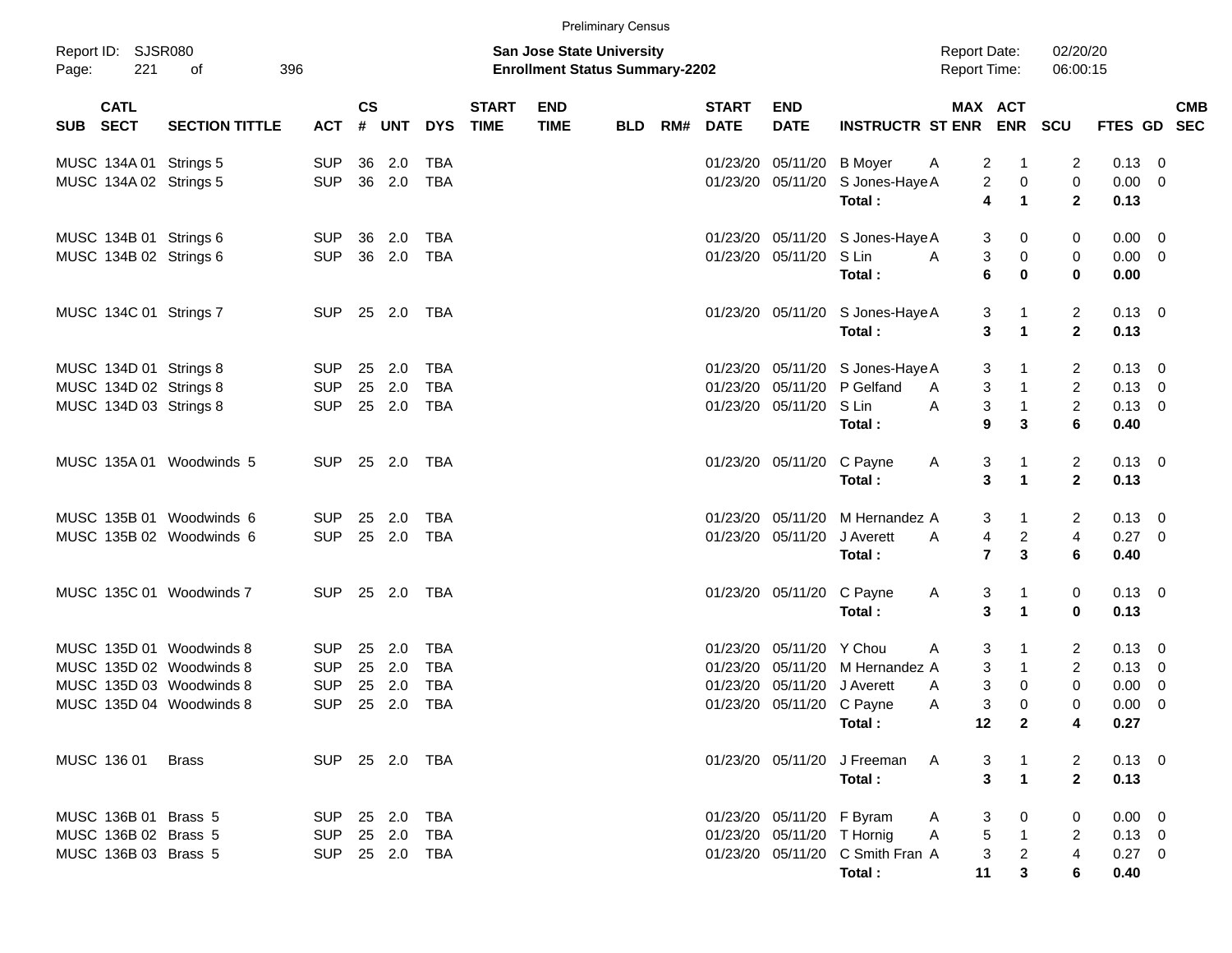Preliminary Census

Report ID: SJSR080
Page: 221 of 396

**San Jose State University**
**Enrollment Status Summary-2202**

Report Date: 02/20/20
Report Time: 06:00:15

| SUB | CATL SECT | SECTION TITTLE | ACT | CS # | UNT | DYS | START TIME | END TIME | BLD | RM# | START DATE | END DATE | INSTRUCTR | ST | MAX ENR | ACT ENR | SCU | FTES | GD | CMB SEC |
|---|---|---|---|---|---|---|---|---|---|---|---|---|---|---|---|---|---|---|---|---|
| MUSC | 134A 01 | Strings 5 | SUP | 36 | 2.0 | TBA | | | | | 01/23/20 | 05/11/20 | B Moyer | A | 2 | 1 | 2 | 0.13 | 0 | |
| MUSC | 134A 02 | Strings 5 | SUP | 36 | 2.0 | TBA | | | | | 01/23/20 | 05/11/20 | S Jones-Haye | A | 2 | 0 | 0 | 0.00 | 0 | |
| | | | | | | | | | | | | | **Total :** | | **4** | **1** | **2** | **0.13** | | |
| MUSC | 134B 01 | Strings 6 | SUP | 36 | 2.0 | TBA | | | | | 01/23/20 | 05/11/20 | S Jones-Haye | A | 3 | 0 | 0 | 0.00 | 0 | |
| MUSC | 134B 02 | Strings 6 | SUP | 36 | 2.0 | TBA | | | | | 01/23/20 | 05/11/20 | S Lin | A | 3 | 0 | 0 | 0.00 | 0 | |
| | | | | | | | | | | | | | **Total :** | | **6** | **0** | **0** | **0.00** | | |
| MUSC | 134C 01 | Strings 7 | SUP | 25 | 2.0 | TBA | | | | | 01/23/20 | 05/11/20 | S Jones-Haye | A | 3 | 1 | 2 | 0.13 | 0 | |
| | | | | | | | | | | | | | **Total :** | | **3** | **1** | **2** | **0.13** | | |
| MUSC | 134D 01 | Strings 8 | SUP | 25 | 2.0 | TBA | | | | | 01/23/20 | 05/11/20 | S Jones-Haye | A | 3 | 1 | 2 | 0.13 | 0 | |
| MUSC | 134D 02 | Strings 8 | SUP | 25 | 2.0 | TBA | | | | | 01/23/20 | 05/11/20 | P Gelfand | A | 3 | 1 | 2 | 0.13 | 0 | |
| MUSC | 134D 03 | Strings 8 | SUP | 25 | 2.0 | TBA | | | | | 01/23/20 | 05/11/20 | S Lin | A | 3 | 1 | 2 | 0.13 | 0 | |
| | | | | | | | | | | | | | **Total :** | | **9** | **3** | **6** | **0.40** | | |
| MUSC | 135A 01 | Woodwinds 5 | SUP | 25 | 2.0 | TBA | | | | | 01/23/20 | 05/11/20 | C Payne | A | 3 | 1 | 2 | 0.13 | 0 | |
| | | | | | | | | | | | | | **Total :** | | **3** | **1** | **2** | **0.13** | | |
| MUSC | 135B 01 | Woodwinds 6 | SUP | 25 | 2.0 | TBA | | | | | 01/23/20 | 05/11/20 | M Hernandez | A | 3 | 1 | 2 | 0.13 | 0 | |
| MUSC | 135B 02 | Woodwinds 6 | SUP | 25 | 2.0 | TBA | | | | | 01/23/20 | 05/11/20 | J Averett | A | 4 | 2 | 4 | 0.27 | 0 | |
| | | | | | | | | | | | | | **Total :** | | **7** | **3** | **6** | **0.40** | | |
| MUSC | 135C 01 | Woodwinds 7 | SUP | 25 | 2.0 | TBA | | | | | 01/23/20 | 05/11/20 | C Payne | A | 3 | 1 | 0 | 0.13 | 0 | |
| | | | | | | | | | | | | | **Total :** | | **3** | **1** | **0** | **0.13** | | |
| MUSC | 135D 01 | Woodwinds 8 | SUP | 25 | 2.0 | TBA | | | | | 01/23/20 | 05/11/20 | Y Chou | A | 3 | 1 | 2 | 0.13 | 0 | |
| MUSC | 135D 02 | Woodwinds 8 | SUP | 25 | 2.0 | TBA | | | | | 01/23/20 | 05/11/20 | M Hernandez | A | 3 | 1 | 2 | 0.13 | 0 | |
| MUSC | 135D 03 | Woodwinds 8 | SUP | 25 | 2.0 | TBA | | | | | 01/23/20 | 05/11/20 | J Averett | A | 3 | 0 | 0 | 0.00 | 0 | |
| MUSC | 135D 04 | Woodwinds 8 | SUP | 25 | 2.0 | TBA | | | | | 01/23/20 | 05/11/20 | C Payne | A | 3 | 0 | 0 | 0.00 | 0 | |
| | | | | | | | | | | | | | **Total :** | | **12** | **2** | **4** | **0.27** | | |
| MUSC | 136 01 | Brass | SUP | 25 | 2.0 | TBA | | | | | 01/23/20 | 05/11/20 | J Freeman | A | 3 | 1 | 2 | 0.13 | 0 | |
| | | | | | | | | | | | | | **Total :** | | **3** | **1** | **2** | **0.13** | | |
| MUSC | 136B 01 | Brass 5 | SUP | 25 | 2.0 | TBA | | | | | 01/23/20 | 05/11/20 | F Byram | A | 3 | 0 | 0 | 0.00 | 0 | |
| MUSC | 136B 02 | Brass 5 | SUP | 25 | 2.0 | TBA | | | | | 01/23/20 | 05/11/20 | T Hornig | A | 5 | 1 | 2 | 0.13 | 0 | |
| MUSC | 136B 03 | Brass 5 | SUP | 25 | 2.0 | TBA | | | | | 01/23/20 | 05/11/20 | C Smith Fran | A | 3 | 2 | 4 | 0.27 | 0 | |
| | | | | | | | | | | | | | **Total :** | | **11** | **3** | **6** | **0.40** | | |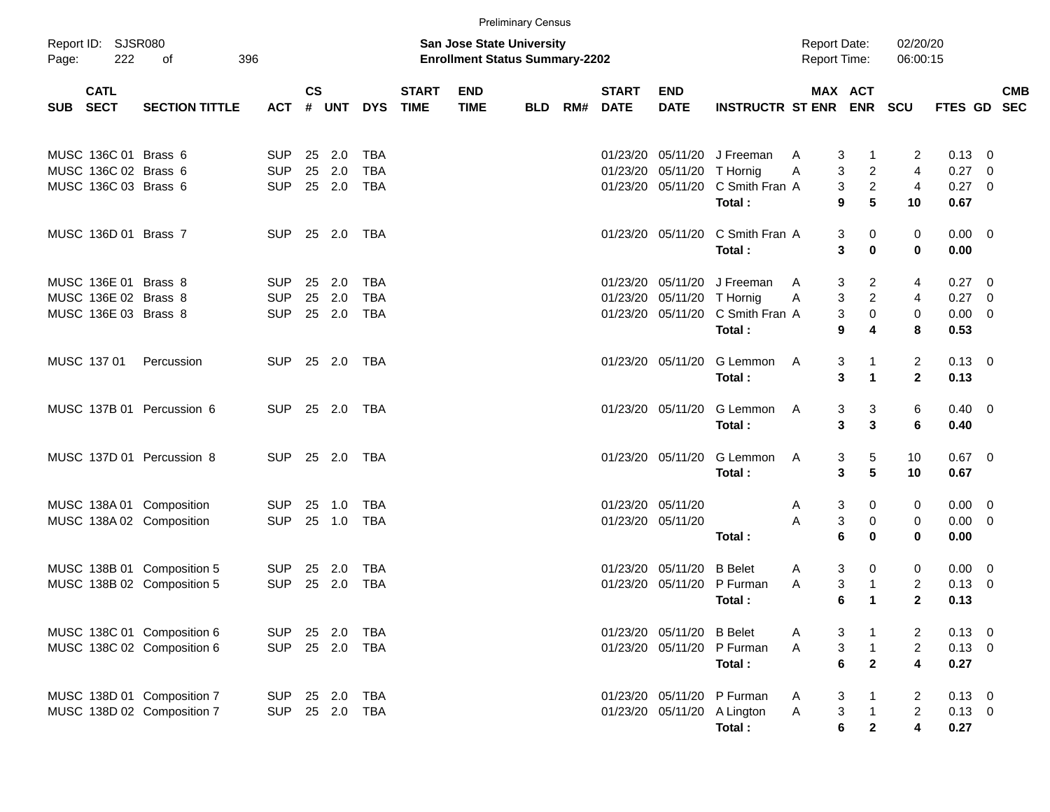Preliminary Census

Report ID: SJSR080

**San Jose State University**
**Enrollment Status Summary-2202**

Report Date: 02/20/20
Report Time: 06:00:15

| SUB | CATL SECT | SECTION TITTLE | ACT | CS # | UNT | DYS | START TIME | END TIME | BLD | RM# | START DATE | END DATE | INSTRUCTR | ST | MAX ENR | ACT ENR | SCU | FTES | GD | CMB SEC |
|---|---|---|---|---|---|---|---|---|---|---|---|---|---|---|---|---|---|---|---|---|
| MUSC | 136C 01 | Brass 6 | SUP | 25 | 2.0 | TBA | | | | | 01/23/20 | 05/11/20 | J Freeman | A | 3 | 1 | 2 | 0.13 | 0 | |
| MUSC | 136C 02 | Brass 6 | SUP | 25 | 2.0 | TBA | | | | | 01/23/20 | 05/11/20 | T Hornig | A | 3 | 2 | 4 | 0.27 | 0 | |
| MUSC | 136C 03 | Brass 6 | SUP | 25 | 2.0 | TBA | | | | | 01/23/20 | 05/11/20 | C Smith Fran | A | 3 | 2 | 4 | 0.27 | 0 | |
| | | | | | | | | | | | | | **Total :** | | **9** | **5** | **10** | **0.67** | | |
| MUSC | 136D 01 | Brass 7 | SUP | 25 | 2.0 | TBA | | | | | 01/23/20 | 05/11/20 | C Smith Fran | A | 3 | 0 | 0 | 0.00 | 0 | |
| | | | | | | | | | | | | | **Total :** | | **3** | **0** | **0** | **0.00** | | |
| MUSC | 136E 01 | Brass 8 | SUP | 25 | 2.0 | TBA | | | | | 01/23/20 | 05/11/20 | J Freeman | A | 3 | 2 | 4 | 0.27 | 0 | |
| MUSC | 136E 02 | Brass 8 | SUP | 25 | 2.0 | TBA | | | | | 01/23/20 | 05/11/20 | T Hornig | A | 3 | 2 | 4 | 0.27 | 0 | |
| MUSC | 136E 03 | Brass 8 | SUP | 25 | 2.0 | TBA | | | | | 01/23/20 | 05/11/20 | C Smith Fran | A | 3 | 0 | 0 | 0.00 | 0 | |
| | | | | | | | | | | | | | **Total :** | | **9** | **4** | **8** | **0.53** | | |
| MUSC | 137 01 | Percussion | SUP | 25 | 2.0 | TBA | | | | | 01/23/20 | 05/11/20 | G Lemmon | A | 3 | 1 | 2 | 0.13 | 0 | |
| | | | | | | | | | | | | | **Total :** | | **3** | **1** | **2** | **0.13** | | |
| MUSC | 137B 01 | Percussion 6 | SUP | 25 | 2.0 | TBA | | | | | 01/23/20 | 05/11/20 | G Lemmon | A | 3 | 3 | 6 | 0.40 | 0 | |
| | | | | | | | | | | | | | **Total :** | | **3** | **3** | **6** | **0.40** | | |
| MUSC | 137D 01 | Percussion 8 | SUP | 25 | 2.0 | TBA | | | | | 01/23/20 | 05/11/20 | G Lemmon | A | 3 | 5 | 10 | 0.67 | 0 | |
| | | | | | | | | | | | | | **Total :** | | **3** | **5** | **10** | **0.67** | | |
| MUSC | 138A 01 | Composition | SUP | 25 | 1.0 | TBA | | | | | 01/23/20 | 05/11/20 | | A | 3 | 0 | 0 | 0.00 | 0 | |
| MUSC | 138A 02 | Composition | SUP | 25 | 1.0 | TBA | | | | | 01/23/20 | 05/11/20 | | A | 3 | 0 | 0 | 0.00 | 0 | |
| | | | | | | | | | | | | | **Total :** | | **6** | **0** | **0** | **0.00** | | |
| MUSC | 138B 01 | Composition 5 | SUP | 25 | 2.0 | TBA | | | | | 01/23/20 | 05/11/20 | B Belet | A | 3 | 0 | 0 | 0.00 | 0 | |
| MUSC | 138B 02 | Composition 5 | SUP | 25 | 2.0 | TBA | | | | | 01/23/20 | 05/11/20 | P Furman | A | 3 | 1 | 2 | 0.13 | 0 | |
| | | | | | | | | | | | | | **Total :** | | **6** | **1** | **2** | **0.13** | | |
| MUSC | 138C 01 | Composition 6 | SUP | 25 | 2.0 | TBA | | | | | 01/23/20 | 05/11/20 | B Belet | A | 3 | 1 | 2 | 0.13 | 0 | |
| MUSC | 138C 02 | Composition 6 | SUP | 25 | 2.0 | TBA | | | | | 01/23/20 | 05/11/20 | P Furman | A | 3 | 1 | 2 | 0.13 | 0 | |
| | | | | | | | | | | | | | **Total :** | | **6** | **2** | **4** | **0.27** | | |
| MUSC | 138D 01 | Composition 7 | SUP | 25 | 2.0 | TBA | | | | | 01/23/20 | 05/11/20 | P Furman | A | 3 | 1 | 2 | 0.13 | 0 | |
| MUSC | 138D 02 | Composition 7 | SUP | 25 | 2.0 | TBA | | | | | 01/23/20 | 05/11/20 | A Lington | A | 3 | 1 | 2 | 0.13 | 0 | |
| | | | | | | | | | | | | | **Total :** | | **6** | **2** | **4** | **0.27** | | |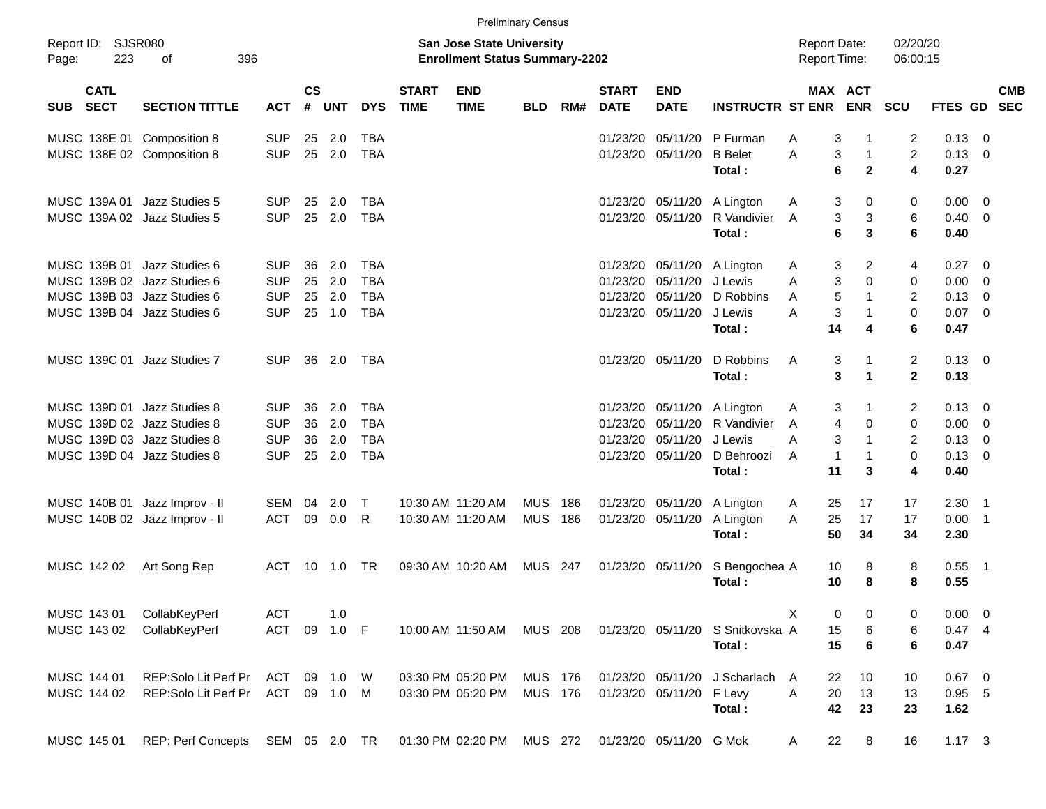Preliminary Census

Report ID: SJSR080

**San Jose State University**
**Enrollment Status Summary-2202**

Report Date: 02/20/20
Report Time: 06:00:15

| SUB | CATL SECT | SECTION TITTLE | ACT | CS # | UNT | DYS | START TIME | END TIME | BLD | RM# | START DATE | END DATE | INSTRUCTR | ST | MAX ENR | ACT ENR | SCU | FTES | GD | CMB SEC |
|---|---|---|---|---|---|---|---|---|---|---|---|---|---|---|---|---|---|---|---|---|
| MUSC | 138E 01 | Composition 8 | SUP | 25 | 2.0 | TBA | | | | | 01/23/20 | 05/11/20 | P Furman | A | 3 | 1 | 2 | 0.13 | 0 | |
| MUSC | 138E 02 | Composition 8 | SUP | 25 | 2.0 | TBA | | | | | 01/23/20 | 05/11/20 | B Belet | A | 3 | 1 | 2 | 0.13 | 0 | |
| | | | | | | | | | | | | | **Total :** | | **6** | **2** | **4** | **0.27** | | |
| MUSC | 139A 01 | Jazz Studies 5 | SUP | 25 | 2.0 | TBA | | | | | 01/23/20 | 05/11/20 | A Lington | A | 3 | 0 | 0 | 0.00 | 0 | |
| MUSC | 139A 02 | Jazz Studies 5 | SUP | 25 | 2.0 | TBA | | | | | 01/23/20 | 05/11/20 | R Vandivier | A | 3 | 3 | 6 | 0.40 | 0 | |
| | | | | | | | | | | | | | **Total :** | | **6** | **3** | **6** | **0.40** | | |
| MUSC | 139B 01 | Jazz Studies 6 | SUP | 36 | 2.0 | TBA | | | | | 01/23/20 | 05/11/20 | A Lington | A | 3 | 2 | 4 | 0.27 | 0 | |
| MUSC | 139B 02 | Jazz Studies 6 | SUP | 25 | 2.0 | TBA | | | | | 01/23/20 | 05/11/20 | J Lewis | A | 3 | 0 | 0 | 0.00 | 0 | |
| MUSC | 139B 03 | Jazz Studies 6 | SUP | 25 | 2.0 | TBA | | | | | 01/23/20 | 05/11/20 | D Robbins | A | 5 | 1 | 2 | 0.13 | 0 | |
| MUSC | 139B 04 | Jazz Studies 6 | SUP | 25 | 1.0 | TBA | | | | | 01/23/20 | 05/11/20 | J Lewis | A | 3 | 1 | 0 | 0.07 | 0 | |
| | | | | | | | | | | | | | **Total :** | | **14** | **4** | **6** | **0.47** | | |
| MUSC | 139C 01 | Jazz Studies 7 | SUP | 36 | 2.0 | TBA | | | | | 01/23/20 | 05/11/20 | D Robbins | A | 3 | 1 | 2 | 0.13 | 0 | |
| | | | | | | | | | | | | | **Total :** | | **3** | **1** | **2** | **0.13** | | |
| MUSC | 139D 01 | Jazz Studies 8 | SUP | 36 | 2.0 | TBA | | | | | 01/23/20 | 05/11/20 | A Lington | A | 3 | 1 | 2 | 0.13 | 0 | |
| MUSC | 139D 02 | Jazz Studies 8 | SUP | 36 | 2.0 | TBA | | | | | 01/23/20 | 05/11/20 | R Vandivier | A | 4 | 0 | 0 | 0.00 | 0 | |
| MUSC | 139D 03 | Jazz Studies 8 | SUP | 36 | 2.0 | TBA | | | | | 01/23/20 | 05/11/20 | J Lewis | A | 3 | 1 | 2 | 0.13 | 0 | |
| MUSC | 139D 04 | Jazz Studies 8 | SUP | 25 | 2.0 | TBA | | | | | 01/23/20 | 05/11/20 | D Behroozi | A | 1 | 1 | 0 | 0.13 | 0 | |
| | | | | | | | | | | | | | **Total :** | | **11** | **3** | **4** | **0.40** | | |
| MUSC | 140B 01 | Jazz Improv - II | SEM | 04 | 2.0 | T | 10:30 AM | 11:20 AM | MUS | 186 | 01/23/20 | 05/11/20 | A Lington | A | 25 | 17 | 17 | 2.30 | 1 | |
| MUSC | 140B 02 | Jazz Improv - II | ACT | 09 | 0.0 | R | 10:30 AM | 11:20 AM | MUS | 186 | 01/23/20 | 05/11/20 | A Lington | A | 25 | 17 | 17 | 0.00 | 1 | |
| | | | | | | | | | | | | | **Total :** | | **50** | **34** | **34** | **2.30** | | |
| MUSC | 142 02 | Art Song Rep | ACT | 10 | 1.0 | TR | 09:30 AM | 10:20 AM | MUS | 247 | 01/23/20 | 05/11/20 | S Bengochea | A | 10 | 8 | 8 | 0.55 | 1 | |
| | | | | | | | | | | | | | **Total :** | | **10** | **8** | **8** | **0.55** | | |
| MUSC | 143 01 | CollabKeyPerf | ACT | | 1.0 | | | | | | | | | X | 0 | 0 | 0 | 0.00 | 0 | |
| MUSC | 143 02 | CollabKeyPerf | ACT | 09 | 1.0 | F | 10:00 AM | 11:50 AM | MUS | 208 | 01/23/20 | 05/11/20 | S Snitkovska | A | 15 | 6 | 6 | 0.47 | 4 | |
| | | | | | | | | | | | | | **Total :** | | **15** | **6** | **6** | **0.47** | | |
| MUSC | 144 01 | REP:Solo Lit Perf Pr | ACT | 09 | 1.0 | W | 03:30 PM | 05:20 PM | MUS | 176 | 01/23/20 | 05/11/20 | J Scharlach | A | 22 | 10 | 10 | 0.67 | 0 | |
| MUSC | 144 02 | REP:Solo Lit Perf Pr | ACT | 09 | 1.0 | M | 03:30 PM | 05:20 PM | MUS | 176 | 01/23/20 | 05/11/20 | F Levy | A | 20 | 13 | 13 | 0.95 | 5 | |
| | | | | | | | | | | | | | **Total :** | | **42** | **23** | **23** | **1.62** | | |
| MUSC | 145 01 | REP: Perf Concepts | SEM | 05 | 2.0 | TR | 01:30 PM | 02:20 PM | MUS | 272 | 01/23/20 | 05/11/20 | G Mok | A | 22 | 8 | 16 | 1.17 | 3 | |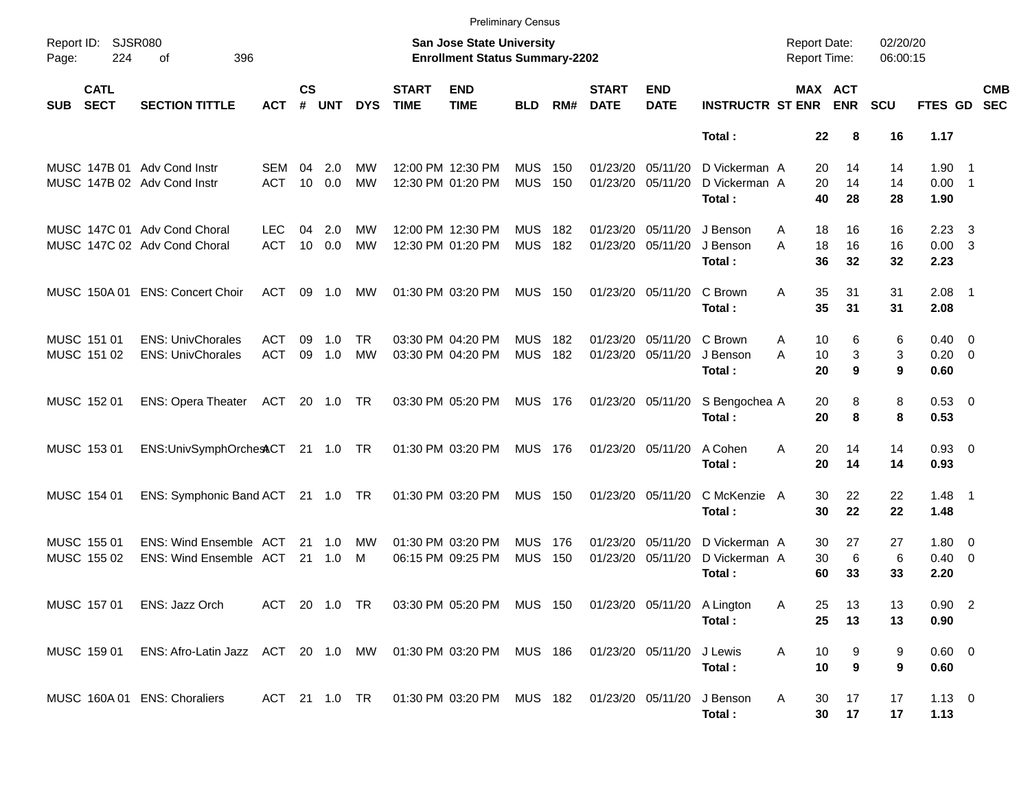Preliminary Census

Report ID: SJSR080

**San Jose State University**
**Enrollment Status Summary-2202**

Report Date: 02/20/20
Report Time: 06:00:15

| SUB | CATL SECT | SECTION TITTLE | ACT | CS # | UNT | DYS | START TIME | END TIME | BLD | RM# | START DATE | END DATE | INSTRUCTR | ST | MAX ENR | ACT ENR | SCU | FTES | GD | CMB SEC |
|---|---|---|---|---|---|---|---|---|---|---|---|---|---|---|---|---|---|---|---|---|
| | | | | | | | | | | | | | **Total :** | | **22** | **8** | **16** | **1.17** | | |
| MUSC | 147B 01 | Adv Cond Instr | SEM | 04 | 2.0 | MW | 12:00 PM | 12:30 PM | MUS | 150 | 01/23/20 | 05/11/20 | D Vickerman | A | 20 | 14 | 14 | 1.90 | 1 | |
| MUSC | 147B 02 | Adv Cond Instr | ACT | 10 | 0.0 | MW | 12:30 PM | 01:20 PM | MUS | 150 | 01/23/20 | 05/11/20 | D Vickerman | A | 20 | 14 | 14 | 0.00 | 1 | |
| | | | | | | | | | | | | | **Total :** | | **40** | **28** | **28** | **1.90** | | |
| MUSC | 147C 01 | Adv Cond Choral | LEC | 04 | 2.0 | MW | 12:00 PM | 12:30 PM | MUS | 182 | 01/23/20 | 05/11/20 | J Benson | A | 18 | 16 | 16 | 2.23 | 3 | |
| MUSC | 147C 02 | Adv Cond Choral | ACT | 10 | 0.0 | MW | 12:30 PM | 01:20 PM | MUS | 182 | 01/23/20 | 05/11/20 | J Benson | A | 18 | 16 | 16 | 0.00 | 3 | |
| | | | | | | | | | | | | | **Total :** | | **36** | **32** | **32** | **2.23** | | |
| MUSC | 150A 01 | ENS: Concert Choir | ACT | 09 | 1.0 | MW | 01:30 PM | 03:20 PM | MUS | 150 | 01/23/20 | 05/11/20 | C Brown | A | 35 | 31 | 31 | 2.08 | 1 | |
| | | | | | | | | | | | | | **Total :** | | **35** | **31** | **31** | **2.08** | | |
| MUSC | 151 01 | ENS: UnivChorales | ACT | 09 | 1.0 | TR | 03:30 PM | 04:20 PM | MUS | 182 | 01/23/20 | 05/11/20 | C Brown | A | 10 | 6 | 6 | 0.40 | 0 | |
| MUSC | 151 02 | ENS: UnivChorales | ACT | 09 | 1.0 | MW | 03:30 PM | 04:20 PM | MUS | 182 | 01/23/20 | 05/11/20 | J Benson | A | 10 | 3 | 3 | 0.20 | 0 | |
| | | | | | | | | | | | | | **Total :** | | **20** | **9** | **9** | **0.60** | | |
| MUSC | 152 01 | ENS: Opera Theater | ACT | 20 | 1.0 | TR | 03:30 PM | 05:20 PM | MUS | 176 | 01/23/20 | 05/11/20 | S Bengochea | A | 20 | 8 | 8 | 0.53 | 0 | |
| | | | | | | | | | | | | | **Total :** | | **20** | **8** | **8** | **0.53** | | |
| MUSC | 153 01 | ENS:UnivSymphOrchest | ACT | 21 | 1.0 | TR | 01:30 PM | 03:20 PM | MUS | 176 | 01/23/20 | 05/11/20 | A Cohen | A | 20 | 14 | 14 | 0.93 | 0 | |
| | | | | | | | | | | | | | **Total :** | | **20** | **14** | **14** | **0.93** | | |
| MUSC | 154 01 | ENS: Symphonic Band | ACT | 21 | 1.0 | TR | 01:30 PM | 03:20 PM | MUS | 150 | 01/23/20 | 05/11/20 | C McKenzie | A | 30 | 22 | 22 | 1.48 | 1 | |
| | | | | | | | | | | | | | **Total :** | | **30** | **22** | **22** | **1.48** | | |
| MUSC | 155 01 | ENS: Wind Ensemble | ACT | 21 | 1.0 | MW | 01:30 PM | 03:20 PM | MUS | 176 | 01/23/20 | 05/11/20 | D Vickerman | A | 30 | 27 | 27 | 1.80 | 0 | |
| MUSC | 155 02 | ENS: Wind Ensemble | ACT | 21 | 1.0 | M | 06:15 PM | 09:25 PM | MUS | 150 | 01/23/20 | 05/11/20 | D Vickerman | A | 30 | 6 | 6 | 0.40 | 0 | |
| | | | | | | | | | | | | | **Total :** | | **60** | **33** | **33** | **2.20** | | |
| MUSC | 157 01 | ENS: Jazz Orch | ACT | 20 | 1.0 | TR | 03:30 PM | 05:20 PM | MUS | 150 | 01/23/20 | 05/11/20 | A Lington | A | 25 | 13 | 13 | 0.90 | 2 | |
| | | | | | | | | | | | | | **Total :** | | **25** | **13** | **13** | **0.90** | | |
| MUSC | 159 01 | ENS: Afro-Latin Jazz | ACT | 20 | 1.0 | MW | 01:30 PM | 03:20 PM | MUS | 186 | 01/23/20 | 05/11/20 | J Lewis | A | 10 | 9 | 9 | 0.60 | 0 | |
| | | | | | | | | | | | | | **Total :** | | **10** | **9** | **9** | **0.60** | | |
| MUSC | 160A 01 | ENS: Choraliers | ACT | 21 | 1.0 | TR | 01:30 PM | 03:20 PM | MUS | 182 | 01/23/20 | 05/11/20 | J Benson | A | 30 | 17 | 17 | 1.13 | 0 | |
| | | | | | | | | | | | | | **Total :** | | **30** | **17** | **17** | **1.13** | | |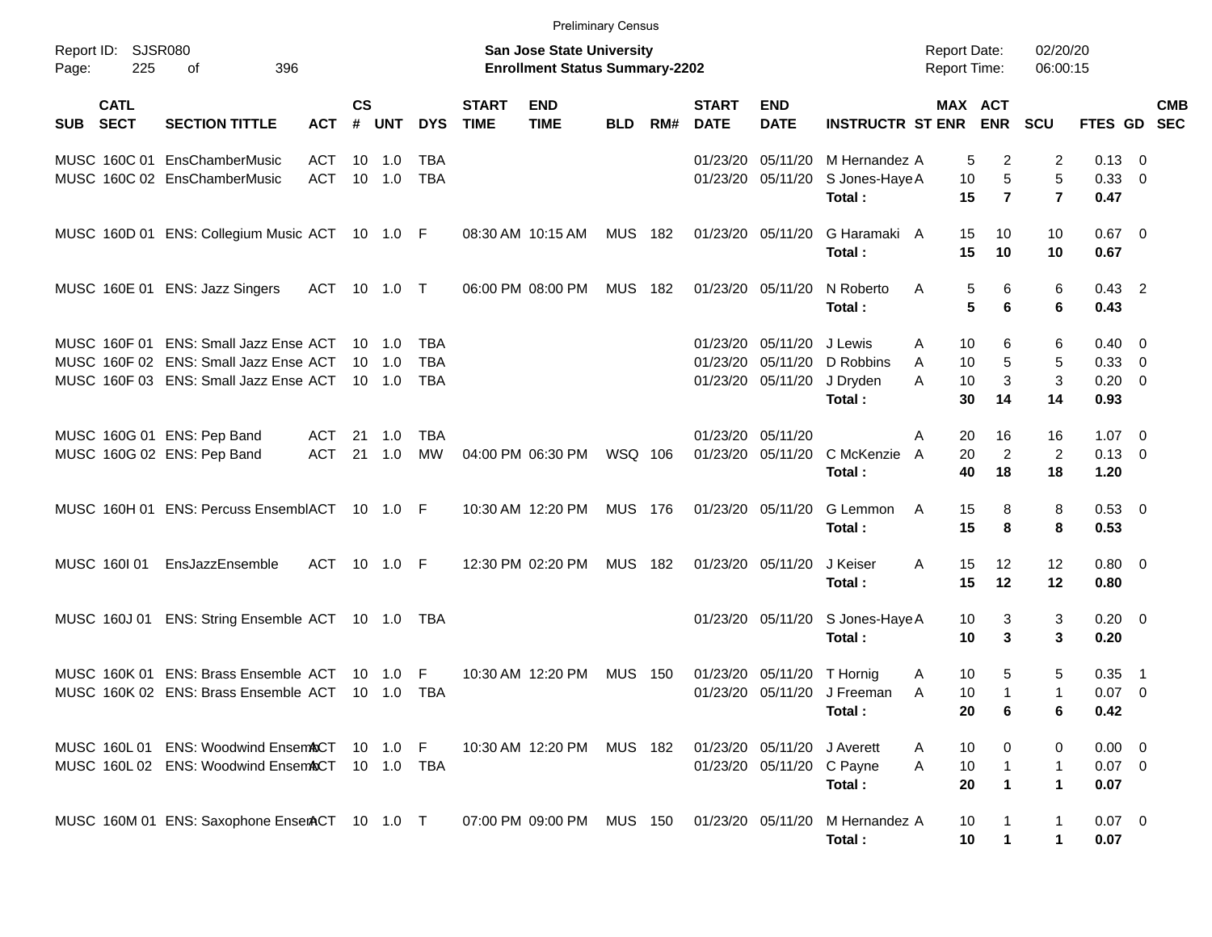Preliminary Census

Report ID: SJSR080
Page: 225 of 396

**San Jose State University**
**Enrollment Status Summary-2202**

Report Date: 02/20/20
Report Time: 06:00:15

| SUB | CATL SECT | SECTION TITTLE | ACT | CS # | UNT | DYS | START TIME | END TIME | BLD | RM# | START DATE | END DATE | INSTRUCTR | ST | MAX ENR | ACT ENR | SCU | FTES | GD | CMB SEC |
|---|---|---|---|---|---|---|---|---|---|---|---|---|---|---|---|---|---|---|---|---|
| MUSC | 160C 01 | EnsChamberMusic | ACT | 10 | 1.0 | TBA | | | | | 01/23/20 | 05/11/20 | M Hernandez | A | 5 | 2 | 2 | 0.13 | 0 | |
| MUSC | 160C 02 | EnsChamberMusic | ACT | 10 | 1.0 | TBA | | | | | 01/23/20 | 05/11/20 | S Jones-Haye | A | 10 | 5 | 5 | 0.33 | 0 | |
| | | | | | | | | | | | | | **Total :** | | **15** | **7** | **7** | **0.47** | | |
| MUSC | 160D 01 | ENS: Collegium Music | ACT | 10 | 1.0 | F | 08:30 AM | 10:15 AM | MUS | 182 | 01/23/20 | 05/11/20 | G Haramaki | A | 15 | 10 | 10 | 0.67 | 0 | |
| | | | | | | | | | | | | | **Total :** | | **15** | **10** | **10** | **0.67** | | |
| MUSC | 160E 01 | ENS: Jazz Singers | ACT | 10 | 1.0 | T | 06:00 PM | 08:00 PM | MUS | 182 | 01/23/20 | 05/11/20 | N Roberto | A | 5 | 6 | 6 | 0.43 | 2 | |
| | | | | | | | | | | | | | **Total :** | | **5** | **6** | **6** | **0.43** | | |
| MUSC | 160F 01 | ENS: Small Jazz Ense | ACT | 10 | 1.0 | TBA | | | | | 01/23/20 | 05/11/20 | J Lewis | A | 10 | 6 | 6 | 0.40 | 0 | |
| MUSC | 160F 02 | ENS: Small Jazz Ense | ACT | 10 | 1.0 | TBA | | | | | 01/23/20 | 05/11/20 | D Robbins | A | 10 | 5 | 5 | 0.33 | 0 | |
| MUSC | 160F 03 | ENS: Small Jazz Ense | ACT | 10 | 1.0 | TBA | | | | | 01/23/20 | 05/11/20 | J Dryden | A | 10 | 3 | 3 | 0.20 | 0 | |
| | | | | | | | | | | | | | **Total :** | | **30** | **14** | **14** | **0.93** | | |
| MUSC | 160G 01 | ENS: Pep Band | ACT | 21 | 1.0 | TBA | | | | | 01/23/20 | 05/11/20 | | A | 20 | 16 | 16 | 1.07 | 0 | |
| MUSC | 160G 02 | ENS: Pep Band | ACT | 21 | 1.0 | MW | 04:00 PM | 06:30 PM | WSQ | 106 | 01/23/20 | 05/11/20 | C McKenzie | A | 20 | 2 | 2 | 0.13 | 0 | |
| | | | | | | | | | | | | | **Total :** | | **40** | **18** | **18** | **1.20** | | |
| MUSC | 160H 01 | ENS: Percuss Essembl | ACT | 10 | 1.0 | F | 10:30 AM | 12:20 PM | MUS | 176 | 01/23/20 | 05/11/20 | G Lemmon | A | 15 | 8 | 8 | 0.53 | 0 | |
| | | | | | | | | | | | | | **Total :** | | **15** | **8** | **8** | **0.53** | | |
| MUSC | 160I 01 | EnsJazzEnsemble | ACT | 10 | 1.0 | F | 12:30 PM | 02:20 PM | MUS | 182 | 01/23/20 | 05/11/20 | J Keiser | A | 15 | 12 | 12 | 0.80 | 0 | |
| | | | | | | | | | | | | | **Total :** | | **15** | **12** | **12** | **0.80** | | |
| MUSC | 160J 01 | ENS: String Ensemble | ACT | 10 | 1.0 | TBA | | | | | 01/23/20 | 05/11/20 | S Jones-Haye | A | 10 | 3 | 3 | 0.20 | 0 | |
| | | | | | | | | | | | | | **Total :** | | **10** | **3** | **3** | **0.20** | | |
| MUSC | 160K 01 | ENS: Brass Ensemble | ACT | 10 | 1.0 | F | 10:30 AM | 12:20 PM | MUS | 150 | 01/23/20 | 05/11/20 | T Hornig | A | 10 | 5 | 5 | 0.35 | 1 | |
| MUSC | 160K 02 | ENS: Brass Ensemble | ACT | 10 | 1.0 | TBA | | | | | 01/23/20 | 05/11/20 | J Freeman | A | 10 | 1 | 1 | 0.07 | 0 | |
| | | | | | | | | | | | | | **Total :** | | **20** | **6** | **6** | **0.42** | | |
| MUSC | 160L 01 | ENS: Woodwind Ensem | ACT | 10 | 1.0 | F | 10:30 AM | 12:20 PM | MUS | 182 | 01/23/20 | 05/11/20 | J Averett | A | 10 | 0 | 0 | 0.00 | 0 | |
| MUSC | 160L 02 | ENS: Woodwind Ensem | ACT | 10 | 1.0 | TBA | | | | | 01/23/20 | 05/11/20 | C Payne | A | 10 | 1 | 1 | 0.07 | 0 | |
| | | | | | | | | | | | | | **Total :** | | **20** | **1** | **1** | **0.07** | | |
| MUSC | 160M 01 | ENS: Saxophone Ensem | ACT | 10 | 1.0 | T | 07:00 PM | 09:00 PM | MUS | 150 | 01/23/20 | 05/11/20 | M Hernandez | A | 10 | 1 | 1 | 0.07 | 0 | |
| | | | | | | | | | | | | | **Total :** | | **10** | **1** | **1** | **0.07** | | |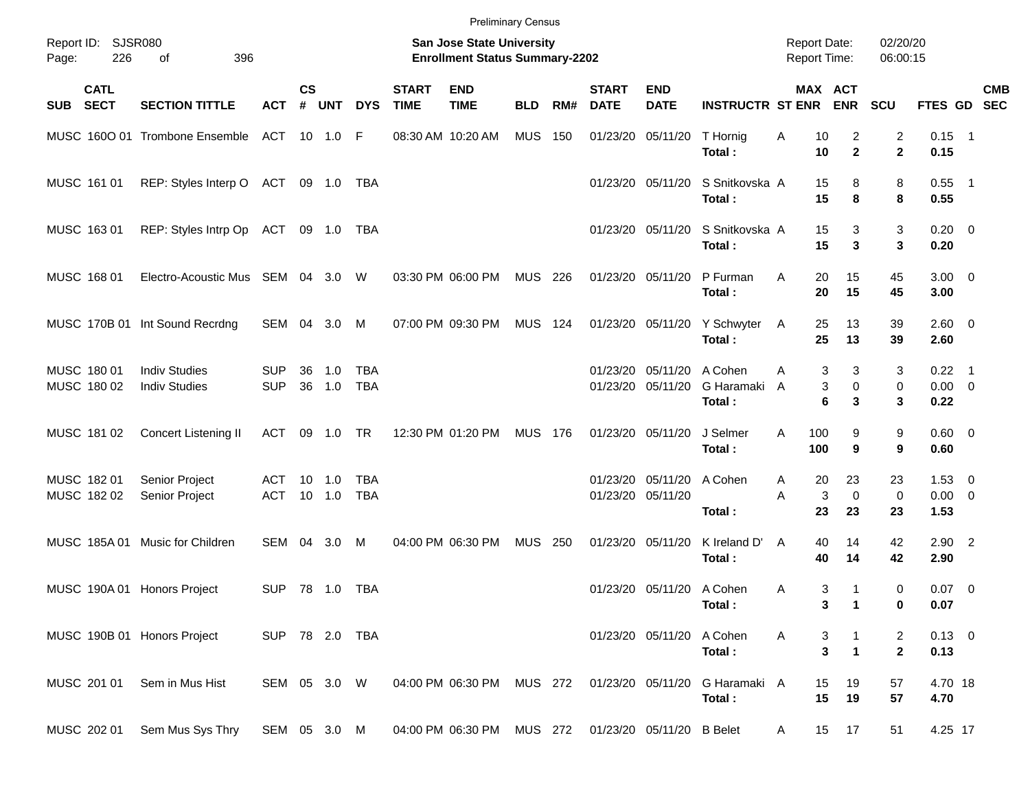Preliminary Census

Report ID: SJSR080

**San Jose State University**
**Enrollment Status Summary-2202**

Report Date: 02/20/20
Report Time: 06:00:15

| SUB | CATL SECT | SECTION TITTLE | ACT | CS # | UNT | DYS | START TIME | END TIME | BLD | RM# | START DATE | END DATE | INSTRUCTR | ST | MAX ENR | ACT ENR | SCU | FTES | GD | CMB SEC |
|---|---|---|---|---|---|---|---|---|---|---|---|---|---|---|---|---|---|---|---|---|
| MUSC | 160O 01 | Trombone Ensemble | ACT | 10 | 1.0 | F | 08:30 AM | 10:20 AM | MUS | 150 | 01/23/20 | 05/11/20 | T Hornig | A | 10 | 2 | 2 | 0.15 | 1 | |
| | | | | | | | | | | | | | **Total :** | | **10** | **2** | **2** | **0.15** | | |
| MUSC | 161 01 | REP: Styles Interp O | ACT | 09 | 1.0 | TBA | | | | | 01/23/20 | 05/11/20 | S Snitkovska | A | 15 | 8 | 8 | 0.55 | 1 | |
| | | | | | | | | | | | | | **Total :** | | **15** | **8** | **8** | **0.55** | | |
| MUSC | 163 01 | REP: Styles Intrp Op | ACT | 09 | 1.0 | TBA | | | | | 01/23/20 | 05/11/20 | S Snitkovska | A | 15 | 3 | 3 | 0.20 | 0 | |
| | | | | | | | | | | | | | **Total :** | | **15** | **3** | **3** | **0.20** | | |
| MUSC | 168 01 | Electro-Acoustic Mus | SEM | 04 | 3.0 | W | 03:30 PM | 06:00 PM | MUS | 226 | 01/23/20 | 05/11/20 | P Furman | A | 20 | 15 | 45 | 3.00 | 0 | |
| | | | | | | | | | | | | | **Total :** | | **20** | **15** | **45** | **3.00** | | |
| MUSC | 170B 01 | Int Sound Recrdng | SEM | 04 | 3.0 | M | 07:00 PM | 09:30 PM | MUS | 124 | 01/23/20 | 05/11/20 | Y Schwyter | A | 25 | 13 | 39 | 2.60 | 0 | |
| | | | | | | | | | | | | | **Total :** | | **25** | **13** | **39** | **2.60** | | |
| MUSC | 180 01 | Indiv Studies | SUP | 36 | 1.0 | TBA | | | | | 01/23/20 | 05/11/20 | A Cohen | A | 3 | 3 | 3 | 0.22 | 1 | |
| MUSC | 180 02 | Indiv Studies | SUP | 36 | 1.0 | TBA | | | | | 01/23/20 | 05/11/20 | G Haramaki | A | 3 | 0 | 0 | 0.00 | 0 | |
| | | | | | | | | | | | | | **Total :** | | **6** | **3** | **3** | **0.22** | | |
| MUSC | 181 02 | Concert Listening II | ACT | 09 | 1.0 | TR | 12:30 PM | 01:20 PM | MUS | 176 | 01/23/20 | 05/11/20 | J Selmer | A | 100 | 9 | 9 | 0.60 | 0 | |
| | | | | | | | | | | | | | **Total :** | | **100** | **9** | **9** | **0.60** | | |
| MUSC | 182 01 | Senior Project | ACT | 10 | 1.0 | TBA | | | | | 01/23/20 | 05/11/20 | A Cohen | A | 20 | 23 | 23 | 1.53 | 0 | |
| MUSC | 182 02 | Senior Project | ACT | 10 | 1.0 | TBA | | | | | 01/23/20 | 05/11/20 | | A | 3 | 0 | 0 | 0.00 | 0 | |
| | | | | | | | | | | | | | **Total :** | | **23** | **23** | **23** | **1.53** | | |
| MUSC | 185A 01 | Music for Children | SEM | 04 | 3.0 | M | 04:00 PM | 06:30 PM | MUS | 250 | 01/23/20 | 05/11/20 | K Ireland D' | A | 40 | 14 | 42 | 2.90 | 2 | |
| | | | | | | | | | | | | | **Total :** | | **40** | **14** | **42** | **2.90** | | |
| MUSC | 190A 01 | Honors Project | SUP | 78 | 1.0 | TBA | | | | | 01/23/20 | 05/11/20 | A Cohen | A | 3 | 1 | 0 | 0.07 | 0 | |
| | | | | | | | | | | | | | **Total :** | | **3** | **1** | **0** | **0.07** | | |
| MUSC | 190B 01 | Honors Project | SUP | 78 | 2.0 | TBA | | | | | 01/23/20 | 05/11/20 | A Cohen | A | 3 | 1 | 2 | 0.13 | 0 | |
| | | | | | | | | | | | | | **Total :** | | **3** | **1** | **2** | **0.13** | | |
| MUSC | 201 01 | Sem in Mus Hist | SEM | 05 | 3.0 | W | 04:00 PM | 06:30 PM | MUS | 272 | 01/23/20 | 05/11/20 | G Haramaki | A | 15 | 19 | 57 | 4.70 | 18 | |
| | | | | | | | | | | | | | **Total :** | | **15** | **19** | **57** | **4.70** | | |
| MUSC | 202 01 | Sem Mus Sys Thry | SEM | 05 | 3.0 | M | 04:00 PM | 06:30 PM | MUS | 272 | 01/23/20 | 05/11/20 | B Belet | A | 15 | 17 | 51 | 4.25 | 17 | |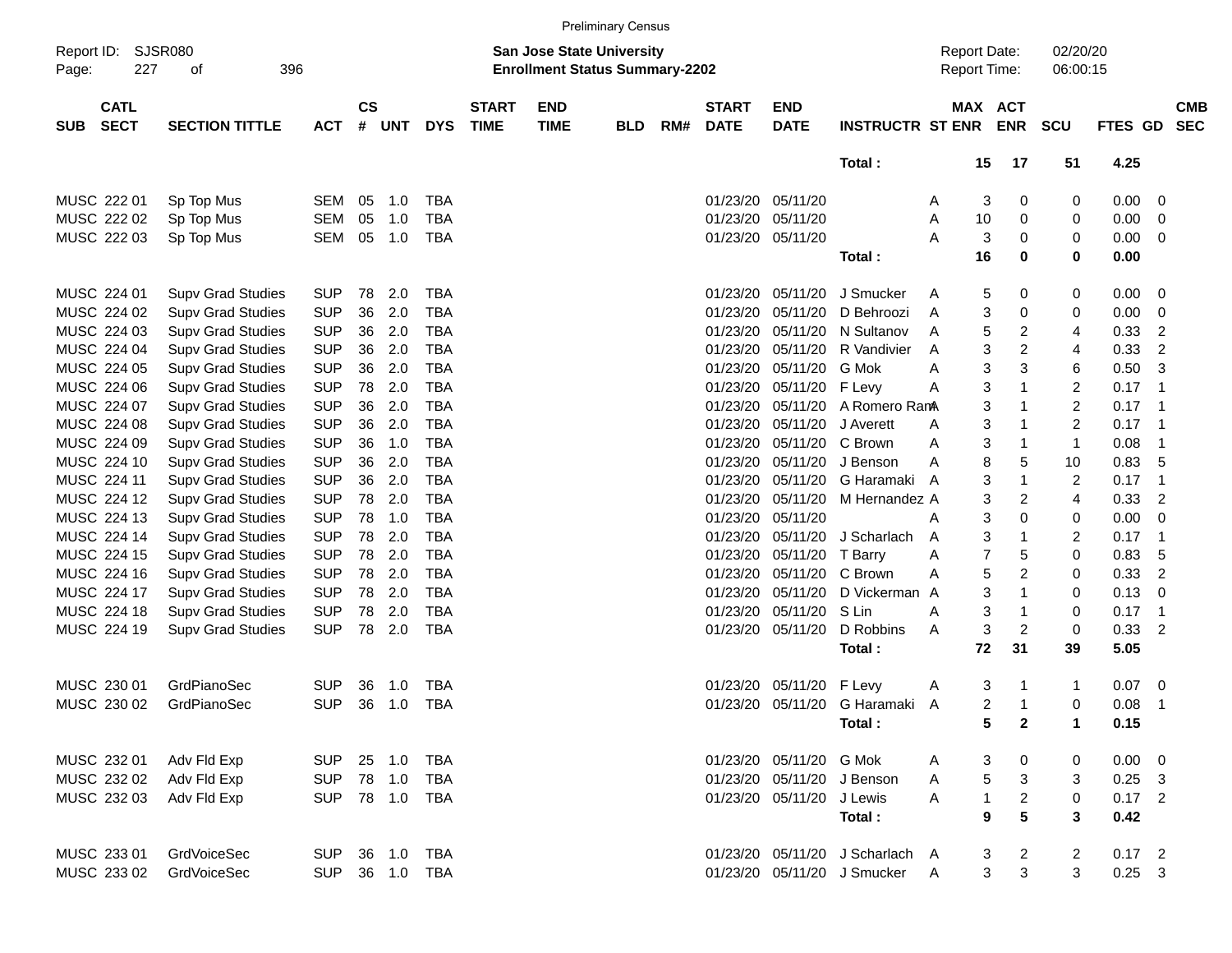Preliminary Census

Report ID: SJSR080
Page: 227 of 396

**San Jose State University**
**Enrollment Status Summary-2202**

Report Date: 02/20/20
Report Time: 06:00:15

| SUB | CATL SECT | SECTION TITTLE | ACT | CS # | UNT | DYS | START TIME | END TIME | BLD | RM# | START DATE | END DATE | INSTRUCTR | ST | MAX ENR | ACT ENR | SCU | FTES | GD | CMB SEC |
|---|---|---|---|---|---|---|---|---|---|---|---|---|---|---|---|---|---|---|---|---|
| | | | | | | | | | | | | | **Total :** | | **15** | **17** | **51** | **4.25** | | |
| MUSC | 222 01 | Sp Top Mus | SEM | 05 | 1.0 | TBA | | | | | 01/23/20 | 05/11/20 | | A | 3 | 0 | 0 | 0.00 | 0 | |
| MUSC | 222 02 | Sp Top Mus | SEM | 05 | 1.0 | TBA | | | | | 01/23/20 | 05/11/20 | | A | 10 | 0 | 0 | 0.00 | 0 | |
| MUSC | 222 03 | Sp Top Mus | SEM | 05 | 1.0 | TBA | | | | | 01/23/20 | 05/11/20 | | A | 3 | 0 | 0 | 0.00 | 0 | |
| | | | | | | | | | | | | | **Total :** | | **16** | **0** | **0** | **0.00** | | |
| MUSC | 224 01 | Supv Grad Studies | SUP | 78 | 2.0 | TBA | | | | | 01/23/20 | 05/11/20 | J Smucker | A | 5 | 0 | 0 | 0.00 | 0 | |
| MUSC | 224 02 | Supv Grad Studies | SUP | 36 | 2.0 | TBA | | | | | 01/23/20 | 05/11/20 | D Behroozi | A | 3 | 0 | 0 | 0.00 | 0 | |
| MUSC | 224 03 | Supv Grad Studies | SUP | 36 | 2.0 | TBA | | | | | 01/23/20 | 05/11/20 | N Sultanov | A | 5 | 2 | 4 | 0.33 | 2 | |
| MUSC | 224 04 | Supv Grad Studies | SUP | 36 | 2.0 | TBA | | | | | 01/23/20 | 05/11/20 | R Vandivier | A | 3 | 2 | 4 | 0.33 | 2 | |
| MUSC | 224 05 | Supv Grad Studies | SUP | 36 | 2.0 | TBA | | | | | 01/23/20 | 05/11/20 | G Mok | A | 3 | 3 | 6 | 0.50 | 3 | |
| MUSC | 224 06 | Supv Grad Studies | SUP | 78 | 2.0 | TBA | | | | | 01/23/20 | 05/11/20 | F Levy | A | 3 | 1 | 2 | 0.17 | 1 | |
| MUSC | 224 07 | Supv Grad Studies | SUP | 36 | 2.0 | TBA | | | | | 01/23/20 | 05/11/20 | A Romero Ram | A | 3 | 1 | 2 | 0.17 | 1 | |
| MUSC | 224 08 | Supv Grad Studies | SUP | 36 | 2.0 | TBA | | | | | 01/23/20 | 05/11/20 | J Averett | A | 3 | 1 | 2 | 0.17 | 1 | |
| MUSC | 224 09 | Supv Grad Studies | SUP | 36 | 1.0 | TBA | | | | | 01/23/20 | 05/11/20 | C Brown | A | 3 | 1 | 1 | 0.08 | 1 | |
| MUSC | 224 10 | Supv Grad Studies | SUP | 36 | 2.0 | TBA | | | | | 01/23/20 | 05/11/20 | J Benson | A | 8 | 5 | 10 | 0.83 | 5 | |
| MUSC | 224 11 | Supv Grad Studies | SUP | 36 | 2.0 | TBA | | | | | 01/23/20 | 05/11/20 | G Haramaki | A | 3 | 1 | 2 | 0.17 | 1 | |
| MUSC | 224 12 | Supv Grad Studies | SUP | 78 | 2.0 | TBA | | | | | 01/23/20 | 05/11/20 | M Hernandez | A | 3 | 2 | 4 | 0.33 | 2 | |
| MUSC | 224 13 | Supv Grad Studies | SUP | 78 | 1.0 | TBA | | | | | 01/23/20 | 05/11/20 | | A | 3 | 0 | 0 | 0.00 | 0 | |
| MUSC | 224 14 | Supv Grad Studies | SUP | 78 | 2.0 | TBA | | | | | 01/23/20 | 05/11/20 | J Scharlach | A | 3 | 1 | 2 | 0.17 | 1 | |
| MUSC | 224 15 | Supv Grad Studies | SUP | 78 | 2.0 | TBA | | | | | 01/23/20 | 05/11/20 | T Barry | A | 7 | 5 | 0 | 0.83 | 5 | |
| MUSC | 224 16 | Supv Grad Studies | SUP | 78 | 2.0 | TBA | | | | | 01/23/20 | 05/11/20 | C Brown | A | 5 | 2 | 0 | 0.33 | 2 | |
| MUSC | 224 17 | Supv Grad Studies | SUP | 78 | 2.0 | TBA | | | | | 01/23/20 | 05/11/20 | D Vickerman | A | 3 | 1 | 0 | 0.13 | 0 | |
| MUSC | 224 18 | Supv Grad Studies | SUP | 78 | 2.0 | TBA | | | | | 01/23/20 | 05/11/20 | S Lin | A | 3 | 1 | 0 | 0.17 | 1 | |
| MUSC | 224 19 | Supv Grad Studies | SUP | 78 | 2.0 | TBA | | | | | 01/23/20 | 05/11/20 | D Robbins | A | 3 | 2 | 0 | 0.33 | 2 | |
| | | | | | | | | | | | | | **Total :** | | **72** | **31** | **39** | **5.05** | | |
| MUSC | 230 01 | GrdPianoSec | SUP | 36 | 1.0 | TBA | | | | | 01/23/20 | 05/11/20 | F Levy | A | 3 | 1 | 1 | 0.07 | 0 | |
| MUSC | 230 02 | GrdPianoSec | SUP | 36 | 1.0 | TBA | | | | | 01/23/20 | 05/11/20 | G Haramaki | A | 2 | 1 | 0 | 0.08 | 1 | |
| | | | | | | | | | | | | | **Total :** | | **5** | **2** | **1** | **0.15** | | |
| MUSC | 232 01 | Adv Fld Exp | SUP | 25 | 1.0 | TBA | | | | | 01/23/20 | 05/11/20 | G Mok | A | 3 | 0 | 0 | 0.00 | 0 | |
| MUSC | 232 02 | Adv Fld Exp | SUP | 78 | 1.0 | TBA | | | | | 01/23/20 | 05/11/20 | J Benson | A | 5 | 3 | 3 | 0.25 | 3 | |
| MUSC | 232 03 | Adv Fld Exp | SUP | 78 | 1.0 | TBA | | | | | 01/23/20 | 05/11/20 | J Lewis | A | 1 | 2 | 0 | 0.17 | 2 | |
| | | | | | | | | | | | | | **Total :** | | **9** | **5** | **3** | **0.42** | | |
| MUSC | 233 01 | GrdVoiceSec | SUP | 36 | 1.0 | TBA | | | | | 01/23/20 | 05/11/20 | J Scharlach | A | 3 | 2 | 2 | 0.17 | 2 | |
| MUSC | 233 02 | GrdVoiceSec | SUP | 36 | 1.0 | TBA | | | | | 01/23/20 | 05/11/20 | J Smucker | A | 3 | 3 | 3 | 0.25 | 3 | |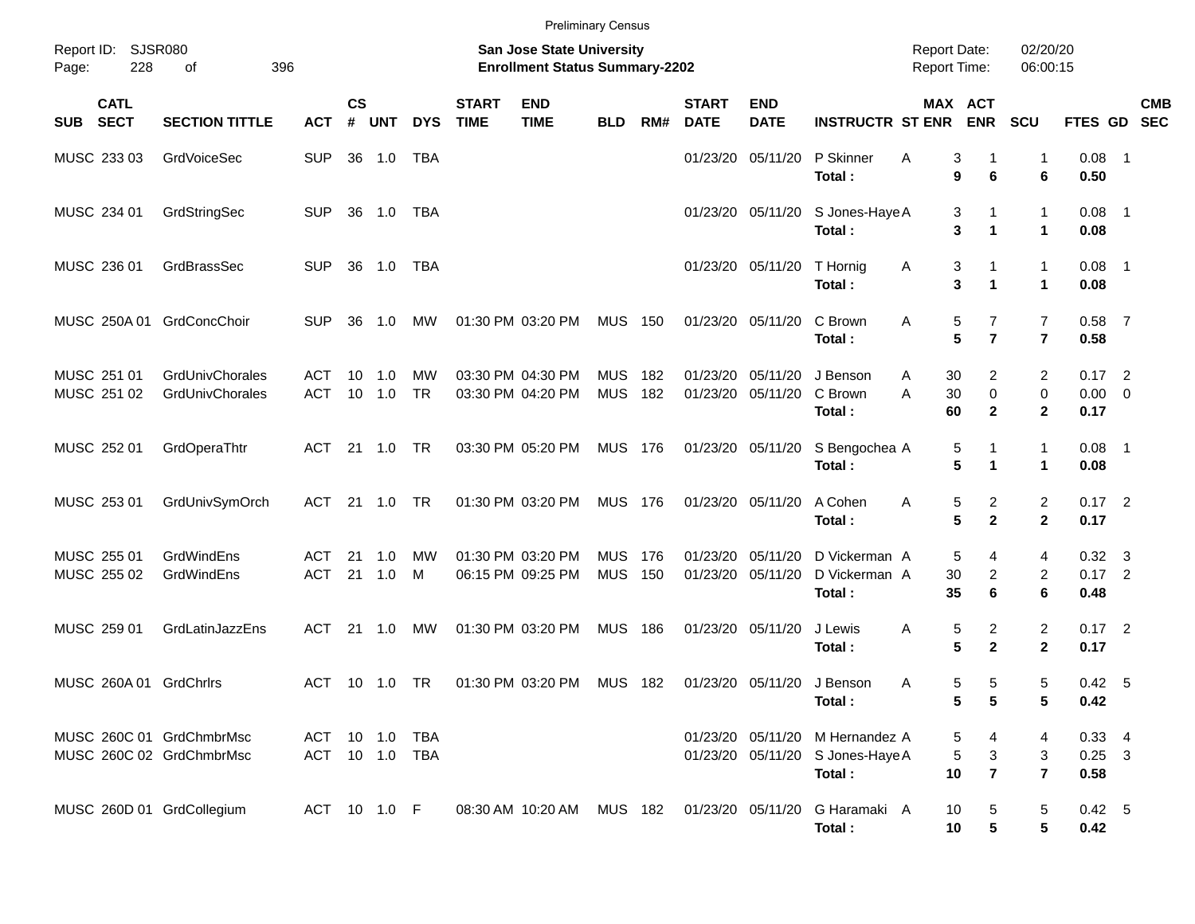Preliminary Census

Report ID: SJSR080
Page: 228 of 396

**San Jose State University**
**Enrollment Status Summary-2202**

Report Date: 02/20/20
Report Time: 06:00:15

| SUB | CATL SECT | SECTION TITTLE | ACT | CS # | UNT | DYS | START TIME | END TIME | BLD | RM# | START DATE | END DATE | INSTRUCTR | ST | MAX ENR | ACT ENR | SCU | FTES | GD | CMB SEC |
|---|---|---|---|---|---|---|---|---|---|---|---|---|---|---|---|---|---|---|---|---|
| MUSC | 233 03 | GrdVoiceSec | SUP | 36 | 1.0 | TBA | | | | | 01/23/20 | 05/11/20 | P Skinner | A | 3 | 1 | 1 | 0.08 | 1 | |
| | | | | | | | | | | | | | **Total :** | | **9** | **6** | **6** | **0.50** | | |
| MUSC | 234 01 | GrdStringSec | SUP | 36 | 1.0 | TBA | | | | | 01/23/20 | 05/11/20 | S Jones-Haye | A | 3 | 1 | 1 | 0.08 | 1 | |
| | | | | | | | | | | | | | **Total :** | | **3** | **1** | **1** | **0.08** | | |
| MUSC | 236 01 | GrdBrassSec | SUP | 36 | 1.0 | TBA | | | | | 01/23/20 | 05/11/20 | T Hornig | A | 3 | 1 | 1 | 0.08 | 1 | |
| | | | | | | | | | | | | | **Total :** | | **3** | **1** | **1** | **0.08** | | |
| MUSC | 250A 01 | GrdConcChoir | SUP | 36 | 1.0 | MW | 01:30 PM | 03:20 PM | MUS | 150 | 01/23/20 | 05/11/20 | C Brown | A | 5 | 7 | 7 | 0.58 | 7 | |
| | | | | | | | | | | | | | **Total :** | | **5** | **7** | **7** | **0.58** | | |
| MUSC | 251 01 | GrdUnivChorales | ACT | 10 | 1.0 | MW | 03:30 PM | 04:30 PM | MUS | 182 | 01/23/20 | 05/11/20 | J Benson | A | 30 | 2 | 2 | 0.17 | 2 | |
| MUSC | 251 02 | GrdUnivChorales | ACT | 10 | 1.0 | TR | 03:30 PM | 04:20 PM | MUS | 182 | 01/23/20 | 05/11/20 | C Brown | A | 30 | 0 | 0 | 0.00 | 0 | |
| | | | | | | | | | | | | | **Total :** | | **60** | **2** | **2** | **0.17** | | |
| MUSC | 252 01 | GrdOperaThtr | ACT | 21 | 1.0 | TR | 03:30 PM | 05:20 PM | MUS | 176 | 01/23/20 | 05/11/20 | S Bengochea | A | 5 | 1 | 1 | 0.08 | 1 | |
| | | | | | | | | | | | | | **Total :** | | **5** | **1** | **1** | **0.08** | | |
| MUSC | 253 01 | GrdUnivSymOrch | ACT | 21 | 1.0 | TR | 01:30 PM | 03:20 PM | MUS | 176 | 01/23/20 | 05/11/20 | A Cohen | A | 5 | 2 | 2 | 0.17 | 2 | |
| | | | | | | | | | | | | | **Total :** | | **5** | **2** | **2** | **0.17** | | |
| MUSC | 255 01 | GrdWindEns | ACT | 21 | 1.0 | MW | 01:30 PM | 03:20 PM | MUS | 176 | 01/23/20 | 05/11/20 | D Vickerman | A | 5 | 4 | 4 | 0.32 | 3 | |
| MUSC | 255 02 | GrdWindEns | ACT | 21 | 1.0 | M | 06:15 PM | 09:25 PM | MUS | 150 | 01/23/20 | 05/11/20 | D Vickerman | A | 30 | 2 | 2 | 0.17 | 2 | |
| | | | | | | | | | | | | | **Total :** | | **35** | **6** | **6** | **0.48** | | |
| MUSC | 259 01 | GrdLatinJazzEns | ACT | 21 | 1.0 | MW | 01:30 PM | 03:20 PM | MUS | 186 | 01/23/20 | 05/11/20 | J Lewis | A | 5 | 2 | 2 | 0.17 | 2 | |
| | | | | | | | | | | | | | **Total :** | | **5** | **2** | **2** | **0.17** | | |
| MUSC | 260A 01 | GrdChrlrs | ACT | 10 | 1.0 | TR | 01:30 PM | 03:20 PM | MUS | 182 | 01/23/20 | 05/11/20 | J Benson | A | 5 | 5 | 5 | 0.42 | 5 | |
| | | | | | | | | | | | | | **Total :** | | **5** | **5** | **5** | **0.42** | | |
| MUSC | 260C 01 | GrdChmbrMsc | ACT | 10 | 1.0 | TBA | | | | | 01/23/20 | 05/11/20 | M Hernandez | A | 5 | 4 | 4 | 0.33 | 4 | |
| MUSC | 260C 02 | GrdChmbrMsc | ACT | 10 | 1.0 | TBA | | | | | 01/23/20 | 05/11/20 | S Jones-Haye | A | 5 | 3 | 3 | 0.25 | 3 | |
| | | | | | | | | | | | | | **Total :** | | **10** | **7** | **7** | **0.58** | | |
| MUSC | 260D 01 | GrdCollegium | ACT | 10 | 1.0 | F | 08:30 AM | 10:20 AM | MUS | 182 | 01/23/20 | 05/11/20 | G Haramaki | A | 10 | 5 | 5 | 0.42 | 5 | |
| | | | | | | | | | | | | | **Total :** | | **10** | **5** | **5** | **0.42** | | |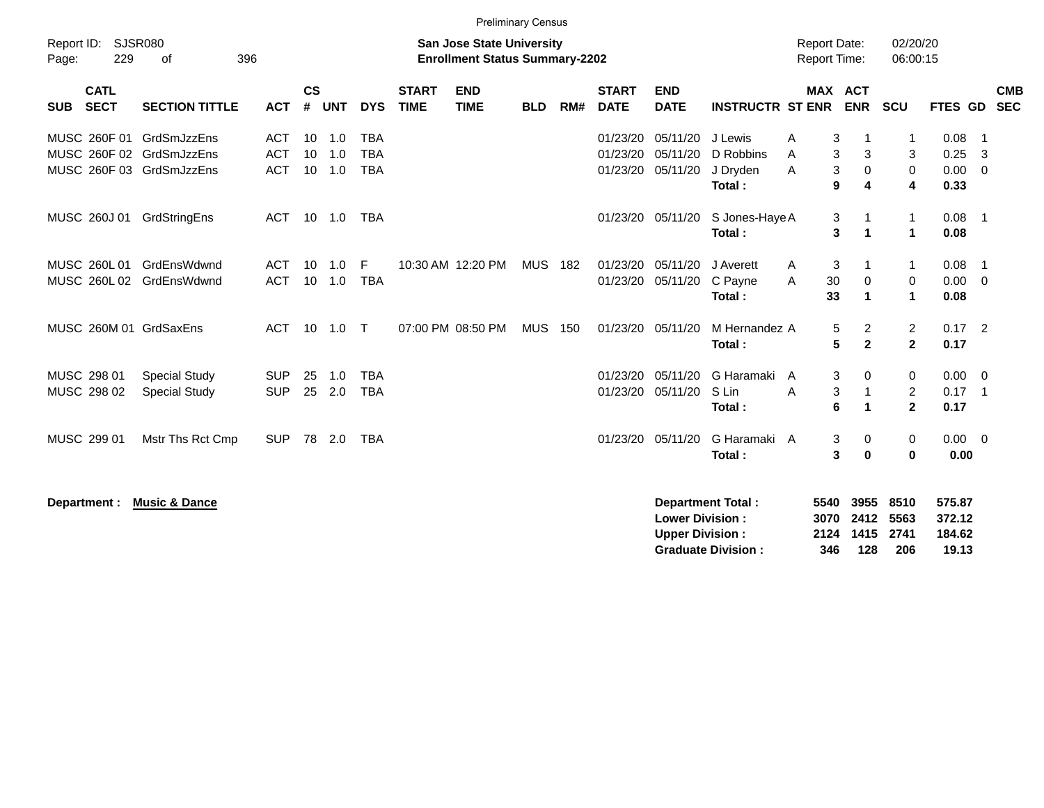Preliminary Census

Report ID: SJSR080
Page: 229 of 396

**San Jose State University**
**Enrollment Status Summary-2202**

Report Date: 02/20/20
Report Time: 06:00:15

| SUB | CATL SECT | SECTION TITTLE | ACT | CS # | UNT | DYS | START TIME | END TIME | BLD | RM# | START DATE | END DATE | INSTRUCTR | ST | MAX ENR | ACT ENR | SCU | FTES | GD | CMB SEC |
|---|---|---|---|---|---|---|---|---|---|---|---|---|---|---|---|---|---|---|---|---|
| MUSC | 260F 01 | GrdSmJzzEns | ACT | 10 | 1.0 | TBA | | | | | 01/23/20 | 05/11/20 | J Lewis | A | 3 | 1 | 1 | 0.08 | 1 | |
| MUSC | 260F 02 | GrdSmJzzEns | ACT | 10 | 1.0 | TBA | | | | | 01/23/20 | 05/11/20 | D Robbins | A | 3 | 3 | 3 | 0.25 | 3 | |
| MUSC | 260F 03 | GrdSmJzzEns | ACT | 10 | 1.0 | TBA | | | | | 01/23/20 | 05/11/20 | J Dryden | A | 3 | 0 | 0 | 0.00 | 0 | |
| | | | | | | | | | | | | | **Total :** | | **9** | **4** | **4** | **0.33** | | |
| MUSC | 260J 01 | GrdStringEns | ACT | 10 | 1.0 | TBA | | | | | 01/23/20 | 05/11/20 | S Jones-Haye | A | 3 | 1 | 1 | 0.08 | 1 | |
| | | | | | | | | | | | | | **Total :** | | **3** | **1** | **1** | **0.08** | | |
| MUSC | 260L 01 | GrdEnsWdwnd | ACT | 10 | 1.0 | F | 10:30 AM | 12:20 PM | MUS | 182 | 01/23/20 | 05/11/20 | J Averett | A | 3 | 1 | 1 | 0.08 | 1 | |
| MUSC | 260L 02 | GrdEnsWdwnd | ACT | 10 | 1.0 | TBA | | | | | 01/23/20 | 05/11/20 | C Payne | A | 30 | 0 | 0 | 0.00 | 0 | |
| | | | | | | | | | | | | | **Total :** | | **33** | **1** | **1** | **0.08** | | |
| MUSC | 260M 01 | GrdSaxEns | ACT | 10 | 1.0 | T | 07:00 PM | 08:50 PM | MUS | 150 | 01/23/20 | 05/11/20 | M Hernandez | A | 5 | 2 | 2 | 0.17 | 2 | |
| | | | | | | | | | | | | | **Total :** | | **5** | **2** | **2** | **0.17** | | |
| MUSC | 298 01 | Special Study | SUP | 25 | 1.0 | TBA | | | | | 01/23/20 | 05/11/20 | G Haramaki | A | 3 | 0 | 0 | 0.00 | 0 | |
| MUSC | 298 02 | Special Study | SUP | 25 | 2.0 | TBA | | | | | 01/23/20 | 05/11/20 | S Lin | A | 3 | 1 | 2 | 0.17 | 1 | |
| | | | | | | | | | | | | | **Total :** | | **6** | **1** | **2** | **0.17** | | |
| MUSC | 299 01 | Mstr Ths Rct Cmp | SUP | 78 | 2.0 | TBA | | | | | 01/23/20 | 05/11/20 | G Haramaki | A | 3 | 0 | 0 | 0.00 | 0 | |
| | | | | | | | | | | | | | **Total :** | | **3** | **0** | **0** | **0.00** | | |

**Department :** **Music & Dance**

| | MAX ENR | ACT ENR | SCU | FTES |
|---|---|---|---|---|
| **Department Total :** | **5540** | **3955** | **8510** | **575.87** |
| **Lower Division :** | **3070** | **2412** | **5563** | **372.12** |
| **Upper Division :** | **2124** | **1415** | **2741** | **184.62** |
| **Graduate Division :** | **346** | **128** | **206** | **19.13** |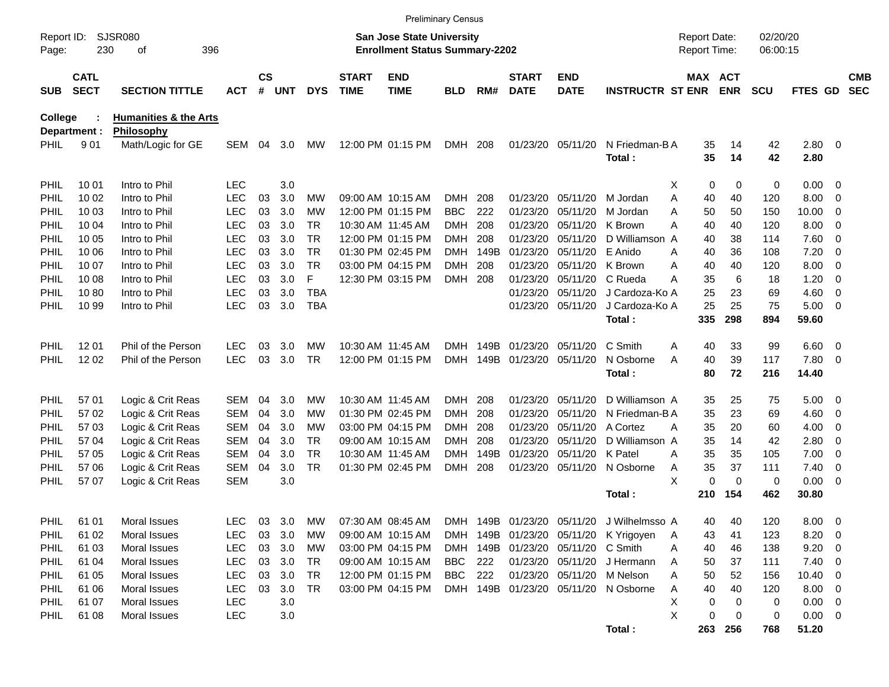Preliminary Census

Report ID: SJSR080 — Page: 230 of 396

**San Jose State University**
**Enrollment Status Summary-2202**

Report Date: 02/20/20
Report Time: 06:00:15

College : **Humanities & the Arts**
Department : **Philosophy**

| SUB | CATL SECT | SECTION TITTLE | ACT | CS # | UNT | DYS | START TIME | END TIME | BLD | RM# | START DATE | END DATE | INSTRUCTR | ST | MAX ENR | ACT ENR | SCU | FTES | GD | CMB SEC |
|---|---|---|---|---|---|---|---|---|---|---|---|---|---|---|---|---|---|---|---|---|
| PHIL | 9 01 | Math/Logic for GE | SEM | 04 | 3.0 | MW | 12:00 PM | 01:15 PM | DMH | 208 | 01/23/20 | 05/11/20 | N Friedman-B | A | 35 | 14 | 42 | 2.80 | 0 | |
| | | | | | | | | | | | | | **Total :** | | **35** | **14** | **42** | **2.80** | | |
| PHIL | 10 01 | Intro to Phil | LEC | | 3.0 | | | | | | | | | X | 0 | 0 | 0 | 0.00 | 0 | |
| PHIL | 10 02 | Intro to Phil | LEC | 03 | 3.0 | MW | 09:00 AM | 10:15 AM | DMH | 208 | 01/23/20 | 05/11/20 | M Jordan | A | 40 | 40 | 120 | 8.00 | 0 | |
| PHIL | 10 03 | Intro to Phil | LEC | 03 | 3.0 | MW | 12:00 PM | 01:15 PM | BBC | 222 | 01/23/20 | 05/11/20 | M Jordan | A | 50 | 50 | 150 | 10.00 | 0 | |
| PHIL | 10 04 | Intro to Phil | LEC | 03 | 3.0 | TR | 10:30 AM | 11:45 AM | DMH | 208 | 01/23/20 | 05/11/20 | K Brown | A | 40 | 40 | 120 | 8.00 | 0 | |
| PHIL | 10 05 | Intro to Phil | LEC | 03 | 3.0 | TR | 12:00 PM | 01:15 PM | DMH | 208 | 01/23/20 | 05/11/20 | D Williamson | A | 40 | 38 | 114 | 7.60 | 0 | |
| PHIL | 10 06 | Intro to Phil | LEC | 03 | 3.0 | TR | 01:30 PM | 02:45 PM | DMH | 149B | 01/23/20 | 05/11/20 | E Anido | A | 40 | 36 | 108 | 7.20 | 0 | |
| PHIL | 10 07 | Intro to Phil | LEC | 03 | 3.0 | TR | 03:00 PM | 04:15 PM | DMH | 208 | 01/23/20 | 05/11/20 | K Brown | A | 40 | 40 | 120 | 8.00 | 0 | |
| PHIL | 10 08 | Intro to Phil | LEC | 03 | 3.0 | F | 12:30 PM | 03:15 PM | DMH | 208 | 01/23/20 | 05/11/20 | C Rueda | A | 35 | 6 | 18 | 1.20 | 0 | |
| PHIL | 10 80 | Intro to Phil | LEC | 03 | 3.0 | TBA | | | | | 01/23/20 | 05/11/20 | J Cardoza-Ko | A | 25 | 23 | 69 | 4.60 | 0 | |
| PHIL | 10 99 | Intro to Phil | LEC | 03 | 3.0 | TBA | | | | | 01/23/20 | 05/11/20 | J Cardoza-Ko | A | 25 | 25 | 75 | 5.00 | 0 | |
| | | | | | | | | | | | | | **Total :** | | **335** | **298** | **894** | **59.60** | | |
| PHIL | 12 01 | Phil of the Person | LEC | 03 | 3.0 | MW | 10:30 AM | 11:45 AM | DMH | 149B | 01/23/20 | 05/11/20 | C Smith | A | 40 | 33 | 99 | 6.60 | 0 | |
| PHIL | 12 02 | Phil of the Person | LEC | 03 | 3.0 | TR | 12:00 PM | 01:15 PM | DMH | 149B | 01/23/20 | 05/11/20 | N Osborne | A | 40 | 39 | 117 | 7.80 | 0 | |
| | | | | | | | | | | | | | **Total :** | | **80** | **72** | **216** | **14.40** | | |
| PHIL | 57 01 | Logic & Crit Reas | SEM | 04 | 3.0 | MW | 10:30 AM | 11:45 AM | DMH | 208 | 01/23/20 | 05/11/20 | D Williamson | A | 35 | 25 | 75 | 5.00 | 0 | |
| PHIL | 57 02 | Logic & Crit Reas | SEM | 04 | 3.0 | MW | 01:30 PM | 02:45 PM | DMH | 208 | 01/23/20 | 05/11/20 | N Friedman-B | A | 35 | 23 | 69 | 4.60 | 0 | |
| PHIL | 57 03 | Logic & Crit Reas | SEM | 04 | 3.0 | MW | 03:00 PM | 04:15 PM | DMH | 208 | 01/23/20 | 05/11/20 | A Cortez | A | 35 | 20 | 60 | 4.00 | 0 | |
| PHIL | 57 04 | Logic & Crit Reas | SEM | 04 | 3.0 | TR | 09:00 AM | 10:15 AM | DMH | 208 | 01/23/20 | 05/11/20 | D Williamson | A | 35 | 14 | 42 | 2.80 | 0 | |
| PHIL | 57 05 | Logic & Crit Reas | SEM | 04 | 3.0 | TR | 10:30 AM | 11:45 AM | DMH | 149B | 01/23/20 | 05/11/20 | K Patel | A | 35 | 35 | 105 | 7.00 | 0 | |
| PHIL | 57 06 | Logic & Crit Reas | SEM | 04 | 3.0 | TR | 01:30 PM | 02:45 PM | DMH | 208 | 01/23/20 | 05/11/20 | N Osborne | A | 35 | 37 | 111 | 7.40 | 0 | |
| PHIL | 57 07 | Logic & Crit Reas | SEM | | 3.0 | | | | | | | | | X | 0 | 0 | 0 | 0.00 | 0 | |
| | | | | | | | | | | | | | **Total :** | | **210** | **154** | **462** | **30.80** | | |
| PHIL | 61 01 | Moral Issues | LEC | 03 | 3.0 | MW | 07:30 AM | 08:45 AM | DMH | 149B | 01/23/20 | 05/11/20 | J Wilhelmsso | A | 40 | 40 | 120 | 8.00 | 0 | |
| PHIL | 61 02 | Moral Issues | LEC | 03 | 3.0 | MW | 09:00 AM | 10:15 AM | DMH | 149B | 01/23/20 | 05/11/20 | K Yrigoyen | A | 43 | 41 | 123 | 8.20 | 0 | |
| PHIL | 61 03 | Moral Issues | LEC | 03 | 3.0 | MW | 03:00 PM | 04:15 PM | DMH | 149B | 01/23/20 | 05/11/20 | C Smith | A | 40 | 46 | 138 | 9.20 | 0 | |
| PHIL | 61 04 | Moral Issues | LEC | 03 | 3.0 | TR | 09:00 AM | 10:15 AM | BBC | 222 | 01/23/20 | 05/11/20 | J Hermann | A | 50 | 37 | 111 | 7.40 | 0 | |
| PHIL | 61 05 | Moral Issues | LEC | 03 | 3.0 | TR | 12:00 PM | 01:15 PM | BBC | 222 | 01/23/20 | 05/11/20 | M Nelson | A | 50 | 52 | 156 | 10.40 | 0 | |
| PHIL | 61 06 | Moral Issues | LEC | 03 | 3.0 | TR | 03:00 PM | 04:15 PM | DMH | 149B | 01/23/20 | 05/11/20 | N Osborne | A | 40 | 40 | 120 | 8.00 | 0 | |
| PHIL | 61 07 | Moral Issues | LEC | | 3.0 | | | | | | | | | X | 0 | 0 | 0 | 0.00 | 0 | |
| PHIL | 61 08 | Moral Issues | LEC | | 3.0 | | | | | | | | | X | 0 | 0 | 0 | 0.00 | 0 | |
| | | | | | | | | | | | | | **Total :** | | **263** | **256** | **768** | **51.20** | | |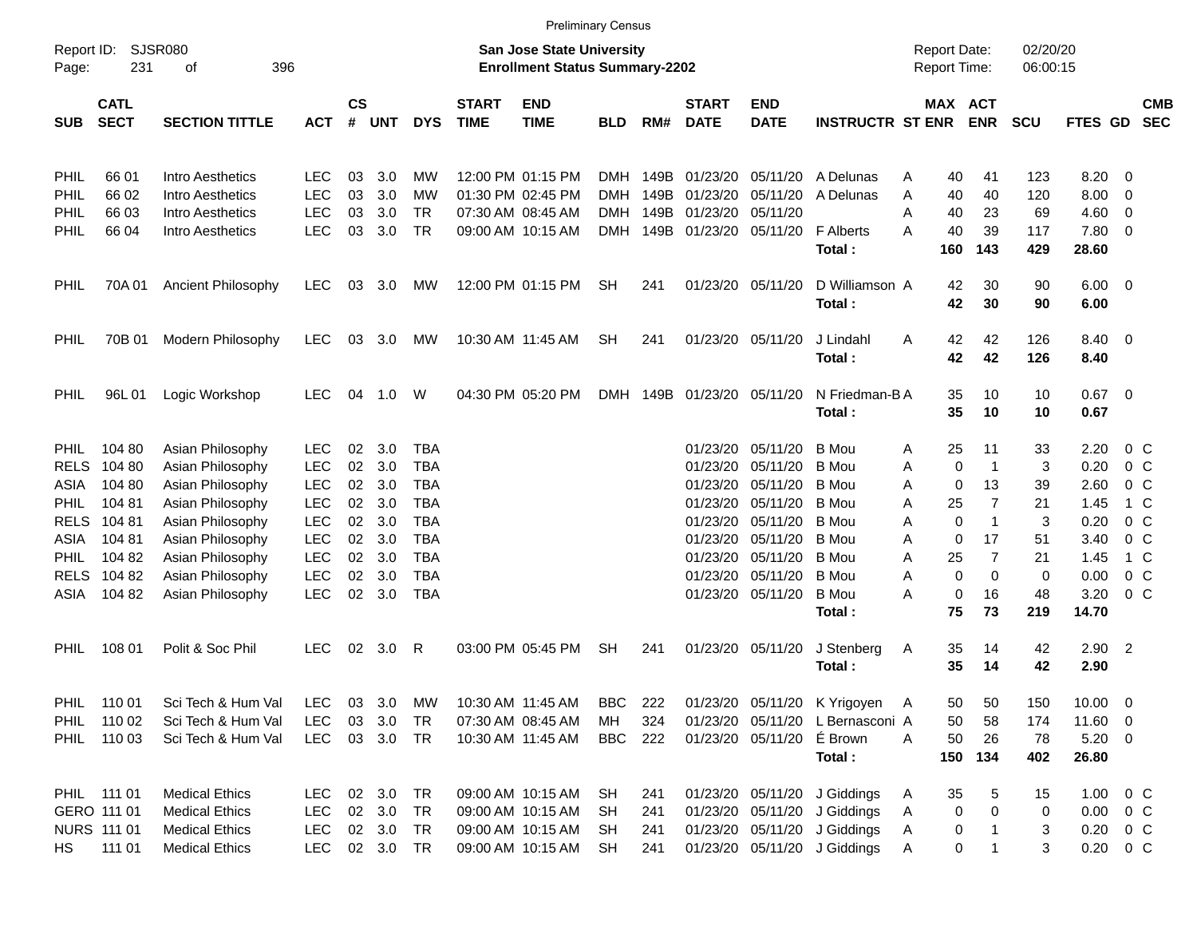Preliminary Census

Report ID: SJSR080
Page: 231 of 396

**San Jose State University**
**Enrollment Status Summary-2202**

Report Date: 02/20/20
Report Time: 06:00:15

| SUB | CATL SECT | SECTION TITTLE | ACT | CS # | UNT | DYS | START TIME | END TIME | BLD | RM# | START DATE | END DATE | INSTRUCTR | ST | MAX ENR | ACT ENR | SCU | FTES | GD | CMB SEC |
|---|---|---|---|---|---|---|---|---|---|---|---|---|---|---|---|---|---|---|---|---|
| PHIL | 66 01 | Intro Aesthetics | LEC | 03 | 3.0 | MW | 12:00 PM | 01:15 PM | DMH | 149B | 01/23/20 | 05/11/20 | A Delunas | A | 40 | 41 | 123 | 8.20 | 0 | |
| PHIL | 66 02 | Intro Aesthetics | LEC | 03 | 3.0 | MW | 01:30 PM | 02:45 PM | DMH | 149B | 01/23/20 | 05/11/20 | A Delunas | A | 40 | 40 | 120 | 8.00 | 0 | |
| PHIL | 66 03 | Intro Aesthetics | LEC | 03 | 3.0 | TR | 07:30 AM | 08:45 AM | DMH | 149B | 01/23/20 | 05/11/20 | | A | 40 | 23 | 69 | 4.60 | 0 | |
| PHIL | 66 04 | Intro Aesthetics | LEC | 03 | 3.0 | TR | 09:00 AM | 10:15 AM | DMH | 149B | 01/23/20 | 05/11/20 | F Alberts | A | 40 | 39 | 117 | 7.80 | 0 | |
| | | | | | | | | | | | | | **Total :** | | **160** | **143** | **429** | **28.60** | | |
| PHIL | 70A 01 | Ancient Philosophy | LEC | 03 | 3.0 | MW | 12:00 PM | 01:15 PM | SH | 241 | 01/23/20 | 05/11/20 | D Williamson | A | 42 | 30 | 90 | 6.00 | 0 | |
| | | | | | | | | | | | | | **Total :** | | **42** | **30** | **90** | **6.00** | | |
| PHIL | 70B 01 | Modern Philosophy | LEC | 03 | 3.0 | MW | 10:30 AM | 11:45 AM | SH | 241 | 01/23/20 | 05/11/20 | J Lindahl | A | 42 | 42 | 126 | 8.40 | 0 | |
| | | | | | | | | | | | | | **Total :** | | **42** | **42** | **126** | **8.40** | | |
| PHIL | 96L 01 | Logic Workshop | LEC | 04 | 1.0 | W | 04:30 PM | 05:20 PM | DMH | 149B | 01/23/20 | 05/11/20 | N Friedman-B | A | 35 | 10 | 10 | 0.67 | 0 | |
| | | | | | | | | | | | | | **Total :** | | **35** | **10** | **10** | **0.67** | | |
| PHIL | 104 80 | Asian Philosophy | LEC | 02 | 3.0 | TBA | | | | | 01/23/20 | 05/11/20 | B Mou | A | 25 | 11 | 33 | 2.20 | 0 | C |
| RELS | 104 80 | Asian Philosophy | LEC | 02 | 3.0 | TBA | | | | | 01/23/20 | 05/11/20 | B Mou | A | 0 | 1 | 3 | 0.20 | 0 | C |
| ASIA | 104 80 | Asian Philosophy | LEC | 02 | 3.0 | TBA | | | | | 01/23/20 | 05/11/20 | B Mou | A | 0 | 13 | 39 | 2.60 | 0 | C |
| PHIL | 104 81 | Asian Philosophy | LEC | 02 | 3.0 | TBA | | | | | 01/23/20 | 05/11/20 | B Mou | A | 25 | 7 | 21 | 1.45 | 1 | C |
| RELS | 104 81 | Asian Philosophy | LEC | 02 | 3.0 | TBA | | | | | 01/23/20 | 05/11/20 | B Mou | A | 0 | 1 | 3 | 0.20 | 0 | C |
| ASIA | 104 81 | Asian Philosophy | LEC | 02 | 3.0 | TBA | | | | | 01/23/20 | 05/11/20 | B Mou | A | 0 | 17 | 51 | 3.40 | 0 | C |
| PHIL | 104 82 | Asian Philosophy | LEC | 02 | 3.0 | TBA | | | | | 01/23/20 | 05/11/20 | B Mou | A | 25 | 7 | 21 | 1.45 | 1 | C |
| RELS | 104 82 | Asian Philosophy | LEC | 02 | 3.0 | TBA | | | | | 01/23/20 | 05/11/20 | B Mou | A | 0 | 0 | 0 | 0.00 | 0 | C |
| ASIA | 104 82 | Asian Philosophy | LEC | 02 | 3.0 | TBA | | | | | 01/23/20 | 05/11/20 | B Mou | A | 0 | 16 | 48 | 3.20 | 0 | C |
| | | | | | | | | | | | | | **Total :** | | **75** | **73** | **219** | **14.70** | | |
| PHIL | 108 01 | Polit & Soc Phil | LEC | 02 | 3.0 | R | 03:00 PM | 05:45 PM | SH | 241 | 01/23/20 | 05/11/20 | J Stenberg | A | 35 | 14 | 42 | 2.90 | 2 | |
| | | | | | | | | | | | | | **Total :** | | **35** | **14** | **42** | **2.90** | | |
| PHIL | 110 01 | Sci Tech & Hum Val | LEC | 03 | 3.0 | MW | 10:30 AM | 11:45 AM | BBC | 222 | 01/23/20 | 05/11/20 | K Yrigoyen | A | 50 | 50 | 150 | 10.00 | 0 | |
| PHIL | 110 02 | Sci Tech & Hum Val | LEC | 03 | 3.0 | TR | 07:30 AM | 08:45 AM | MH | 324 | 01/23/20 | 05/11/20 | L Bernasconi | A | 50 | 58 | 174 | 11.60 | 0 | |
| PHIL | 110 03 | Sci Tech & Hum Val | LEC | 03 | 3.0 | TR | 10:30 AM | 11:45 AM | BBC | 222 | 01/23/20 | 05/11/20 | É Brown | A | 50 | 26 | 78 | 5.20 | 0 | |
| | | | | | | | | | | | | | **Total :** | | **150** | **134** | **402** | **26.80** | | |
| PHIL | 111 01 | Medical Ethics | LEC | 02 | 3.0 | TR | 09:00 AM | 10:15 AM | SH | 241 | 01/23/20 | 05/11/20 | J Giddings | A | 35 | 5 | 15 | 1.00 | 0 | C |
| GERO | 111 01 | Medical Ethics | LEC | 02 | 3.0 | TR | 09:00 AM | 10:15 AM | SH | 241 | 01/23/20 | 05/11/20 | J Giddings | A | 0 | 0 | 0 | 0.00 | 0 | C |
| NURS | 111 01 | Medical Ethics | LEC | 02 | 3.0 | TR | 09:00 AM | 10:15 AM | SH | 241 | 01/23/20 | 05/11/20 | J Giddings | A | 0 | 1 | 3 | 0.20 | 0 | C |
| HS | 111 01 | Medical Ethics | LEC | 02 | 3.0 | TR | 09:00 AM | 10:15 AM | SH | 241 | 01/23/20 | 05/11/20 | J Giddings | A | 0 | 1 | 3 | 0.20 | 0 | C |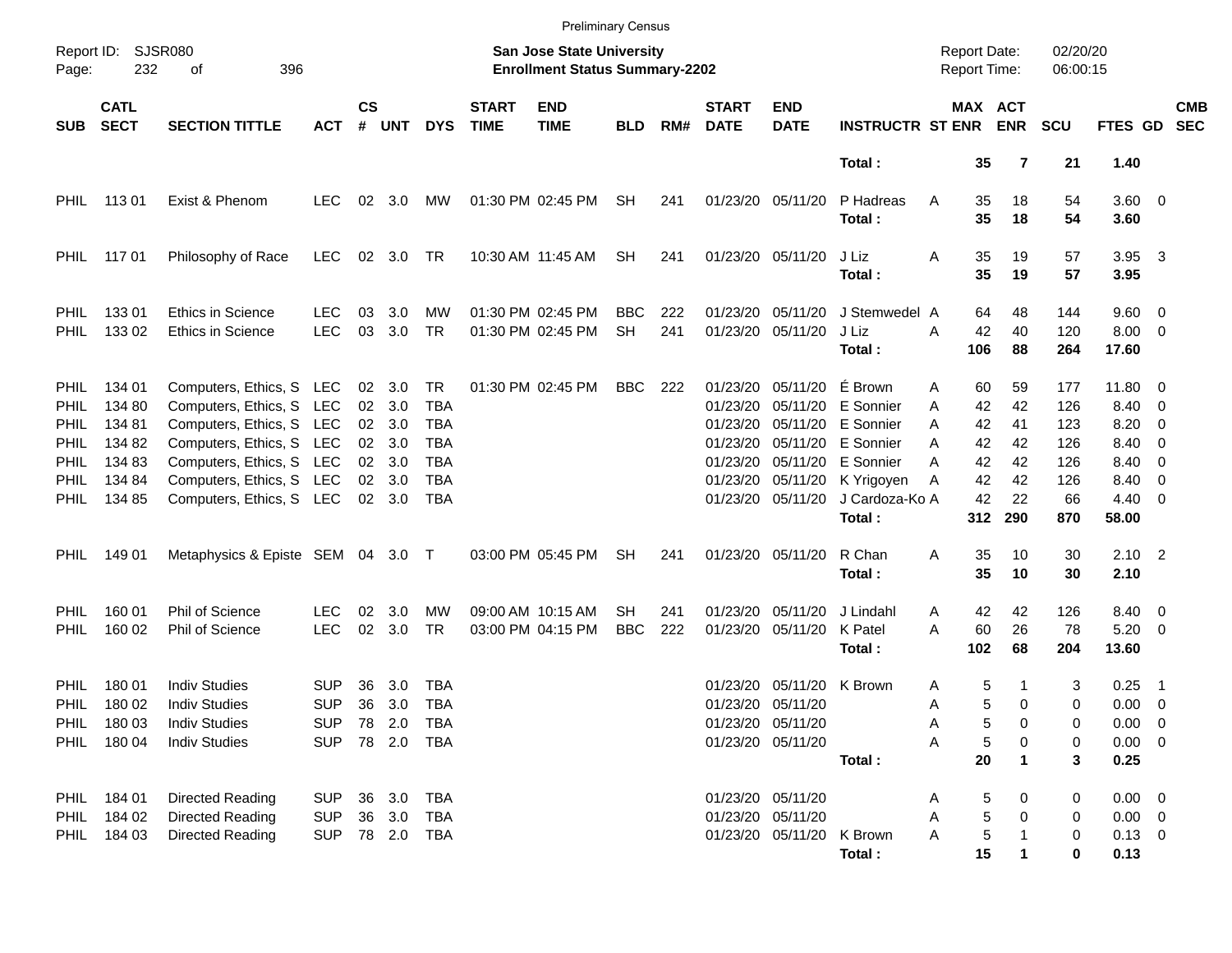Preliminary Census

Report ID: SJSR080
Page: 232 of 396

**San Jose State University**
**Enrollment Status Summary-2202**

Report Date: 02/20/20
Report Time: 06:00:15

| SUB | CATL SECT | SECTION TITTLE | ACT | CS # | UNT | DYS | START TIME | END TIME | BLD | RM# | START DATE | END DATE | INSTRUCTR | ST | MAX ENR | ACT ENR | SCU | FTES | GD | CMB SEC |
|---|---|---|---|---|---|---|---|---|---|---|---|---|---|---|---|---|---|---|---|---|
| | | | | | | | | | | | | | **Total :** | | **35** | **7** | **21** | **1.40** | | |
| PHIL | 113 01 | Exist & Phenom | LEC | 02 | 3.0 | MW | 01:30 PM | 02:45 PM | SH | 241 | 01/23/20 | 05/11/20 | P Hadreas | A | 35 | 18 | 54 | 3.60 | 0 | |
| | | | | | | | | | | | | | **Total :** | | **35** | **18** | **54** | **3.60** | | |
| PHIL | 117 01 | Philosophy of Race | LEC | 02 | 3.0 | TR | 10:30 AM | 11:45 AM | SH | 241 | 01/23/20 | 05/11/20 | J Liz | A | 35 | 19 | 57 | 3.95 | 3 | |
| | | | | | | | | | | | | | **Total :** | | **35** | **19** | **57** | **3.95** | | |
| PHIL | 133 01 | Ethics in Science | LEC | 03 | 3.0 | MW | 01:30 PM | 02:45 PM | BBC | 222 | 01/23/20 | 05/11/20 | J Stemwedel | A | 64 | 48 | 144 | 9.60 | 0 | |
| PHIL | 133 02 | Ethics in Science | LEC | 03 | 3.0 | TR | 01:30 PM | 02:45 PM | SH | 241 | 01/23/20 | 05/11/20 | J Liz | A | 42 | 40 | 120 | 8.00 | 0 | |
| | | | | | | | | | | | | | **Total :** | | **106** | **88** | **264** | **17.60** | | |
| PHIL | 134 01 | Computers, Ethics, S | LEC | 02 | 3.0 | TR | 01:30 PM | 02:45 PM | BBC | 222 | 01/23/20 | 05/11/20 | É Brown | A | 60 | 59 | 177 | 11.80 | 0 | |
| PHIL | 134 80 | Computers, Ethics, S | LEC | 02 | 3.0 | TBA | | | | | 01/23/20 | 05/11/20 | E Sonnier | A | 42 | 42 | 126 | 8.40 | 0 | |
| PHIL | 134 81 | Computers, Ethics, S | LEC | 02 | 3.0 | TBA | | | | | 01/23/20 | 05/11/20 | E Sonnier | A | 42 | 41 | 123 | 8.20 | 0 | |
| PHIL | 134 82 | Computers, Ethics, S | LEC | 02 | 3.0 | TBA | | | | | 01/23/20 | 05/11/20 | E Sonnier | A | 42 | 42 | 126 | 8.40 | 0 | |
| PHIL | 134 83 | Computers, Ethics, S | LEC | 02 | 3.0 | TBA | | | | | 01/23/20 | 05/11/20 | E Sonnier | A | 42 | 42 | 126 | 8.40 | 0 | |
| PHIL | 134 84 | Computers, Ethics, S | LEC | 02 | 3.0 | TBA | | | | | 01/23/20 | 05/11/20 | K Yrigoyen | A | 42 | 42 | 126 | 8.40 | 0 | |
| PHIL | 134 85 | Computers, Ethics, S | LEC | 02 | 3.0 | TBA | | | | | 01/23/20 | 05/11/20 | J Cardoza-Ko | A | 42 | 22 | 66 | 4.40 | 0 | |
| | | | | | | | | | | | | | **Total :** | | **312** | **290** | **870** | **58.00** | | |
| PHIL | 149 01 | Metaphysics & Episte | SEM | 04 | 3.0 | T | 03:00 PM | 05:45 PM | SH | 241 | 01/23/20 | 05/11/20 | R Chan | A | 35 | 10 | 30 | 2.10 | 2 | |
| | | | | | | | | | | | | | **Total :** | | **35** | **10** | **30** | **2.10** | | |
| PHIL | 160 01 | Phil of Science | LEC | 02 | 3.0 | MW | 09:00 AM | 10:15 AM | SH | 241 | 01/23/20 | 05/11/20 | J Lindahl | A | 42 | 42 | 126 | 8.40 | 0 | |
| PHIL | 160 02 | Phil of Science | LEC | 02 | 3.0 | TR | 03:00 PM | 04:15 PM | BBC | 222 | 01/23/20 | 05/11/20 | K Patel | A | 60 | 26 | 78 | 5.20 | 0 | |
| | | | | | | | | | | | | | **Total :** | | **102** | **68** | **204** | **13.60** | | |
| PHIL | 180 01 | Indiv Studies | SUP | 36 | 3.0 | TBA | | | | | 01/23/20 | 05/11/20 | K Brown | A | 5 | 1 | 3 | 0.25 | 1 | |
| PHIL | 180 02 | Indiv Studies | SUP | 36 | 3.0 | TBA | | | | | 01/23/20 | 05/11/20 | | A | 5 | 0 | 0 | 0.00 | 0 | |
| PHIL | 180 03 | Indiv Studies | SUP | 78 | 2.0 | TBA | | | | | 01/23/20 | 05/11/20 | | A | 5 | 0 | 0 | 0.00 | 0 | |
| PHIL | 180 04 | Indiv Studies | SUP | 78 | 2.0 | TBA | | | | | 01/23/20 | 05/11/20 | | A | 5 | 0 | 0 | 0.00 | 0 | |
| | | | | | | | | | | | | | **Total :** | | **20** | **1** | **3** | **0.25** | | |
| PHIL | 184 01 | Directed Reading | SUP | 36 | 3.0 | TBA | | | | | 01/23/20 | 05/11/20 | | A | 5 | 0 | 0 | 0.00 | 0 | |
| PHIL | 184 02 | Directed Reading | SUP | 36 | 3.0 | TBA | | | | | 01/23/20 | 05/11/20 | | A | 5 | 0 | 0 | 0.00 | 0 | |
| PHIL | 184 03 | Directed Reading | SUP | 78 | 2.0 | TBA | | | | | 01/23/20 | 05/11/20 | K Brown | A | 5 | 1 | 0 | 0.13 | 0 | |
| | | | | | | | | | | | | | **Total :** | | **15** | **1** | **0** | **0.13** | | |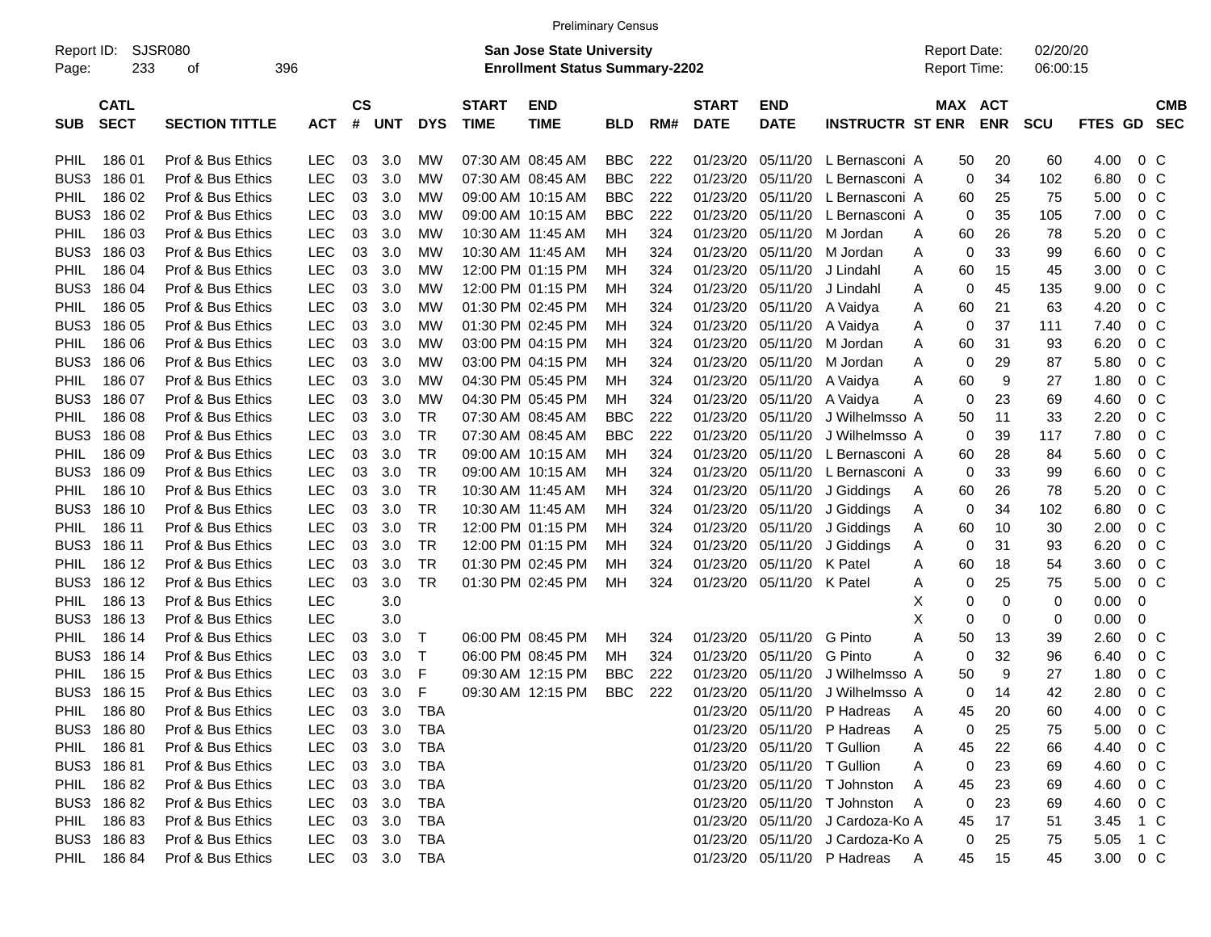Preliminary Census

Report ID: SJSR080

**San Jose State University**
**Enrollment Status Summary-2202**

Report Date: 02/20/20
Report Time: 06:00:15

| SUB | CATL SECT | SECTION TITTLE | ACT | CS # | UNT | DYS | START TIME | END TIME | BLD | RM# | START DATE | END DATE | INSTRUCTR | ST | MAX ENR | ACT ENR | SCU | FTES | GD | CMB SEC |
|---|---|---|---|---|---|---|---|---|---|---|---|---|---|---|---|---|---|---|---|---|
| PHIL | 186 01 | Prof & Bus Ethics | LEC | 03 | 3.0 | MW | 07:30 AM | 08:45 AM | BBC | 222 | 01/23/20 | 05/11/20 | L Bernasconi | A | 50 | 20 | 60 | 4.00 | 0 | C |
| BUS3 | 186 01 | Prof & Bus Ethics | LEC | 03 | 3.0 | MW | 07:30 AM | 08:45 AM | BBC | 222 | 01/23/20 | 05/11/20 | L Bernasconi | A | 0 | 34 | 102 | 6.80 | 0 | C |
| PHIL | 186 02 | Prof & Bus Ethics | LEC | 03 | 3.0 | MW | 09:00 AM | 10:15 AM | BBC | 222 | 01/23/20 | 05/11/20 | L Bernasconi | A | 60 | 25 | 75 | 5.00 | 0 | C |
| BUS3 | 186 02 | Prof & Bus Ethics | LEC | 03 | 3.0 | MW | 09:00 AM | 10:15 AM | BBC | 222 | 01/23/20 | 05/11/20 | L Bernasconi | A | 0 | 35 | 105 | 7.00 | 0 | C |
| PHIL | 186 03 | Prof & Bus Ethics | LEC | 03 | 3.0 | MW | 10:30 AM | 11:45 AM | MH | 324 | 01/23/20 | 05/11/20 | M Jordan | A | 60 | 26 | 78 | 5.20 | 0 | C |
| BUS3 | 186 03 | Prof & Bus Ethics | LEC | 03 | 3.0 | MW | 10:30 AM | 11:45 AM | MH | 324 | 01/23/20 | 05/11/20 | M Jordan | A | 0 | 33 | 99 | 6.60 | 0 | C |
| PHIL | 186 04 | Prof & Bus Ethics | LEC | 03 | 3.0 | MW | 12:00 PM | 01:15 PM | MH | 324 | 01/23/20 | 05/11/20 | J Lindahl | A | 60 | 15 | 45 | 3.00 | 0 | C |
| BUS3 | 186 04 | Prof & Bus Ethics | LEC | 03 | 3.0 | MW | 12:00 PM | 01:15 PM | MH | 324 | 01/23/20 | 05/11/20 | J Lindahl | A | 0 | 45 | 135 | 9.00 | 0 | C |
| PHIL | 186 05 | Prof & Bus Ethics | LEC | 03 | 3.0 | MW | 01:30 PM | 02:45 PM | MH | 324 | 01/23/20 | 05/11/20 | A Vaidya | A | 60 | 21 | 63 | 4.20 | 0 | C |
| BUS3 | 186 05 | Prof & Bus Ethics | LEC | 03 | 3.0 | MW | 01:30 PM | 02:45 PM | MH | 324 | 01/23/20 | 05/11/20 | A Vaidya | A | 0 | 37 | 111 | 7.40 | 0 | C |
| PHIL | 186 06 | Prof & Bus Ethics | LEC | 03 | 3.0 | MW | 03:00 PM | 04:15 PM | MH | 324 | 01/23/20 | 05/11/20 | M Jordan | A | 60 | 31 | 93 | 6.20 | 0 | C |
| BUS3 | 186 06 | Prof & Bus Ethics | LEC | 03 | 3.0 | MW | 03:00 PM | 04:15 PM | MH | 324 | 01/23/20 | 05/11/20 | M Jordan | A | 0 | 29 | 87 | 5.80 | 0 | C |
| PHIL | 186 07 | Prof & Bus Ethics | LEC | 03 | 3.0 | MW | 04:30 PM | 05:45 PM | MH | 324 | 01/23/20 | 05/11/20 | A Vaidya | A | 60 | 9 | 27 | 1.80 | 0 | C |
| BUS3 | 186 07 | Prof & Bus Ethics | LEC | 03 | 3.0 | MW | 04:30 PM | 05:45 PM | MH | 324 | 01/23/20 | 05/11/20 | A Vaidya | A | 0 | 23 | 69 | 4.60 | 0 | C |
| PHIL | 186 08 | Prof & Bus Ethics | LEC | 03 | 3.0 | TR | 07:30 AM | 08:45 AM | BBC | 222 | 01/23/20 | 05/11/20 | J Wilhelmsso | A | 50 | 11 | 33 | 2.20 | 0 | C |
| BUS3 | 186 08 | Prof & Bus Ethics | LEC | 03 | 3.0 | TR | 07:30 AM | 08:45 AM | BBC | 222 | 01/23/20 | 05/11/20 | J Wilhelmsso | A | 0 | 39 | 117 | 7.80 | 0 | C |
| PHIL | 186 09 | Prof & Bus Ethics | LEC | 03 | 3.0 | TR | 09:00 AM | 10:15 AM | MH | 324 | 01/23/20 | 05/11/20 | L Bernasconi | A | 60 | 28 | 84 | 5.60 | 0 | C |
| BUS3 | 186 09 | Prof & Bus Ethics | LEC | 03 | 3.0 | TR | 09:00 AM | 10:15 AM | MH | 324 | 01/23/20 | 05/11/20 | L Bernasconi | A | 0 | 33 | 99 | 6.60 | 0 | C |
| PHIL | 186 10 | Prof & Bus Ethics | LEC | 03 | 3.0 | TR | 10:30 AM | 11:45 AM | MH | 324 | 01/23/20 | 05/11/20 | J Giddings | A | 60 | 26 | 78 | 5.20 | 0 | C |
| BUS3 | 186 10 | Prof & Bus Ethics | LEC | 03 | 3.0 | TR | 10:30 AM | 11:45 AM | MH | 324 | 01/23/20 | 05/11/20 | J Giddings | A | 0 | 34 | 102 | 6.80 | 0 | C |
| PHIL | 186 11 | Prof & Bus Ethics | LEC | 03 | 3.0 | TR | 12:00 PM | 01:15 PM | MH | 324 | 01/23/20 | 05/11/20 | J Giddings | A | 60 | 10 | 30 | 2.00 | 0 | C |
| BUS3 | 186 11 | Prof & Bus Ethics | LEC | 03 | 3.0 | TR | 12:00 PM | 01:15 PM | MH | 324 | 01/23/20 | 05/11/20 | J Giddings | A | 0 | 31 | 93 | 6.20 | 0 | C |
| PHIL | 186 12 | Prof & Bus Ethics | LEC | 03 | 3.0 | TR | 01:30 PM | 02:45 PM | MH | 324 | 01/23/20 | 05/11/20 | K Patel | A | 60 | 18 | 54 | 3.60 | 0 | C |
| BUS3 | 186 12 | Prof & Bus Ethics | LEC | 03 | 3.0 | TR | 01:30 PM | 02:45 PM | MH | 324 | 01/23/20 | 05/11/20 | K Patel | A | 0 | 25 | 75 | 5.00 | 0 | C |
| PHIL | 186 13 | Prof & Bus Ethics | LEC | | 3.0 | | | | | | | | | X | 0 | 0 | 0 | 0.00 | 0 | |
| BUS3 | 186 13 | Prof & Bus Ethics | LEC | | 3.0 | | | | | | | | | X | 0 | 0 | 0 | 0.00 | 0 | |
| PHIL | 186 14 | Prof & Bus Ethics | LEC | 03 | 3.0 | T | 06:00 PM | 08:45 PM | MH | 324 | 01/23/20 | 05/11/20 | G Pinto | A | 50 | 13 | 39 | 2.60 | 0 | C |
| BUS3 | 186 14 | Prof & Bus Ethics | LEC | 03 | 3.0 | T | 06:00 PM | 08:45 PM | MH | 324 | 01/23/20 | 05/11/20 | G Pinto | A | 0 | 32 | 96 | 6.40 | 0 | C |
| PHIL | 186 15 | Prof & Bus Ethics | LEC | 03 | 3.0 | F | 09:30 AM | 12:15 PM | BBC | 222 | 01/23/20 | 05/11/20 | J Wilhelmsso | A | 50 | 9 | 27 | 1.80 | 0 | C |
| BUS3 | 186 15 | Prof & Bus Ethics | LEC | 03 | 3.0 | F | 09:30 AM | 12:15 PM | BBC | 222 | 01/23/20 | 05/11/20 | J Wilhelmsso | A | 0 | 14 | 42 | 2.80 | 0 | C |
| PHIL | 186 80 | Prof & Bus Ethics | LEC | 03 | 3.0 | TBA | | | | | 01/23/20 | 05/11/20 | P Hadreas | A | 45 | 20 | 60 | 4.00 | 0 | C |
| BUS3 | 186 80 | Prof & Bus Ethics | LEC | 03 | 3.0 | TBA | | | | | 01/23/20 | 05/11/20 | P Hadreas | A | 0 | 25 | 75 | 5.00 | 0 | C |
| PHIL | 186 81 | Prof & Bus Ethics | LEC | 03 | 3.0 | TBA | | | | | 01/23/20 | 05/11/20 | T Gullion | A | 45 | 22 | 66 | 4.40 | 0 | C |
| BUS3 | 186 81 | Prof & Bus Ethics | LEC | 03 | 3.0 | TBA | | | | | 01/23/20 | 05/11/20 | T Gullion | A | 0 | 23 | 69 | 4.60 | 0 | C |
| PHIL | 186 82 | Prof & Bus Ethics | LEC | 03 | 3.0 | TBA | | | | | 01/23/20 | 05/11/20 | T Johnston | A | 45 | 23 | 69 | 4.60 | 0 | C |
| BUS3 | 186 82 | Prof & Bus Ethics | LEC | 03 | 3.0 | TBA | | | | | 01/23/20 | 05/11/20 | T Johnston | A | 0 | 23 | 69 | 4.60 | 0 | C |
| PHIL | 186 83 | Prof & Bus Ethics | LEC | 03 | 3.0 | TBA | | | | | 01/23/20 | 05/11/20 | J Cardoza-Ko | A | 45 | 17 | 51 | 3.45 | 1 | C |
| BUS3 | 186 83 | Prof & Bus Ethics | LEC | 03 | 3.0 | TBA | | | | | 01/23/20 | 05/11/20 | J Cardoza-Ko | A | 0 | 25 | 75 | 5.05 | 1 | C |
| PHIL | 186 84 | Prof & Bus Ethics | LEC | 03 | 3.0 | TBA | | | | | 01/23/20 | 05/11/20 | P Hadreas | A | 45 | 15 | 45 | 3.00 | 0 | C |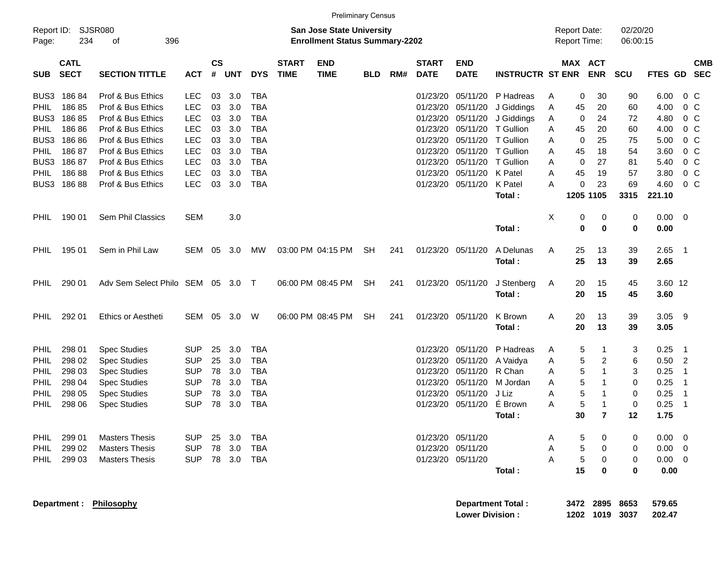Preliminary Census

Report ID: SJSR080

**San Jose State University**
**Enrollment Status Summary-2202**

Report Date: 02/20/20
Report Time: 06:00:15

| SUB | CATL SECT | SECTION TITTLE | ACT | CS # | UNT | DYS | START TIME | END TIME | BLD | RM# | START DATE | END DATE | INSTRUCTR | ST | MAX ENR | ACT ENR | SCU | FTES | GD | CMB SEC |
|---|---|---|---|---|---|---|---|---|---|---|---|---|---|---|---|---|---|---|---|---|
| BUS3 | 186 84 | Prof & Bus Ethics | LEC | 03 | 3.0 | TBA | | | | | 01/23/20 | 05/11/20 | P Hadreas | A | 0 | 30 | 90 | 6.00 | 0 | C |
| PHIL | 186 85 | Prof & Bus Ethics | LEC | 03 | 3.0 | TBA | | | | | 01/23/20 | 05/11/20 | J Giddings | A | 45 | 20 | 60 | 4.00 | 0 | C |
| BUS3 | 186 85 | Prof & Bus Ethics | LEC | 03 | 3.0 | TBA | | | | | 01/23/20 | 05/11/20 | J Giddings | A | 0 | 24 | 72 | 4.80 | 0 | C |
| PHIL | 186 86 | Prof & Bus Ethics | LEC | 03 | 3.0 | TBA | | | | | 01/23/20 | 05/11/20 | T Gullion | A | 45 | 20 | 60 | 4.00 | 0 | C |
| BUS3 | 186 86 | Prof & Bus Ethics | LEC | 03 | 3.0 | TBA | | | | | 01/23/20 | 05/11/20 | T Gullion | A | 0 | 25 | 75 | 5.00 | 0 | C |
| PHIL | 186 87 | Prof & Bus Ethics | LEC | 03 | 3.0 | TBA | | | | | 01/23/20 | 05/11/20 | T Gullion | A | 45 | 18 | 54 | 3.60 | 0 | C |
| BUS3 | 186 87 | Prof & Bus Ethics | LEC | 03 | 3.0 | TBA | | | | | 01/23/20 | 05/11/20 | T Gullion | A | 0 | 27 | 81 | 5.40 | 0 | C |
| PHIL | 186 88 | Prof & Bus Ethics | LEC | 03 | 3.0 | TBA | | | | | 01/23/20 | 05/11/20 | K Patel | A | 45 | 19 | 57 | 3.80 | 0 | C |
| BUS3 | 186 88 | Prof & Bus Ethics | LEC | 03 | 3.0 | TBA | | | | | 01/23/20 | 05/11/20 | K Patel | A | 0 | 23 | 69 | 4.60 | 0 | C |
| | | | | | | | | | | | | | **Total :** | | **1205** | **1105** | **3315** | **221.10** | | |
| PHIL | 190 01 | Sem Phil Classics | SEM | | 3.0 | | | | | | | | | X | 0 | 0 | 0 | 0.00 | 0 | |
| | | | | | | | | | | | | | **Total :** | | **0** | **0** | **0** | **0.00** | | |
| PHIL | 195 01 | Sem in Phil Law | SEM | 05 | 3.0 | MW | 03:00 PM | 04:15 PM | SH | 241 | 01/23/20 | 05/11/20 | A Delunas | A | 25 | 13 | 39 | 2.65 | 1 | |
| | | | | | | | | | | | | | **Total :** | | **25** | **13** | **39** | **2.65** | | |
| PHIL | 290 01 | Adv Sem Select Philo | SEM | 05 | 3.0 | T | 06:00 PM | 08:45 PM | SH | 241 | 01/23/20 | 05/11/20 | J Stenberg | A | 20 | 15 | 45 | 3.60 | 12 | |
| | | | | | | | | | | | | | **Total :** | | **20** | **15** | **45** | **3.60** | | |
| PHIL | 292 01 | Ethics or Aestheti | SEM | 05 | 3.0 | W | 06:00 PM | 08:45 PM | SH | 241 | 01/23/20 | 05/11/20 | K Brown | A | 20 | 13 | 39 | 3.05 | 9 | |
| | | | | | | | | | | | | | **Total :** | | **20** | **13** | **39** | **3.05** | | |
| PHIL | 298 01 | Spec Studies | SUP | 25 | 3.0 | TBA | | | | | 01/23/20 | 05/11/20 | P Hadreas | A | 5 | 1 | 3 | 0.25 | 1 | |
| PHIL | 298 02 | Spec Studies | SUP | 25 | 3.0 | TBA | | | | | 01/23/20 | 05/11/20 | A Vaidya | A | 5 | 2 | 6 | 0.50 | 2 | |
| PHIL | 298 03 | Spec Studies | SUP | 78 | 3.0 | TBA | | | | | 01/23/20 | 05/11/20 | R Chan | A | 5 | 1 | 3 | 0.25 | 1 | |
| PHIL | 298 04 | Spec Studies | SUP | 78 | 3.0 | TBA | | | | | 01/23/20 | 05/11/20 | M Jordan | A | 5 | 1 | 0 | 0.25 | 1 | |
| PHIL | 298 05 | Spec Studies | SUP | 78 | 3.0 | TBA | | | | | 01/23/20 | 05/11/20 | J Liz | A | 5 | 1 | 0 | 0.25 | 1 | |
| PHIL | 298 06 | Spec Studies | SUP | 78 | 3.0 | TBA | | | | | 01/23/20 | 05/11/20 | É Brown | A | 5 | 1 | 0 | 0.25 | 1 | |
| | | | | | | | | | | | | | **Total :** | | **30** | **7** | **12** | **1.75** | | |
| PHIL | 299 01 | Masters Thesis | SUP | 25 | 3.0 | TBA | | | | | 01/23/20 | 05/11/20 | | A | 5 | 0 | 0 | 0.00 | 0 | |
| PHIL | 299 02 | Masters Thesis | SUP | 78 | 3.0 | TBA | | | | | 01/23/20 | 05/11/20 | | A | 5 | 0 | 0 | 0.00 | 0 | |
| PHIL | 299 03 | Masters Thesis | SUP | 78 | 3.0 | TBA | | | | | 01/23/20 | 05/11/20 | | A | 5 | 0 | 0 | 0.00 | 0 | |
| | | | | | | | | | | | | | **Total :** | | **15** | **0** | **0** | **0.00** | | |

**Department : Philosophy**

| | MAX ENR | ACT ENR | SCU | FTES |
|---|---|---|---|---|
| **Department Total :** | **3472** | **2895** | **8653** | **579.65** |
| **Lower Division :** | **1202** | **1019** | **3037** | **202.47** |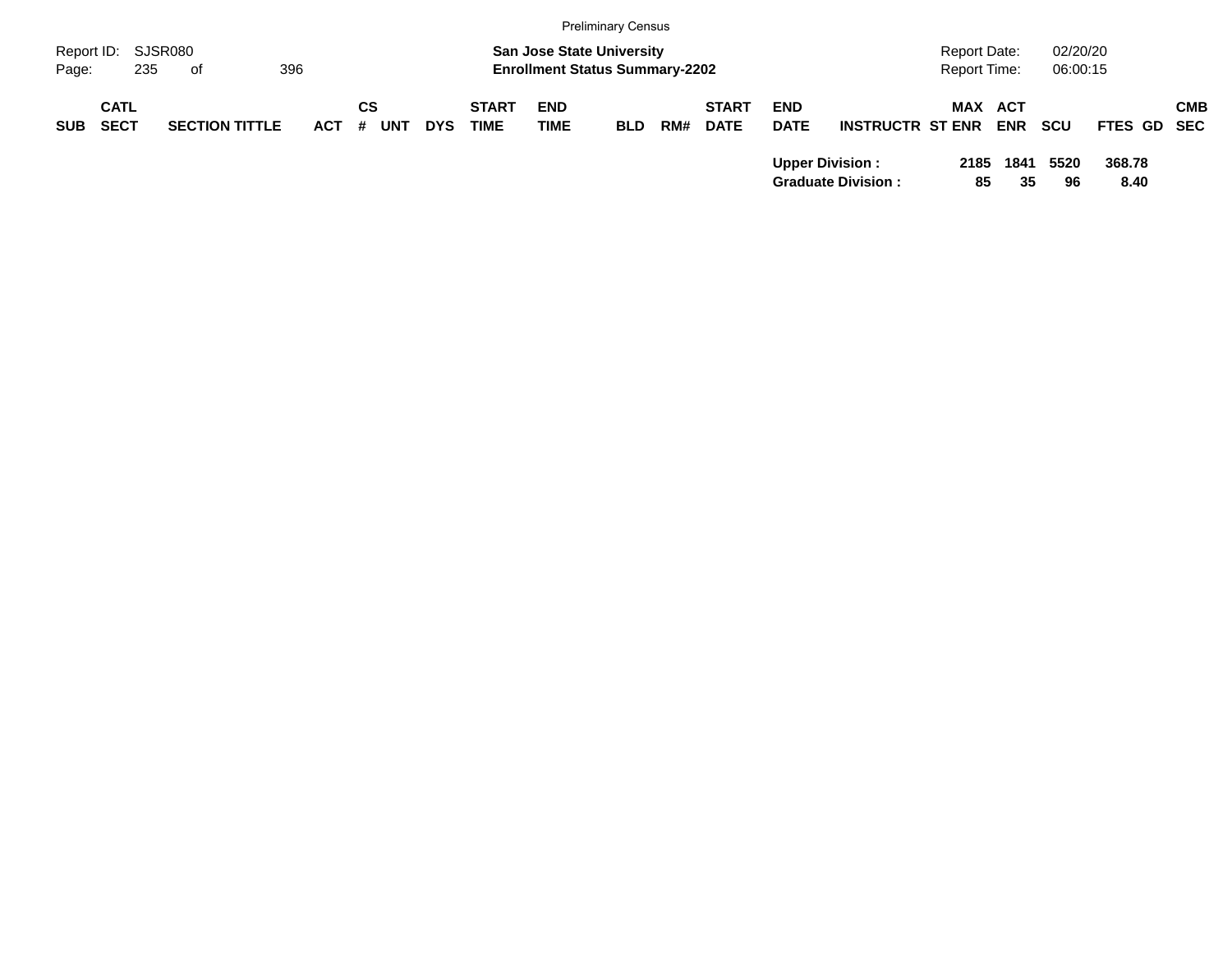| SUB | CATL SECT | SECTION TITTLE | ACT | CS # | UNT | DYS | START TIME | END TIME | BLD | RM# | START DATE | END DATE | INSTRUCTR | ST | MAX ENR | ACT ENR | SCU | FTES | GD | CMB SEC |
|---|---|---|---|---|---|---|---|---|---|---|---|---|---|---|---|---|---|---|---|---|
| | | | | | | | | | | | | **Upper Division :** | | | **2185** | **1841** | **5520** | **368.78** | | |
| | | | | | | | | | | | | **Graduate Division :** | | | **85** | **35** | **96** | **8.40** | | |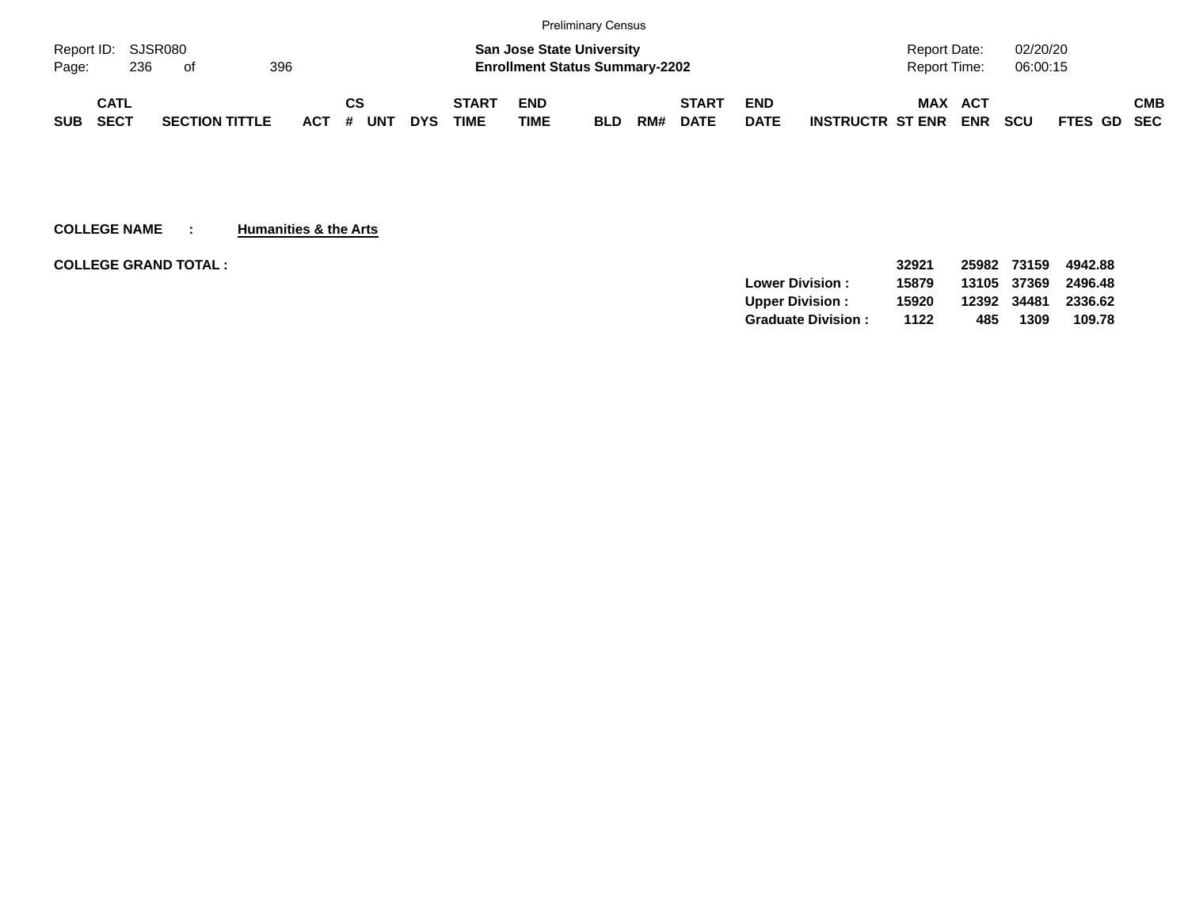Preliminary Census

Report ID: SJSR080

**San Jose State University**
**Enrollment Status Summary-2202**

Report Date: 02/20/20
Report Time: 06:00:15

| SUB | CATL SECT | SECTION TITTLE | ACT | CS # | UNT | DYS | START TIME | END TIME | BLD | RM# | START DATE | END DATE | INSTRUCTR | MAX ST ENR | ACT ENR | SCU | FTES | GD | CMB SEC |
|---|---|---|---|---|---|---|---|---|---|---|---|---|---|---|---|---|---|---|---|

**COLLEGE NAME : Humanities & the Arts**

| | | | | |
|---|---|---|---|---|
| **COLLEGE GRAND TOTAL :** | **32921** | **25982** | **73159** | **4942.88** |
| **Lower Division :** | **15879** | **13105** | **37369** | **2496.48** |
| **Upper Division :** | **15920** | **12392** | **34481** | **2336.62** |
| **Graduate Division :** | **1122** | **485** | **1309** | **109.78** |